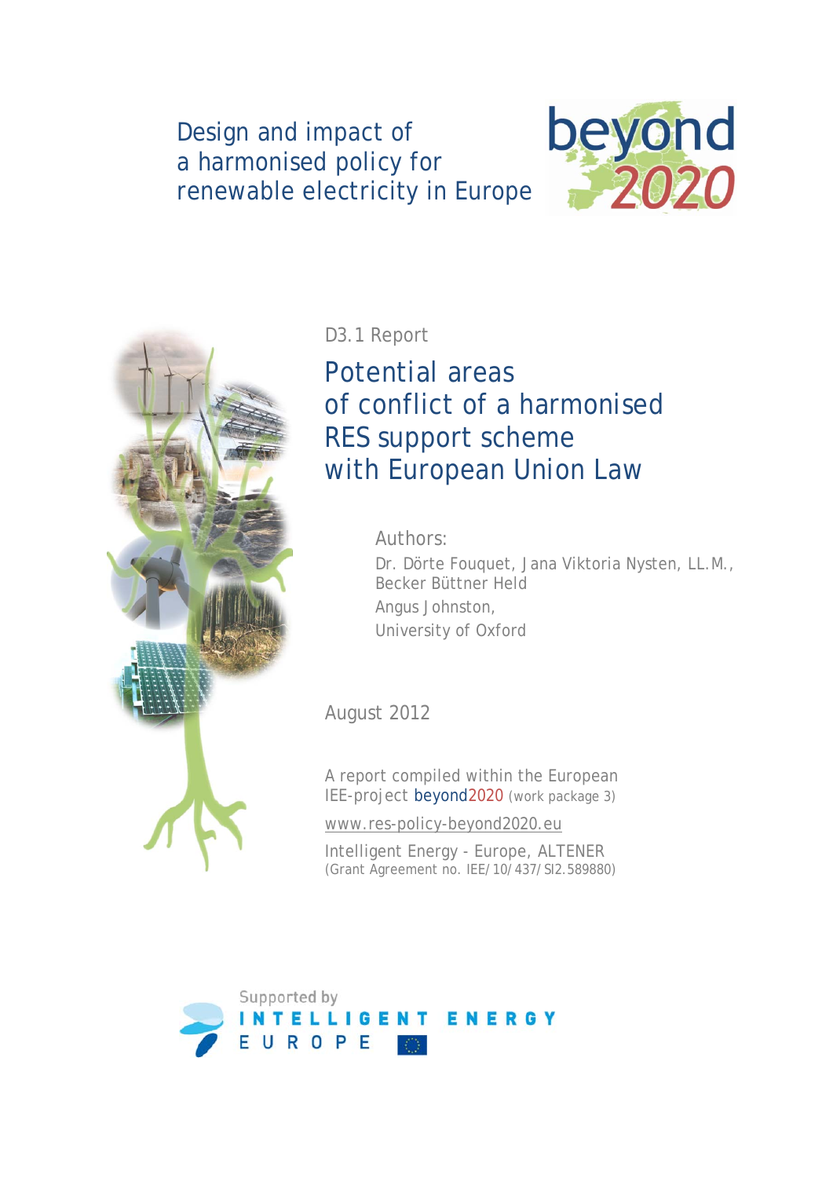Design and impact of a harmonised policy for renewable electricity in Europe

beyond 2020

D3.1 Report

# Potential areas of conflict of a harmonised RES support scheme with European Union Law

Authors:

Dr. Dörte Fouquet, Jana Viktoria Nysten, LL.M., Becker Büttner Held

Angus Johnston, University of Oxford

August 2012

A report compiled within the European IEE-project beyond2020 (work package 3)

www.res-policy-beyond2020.eu

Intelligent Energy - Europe, ALTENER (Grant Agreement no. IEE/10/437/SI2.589880)

Supported by INTELLIGENT ENERGY EUROPE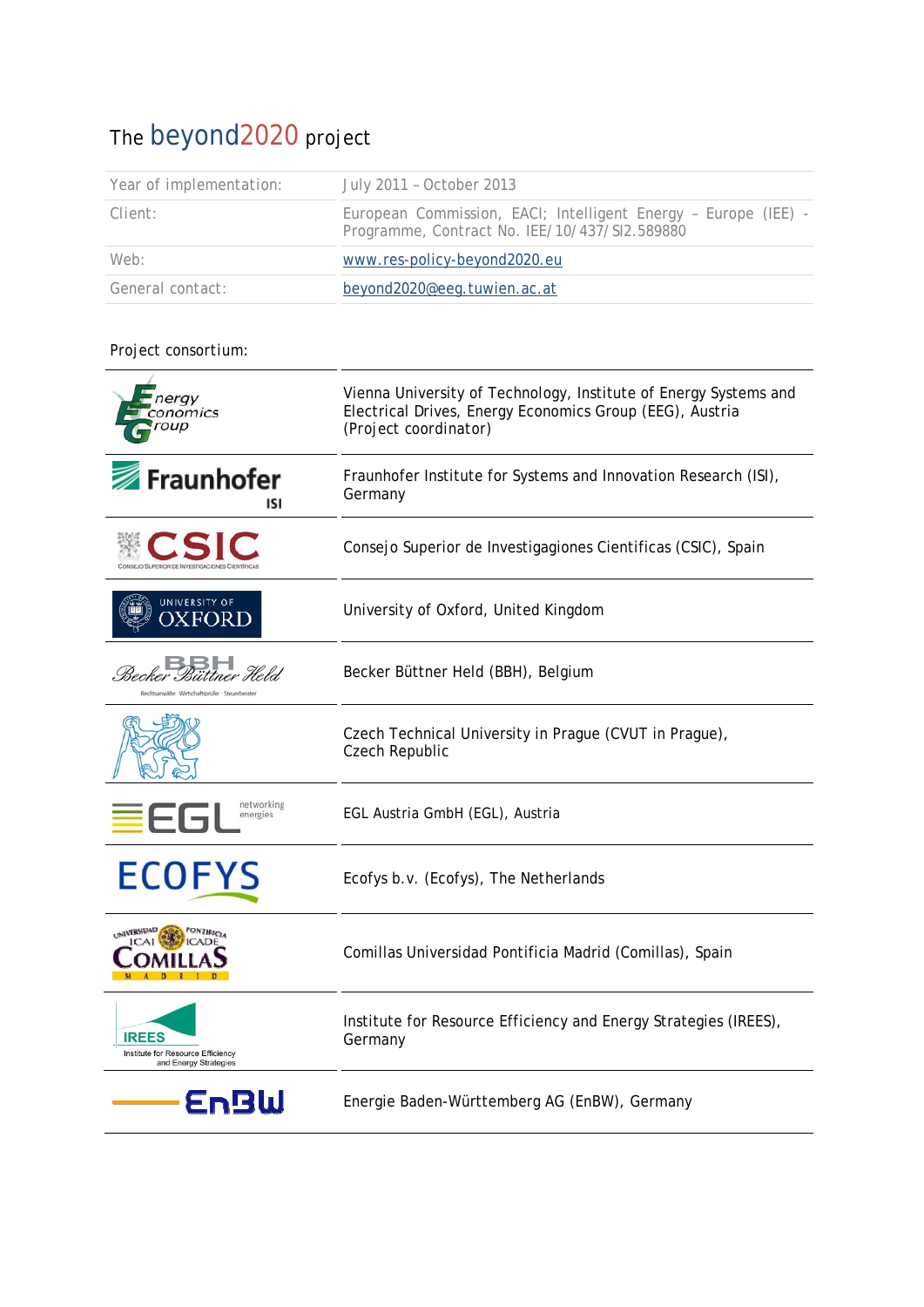# The beyond2020 project

| | |
|---|---|
| Year of implementation: | July 2011 – October 2013 |
| Client: | European Commission, EACI; Intelligent Energy – Europe (IEE) - Programme, Contract No. IEE/10/437/SI2.589880 |
| Web: | www.res-policy-beyond2020.eu |
| General contact: | beyond2020@eeg.tuwien.ac.at |

Project consortium:

| | |
|---|---|
| Energy Economics Group | Vienna University of Technology, Institute of Energy Systems and Electrical Drives, Energy Economics Group (EEG), Austria (Project coordinator) |
| Fraunhofer ISI | Fraunhofer Institute for Systems and Innovation Research (ISI), Germany |
| CSIC | Consejo Superior de Investigagiones Cientificas (CSIC), Spain |
| University of Oxford | University of Oxford, United Kingdom |
| Becker Büttner Held | Becker Büttner Held (BBH), Belgium |
| | Czech Technical University in Prague (CVUT in Prague), Czech Republic |
| EGL | EGL Austria GmbH (EGL), Austria |
| ECOFYS | Ecofys b.v. (Ecofys), The Netherlands |
| Comillas | Comillas Universidad Pontificia Madrid (Comillas), Spain |
| IREES | Institute for Resource Efficiency and Energy Strategies (IREES), Germany |
| EnBW | Energie Baden-Württemberg AG (EnBW), Germany |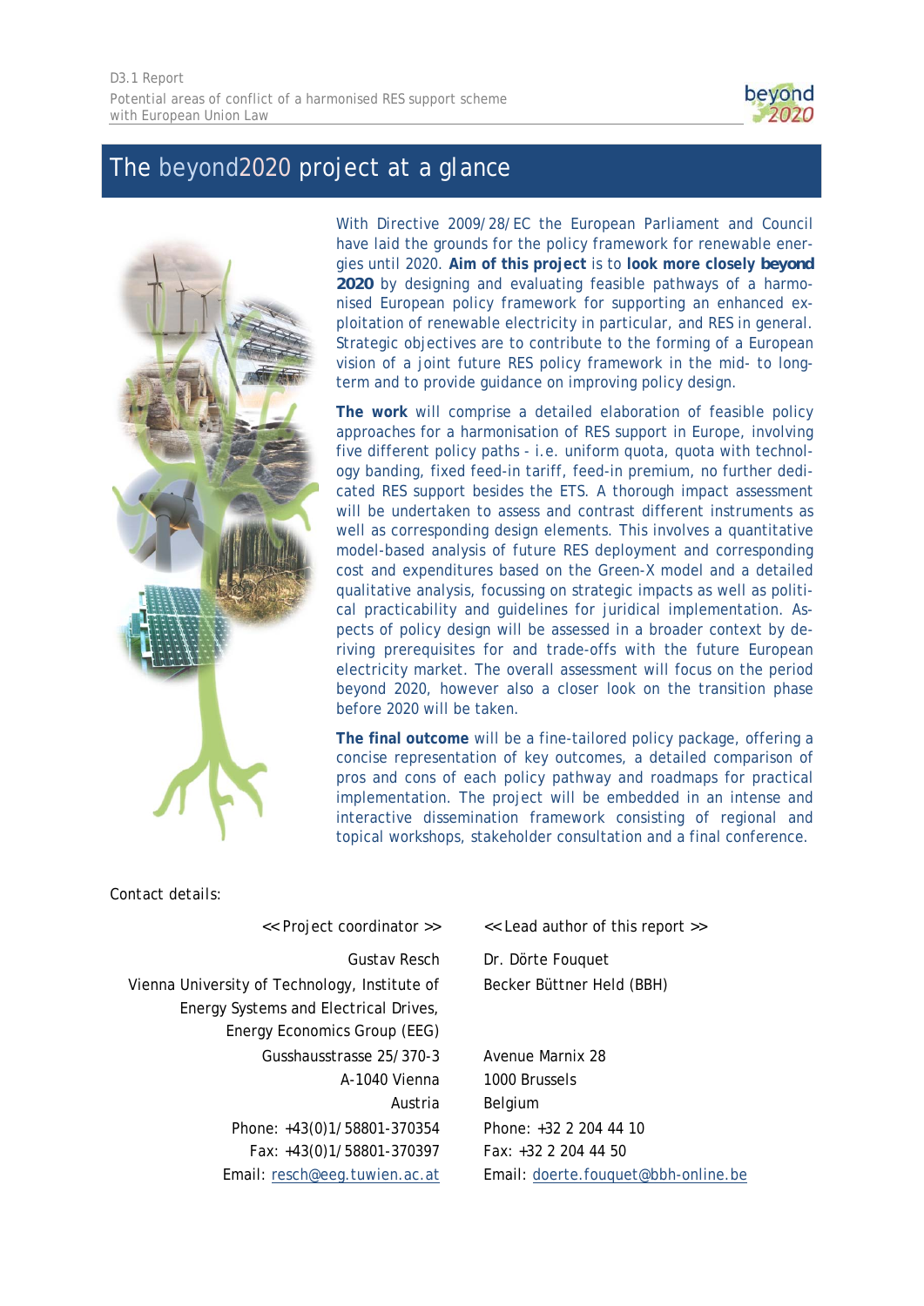# The beyond2020 project at a glance

With Directive 2009/28/EC the European Parliament and Council have laid the grounds for the policy framework for renewable energies until 2020. **Aim of this project** is to **look more closely beyond 2020** by designing and evaluating feasible pathways of a harmonised European policy framework for supporting an enhanced exploitation of renewable electricity in particular, and RES in general. Strategic objectives are to contribute to the forming of a European vision of a joint future RES policy framework in the mid- to long-term and to provide guidance on improving policy design.

**The work** will comprise a detailed elaboration of feasible policy approaches for a harmonisation of RES support in Europe, involving five different policy paths - i.e. uniform quota, quota with technology banding, fixed feed-in tariff, feed-in premium, no further dedicated RES support besides the ETS. A thorough impact assessment will be undertaken to assess and contrast different instruments as well as corresponding design elements. This involves a quantitative model-based analysis of future RES deployment and corresponding cost and expenditures based on the Green-X model and a detailed qualitative analysis, focussing on strategic impacts as well as political practicability and guidelines for juridical implementation. Aspects of policy design will be assessed in a broader context by deriving prerequisites for and trade-offs with the future European electricity market. The overall assessment will focus on the period beyond 2020, however also a closer look on the transition phase before 2020 will be taken.

**The final outcome** will be a fine-tailored policy package, offering a concise representation of key outcomes, a detailed comparison of pros and cons of each policy pathway and roadmaps for practical implementation. The project will be embedded in an intense and interactive dissemination framework consisting of regional and topical workshops, stakeholder consultation and a final conference.

Contact details:

| << Project coordinator >> | << Lead author of this report >> |
|---|---|
| Gustav Resch | Dr. Dörte Fouquet |
| Vienna University of Technology, Institute of Energy Systems and Electrical Drives, Energy Economics Group (EEG) | Becker Büttner Held (BBH) |
| Gusshausstrasse 25/370-3 | Avenue Marnix 28 |
| A-1040 Vienna | 1000 Brussels |
| Austria | Belgium |
| Phone: +43(0)1/58801-370354 | Phone: +32 2 204 44 10 |
| Fax: +43(0)1/58801-370397 | Fax: +32 2 204 44 50 |
| Email: resch@eeg.tuwien.ac.at | Email: doerte.fouquet@bbh-online.be |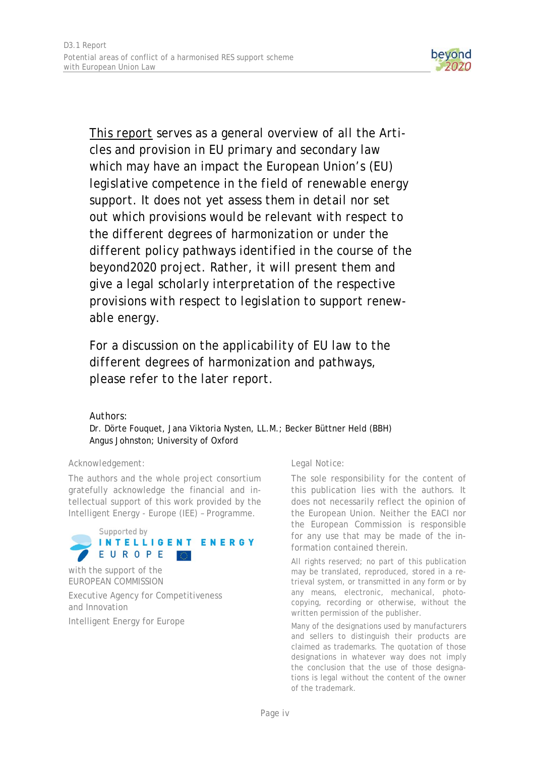This report serves as a general overview of all the Articles and provision in EU primary and secondary law which may have an impact the European Union's (EU) legislative competence in the field of renewable energy support. It does not yet assess them in detail nor set out which provisions would be relevant with respect to the different degrees of harmonization or under the different policy pathways identified in the course of the beyond2020 project. Rather, it will present them and give a legal scholarly interpretation of the respective provisions with respect to legislation to support renewable energy.

For a discussion on the applicability of EU law to the different degrees of harmonization and pathways, please refer to the later report.

Authors:
Dr. Dörte Fouquet, Jana Viktoria Nysten, LL.M.; Becker Büttner Held (BBH)
Angus Johnston; University of Oxford

Acknowledgement:

The authors and the whole project consortium gratefully acknowledge the financial and intellectual support of this work provided by the Intelligent Energy - Europe (IEE) – Programme.

Supported by INTELLIGENT ENERGY EUROPE

with the support of the EUROPEAN COMMISSION

Executive Agency for Competitiveness and Innovation

Intelligent Energy for Europe

Legal Notice:

The sole responsibility for the content of this publication lies with the authors. It does not necessarily reflect the opinion of the European Union. Neither the EACI nor the European Commission is responsible for any use that may be made of the information contained therein.

All rights reserved; no part of this publication may be translated, reproduced, stored in a retrieval system, or transmitted in any form or by any means, electronic, mechanical, photocopying, recording or otherwise, without the written permission of the publisher.

Many of the designations used by manufacturers and sellers to distinguish their products are claimed as trademarks. The quotation of those designations in whatever way does not imply the conclusion that the use of those designations is legal without the content of the owner of the trademark.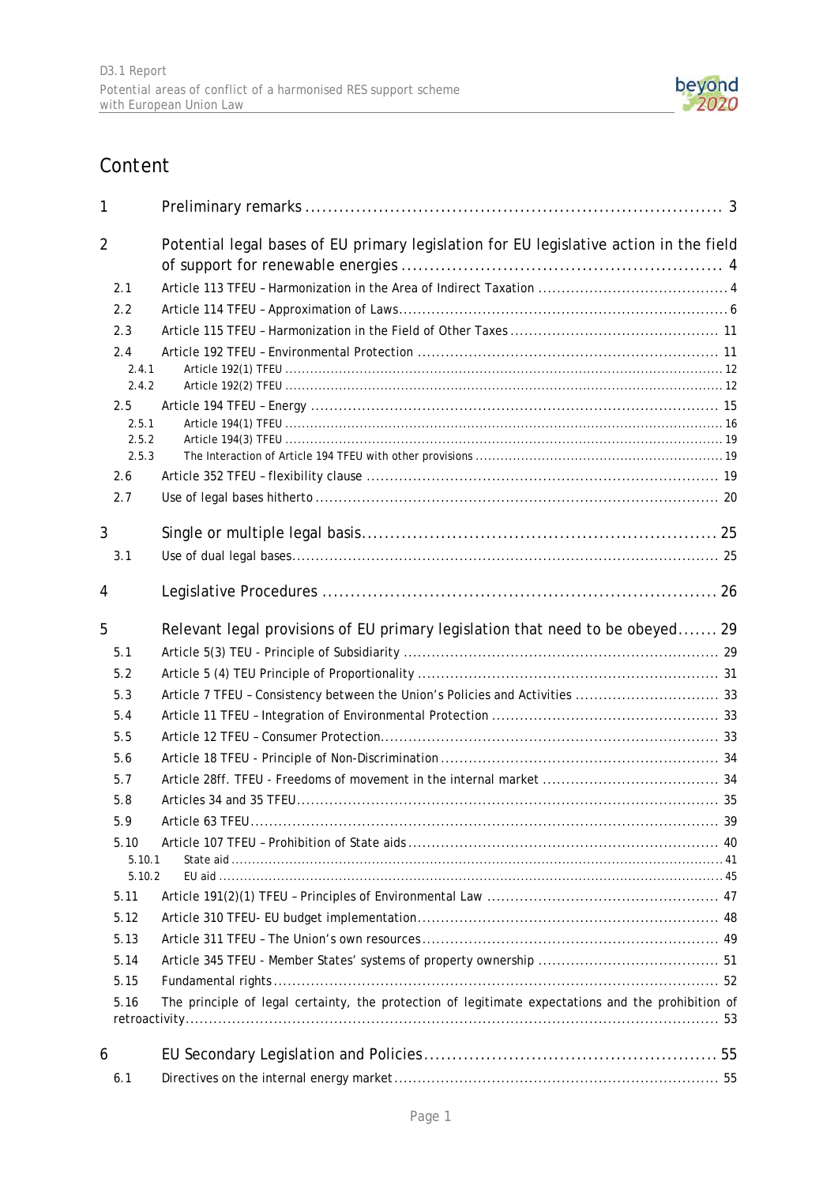# Content

| | | |
|---|---|---|
| 1 | Preliminary remarks | 3 |
| 2 | Potential legal bases of EU primary legislation for EU legislative action in the field of support for renewable energies | 4 |
| 2.1 | Article 113 TFEU – Harmonization in the Area of Indirect Taxation | 4 |
| 2.2 | Article 114 TFEU – Approximation of Laws | 6 |
| 2.3 | Article 115 TFEU – Harmonization in the Field of Other Taxes | 11 |
| 2.4 | Article 192 TFEU – Environmental Protection | 11 |
| 2.4.1 | Article 192(1) TFEU | 12 |
| 2.4.2 | Article 192(2) TFEU | 12 |
| 2.5 | Article 194 TFEU – Energy | 15 |
| 2.5.1 | Article 194(1) TFEU | 16 |
| 2.5.2 | Article 194(3) TFEU | 19 |
| 2.5.3 | The Interaction of Article 194 TFEU with other provisions | 19 |
| 2.6 | Article 352 TFEU – flexibility clause | 19 |
| 2.7 | Use of legal bases hitherto | 20 |
| 3 | Single or multiple legal basis | 25 |
| 3.1 | Use of dual legal bases | 25 |
| 4 | Legislative Procedures | 26 |
| 5 | Relevant legal provisions of EU primary legislation that need to be obeyed | 29 |
| 5.1 | Article 5(3) TEU - Principle of Subsidiarity | 29 |
| 5.2 | Article 5 (4) TEU Principle of Proportionality | 31 |
| 5.3 | Article 7 TFEU – Consistency between the Union's Policies and Activities | 33 |
| 5.4 | Article 11 TFEU – Integration of Environmental Protection | 33 |
| 5.5 | Article 12 TFEU – Consumer Protection | 33 |
| 5.6 | Article 18 TFEU - Principle of Non-Discrimination | 34 |
| 5.7 | Article 28ff. TFEU - Freedoms of movement in the internal market | 34 |
| 5.8 | Articles 34 and 35 TFEU | 35 |
| 5.9 | Article 63 TFEU | 39 |
| 5.10 | Article 107 TFEU – Prohibition of State aids | 40 |
| 5.10.1 | State aid | 41 |
| 5.10.2 | EU aid | 45 |
| 5.11 | Article 191(2)(1) TFEU – Principles of Environmental Law | 47 |
| 5.12 | Article 310 TFEU- EU budget implementation | 48 |
| 5.13 | Article 311 TFEU – The Union's own resources | 49 |
| 5.14 | Article 345 TFEU - Member States' systems of property ownership | 51 |
| 5.15 | Fundamental rights | 52 |
| 5.16 | The principle of legal certainty, the protection of legitimate expectations and the prohibition of retroactivity | 53 |
| 6 | EU Secondary Legislation and Policies | 55 |
| 6.1 | Directives on the internal energy market | 55 |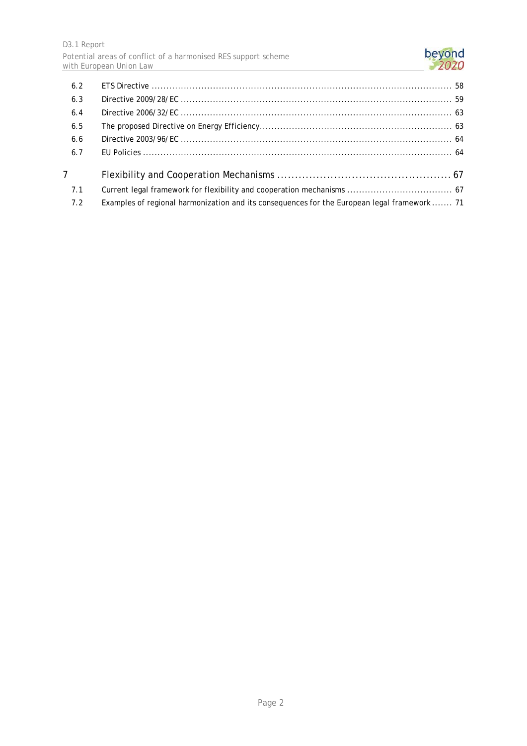| | | |
|---|---|---|
| 6.2 | ETS Directive | 58 |
| 6.3 | Directive 2009/28/EC | 59 |
| 6.4 | Directive 2006/32/EC | 63 |
| 6.5 | The proposed Directive on Energy Efficiency | 63 |
| 6.6 | Directive 2003/96/EC | 64 |
| 6.7 | EU Policies | 64 |
| **7** | **Flexibility and Cooperation Mechanisms** | **67** |
| 7.1 | Current legal framework for flexibility and cooperation mechanisms | 67 |
| 7.2 | Examples of regional harmonization and its consequences for the European legal framework | 71 |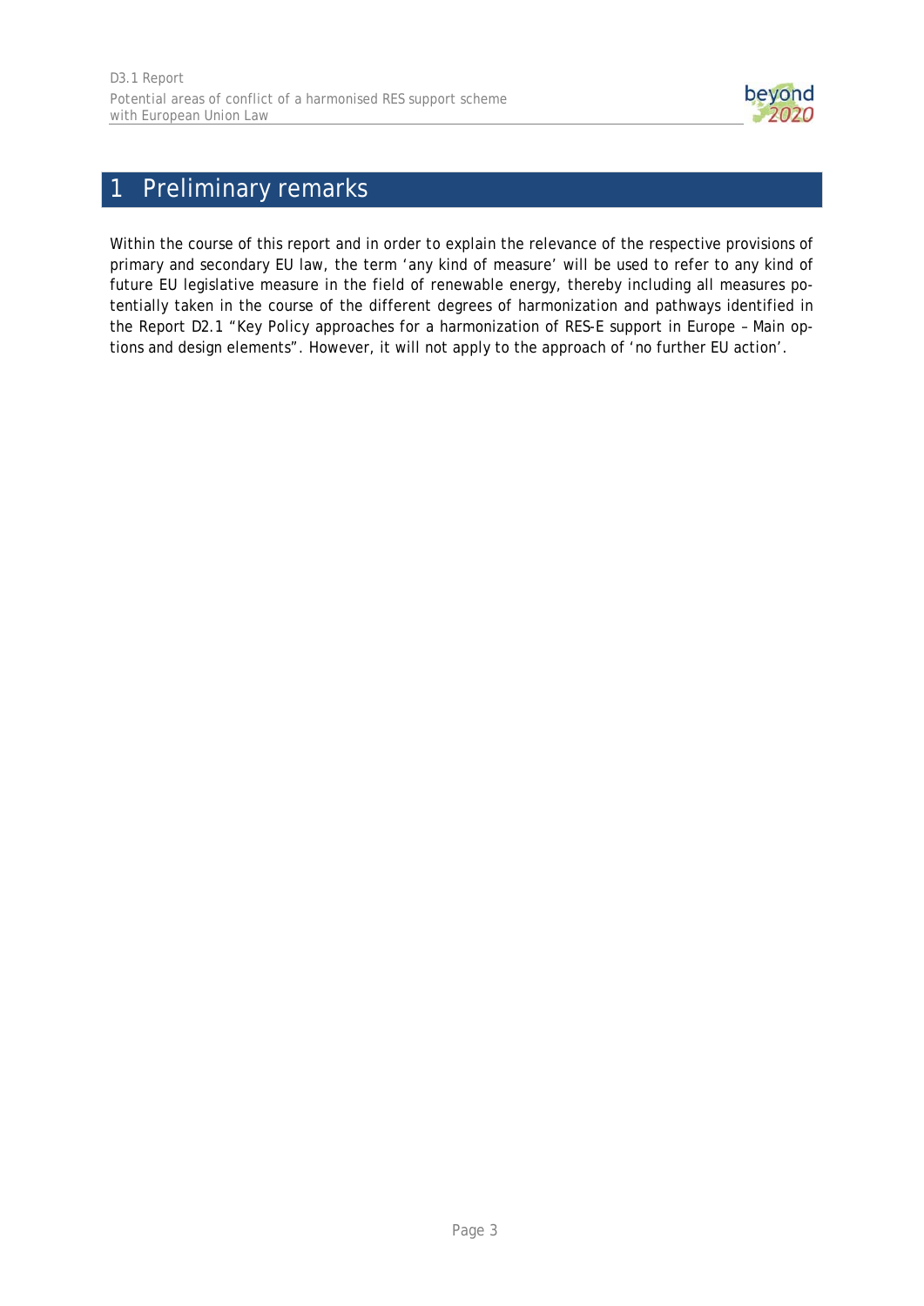# 1 Preliminary remarks

Within the course of this report and in order to explain the relevance of the respective provisions of primary and secondary EU law, the term 'any kind of measure' will be used to refer to any kind of future EU legislative measure in the field of renewable energy, thereby including all measures potentially taken in the course of the different degrees of harmonization and pathways identified in the Report D2.1 "Key Policy approaches for a harmonization of RES-E support in Europe – Main options and design elements". However, it will not apply to the approach of 'no further EU action'.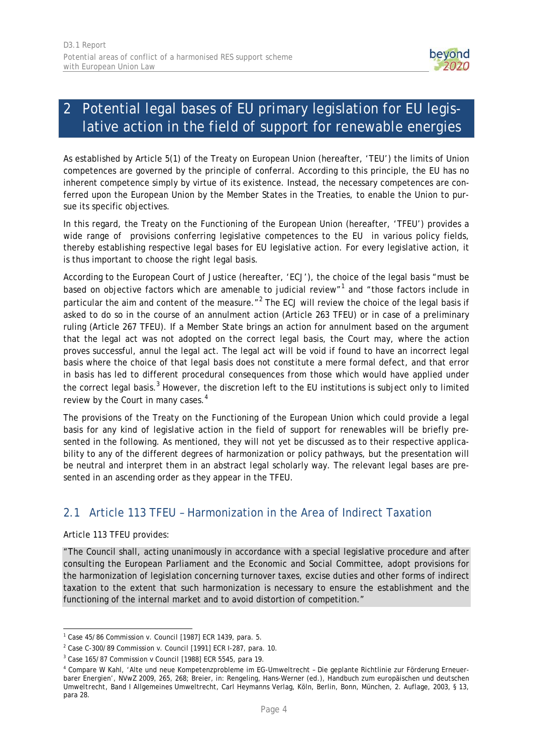# 2 Potential legal bases of EU primary legislation for EU legislative action in the field of support for renewable energies

As established by Article 5(1) of the Treaty on European Union (hereafter, 'TEU') the limits of Union competences are governed by the principle of conferral. According to this principle, the EU has no inherent competence simply by virtue of its existence. Instead, the necessary competences are conferred upon the European Union by the Member States in the Treaties, to enable the Union to pursue its specific objectives.

In this regard, the Treaty on the Functioning of the European Union (hereafter, 'TFEU') provides a wide range of provisions conferring legislative competences to the EU in various policy fields, thereby establishing respective legal bases for EU legislative action. For every legislative action, it is thus important to choose the right legal basis.

According to the European Court of Justice (hereafter, 'ECJ'), the choice of the legal basis "must be based on objective factors which are amenable to judicial review"[1] and "those factors include in particular the aim and content of the measure."[2] The ECJ will review the choice of the legal basis if asked to do so in the course of an annulment action (Article 263 TFEU) or in case of a preliminary ruling (Article 267 TFEU). If a Member State brings an action for annulment based on the argument that the legal act was not adopted on the correct legal basis, the Court may, where the action proves successful, annul the legal act. The legal act will be void if found to have an incorrect legal basis where the choice of that legal basis does not constitute a mere formal defect, and that error in basis has led to different procedural consequences from those which would have applied under the correct legal basis.[3] However, the discretion left to the EU institutions is subject only to limited review by the Court in many cases.[4]

The provisions of the Treaty on the Functioning of the European Union which could provide a legal basis for any kind of legislative action in the field of support for renewables will be briefly presented in the following. As mentioned, they will not yet be discussed as to their respective applicability to any of the different degrees of harmonization or policy pathways, but the presentation will be neutral and interpret them in an abstract legal scholarly way. The relevant legal bases are presented in an ascending order as they appear in the TFEU.

## 2.1 Article 113 TFEU – Harmonization in the Area of Indirect Taxation

Article 113 TFEU provides:

> "The Council shall, acting unanimously in accordance with a special legislative procedure and after consulting the European Parliament and the Economic and Social Committee, adopt provisions for the harmonization of legislation concerning turnover taxes, excise duties and other forms of indirect taxation to the extent that such harmonization is necessary to ensure the establishment and the functioning of the internal market and to avoid distortion of competition."

---

[1] Case 45/86 Commission v. Council [1987] ECR 1439, para. 5.

[2] Case C-300/89 Commission v. Council [1991] ECR I-287, para. 10.

[3] Case 165/87 Commission v Council [1988] ECR 5545, para 19.

[4] Compare W Kahl, 'Alte und neue Kompetenzprobleme im EG-Umweltrecht – Die geplante Richtlinie zur Förderung Erneuerbarer Energien', NVwZ 2009, 265, 268; Breier, in: Rengeling, Hans-Werner (ed.), Handbuch zum europäischen und deutschen Umweltrecht, Band I Allgemeines Umweltrecht, Carl Heymanns Verlag, Köln, Berlin, Bonn, München, 2. Auflage, 2003, § 13, para 28.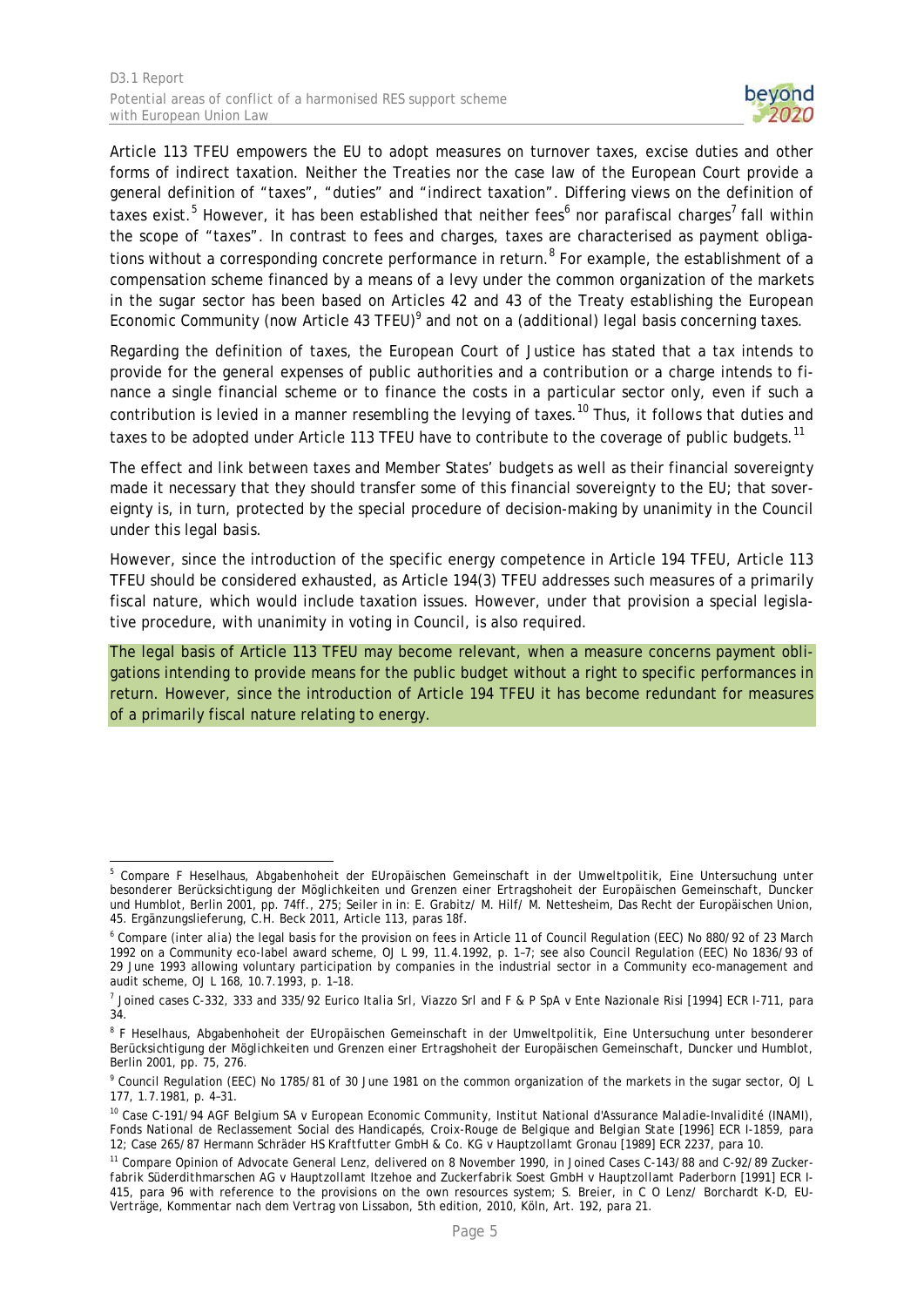Article 113 TFEU empowers the EU to adopt measures on turnover taxes, excise duties and other forms of indirect taxation. Neither the Treaties nor the case law of the European Court provide a general definition of "taxes", "duties" and "indirect taxation". Differing views on the definition of taxes exist.[5] However, it has been established that neither fees[6] nor parafiscal charges[7] fall within the scope of "taxes". In contrast to fees and charges, taxes are characterised as payment obligations without a corresponding concrete performance in return.[8] For example, the establishment of a compensation scheme financed by a means of a levy under the common organization of the markets in the sugar sector has been based on Articles 42 and 43 of the Treaty establishing the European Economic Community (now Article 43 TFEU)[9] and not on a (additional) legal basis concerning taxes.

Regarding the definition of taxes, the European Court of Justice has stated that a tax intends to provide for the general expenses of public authorities and a contribution or a charge intends to finance a single financial scheme or to finance the costs in a particular sector only, even if such a contribution is levied in a manner resembling the levying of taxes.[10] Thus, it follows that duties and taxes to be adopted under Article 113 TFEU have to contribute to the coverage of public budgets.[11]

The effect and link between taxes and Member States' budgets as well as their financial sovereignty made it necessary that they should transfer some of this financial sovereignty to the EU; that sovereignty is, in turn, protected by the special procedure of decision-making by unanimity in the Council under this legal basis.

However, since the introduction of the specific energy competence in Article 194 TFEU, Article 113 TFEU should be considered exhausted, as Article 194(3) TFEU addresses such measures of a primarily fiscal nature, which would include taxation issues. However, under that provision a special legislative procedure, with unanimity in voting in Council, is also required.

The legal basis of Article 113 TFEU may become relevant, when a measure concerns payment obligations intending to provide means for the public budget without a right to specific performances in return. However, since the introduction of Article 194 TFEU it has become redundant for measures of a primarily fiscal nature relating to energy.

---

[5] Compare F Heselhaus, Abgabenhoheit der EUropäischen Gemeinschaft in der Umweltpolitik, Eine Untersuchung unter besonderer Berücksichtigung der Möglichkeiten und Grenzen einer Ertragshoheit der Europäischen Gemeinschaft, Duncker und Humblot, Berlin 2001, pp. 74ff., 275; Seiler in in: E. Grabitz/ M. Hilf/ M. Nettesheim, Das Recht der Europäischen Union, 45. Ergänzungslieferung, C.H. Beck 2011, Article 113, paras 18f.

[6] Compare (inter alia) the legal basis for the provision on fees in Article 11 of Council Regulation (EEC) No 880/92 of 23 March 1992 on a Community eco-label award scheme, OJ L 99, 11.4.1992, p. 1–7; see also Council Regulation (EEC) No 1836/93 of 29 June 1993 allowing voluntary participation by companies in the industrial sector in a Community eco-management and audit scheme, OJ L 168, 10.7.1993, p. 1–18.

[7] Joined cases C-332, 333 and 335/92 Eurico Italia Srl, Viazzo Srl and F & P SpA v Ente Nazionale Risi [1994] ECR I-711, para 34.

[8] F Heselhaus, Abgabenhoheit der EUropäischen Gemeinschaft in der Umweltpolitik, Eine Untersuchung unter besonderer Berücksichtigung der Möglichkeiten und Grenzen einer Ertragshoheit der Europäischen Gemeinschaft, Duncker und Humblot, Berlin 2001, pp. 75, 276.

[9] Council Regulation (EEC) No 1785/81 of 30 June 1981 on the common organization of the markets in the sugar sector, OJ L 177, 1.7.1981, p. 4–31.

[10] Case C-191/94 AGF Belgium SA v European Economic Community, Institut National d'Assurance Maladie-Invalidité (INAMI), Fonds National de Reclassement Social des Handicapés, Croix-Rouge de Belgique and Belgian State [1996] ECR I-1859, para 12; Case 265/87 Hermann Schräder HS Kraftfutter GmbH & Co. KG v Hauptzollamt Gronau [1989] ECR 2237, para 10.

[11] Compare Opinion of Advocate General Lenz, delivered on 8 November 1990, in Joined Cases C-143/88 and C-92/89 Zuckerfabrik Süderdithmarschen AG v Hauptzollamt Itzehoe and Zuckerfabrik Soest GmbH v Hauptzollamt Paderborn [1991] ECR I-415, para 96 with reference to the provisions on the own resources system; S. Breier, in C O Lenz/ Borchardt K-D, EU-Verträge, Kommentar nach dem Vertrag von Lissabon, 5th edition, 2010, Köln, Art. 192, para 21.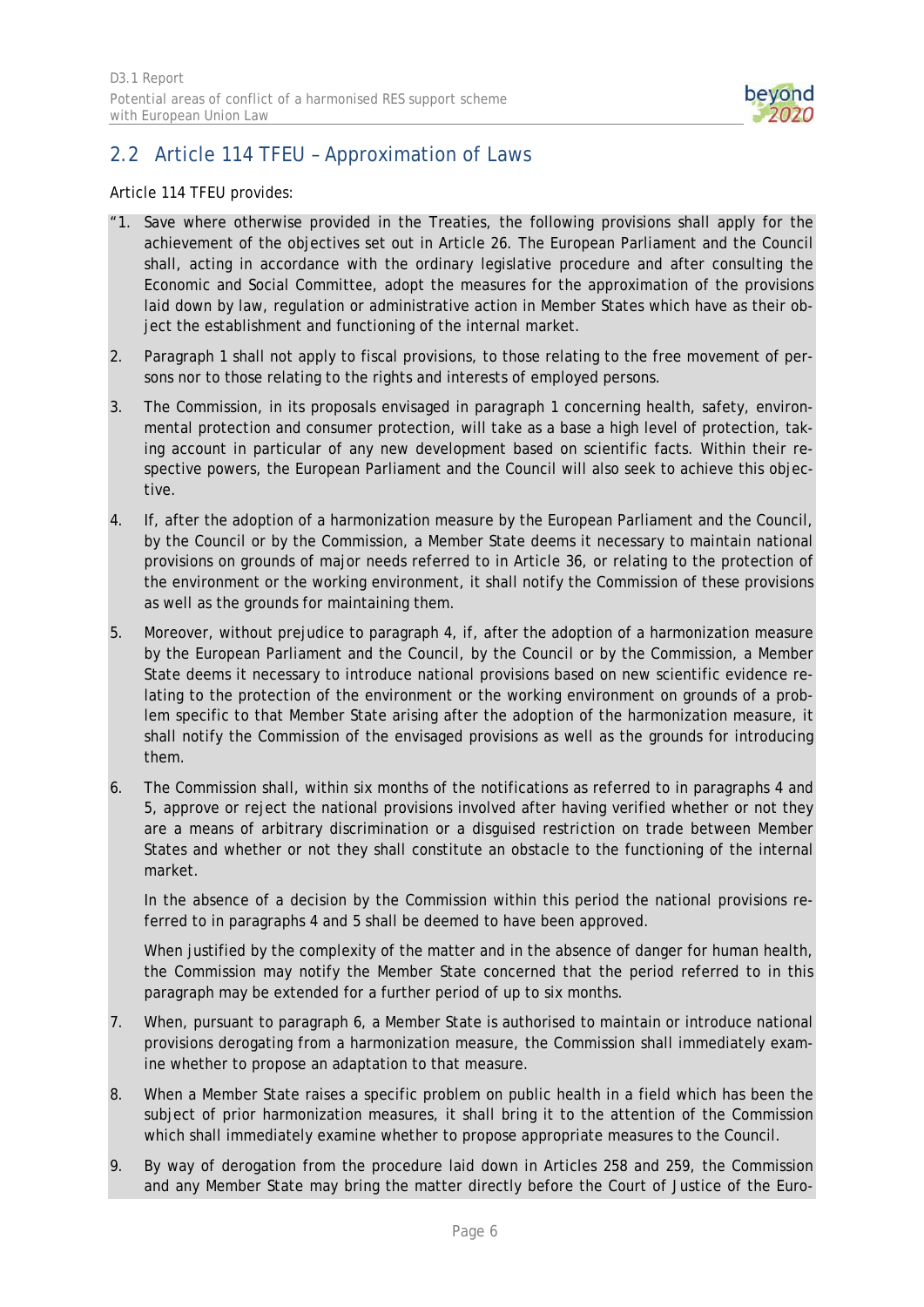## 2.2 Article 114 TFEU – Approximation of Laws

Article 114 TFEU provides:

"1. Save where otherwise provided in the Treaties, the following provisions shall apply for the achievement of the objectives set out in Article 26. The European Parliament and the Council shall, acting in accordance with the ordinary legislative procedure and after consulting the Economic and Social Committee, adopt the measures for the approximation of the provisions laid down by law, regulation or administrative action in Member States which have as their object the establishment and functioning of the internal market.

2. Paragraph 1 shall not apply to fiscal provisions, to those relating to the free movement of persons nor to those relating to the rights and interests of employed persons.

3. The Commission, in its proposals envisaged in paragraph 1 concerning health, safety, environmental protection and consumer protection, will take as a base a high level of protection, taking account in particular of any new development based on scientific facts. Within their respective powers, the European Parliament and the Council will also seek to achieve this objective.

4. If, after the adoption of a harmonization measure by the European Parliament and the Council, by the Council or by the Commission, a Member State deems it necessary to maintain national provisions on grounds of major needs referred to in Article 36, or relating to the protection of the environment or the working environment, it shall notify the Commission of these provisions as well as the grounds for maintaining them.

5. Moreover, without prejudice to paragraph 4, if, after the adoption of a harmonization measure by the European Parliament and the Council, by the Council or by the Commission, a Member State deems it necessary to introduce national provisions based on new scientific evidence relating to the protection of the environment or the working environment on grounds of a problem specific to that Member State arising after the adoption of the harmonization measure, it shall notify the Commission of the envisaged provisions as well as the grounds for introducing them.

6. The Commission shall, within six months of the notifications as referred to in paragraphs 4 and 5, approve or reject the national provisions involved after having verified whether or not they are a means of arbitrary discrimination or a disguised restriction on trade between Member States and whether or not they shall constitute an obstacle to the functioning of the internal market.

   In the absence of a decision by the Commission within this period the national provisions referred to in paragraphs 4 and 5 shall be deemed to have been approved.

   When justified by the complexity of the matter and in the absence of danger for human health, the Commission may notify the Member State concerned that the period referred to in this paragraph may be extended for a further period of up to six months.

7. When, pursuant to paragraph 6, a Member State is authorised to maintain or introduce national provisions derogating from a harmonization measure, the Commission shall immediately examine whether to propose an adaptation to that measure.

8. When a Member State raises a specific problem on public health in a field which has been the subject of prior harmonization measures, it shall bring it to the attention of the Commission which shall immediately examine whether to propose appropriate measures to the Council.

9. By way of derogation from the procedure laid down in Articles 258 and 259, the Commission and any Member State may bring the matter directly before the Court of Justice of the Euro-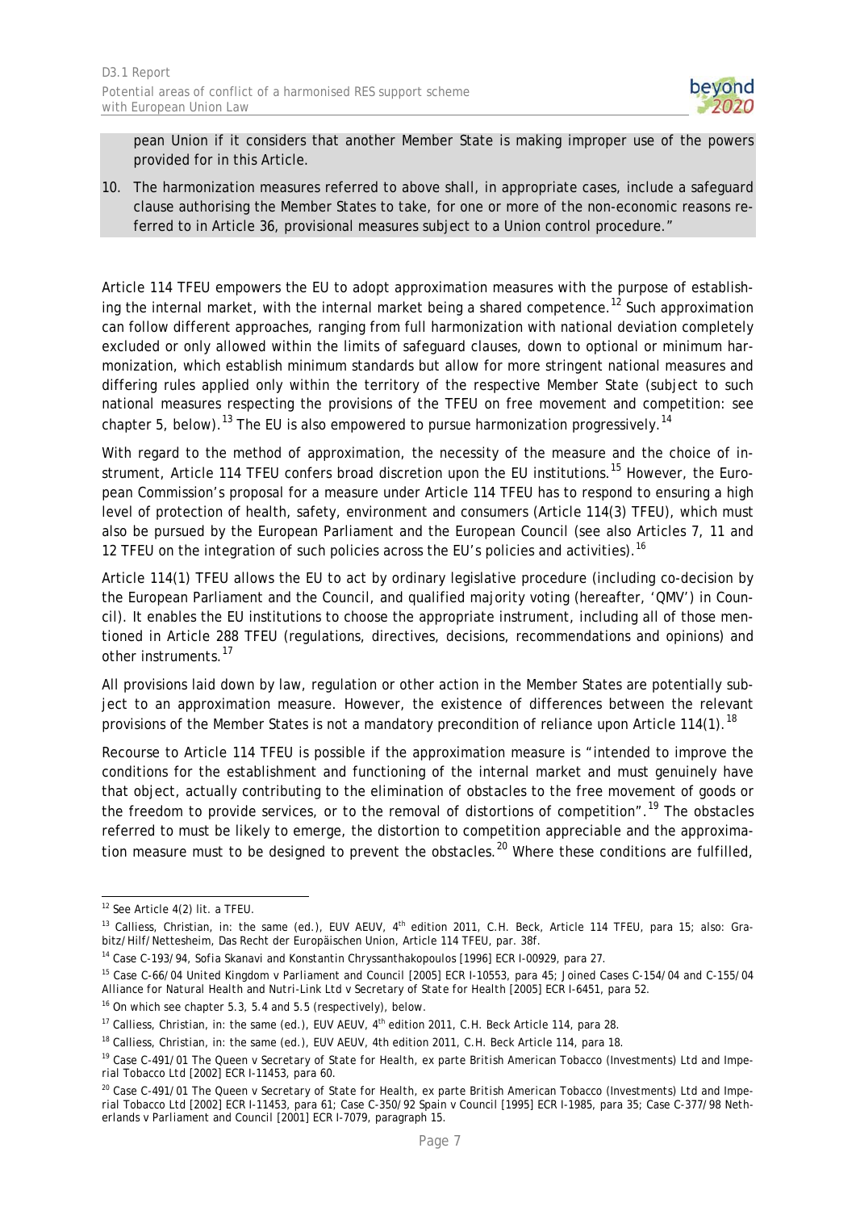> pean Union if it considers that another Member State is making improper use of the powers provided for in this Article.
>
> 10. The harmonization measures referred to above shall, in appropriate cases, include a safeguard clause authorising the Member States to take, for one or more of the non-economic reasons referred to in Article 36, provisional measures subject to a Union control procedure."

Article 114 TFEU empowers the EU to adopt approximation measures with the purpose of establishing the internal market, with the internal market being a shared competence.[12] Such approximation can follow different approaches, ranging from full harmonization with national deviation completely excluded or only allowed within the limits of safeguard clauses, down to optional or minimum harmonization, which establish minimum standards but allow for more stringent national measures and differing rules applied only within the territory of the respective Member State (subject to such national measures respecting the provisions of the TFEU on free movement and competition: see chapter 5, below).[13] The EU is also empowered to pursue harmonization progressively.[14]

With regard to the method of approximation, the necessity of the measure and the choice of instrument, Article 114 TFEU confers broad discretion upon the EU institutions.[15] However, the European Commission's proposal for a measure under Article 114 TFEU has to respond to ensuring a high level of protection of health, safety, environment and consumers (Article 114(3) TFEU), which must also be pursued by the European Parliament and the European Council (see also Articles 7, 11 and 12 TFEU on the integration of such policies across the EU's policies and activities).[16]

Article 114(1) TFEU allows the EU to act by ordinary legislative procedure (including co-decision by the European Parliament and the Council, and qualified majority voting (hereafter, 'QMV') in Council). It enables the EU institutions to choose the appropriate instrument, including all of those mentioned in Article 288 TFEU (regulations, directives, decisions, recommendations and opinions) and other instruments.[17]

All provisions laid down by law, regulation or other action in the Member States are potentially subject to an approximation measure. However, the existence of differences between the relevant provisions of the Member States is not a mandatory precondition of reliance upon Article 114(1).[18]

Recourse to Article 114 TFEU is possible if the approximation measure is "intended to improve the conditions for the establishment and functioning of the internal market and must genuinely have that object, actually contributing to the elimination of obstacles to the free movement of goods or the freedom to provide services, or to the removal of distortions of competition".[19] The obstacles referred to must be likely to emerge, the distortion to competition appreciable and the approximation measure must to be designed to prevent the obstacles.[20] Where these conditions are fulfilled,

---

[12] See Article 4(2) lit. a TFEU.

[13] Calliess, Christian, in: the same (ed.), EUV AEUV, 4th edition 2011, C.H. Beck, Article 114 TFEU, para 15; also: Grabitz/Hilf/Nettesheim, Das Recht der Europäischen Union, Article 114 TFEU, par. 38f.

[14] Case C-193/94, *Sofia Skanavi and Konstantin Chryssanthakopoulos* [1996] ECR I-00929, para 27.

[15] Case C-66/04 *United Kingdom v Parliament and Council* [2005] ECR I-10553, para 45; Joined Cases C-154/04 and C-155/04 *Alliance for Natural Health and Nutri-Link Ltd v Secretary of State for Health* [2005] ECR I-6451, para 52.

[16] On which see chapter 5.3, 5.4 and 5.5 (respectively), below.

[17] Calliess, Christian, in: the same (ed.), EUV AEUV, 4th edition 2011, C.H. Beck Article 114, para 28.

[18] Calliess, Christian, in: the same (ed.), EUV AEUV, 4th edition 2011, C.H. Beck Article 114, para 18.

[19] Case C-491/01 *The Queen v Secretary of State for Health, ex parte British American Tobacco (Investments) Ltd and Imperial Tobacco Ltd* [2002] ECR I-11453, para 60.

[20] Case C-491/01 *The Queen v Secretary of State for Health, ex parte British American Tobacco (Investments) Ltd and Imperial Tobacco Ltd* [2002] ECR I-11453, para 61; Case C-350/92 *Spain v Council* [1995] ECR I-1985, para 35; Case C-377/98 *Netherlands v Parliament and Council* [2001] ECR I-7079, paragraph 15.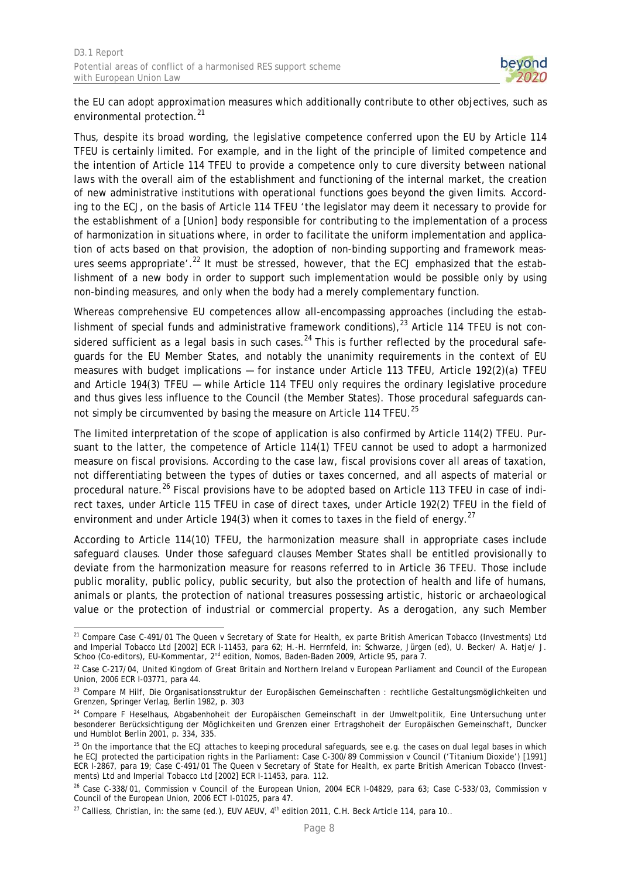the EU can adopt approximation measures which additionally contribute to other objectives, such as environmental protection.[21]

Thus, despite its broad wording, the legislative competence conferred upon the EU by Article 114 TFEU is certainly limited. For example, and in the light of the principle of limited competence and the intention of Article 114 TFEU to provide a competence only to cure diversity between national laws with the overall aim of the establishment and functioning of the internal market, the creation of new administrative institutions with operational functions goes beyond the given limits. According to the ECJ, on the basis of Article 114 TFEU 'the legislator may deem it necessary to provide for the establishment of a [Union] body responsible for contributing to the implementation of a process of harmonization in situations where, in order to facilitate the uniform implementation and application of acts based on that provision, the adoption of non-binding supporting and framework measures seems appropriate'.[22] It must be stressed, however, that the ECJ emphasized that the establishment of a new body in order to support such implementation would be possible only by using non-binding measures, and only when the body had a merely complementary function.

Whereas comprehensive EU competences allow all-encompassing approaches (including the establishment of special funds and administrative framework conditions),[23] Article 114 TFEU is not considered sufficient as a legal basis in such cases.[24] This is further reflected by the procedural safeguards for the EU Member States, and notably the unanimity requirements in the context of EU measures with budget implications — for instance under Article 113 TFEU, Article 192(2)(a) TFEU and Article 194(3) TFEU — while Article 114 TFEU only requires the ordinary legislative procedure and thus gives less influence to the Council (the Member States). Those procedural safeguards cannot simply be circumvented by basing the measure on Article 114 TFEU.[25]

The limited interpretation of the scope of application is also confirmed by Article 114(2) TFEU. Pursuant to the latter, the competence of Article 114(1) TFEU cannot be used to adopt a harmonized measure on fiscal provisions. According to the case law, fiscal provisions cover all areas of taxation, not differentiating between the types of duties or taxes concerned, and all aspects of material or procedural nature.[26] Fiscal provisions have to be adopted based on Article 113 TFEU in case of indirect taxes, under Article 115 TFEU in case of direct taxes, under Article 192(2) TFEU in the field of environment and under Article 194(3) when it comes to taxes in the field of energy.[27]

According to Article 114(10) TFEU, the harmonization measure shall in appropriate cases include safeguard clauses. Under those safeguard clauses Member States shall be entitled provisionally to deviate from the harmonization measure for reasons referred to in Article 36 TFEU. Those include public morality, public policy, public security, but also the protection of health and life of humans, animals or plants, the protection of national treasures possessing artistic, historic or archaeological value or the protection of industrial or commercial property. As a derogation, any such Member

---

[21] Compare Case C-491/01 *The Queen v Secretary of State for Health, ex parte British American Tobacco (Investments) Ltd and Imperial Tobacco Ltd* [2002] ECR I-11453, para 62; H.-H. Herrnfeld, in: Schwarze, Jürgen (ed), U. Becker/ A. Hatje/ J. Schoo (Co-editors), *EU-Kommentar*, 2nd edition, Nomos, Baden-Baden 2009, Article 95, para 7.

[22] Case C-217/04, *United Kingdom of Great Britain and Northern Ireland v European Parliament and Council of the European Union*, 2006 ECR I-03771, para 44.

[23] Compare M Hilf, *Die Organisationsstruktur der Europäischen Gemeinschaften : rechtliche Gestaltungsmöglichkeiten und Grenzen*, Springer Verlag, Berlin 1982, p. 303

[24] Compare F Heselhaus, *Abgabenhoheit der Europäischen Gemeinschaft in der Umweltpolitik, Eine Untersuchung unter besonderer Berücksichtigung der Möglichkeiten und Grenzen einer Ertragshoheit der Europäischen Gemeinschaft*, Duncker und Humblot Berlin 2001, p. 334, 335.

[25] On the importance that the ECJ attaches to keeping procedural safeguards, see e.g. the cases on dual legal bases in which he ECJ protected the participation rights in the Parliament: Case C-300/89 *Commission v Council ('Titanium Dioxide')* [1991] ECR I-2867, para 19; Case C-491/01 *The Queen v Secretary of State for Health, ex parte British American Tobacco (Investments) Ltd and Imperial Tobacco Ltd* [2002] ECR I-11453, para. 112.

[26] Case C-338/01, *Commission v Council of the European Union*, 2004 ECR I-04829, para 63; Case C-533/03, *Commission v Council of the European Union*, 2006 ECT I-01025, para 47.

[27] Calliess, Christian, in: the same (ed.), *EUV AEUV*, 4th edition 2011, C.H. Beck Article 114, para 10..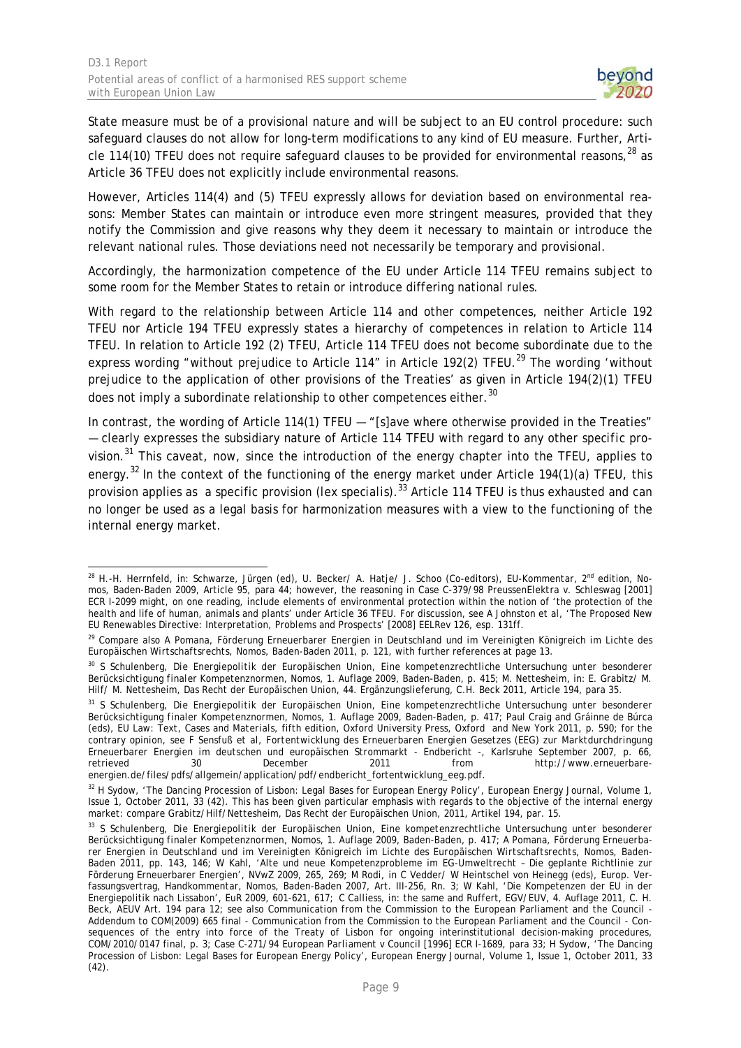State measure must be of a provisional nature and will be subject to an EU control procedure: such safeguard clauses do not allow for long-term modifications to any kind of EU measure. Further, Article 114(10) TFEU does not require safeguard clauses to be provided for environmental reasons,[28] as Article 36 TFEU does not explicitly include environmental reasons.

However, Articles 114(4) and (5) TFEU expressly allows for deviation based on environmental reasons: Member States can maintain or introduce even more stringent measures, provided that they notify the Commission and give reasons why they deem it necessary to maintain or introduce the relevant national rules. Those deviations need not necessarily be temporary and provisional.

Accordingly, the harmonization competence of the EU under Article 114 TFEU remains subject to some room for the Member States to retain or introduce differing national rules.

With regard to the relationship between Article 114 and other competences, neither Article 192 TFEU nor Article 194 TFEU expressly states a hierarchy of competences in relation to Article 114 TFEU. In relation to Article 192 (2) TFEU, Article 114 TFEU does not become subordinate due to the express wording "without prejudice to Article 114" in Article 192(2) TFEU.[29] The wording 'without prejudice to the application of other provisions of the Treaties' as given in Article 194(2)(1) TFEU does not imply a subordinate relationship to other competences either.[30]

In contrast, the wording of Article 114(1) TFEU — "[s]ave where otherwise provided in the Treaties" — clearly expresses the subsidiary nature of Article 114 TFEU with regard to any other specific provision.[31] This caveat, now, since the introduction of the energy chapter into the TFEU, applies to energy.[32] In the context of the functioning of the energy market under Article 194(1)(a) TFEU, this provision applies as a specific provision (*lex specialis*).[33] Article 114 TFEU is thus exhausted and can no longer be used as a legal basis for harmonization measures with a view to the functioning of the internal energy market.

---

[28] H.-H. Herrnfeld, in: Schwarze, Jürgen (ed), U. Becker/ A. Hatje/ J. Schoo (Co-editors), EU-Kommentar, 2nd edition, Nomos, Baden-Baden 2009, Article 95, para 44; however, the reasoning in Case C-379/98 PreussenElektra v. Schleswag [2001] ECR I-2099 might, on one reading, include elements of environmental protection within the notion of 'the protection of the health and life of human, animals and plants' under Article 36 TFEU. For discussion, see A Johnston et al, 'The Proposed New EU Renewables Directive: Interpretation, Problems and Prospects' [2008] EELRev 126, esp. 131ff.

[29] Compare also A Pomana, Förderung Erneuerbarer Energien in Deutschland und im Vereinigten Königreich im Lichte des Europäischen Wirtschaftsrechts, Nomos, Baden-Baden 2011, p. 121, with further references at page 13.

[30] S Schulenberg, Die Energiepolitik der Europäischen Union, Eine kompetenzrechtliche Untersuchung unter besonderer Berücksichtigung finaler Kompetenznormen, Nomos, 1. Auflage 2009, Baden-Baden, p. 415; M. Nettesheim, in: E. Grabitz/ M. Hilf/ M. Nettesheim, Das Recht der Europäischen Union, 44. Ergänzungslieferung, C.H. Beck 2011, Article 194, para 35.

[31] S Schulenberg, Die Energiepolitik der Europäischen Union, Eine kompetenzrechtliche Untersuchung unter besonderer Berücksichtigung finaler Kompetenznormen, Nomos, 1. Auflage 2009, Baden-Baden, p. 417; Paul Craig and Gráinne de Búrca (eds), EU Law: Text, Cases and Materials, fifth edition, Oxford University Press, Oxford and New York 2011, p. 590; for the contrary opinion, see F Sensfuß et al, Fortentwicklung des Erneuerbaren Energien Gesetzes (EEG) zur Marktdurchdringung Erneuerbarer Energien im deutschen und europäischen Strommarkt - Endbericht -, Karlsruhe September 2007, p. 66, retrieved 30 December 2011 from http://www.erneuerbare-energien.de/files/pdfs/allgemein/application/pdf/endbericht_fortentwicklung_eeg.pdf.

[32] H Sydow, 'The Dancing Procession of Lisbon: Legal Bases for European Energy Policy', European Energy Journal, Volume 1, Issue 1, October 2011, 33 (42). This has been given particular emphasis with regards to the objective of the internal energy market: compare Grabitz/Hilf/Nettesheim, Das Recht der Europäischen Union, 2011, Artikel 194, par. 15.

[33] S Schulenberg, Die Energiepolitik der Europäischen Union, Eine kompetenzrechtliche Untersuchung unter besonderer Berücksichtigung finaler Kompetenznormen, Nomos, 1. Auflage 2009, Baden-Baden, p. 417; A Pomana, Förderung Erneuerbarer Energien in Deutschland und im Vereinigten Königreich im Lichte des Europäischen Wirtschaftsrechts, Nomos, Baden-Baden 2011, pp. 143, 146; W Kahl, 'Alte und neue Kompetenzprobleme im EG-Umweltrecht – Die geplante Richtlinie zur Förderung Erneuerbarer Energien', NVwZ 2009, 265, 269; M Rodi, in C Vedder/ W Heintschel von Heinegg (eds), Europ. Verfassungsvertrag, Handkommentar, Nomos, Baden-Baden 2007, Art. III-256, Rn. 3; W Kahl, 'Die Kompetenzen der EU in der Energiepolitik nach Lissabon', EuR 2009, 601-621, 617; C Calliess, in: the same and Ruffert, EGV/EUV, 4. Auflage 2011, C. H. Beck, AEUV Art. 194 para 12; see also Communication from the Commission to the European Parliament and the Council - Addendum to COM(2009) 665 final - Communication from the Commission to the European Parliament and the Council - Consequences of the entry into force of the Treaty of Lisbon for ongoing interinstitutional decision-making procedures, COM/2010/0147 final, p. 3; Case C-271/94 European Parliament v Council [1996] ECR I-1689, para 33; H Sydow, 'The Dancing Procession of Lisbon: Legal Bases for European Energy Policy', European Energy Journal, Volume 1, Issue 1, October 2011, 33 (42).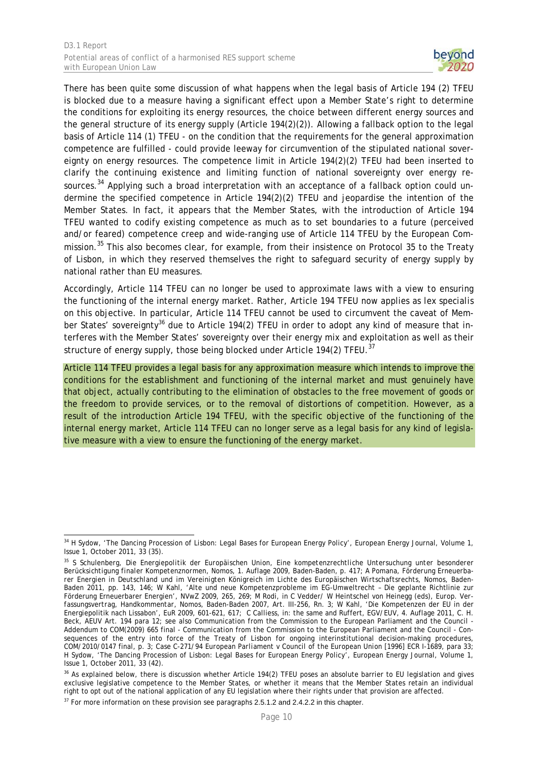There has been quite some discussion of what happens when the legal basis of Article 194 (2) TFEU is blocked due to a measure having a significant effect upon a Member State's right to determine the conditions for exploiting its energy resources, the choice between different energy sources and the general structure of its energy supply (Article 194(2)(2)). Allowing a fallback option to the legal basis of Article 114 (1) TFEU - on the condition that the requirements for the general approximation competence are fulfilled - could provide leeway for circumvention of the stipulated national sovereignty on energy resources. The competence limit in Article 194(2)(2) TFEU had been inserted to clarify the continuing existence and limiting function of national sovereignty over energy resources.[34] Applying such a broad interpretation with an acceptance of a fallback option could undermine the specified competence in Article 194(2)(2) TFEU and jeopardise the intention of the Member States. In fact, it appears that the Member States, with the introduction of Article 194 TFEU wanted to codify existing competence as much as to set boundaries to a future (perceived and/or feared) competence creep and wide-ranging use of Article 114 TFEU by the European Commission.[35] This also becomes clear, for example, from their insistence on Protocol 35 to the Treaty of Lisbon, in which they reserved themselves the right to safeguard security of energy supply by national rather than EU measures.

Accordingly, Article 114 TFEU can no longer be used to approximate laws with a view to ensuring the functioning of the internal energy market. Rather, Article 194 TFEU now applies as lex specialis on this objective. In particular, Article 114 TFEU cannot be used to circumvent the caveat of Member States' sovereignty[36] due to Article 194(2) TFEU in order to adopt any kind of measure that interferes with the Member States' sovereignty over their energy mix and exploitation as well as their structure of energy supply, those being blocked under Article 194(2) TFEU.[37]

Article 114 TFEU provides a legal basis for any approximation measure which intends to improve the conditions for the establishment and functioning of the internal market and must genuinely have that object, actually contributing to the elimination of obstacles to the free movement of goods or the freedom to provide services, or to the removal of distortions of competition. However, as a result of the introduction Article 194 TFEU, with the specific objective of the functioning of the internal energy market, Article 114 TFEU can no longer serve as a legal basis for any kind of legislative measure with a view to ensure the functioning of the energy market.

---

[34] H Sydow, 'The Dancing Procession of Lisbon: Legal Bases for European Energy Policy', European Energy Journal, Volume 1, Issue 1, October 2011, 33 (35).

[35] S Schulenberg, Die Energiepolitik der Europäischen Union, Eine kompetenzrechtliche Untersuchung unter besonderer Berücksichtigung finaler Kompetenznormen, Nomos, 1. Auflage 2009, Baden-Baden, p. 417; A Pomana, Förderung Erneuerbarer Energien in Deutschland und im Vereinigten Königreich im Lichte des Europäischen Wirtschaftsrechts, Nomos, Baden-Baden 2011, pp. 143, 146; W Kahl, 'Alte und neue Kompetenzprobleme im EG-Umweltrecht – Die geplante Richtlinie zur Förderung Erneuerbarer Energien', NVwZ 2009, 265, 269; M Rodi, in C Vedder/ W Heintschel von Heinegg (eds), Europ. Verfassungsvertrag, Handkommentar, Nomos, Baden-Baden 2007, Art. III-256, Rn. 3; W Kahl, 'Die Kompetenzen der EU in der Energiepolitik nach Lissabon', EuR 2009, 601-621, 617; C Calliess, in: the same and Ruffert, EGV/EUV, 4. Auflage 2011, C. H. Beck, AEUV Art. 194 para 12; see also Communication from the Commission to the European Parliament and the Council - Addendum to COM(2009) 665 final - Communication from the Commission to the European Parliament and the Council - Consequences of the entry into force of the Treaty of Lisbon for ongoing interinstitutional decision-making procedures, COM/2010/0147 final, p. 3; Case C-271/94 European Parliament v Council of the European Union [1996] ECR I-1689, para 33; H Sydow, 'The Dancing Procession of Lisbon: Legal Bases for European Energy Policy', European Energy Journal, Volume 1, Issue 1, October 2011, 33 (42).

[36] As explained below, there is discussion whether Article 194(2) TFEU poses an absolute barrier to EU legislation and gives exclusive legislative competence to the Member States, or whether it means that the Member States retain an individual right to opt out of the national application of any EU legislation where their rights under that provision are affected.

[37] For more information on these provision see paragraphs 2.5.1.2 and 2.4.2.2 in this chapter.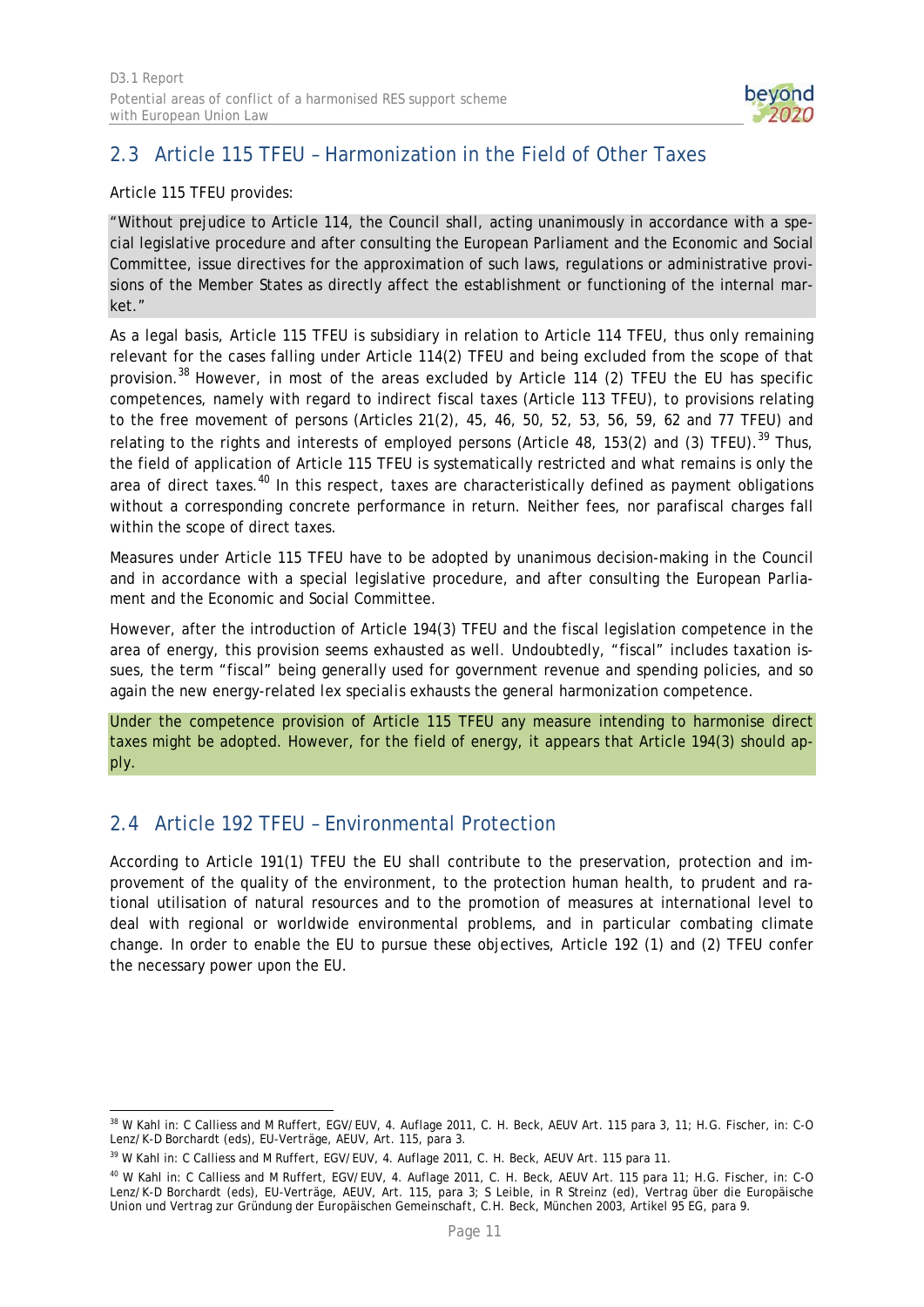## 2.3 Article 115 TFEU – Harmonization in the Field of Other Taxes

Article 115 TFEU provides:

> "Without prejudice to Article 114, the Council shall, acting unanimously in accordance with a special legislative procedure and after consulting the European Parliament and the Economic and Social Committee, issue directives for the approximation of such laws, regulations or administrative provisions of the Member States as directly affect the establishment or functioning of the internal market."

As a legal basis, Article 115 TFEU is subsidiary in relation to Article 114 TFEU, thus only remaining relevant for the cases falling under Article 114(2) TFEU and being excluded from the scope of that provision.[38] However, in most of the areas excluded by Article 114 (2) TFEU the EU has specific competences, namely with regard to indirect fiscal taxes (Article 113 TFEU), to provisions relating to the free movement of persons (Articles 21(2), 45, 46, 50, 52, 53, 56, 59, 62 and 77 TFEU) and relating to the rights and interests of employed persons (Article 48, 153(2) and (3) TFEU).[39] Thus, the field of application of Article 115 TFEU is systematically restricted and what remains is only the area of direct taxes.[40] In this respect, taxes are characteristically defined as payment obligations without a corresponding concrete performance in return. Neither fees, nor parafiscal charges fall within the scope of direct taxes.

Measures under Article 115 TFEU have to be adopted by unanimous decision-making in the Council and in accordance with a special legislative procedure, and after consulting the European Parliament and the Economic and Social Committee.

However, after the introduction of Article 194(3) TFEU and the fiscal legislation competence in the area of energy, this provision seems exhausted as well. Undoubtedly, "fiscal" includes taxation issues, the term "fiscal" being generally used for government revenue and spending policies, and so again the new energy-related *lex specialis* exhausts the general harmonization competence.

> Under the competence provision of Article 115 TFEU any measure intending to harmonise direct taxes might be adopted. However, for the field of energy, it appears that Article 194(3) should apply.

## 2.4 Article 192 TFEU – Environmental Protection

According to Article 191(1) TFEU the EU shall contribute to the preservation, protection and improvement of the quality of the environment, to the protection human health, to prudent and rational utilisation of natural resources and to the promotion of measures at international level to deal with regional or worldwide environmental problems, and in particular combating climate change. In order to enable the EU to pursue these objectives, Article 192 (1) and (2) TFEU confer the necessary power upon the EU.

---

[38] W Kahl in: C Calliess and M Ruffert, EGV/EUV, 4. Auflage 2011, C. H. Beck, AEUV Art. 115 para 3, 11; H.G. Fischer, in: C-O Lenz/K-D Borchardt (eds), EU-Verträge, AEUV, Art. 115, para 3.

[39] W Kahl in: C Calliess and M Ruffert, EGV/EUV, 4. Auflage 2011, C. H. Beck, AEUV Art. 115 para 11.

[40] W Kahl in: C Calliess and M Ruffert, EGV/EUV, 4. Auflage 2011, C. H. Beck, AEUV Art. 115 para 11; H.G. Fischer, in: C-O Lenz/K-D Borchardt (eds), EU-Verträge, AEUV, Art. 115, para 3; S Leible, in R Streinz (ed), Vertrag über die Europäische Union und Vertrag zur Gründung der Europäischen Gemeinschaft, C.H. Beck, München 2003, Artikel 95 EG, para 9.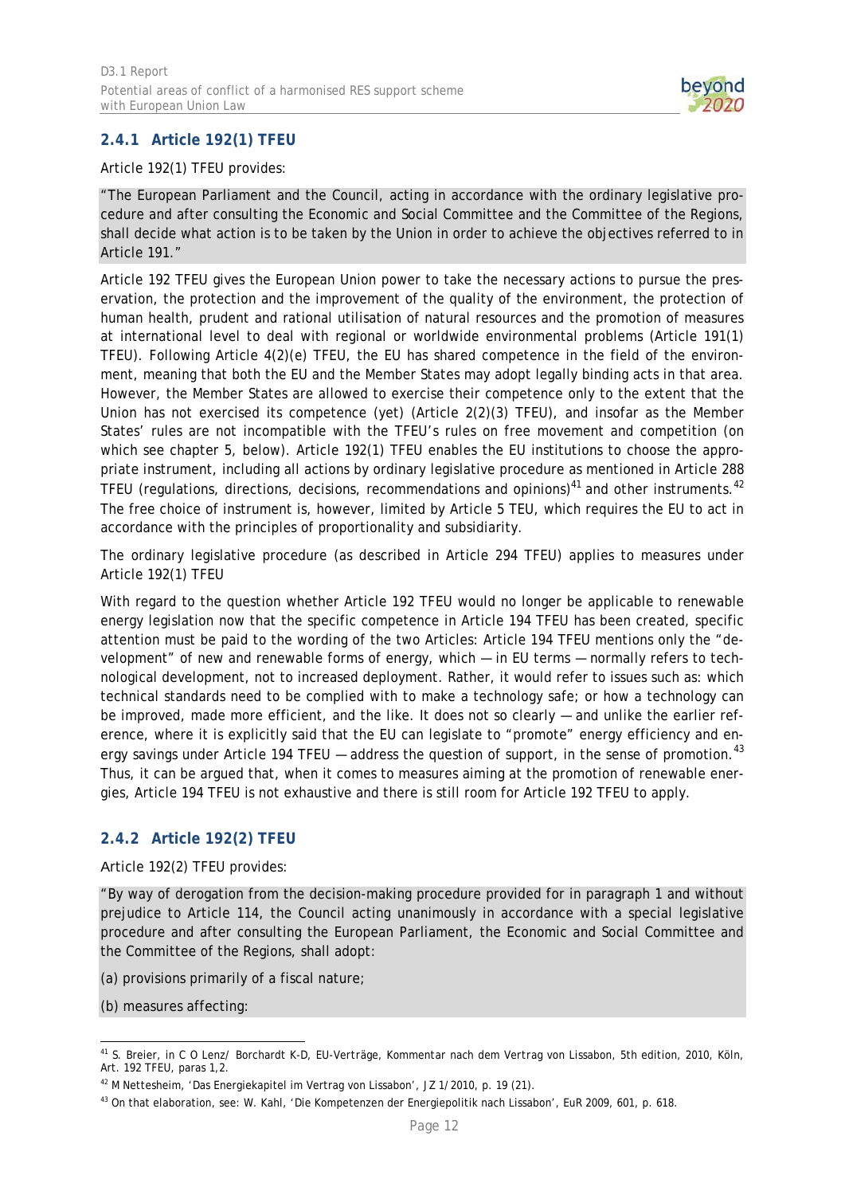### 2.4.1 Article 192(1) TFEU

Article 192(1) TFEU provides:

> "The European Parliament and the Council, acting in accordance with the ordinary legislative procedure and after consulting the Economic and Social Committee and the Committee of the Regions, shall decide what action is to be taken by the Union in order to achieve the objectives referred to in Article 191."

Article 192 TFEU gives the European Union power to take the necessary actions to pursue the preservation, the protection and the improvement of the quality of the environment, the protection of human health, prudent and rational utilisation of natural resources and the promotion of measures at international level to deal with regional or worldwide environmental problems (Article 191(1) TFEU). Following Article 4(2)(e) TFEU, the EU has shared competence in the field of the environment, meaning that both the EU and the Member States may adopt legally binding acts in that area. However, the Member States are allowed to exercise their competence only to the extent that the Union has not exercised its competence (yet) (Article 2(2)(3) TFEU), and insofar as the Member States' rules are not incompatible with the TFEU's rules on free movement and competition (on which see chapter 5, below). Article 192(1) TFEU enables the EU institutions to choose the appropriate instrument, including all actions by ordinary legislative procedure as mentioned in Article 288 TFEU (regulations, directions, decisions, recommendations and opinions)[41] and other instruments.[42] The free choice of instrument is, however, limited by Article 5 TEU, which requires the EU to act in accordance with the principles of proportionality and subsidiarity.

The ordinary legislative procedure (as described in Article 294 TFEU) applies to measures under Article 192(1) TFEU

With regard to the question whether Article 192 TFEU would no longer be applicable to renewable energy legislation now that the specific competence in Article 194 TFEU has been created, specific attention must be paid to the wording of the two Articles: Article 194 TFEU mentions only the "development" of new and renewable forms of energy, which — in EU terms — normally refers to technological development, not to increased deployment. Rather, it would refer to issues such as: which technical standards need to be complied with to make a technology safe; or how a technology can be improved, made more efficient, and the like. It does not so clearly — and unlike the earlier reference, where it is explicitly said that the EU can legislate to "promote" energy efficiency and energy savings under Article 194 TFEU — address the question of support, in the sense of promotion.[43] Thus, it can be argued that, when it comes to measures aiming at the promotion of renewable energies, Article 194 TFEU is not exhaustive and there is still room for Article 192 TFEU to apply.

### 2.4.2 Article 192(2) TFEU

Article 192(2) TFEU provides:

> "By way of derogation from the decision-making procedure provided for in paragraph 1 and without prejudice to Article 114, the Council acting unanimously in accordance with a special legislative procedure and after consulting the European Parliament, the Economic and Social Committee and the Committee of the Regions, shall adopt:
>
> (a) provisions primarily of a fiscal nature;
>
> (b) measures affecting:

---

[41] S. Breier, in C O Lenz/ Borchardt K-D, EU-Verträge, Kommentar nach dem Vertrag von Lissabon, 5th edition, 2010, Köln, Art. 192 TFEU, paras 1,2.

[42] M Nettesheim, 'Das Energiekapitel im Vertrag von Lissabon', JZ 1/2010, p. 19 (21).

[43] On that elaboration, see: W. Kahl, 'Die Kompetenzen der Energiepolitik nach Lissabon', EuR 2009, 601, p. 618.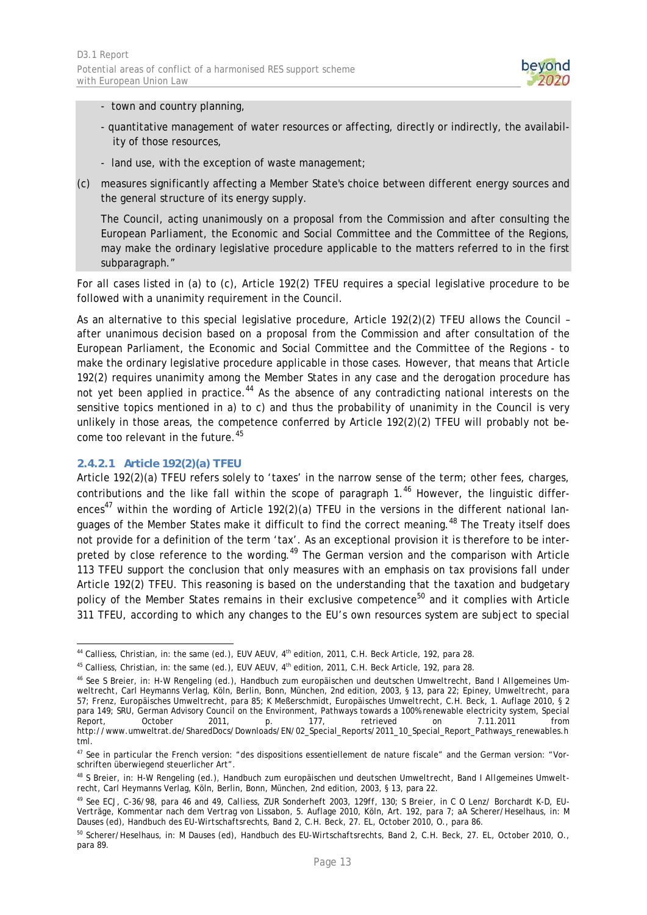- town and country planning,

- quantitative management of water resources or affecting, directly or indirectly, the availability of those resources,

- land use, with the exception of waste management;

(c) measures significantly affecting a Member State's choice between different energy sources and the general structure of its energy supply.

The Council, acting unanimously on a proposal from the Commission and after consulting the European Parliament, the Economic and Social Committee and the Committee of the Regions, may make the ordinary legislative procedure applicable to the matters referred to in the first subparagraph."

For all cases listed in (a) to (c), Article 192(2) TFEU requires a special legislative procedure to be followed with a unanimity requirement in the Council.

As an alternative to this special legislative procedure, Article 192(2)(2) TFEU allows the Council – after unanimous decision based on a proposal from the Commission and after consultation of the European Parliament, the Economic and Social Committee and the Committee of the Regions - to make the ordinary legislative procedure applicable in those cases. However, that means that Article 192(2) requires unanimity among the Member States in any case and the derogation procedure has not yet been applied in practice.[44] As the absence of any contradicting national interests on the sensitive topics mentioned in a) to c) and thus the probability of unanimity in the Council is very unlikely in those areas, the competence conferred by Article 192(2)(2) TFEU will probably not become too relevant in the future.[45]

#### 2.4.2.1 Article 192(2)(a) TFEU

Article 192(2)(a) TFEU refers solely to 'taxes' in the narrow sense of the term; other fees, charges, contributions and the like fall within the scope of paragraph 1.[46] However, the linguistic differences[47] within the wording of Article 192(2)(a) TFEU in the versions in the different national languages of the Member States make it difficult to find the correct meaning.[48] The Treaty itself does not provide for a definition of the term 'tax'. As an exceptional provision it is therefore to be interpreted by close reference to the wording.[49] The German version and the comparison with Article 113 TFEU support the conclusion that only measures with an emphasis on tax provisions fall under Article 192(2) TFEU. This reasoning is based on the understanding that the taxation and budgetary policy of the Member States remains in their exclusive competence[50] and it complies with Article 311 TFEU, according to which any changes to the EU's own resources system are subject to special

---

[44] Calliess, Christian, in: the same (ed.), EUV AEUV, 4th edition, 2011, C.H. Beck Article, 192, para 28.

[45] Calliess, Christian, in: the same (ed.), EUV AEUV, 4th edition, 2011, C.H. Beck Article, 192, para 28.

[46] See S Breier, in: H-W Rengeling (ed.), Handbuch zum europäischen und deutschen Umweltrecht, Band I Allgemeines Umweltrecht, Carl Heymanns Verlag, Köln, Berlin, Bonn, München, 2nd edition, 2003, § 13, para 22; Epiney, Umweltrecht, para 57; Frenz, Europäisches Umweltrecht, para 85; K Meßerschmidt, Europäisches Umweltrecht, C.H. Beck, 1. Auflage 2010, § 2 para 149; SRU, German Advisory Council on the Environment, Pathways towards a 100% renewable electricity system, Special Report, October 2011, p. 177, retrieved on 7.11.2011 from http://www.umweltrat.de/SharedDocs/Downloads/EN/02_Special_Reports/2011_10_Special_Report_Pathways_renewables.html.

[47] See in particular the French version: "des dispositions essentiellement de nature fiscale" and the German version: "Vorschriften überwiegend steuerlicher Art".

[48] S Breier, in: H-W Rengeling (ed.), Handbuch zum europäischen und deutschen Umweltrecht, Band I Allgemeines Umweltrecht, Carl Heymanns Verlag, Köln, Berlin, Bonn, München, 2nd edition, 2003, § 13, para 22.

[49] See ECJ, C-36/98, para 46 and 49, Calliess, ZUR Sonderheft 2003, 129ff, 130; S Breier, in C O Lenz/ Borchardt K-D, EU-Verträge, Kommentar nach dem Vertrag von Lissabon, 5. Auflage 2010, Köln, Art. 192, para 7; aA Scherer/Heselhaus, in: M Dauses (ed), Handbuch des EU-Wirtschaftsrechts, Band 2, C.H. Beck, 27. EL, October 2010, O., para 86.

[50] Scherer/Heselhaus, in: M Dauses (ed), Handbuch des EU-Wirtschaftsrechts, Band 2, C.H. Beck, 27. EL, October 2010, O., para 89.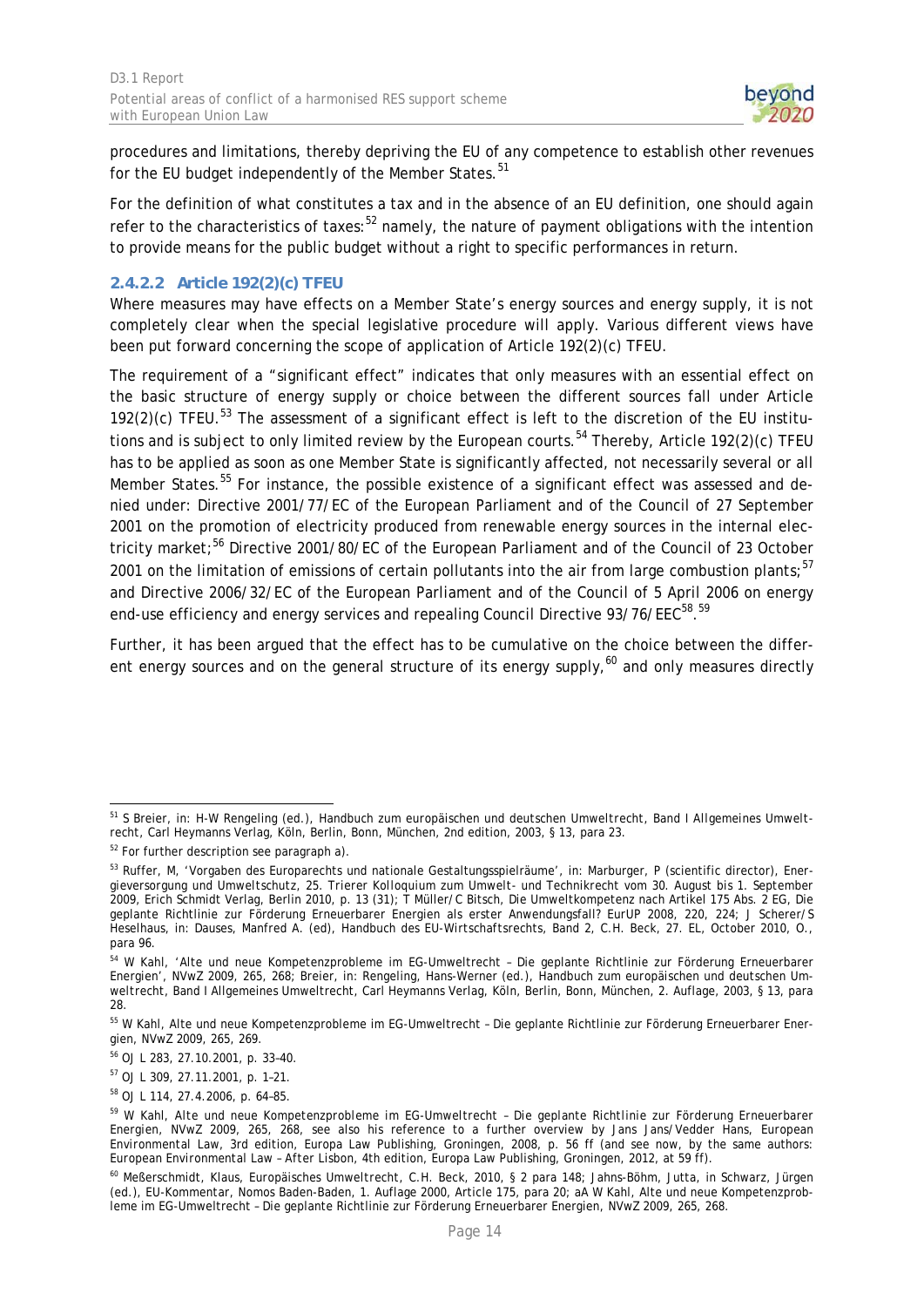procedures and limitations, thereby depriving the EU of any competence to establish other revenues for the EU budget independently of the Member States.[51]

For the definition of what constitutes a tax and in the absence of an EU definition, one should again refer to the characteristics of taxes:[52] namely, the nature of payment obligations with the intention to provide means for the public budget without a right to specific performances in return.

#### 2.4.2.2 Article 192(2)(c) TFEU

Where measures may have effects on a Member State's energy sources and energy supply, it is not completely clear when the special legislative procedure will apply. Various different views have been put forward concerning the scope of application of Article 192(2)(c) TFEU.

The requirement of a "significant effect" indicates that only measures with an essential effect on the basic structure of energy supply or choice between the different sources fall under Article 192(2)(c) TFEU.[53] The assessment of a significant effect is left to the discretion of the EU institutions and is subject to only limited review by the European courts.[54] Thereby, Article 192(2)(c) TFEU has to be applied as soon as one Member State is significantly affected, not necessarily several or all Member States.[55] For instance, the possible existence of a significant effect was assessed and denied under: Directive 2001/77/EC of the European Parliament and of the Council of 27 September 2001 on the promotion of electricity produced from renewable energy sources in the internal electricity market;[56] Directive 2001/80/EC of the European Parliament and of the Council of 23 October 2001 on the limitation of emissions of certain pollutants into the air from large combustion plants;[57] and Directive 2006/32/EC of the European Parliament and of the Council of 5 April 2006 on energy end-use efficiency and energy services and repealing Council Directive 93/76/EEC[58].[59]

Further, it has been argued that the effect has to be cumulative on the choice between the different energy sources and on the general structure of its energy supply,[60] and only measures directly

---

[51] S Breier, in: H-W Rengeling (ed.), Handbuch zum europäischen und deutschen Umweltrecht, Band I Allgemeines Umweltrecht, Carl Heymanns Verlag, Köln, Berlin, Bonn, München, 2nd edition, 2003, § 13, para 23.

[52] For further description see paragraph a).

[53] Ruffer, M, 'Vorgaben des Europarechts und nationale Gestaltungsspielräume', in: Marburger, P (scientific director), Energieversorgung und Umweltschutz, 25. Trierer Kolloquium zum Umwelt- und Technikrecht vom 30. August bis 1. September 2009, Erich Schmidt Verlag, Berlin 2010, p. 13 (31); T Müller/C Bitsch, Die Umweltkompetenz nach Artikel 175 Abs. 2 EG, Die geplante Richtlinie zur Förderung Erneuerbarer Energien als erster Anwendungsfall? EurUP 2008, 220, 224; J Scherer/S Heselhaus, in: Dauses, Manfred A. (ed), Handbuch des EU-Wirtschaftsrechts, Band 2, C.H. Beck, 27. EL, October 2010, O., para 96.

[54] W Kahl, 'Alte und neue Kompetenzprobleme im EG-Umweltrecht – Die geplante Richtlinie zur Förderung Erneuerbarer Energien', NVwZ 2009, 265, 268; Breier, in: Rengeling, Hans-Werner (ed.), Handbuch zum europäischen und deutschen Umweltrecht, Band I Allgemeines Umweltrecht, Carl Heymanns Verlag, Köln, Berlin, Bonn, München, 2. Auflage, 2003, § 13, para 28.

[55] W Kahl, Alte und neue Kompetenzprobleme im EG-Umweltrecht – Die geplante Richtlinie zur Förderung Erneuerbarer Energien, NVwZ 2009, 265, 269.

[56] OJ L 283, 27.10.2001, p. 33–40.

[57] OJ L 309, 27.11.2001, p. 1–21.

[58] OJ L 114, 27.4.2006, p. 64–85.

[59] W Kahl, Alte und neue Kompetenzprobleme im EG-Umweltrecht – Die geplante Richtlinie zur Förderung Erneuerbarer Energien, NVwZ 2009, 265, 268, see also his reference to a further overview by Jans Jans/Vedder Hans, European Environmental Law, 3rd edition, Europa Law Publishing, Groningen, 2008, p. 56 ff (and see now, by the same authors: European Environmental Law – After Lisbon, 4th edition, Europa Law Publishing, Groningen, 2012, at 59 ff).

[60] Meßerschmidt, Klaus, Europäisches Umweltrecht, C.H. Beck, 2010, § 2 para 148; Jahns-Böhm, Jutta, in Schwarz, Jürgen (ed.), EU-Kommentar, Nomos Baden-Baden, 1. Auflage 2000, Article 175, para 20; aA W Kahl, Alte und neue Kompetenzprobleme im EG-Umweltrecht – Die geplante Richtlinie zur Förderung Erneuerbarer Energien, NVwZ 2009, 265, 268.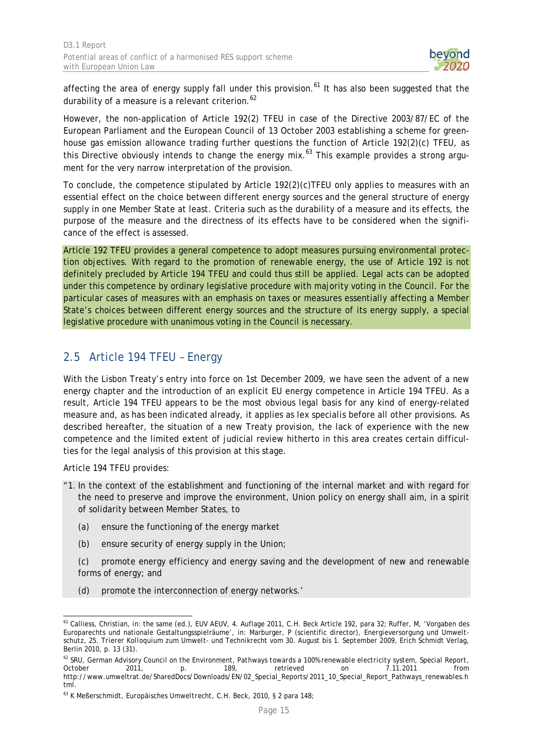affecting the area of energy supply fall under this provision.[61] It has also been suggested that the durability of a measure is a relevant criterion.[62]

However, the non-application of Article 192(2) TFEU in case of the Directive 2003/87/EC of the European Parliament and the European Council of 13 October 2003 establishing a scheme for greenhouse gas emission allowance trading further questions the function of Article 192(2)(c) TFEU, as this Directive obviously intends to change the energy mix.[63] This example provides a strong argument for the very narrow interpretation of the provision.

To conclude, the competence stipulated by Article 192(2)(c)TFEU only applies to measures with an essential effect on the choice between different energy sources and the general structure of energy supply in one Member State at least. Criteria such as the durability of a measure and its effects, the purpose of the measure and the directness of its effects have to be considered when the significance of the effect is assessed.

Article 192 TFEU provides a general competence to adopt measures pursuing environmental protection objectives. With regard to the promotion of renewable energy, the use of Article 192 is not definitely precluded by Article 194 TFEU and could thus still be applied. Legal acts can be adopted under this competence by ordinary legislative procedure with majority voting in the Council. For the particular cases of measures with an emphasis on taxes or measures essentially affecting a Member State's choices between different energy sources and the structure of its energy supply, a special legislative procedure with unanimous voting in the Council is necessary.

## 2.5 Article 194 TFEU – Energy

With the Lisbon Treaty's entry into force on 1st December 2009, we have seen the advent of a new energy chapter and the introduction of an explicit EU energy competence in Article 194 TFEU. As a result, Article 194 TFEU appears to be the most obvious legal basis for any kind of energy-related measure and, as has been indicated already, it applies as *lex specialis* before all other provisions. As described hereafter, the situation of a new Treaty provision, the lack of experience with the new competence and the limited extent of judicial review hitherto in this area creates certain difficulties for the legal analysis of this provision at this stage.

Article 194 TFEU provides:

"1. In the context of the establishment and functioning of the internal market and with regard for the need to preserve and improve the environment, Union policy on energy shall aim, in a spirit of solidarity between Member States, to

(a) ensure the functioning of the energy market

(b) ensure security of energy supply in the Union;

(c) promote energy efficiency and energy saving and the development of new and renewable forms of energy; and

(d) promote the interconnection of energy networks.'

---

[61] Calliess, Christian, in: the same (ed.), EUV AEUV, 4. Auflage 2011, C.H. Beck Article 192, para 32; Ruffer, M, 'Vorgaben des Europarechts und nationale Gestaltungsspielräume', in: Marburger, P (scientific director), Energieversorgung und Umweltschutz, 25. Trierer Kolloquium zum Umwelt- und Technikrecht vom 30. August bis 1. September 2009, Erich Schmidt Verlag, Berlin 2010, p. 13 (31).

[62] SRU, German Advisory Council on the Environment, Pathways towards a 100% renewable electricity system, Special Report, October 2011, p. 189, retrieved on 7.11.2011 from http://www.umweltrat.de/SharedDocs/Downloads/EN/02_Special_Reports/2011_10_Special_Report_Pathways_renewables.html.

[63] K Meßerschmidt, Europäisches Umweltrecht, C.H. Beck, 2010, § 2 para 148;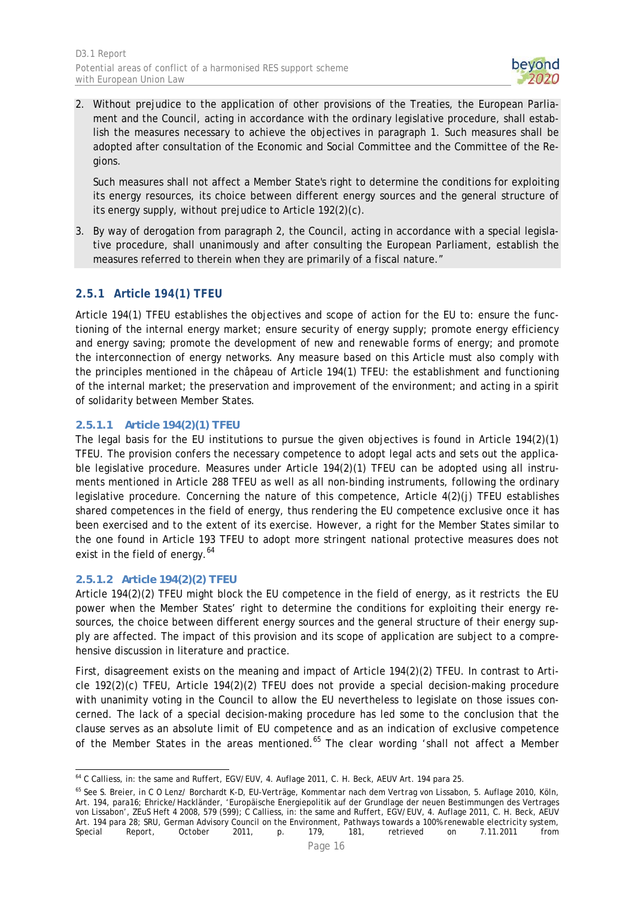2. Without prejudice to the application of other provisions of the Treaties, the European Parliament and the Council, acting in accordance with the ordinary legislative procedure, shall establish the measures necessary to achieve the objectives in paragraph 1. Such measures shall be adopted after consultation of the Economic and Social Committee and the Committee of the Regions.

   Such measures shall not affect a Member State's right to determine the conditions for exploiting its energy resources, its choice between different energy sources and the general structure of its energy supply, without prejudice to Article 192(2)(c).

3. By way of derogation from paragraph 2, the Council, acting in accordance with a special legislative procedure, shall unanimously and after consulting the European Parliament, establish the measures referred to therein when they are primarily of a fiscal nature."

### 2.5.1 Article 194(1) TFEU

Article 194(1) TFEU establishes the objectives and scope of action for the EU to: ensure the functioning of the internal energy market; ensure security of energy supply; promote energy efficiency and energy saving; promote the development of new and renewable forms of energy; and promote the interconnection of energy networks. Any measure based on this Article must also comply with the principles mentioned in the châpeau of Article 194(1) TFEU: the establishment and functioning of the internal market; the preservation and improvement of the environment; and acting in a spirit of solidarity between Member States.

#### 2.5.1.1 Article 194(2)(1) TFEU

The legal basis for the EU institutions to pursue the given objectives is found in Article 194(2)(1) TFEU. The provision confers the necessary competence to adopt legal acts and sets out the applicable legislative procedure. Measures under Article 194(2)(1) TFEU can be adopted using all instruments mentioned in Article 288 TFEU as well as all non-binding instruments, following the ordinary legislative procedure. Concerning the nature of this competence, Article 4(2)(j) TFEU establishes shared competences in the field of energy, thus rendering the EU competence exclusive once it has been exercised and to the extent of its exercise. However, a right for the Member States similar to the one found in Article 193 TFEU to adopt more stringent national protective measures does not exist in the field of energy.[64]

#### 2.5.1.2 Article 194(2)(2) TFEU

Article 194(2)(2) TFEU might block the EU competence in the field of energy, as it restricts the EU power when the Member States' right to determine the conditions for exploiting their energy resources, the choice between different energy sources and the general structure of their energy supply are affected. The impact of this provision and its scope of application are subject to a comprehensive discussion in literature and practice.

First, disagreement exists on the meaning and impact of Article 194(2)(2) TFEU. In contrast to Article 192(2)(c) TFEU, Article 194(2)(2) TFEU does not provide a special decision-making procedure with unanimity voting in the Council to allow the EU nevertheless to legislate on those issues concerned. The lack of a special decision-making procedure has led some to the conclusion that the clause serves as an absolute limit of EU competence and as an indication of exclusive competence of the Member States in the areas mentioned.[65] The clear wording 'shall not affect a Member

---

[64] C Calliess, in: the same and Ruffert, EGV/EUV, 4. Auflage 2011, C. H. Beck, AEUV Art. 194 para 25.

[65] See S. Breier, in C O Lenz/ Borchardt K-D, EU-Verträge, Kommentar nach dem Vertrag von Lissabon, 5. Auflage 2010, Köln, Art. 194, para16; Ehricke/Hackländer, 'Europäische Energiepolitik auf der Grundlage der neuen Bestimmungen des Vertrages von Lissabon', ZEuS Heft 4 2008, 579 (599); C Calliess, in: the same and Ruffert, EGV/EUV, 4. Auflage 2011, C. H. Beck, AEUV Art. 194 para 28; SRU, German Advisory Council on the Environment, Pathways towards a 100% renewable electricity system, Special Report, October 2011, p. 179, 181, retrieved on 7.11.2011 from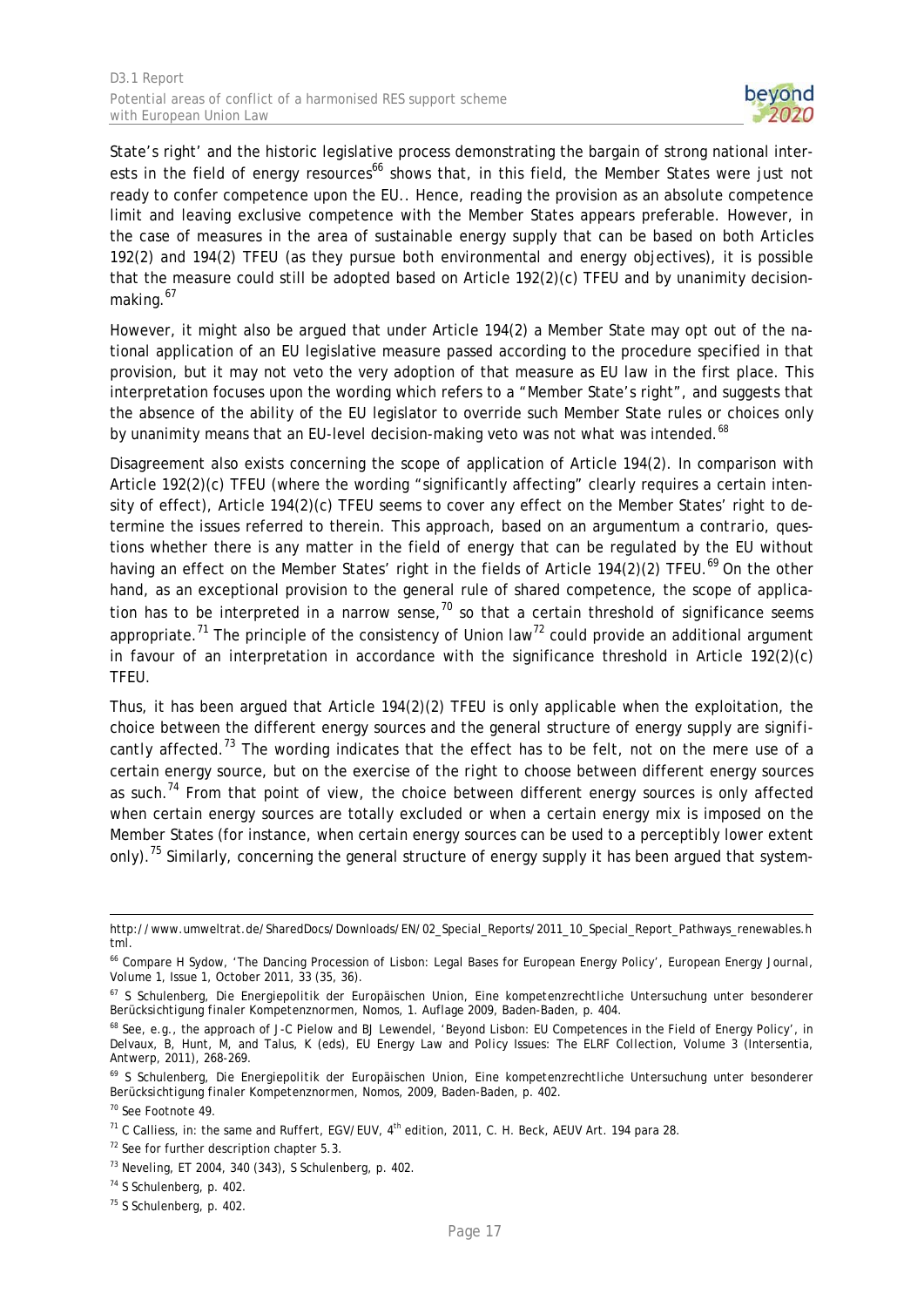State's right' and the historic legislative process demonstrating the bargain of strong national interests in the field of energy resources[66] shows that, in this field, the Member States were just not ready to confer competence upon the EU.. Hence, reading the provision as an absolute competence limit and leaving exclusive competence with the Member States appears preferable. However, in the case of measures in the area of sustainable energy supply that can be based on both Articles 192(2) and 194(2) TFEU (as they pursue both environmental and energy objectives), it is possible that the measure could still be adopted based on Article 192(2)(c) TFEU and by unanimity decision-making.[67]

However, it might also be argued that under Article 194(2) a Member State may opt out of the national application of an EU legislative measure passed according to the procedure specified in that provision, but it may not veto the very adoption of that measure as EU law in the first place. This interpretation focuses upon the wording which refers to a "Member State's right", and suggests that the absence of the ability of the EU legislator to override such Member State rules or choices only by unanimity means that an EU-level decision-making veto was not what was intended.[68]

Disagreement also exists concerning the scope of application of Article 194(2). In comparison with Article 192(2)(c) TFEU (where the wording "significantly affecting" clearly requires a certain intensity of effect), Article 194(2)(c) TFEU seems to cover any effect on the Member States' right to determine the issues referred to therein. This approach, based on an argumentum a contrario, questions whether there is any matter in the field of energy that can be regulated by the EU without having an effect on the Member States' right in the fields of Article 194(2)(2) TFEU.[69] On the other hand, as an exceptional provision to the general rule of shared competence, the scope of application has to be interpreted in a narrow sense,[70] so that a certain threshold of significance seems appropriate.[71] The principle of the consistency of Union law[72] could provide an additional argument in favour of an interpretation in accordance with the significance threshold in Article 192(2)(c) TFEU.

Thus, it has been argued that Article 194(2)(2) TFEU is only applicable when the exploitation, the choice between the different energy sources and the general structure of energy supply are significantly affected.[73] The wording indicates that the effect has to be felt, not on the mere use of a certain energy source, but on the exercise of the right to choose between different energy sources as such.[74] From that point of view, the choice between different energy sources is only affected when certain energy sources are totally excluded or when a certain energy mix is imposed on the Member States (for instance, when certain energy sources can be used to a perceptibly lower extent only).[75] Similarly, concerning the general structure of energy supply it has been argued that system-

---

http://www.umweltrat.de/SharedDocs/Downloads/EN/02_Special_Reports/2011_10_Special_Report_Pathways_renewables.html.

[66] Compare H Sydow, 'The Dancing Procession of Lisbon: Legal Bases for European Energy Policy', European Energy Journal, Volume 1, Issue 1, October 2011, 33 (35, 36).

[67] S Schulenberg, Die Energiepolitik der Europäischen Union, Eine kompetenzrechtliche Untersuchung unter besonderer Berücksichtigung finaler Kompetenznormen, Nomos, 1. Auflage 2009, Baden-Baden, p. 404.

[68] See, e.g., the approach of J-C Pielow and BJ Lewendel, 'Beyond Lisbon: EU Competences in the Field of Energy Policy', in Delvaux, B, Hunt, M, and Talus, K (eds), EU Energy Law and Policy Issues: The ELRF Collection, Volume 3 (Intersentia, Antwerp, 2011), 268-269.

[69] S Schulenberg, Die Energiepolitik der Europäischen Union, Eine kompetenzrechtliche Untersuchung unter besonderer Berücksichtigung finaler Kompetenznormen, Nomos, 2009, Baden-Baden, p. 402.

[70] See Footnote 49.

[71] C Calliess, in: the same and Ruffert, EGV/EUV, 4th edition, 2011, C. H. Beck, AEUV Art. 194 para 28.

[72] See for further description chapter 5.3.

[73] Neveling, ET 2004, 340 (343), S Schulenberg, p. 402.

[74] S Schulenberg, p. 402.

[75] S Schulenberg, p. 402.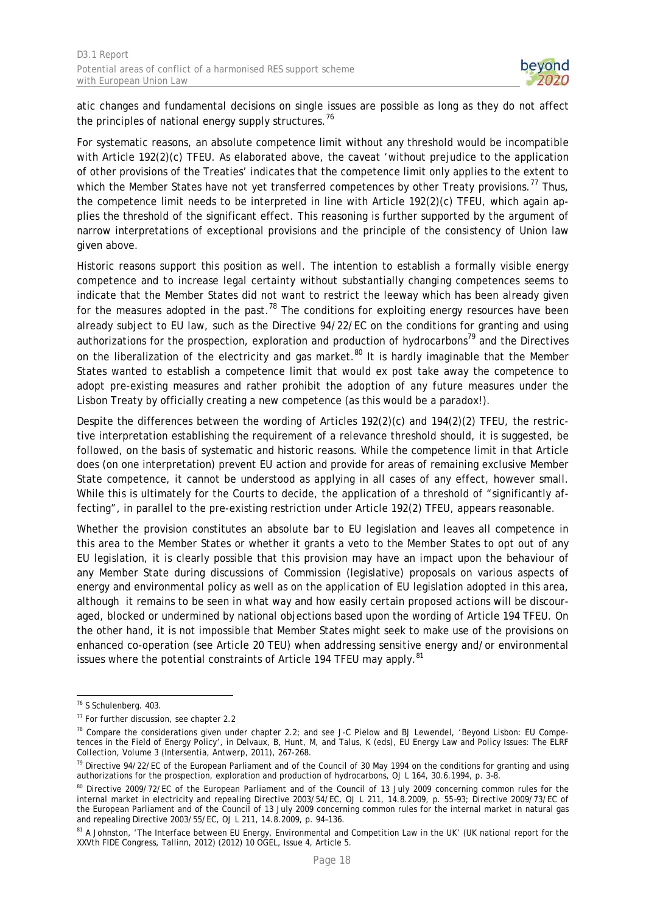atic changes and fundamental decisions on single issues are possible as long as they do not affect the principles of national energy supply structures.[76]

For systematic reasons, an absolute competence limit without any threshold would be incompatible with Article 192(2)(c) TFEU. As elaborated above, the caveat 'without prejudice to the application of other provisions of the Treaties' indicates that the competence limit only applies to the extent to which the Member States have not yet transferred competences by other Treaty provisions.[77] Thus, the competence limit needs to be interpreted in line with Article 192(2)(c) TFEU, which again applies the threshold of the significant effect. This reasoning is further supported by the argument of narrow interpretations of exceptional provisions and the principle of the consistency of Union law given above.

Historic reasons support this position as well. The intention to establish a formally visible energy competence and to increase legal certainty without substantially changing competences seems to indicate that the Member States did not want to restrict the leeway which has been already given for the measures adopted in the past.[78] The conditions for exploiting energy resources have been already subject to EU law, such as the Directive 94/22/EC on the conditions for granting and using authorizations for the prospection, exploration and production of hydrocarbons[79] and the Directives on the liberalization of the electricity and gas market.[80] It is hardly imaginable that the Member States wanted to establish a competence limit that would ex post take away the competence to adopt pre-existing measures and rather prohibit the adoption of any future measures under the Lisbon Treaty by officially creating a new competence (as this would be a paradox!).

Despite the differences between the wording of Articles 192(2)(c) and 194(2)(2) TFEU, the restrictive interpretation establishing the requirement of a relevance threshold should, it is suggested, be followed, on the basis of systematic and historic reasons. While the competence limit in that Article does (on one interpretation) prevent EU action and provide for areas of remaining exclusive Member State competence, it cannot be understood as applying in all cases of any effect, however small. While this is ultimately for the Courts to decide, the application of a threshold of "significantly affecting", in parallel to the pre-existing restriction under Article 192(2) TFEU, appears reasonable.

Whether the provision constitutes an absolute bar to EU legislation and leaves all competence in this area to the Member States or whether it grants a veto to the Member States to opt out of any EU legislation, it is clearly possible that this provision may have an impact upon the behaviour of any Member State during discussions of Commission (legislative) proposals on various aspects of energy and environmental policy as well as on the application of EU legislation adopted in this area, although it remains to be seen in what way and how easily certain proposed actions will be discouraged, blocked or undermined by national objections based upon the wording of Article 194 TFEU. On the other hand, it is not impossible that Member States might seek to make use of the provisions on enhanced co-operation (see Article 20 TEU) when addressing sensitive energy and/or environmental issues where the potential constraints of Article 194 TFEU may apply.[81]

---

[76] S Schulenberg. 403.

[77] For further discussion, see chapter 2.2

[78] Compare the considerations given under chapter 2.2; and see J-C Pielow and BJ Lewendel, 'Beyond Lisbon: EU Competences in the Field of Energy Policy', in Delvaux, B, Hunt, M, and Talus, K (eds), EU Energy Law and Policy Issues: The ELRF Collection, Volume 3 (Intersentia, Antwerp, 2011), 267-268.

[79] Directive 94/22/EC of the European Parliament and of the Council of 30 May 1994 on the conditions for granting and using authorizations for the prospection, exploration and production of hydrocarbons, OJ L 164, 30.6.1994, p. 3–8.

[80] Directive 2009/72/EC of the European Parliament and of the Council of 13 July 2009 concerning common rules for the internal market in electricity and repealing Directive 2003/54/EC, OJ L 211, 14.8.2009, p. 55–93; Directive 2009/73/EC of the European Parliament and of the Council of 13 July 2009 concerning common rules for the internal market in natural gas and repealing Directive 2003/55/EC, OJ L 211, 14.8.2009, p. 94–136.

[81] A Johnston, 'The Interface between EU Energy, Environmental and Competition Law in the UK' (UK national report for the XXVth FIDE Congress, Tallinn, 2012) (2012) 10 OGEL, Issue 4, Article 5.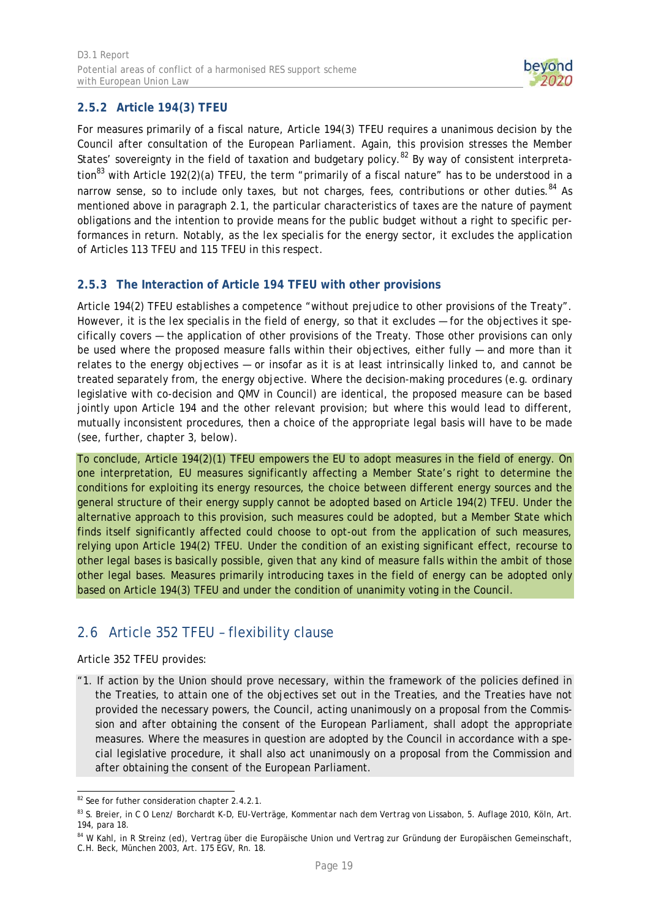### 2.5.2 Article 194(3) TFEU

For measures primarily of a fiscal nature, Article 194(3) TFEU requires a unanimous decision by the Council after consultation of the European Parliament. Again, this provision stresses the Member States' sovereignty in the field of taxation and budgetary policy.[82] By way of consistent interpretation[83] with Article 192(2)(a) TFEU, the term "primarily of a fiscal nature" has to be understood in a narrow sense, so to include only taxes, but not charges, fees, contributions or other duties.[84] As mentioned above in paragraph 2.1, the particular characteristics of taxes are the nature of payment obligations and the intention to provide means for the public budget without a right to specific performances in return. Notably, as the lex specialis for the energy sector, it excludes the application of Articles 113 TFEU and 115 TFEU in this respect.

### 2.5.3 The Interaction of Article 194 TFEU with other provisions

Article 194(2) TFEU establishes a competence "without prejudice to other provisions of the Treaty". However, it is the lex specialis in the field of energy, so that it excludes — for the objectives it specifically covers — the application of other provisions of the Treaty. Those other provisions can only be used where the proposed measure falls within their objectives, either fully — and more than it relates to the energy objectives — or insofar as it is at least intrinsically linked to, and cannot be treated separately from, the energy objective. Where the decision-making procedures (e.g. ordinary legislative with co-decision and QMV in Council) are identical, the proposed measure can be based jointly upon Article 194 and the other relevant provision; but where this would lead to different, mutually inconsistent procedures, then a choice of the appropriate legal basis will have to be made (see, further, chapter 3, below).

To conclude, Article 194(2)(1) TFEU empowers the EU to adopt measures in the field of energy. On one interpretation, EU measures significantly affecting a Member State's right to determine the conditions for exploiting its energy resources, the choice between different energy sources and the general structure of their energy supply cannot be adopted based on Article 194(2) TFEU. Under the alternative approach to this provision, such measures could be adopted, but a Member State which finds itself significantly affected could choose to opt-out from the application of such measures, relying upon Article 194(2) TFEU. Under the condition of an existing significant effect, recourse to other legal bases is basically possible, given that any kind of measure falls within the ambit of those other legal bases. Measures primarily introducing taxes in the field of energy can be adopted only based on Article 194(3) TFEU and under the condition of unanimity voting in the Council.

## 2.6 Article 352 TFEU – flexibility clause

Article 352 TFEU provides:

> "1. If action by the Union should prove necessary, within the framework of the policies defined in the Treaties, to attain one of the objectives set out in the Treaties, and the Treaties have not provided the necessary powers, the Council, acting unanimously on a proposal from the Commission and after obtaining the consent of the European Parliament, shall adopt the appropriate measures. Where the measures in question are adopted by the Council in accordance with a special legislative procedure, it shall also act unanimously on a proposal from the Commission and after obtaining the consent of the European Parliament.

---

[82] See for futher consideration chapter 2.4.2.1.

[83] S. Breier, in C O Lenz/ Borchardt K-D, EU-Verträge, Kommentar nach dem Vertrag von Lissabon, 5. Auflage 2010, Köln, Art. 194, para 18.

[84] W Kahl, in R Streinz (ed), Vertrag über die Europäische Union und Vertrag zur Gründung der Europäischen Gemeinschaft, C.H. Beck, München 2003, Art. 175 EGV, Rn. 18.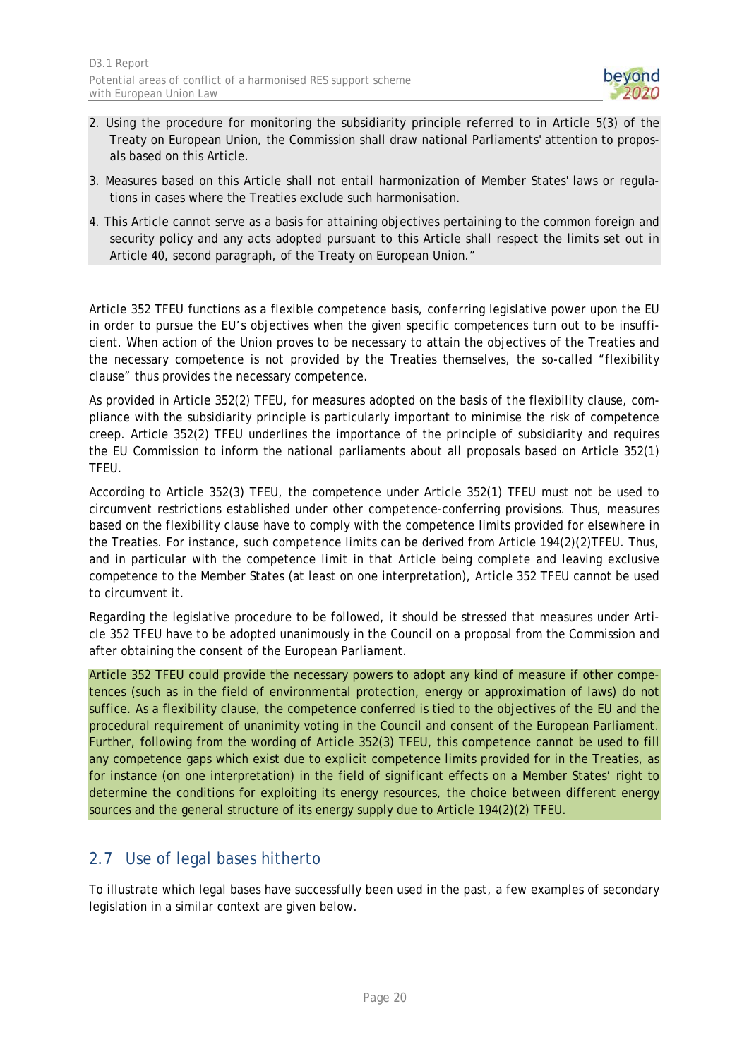2. Using the procedure for monitoring the subsidiarity principle referred to in Article 5(3) of the Treaty on European Union, the Commission shall draw national Parliaments' attention to proposals based on this Article.

3. Measures based on this Article shall not entail harmonization of Member States' laws or regulations in cases where the Treaties exclude such harmonisation.

4. This Article cannot serve as a basis for attaining objectives pertaining to the common foreign and security policy and any acts adopted pursuant to this Article shall respect the limits set out in Article 40, second paragraph, of the Treaty on European Union."

Article 352 TFEU functions as a flexible competence basis, conferring legislative power upon the EU in order to pursue the EU's objectives when the given specific competences turn out to be insufficient. When action of the Union proves to be necessary to attain the objectives of the Treaties and the necessary competence is not provided by the Treaties themselves, the so-called "flexibility clause" thus provides the necessary competence.

As provided in Article 352(2) TFEU, for measures adopted on the basis of the flexibility clause, compliance with the subsidiarity principle is particularly important to minimise the risk of competence creep. Article 352(2) TFEU underlines the importance of the principle of subsidiarity and requires the EU Commission to inform the national parliaments about all proposals based on Article 352(1) TFEU.

According to Article 352(3) TFEU, the competence under Article 352(1) TFEU must not be used to circumvent restrictions established under other competence-conferring provisions. Thus, measures based on the flexibility clause have to comply with the competence limits provided for elsewhere in the Treaties. For instance, such competence limits can be derived from Article 194(2)(2)TFEU. Thus, and in particular with the competence limit in that Article being complete and leaving exclusive competence to the Member States (at least on one interpretation), Article 352 TFEU cannot be used to circumvent it.

Regarding the legislative procedure to be followed, it should be stressed that measures under Article 352 TFEU have to be adopted unanimously in the Council on a proposal from the Commission and after obtaining the consent of the European Parliament.

Article 352 TFEU could provide the necessary powers to adopt any kind of measure if other competences (such as in the field of environmental protection, energy or approximation of laws) do not suffice. As a flexibility clause, the competence conferred is tied to the objectives of the EU and the procedural requirement of unanimity voting in the Council and consent of the European Parliament. Further, following from the wording of Article 352(3) TFEU, this competence cannot be used to fill any competence gaps which exist due to explicit competence limits provided for in the Treaties, as for instance (on one interpretation) in the field of significant effects on a Member States' right to determine the conditions for exploiting its energy resources, the choice between different energy sources and the general structure of its energy supply due to Article 194(2)(2) TFEU.

## 2.7 Use of legal bases hitherto

To illustrate which legal bases have successfully been used in the past, a few examples of secondary legislation in a similar context are given below.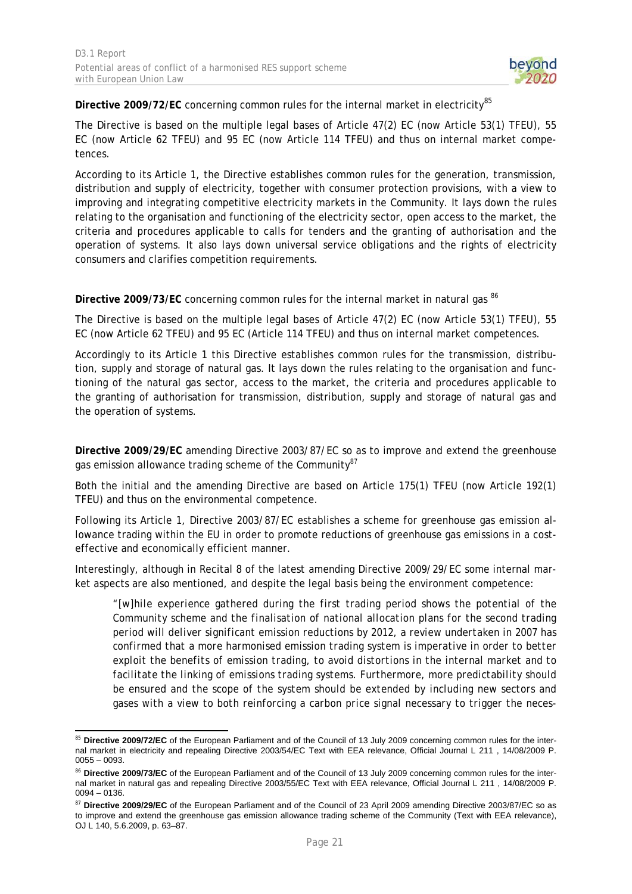**Directive 2009/72/EC** concerning common rules for the internal market in electricity[85]

The Directive is based on the multiple legal bases of Article 47(2) EC (now Article 53(1) TFEU), 55 EC (now Article 62 TFEU) and 95 EC (now Article 114 TFEU) and thus on internal market competences.

According to its Article 1, the Directive establishes common rules for the generation, transmission, distribution and supply of electricity, together with consumer protection provisions, with a view to improving and integrating competitive electricity markets in the Community. It lays down the rules relating to the organisation and functioning of the electricity sector, open access to the market, the criteria and procedures applicable to calls for tenders and the granting of authorisation and the operation of systems. It also lays down universal service obligations and the rights of electricity consumers and clarifies competition requirements.

**Directive 2009/73/EC** concerning common rules for the internal market in natural gas [86]

The Directive is based on the multiple legal bases of Article 47(2) EC (now Article 53(1) TFEU), 55 EC (now Article 62 TFEU) and 95 EC (Article 114 TFEU) and thus on internal market competences.

Accordingly to its Article 1 this Directive establishes common rules for the transmission, distribution, supply and storage of natural gas. It lays down the rules relating to the organisation and functioning of the natural gas sector, access to the market, the criteria and procedures applicable to the granting of authorisation for transmission, distribution, supply and storage of natural gas and the operation of systems.

**Directive 2009/29/EC** amending Directive 2003/87/EC so as to improve and extend the greenhouse gas emission allowance trading scheme of the Community[87]

Both the initial and the amending Directive are based on Article 175(1) TFEU (now Article 192(1) TFEU) and thus on the environmental competence.

Following its Article 1, Directive 2003/87/EC establishes a scheme for greenhouse gas emission allowance trading within the EU in order to promote reductions of greenhouse gas emissions in a cost-effective and economically efficient manner.

Interestingly, although in Recital 8 of the latest amending Directive 2009/29/EC some internal market aspects are also mentioned, and despite the legal basis being the environment competence:

> *"[w]hile experience gathered during the first trading period shows the potential of the Community scheme and the finalisation of national allocation plans for the second trading period will deliver significant emission reductions by 2012, a review undertaken in 2007 has confirmed that a more harmonised emission trading system is imperative in order to better exploit the benefits of emission trading, to avoid distortions in the internal market and to facilitate the linking of emissions trading systems. Furthermore, more predictability should be ensured and the scope of the system should be extended by including new sectors and gases with a view to both reinforcing a carbon price signal necessary to trigger the neces-*

---

[85] **Directive 2009/72/EC** of the European Parliament and of the Council of 13 July 2009 concerning common rules for the internal market in electricity and repealing Directive 2003/54/EC Text with EEA relevance, Official Journal L 211 , 14/08/2009 P. 0055 – 0093.

[86] **Directive 2009/73/EC** of the European Parliament and of the Council of 13 July 2009 concerning common rules for the internal market in natural gas and repealing Directive 2003/55/EC Text with EEA relevance, Official Journal L 211 , 14/08/2009 P. 0094 – 0136.

[87] **Directive 2009/29/EC** of the European Parliament and of the Council of 23 April 2009 amending Directive 2003/87/EC so as to improve and extend the greenhouse gas emission allowance trading scheme of the Community (Text with EEA relevance), OJ L 140, 5.6.2009, p. 63–87.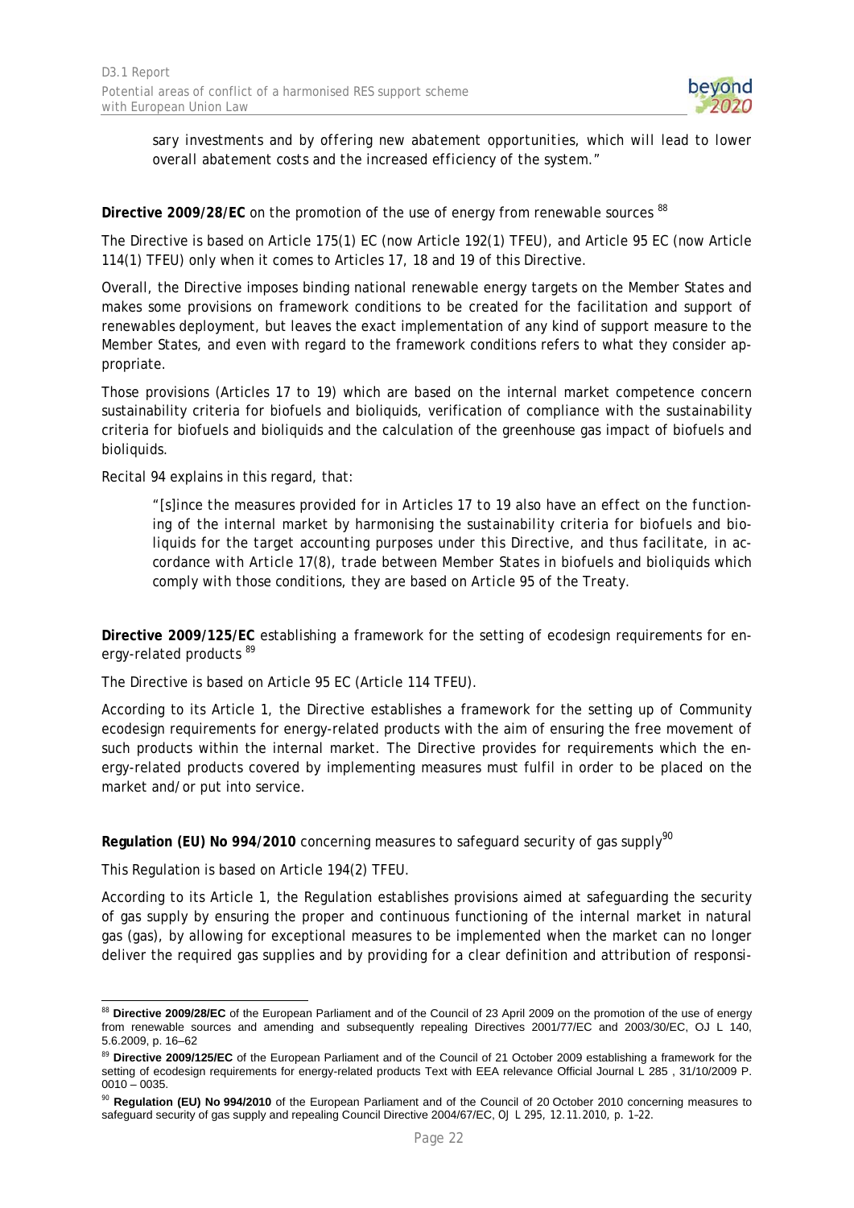> *sary investments and by offering new abatement opportunities, which will lead to lower overall abatement costs and the increased efficiency of the system."*

**Directive 2009/28/EC** on the promotion of the use of energy from renewable sources [88]

The Directive is based on Article 175(1) EC (now Article 192(1) TFEU), and Article 95 EC (now Article 114(1) TFEU) only when it comes to Articles 17, 18 and 19 of this Directive.

Overall, the Directive imposes binding national renewable energy targets on the Member States and makes some provisions on framework conditions to be created for the facilitation and support of renewables deployment, but leaves the exact implementation of any kind of support measure to the Member States, and even with regard to the framework conditions refers to what they consider appropriate.

Those provisions (Articles 17 to 19) which are based on the internal market competence concern sustainability criteria for biofuels and bioliquids, verification of compliance with the sustainability criteria for biofuels and bioliquids and the calculation of the greenhouse gas impact of biofuels and bioliquids.

Recital 94 explains in this regard, that:

> *"[s]ince the measures provided for in Articles 17 to 19 also have an effect on the functioning of the internal market by harmonising the sustainability criteria for biofuels and bioliquids for the target accounting purposes under this Directive, and thus facilitate, in accordance with Article 17(8), trade between Member States in biofuels and bioliquids which comply with those conditions, they are based on Article 95 of the Treaty.*

**Directive 2009/125/EC** establishing a framework for the setting of ecodesign requirements for energy-related products [89]

The Directive is based on Article 95 EC (Article 114 TFEU).

According to its Article 1, the Directive establishes a framework for the setting up of Community ecodesign requirements for energy-related products with the aim of ensuring the free movement of such products within the internal market. The Directive provides for requirements which the energy-related products covered by implementing measures must fulfil in order to be placed on the market and/or put into service.

**Regulation (EU) No 994/2010** concerning measures to safeguard security of gas supply[90]

This Regulation is based on Article 194(2) TFEU.

According to its Article 1, the Regulation establishes provisions aimed at safeguarding the security of gas supply by ensuring the proper and continuous functioning of the internal market in natural gas (gas), by allowing for exceptional measures to be implemented when the market can no longer deliver the required gas supplies and by providing for a clear definition and attribution of responsi-

---

[88] **Directive 2009/28/EC** of the European Parliament and of the Council of 23 April 2009 on the promotion of the use of energy from renewable sources and amending and subsequently repealing Directives 2001/77/EC and 2003/30/EC, OJ L 140, 5.6.2009, p. 16–62

[89] **Directive 2009/125/EC** of the European Parliament and of the Council of 21 October 2009 establishing a framework for the setting of ecodesign requirements for energy-related products Text with EEA relevance Official Journal L 285 , 31/10/2009 P. 0010 – 0035.

[90] **Regulation (EU) No 994/2010** of the European Parliament and of the Council of 20 October 2010 concerning measures to safeguard security of gas supply and repealing Council Directive 2004/67/EC, OJ L 295, 12.11.2010, p. 1–22.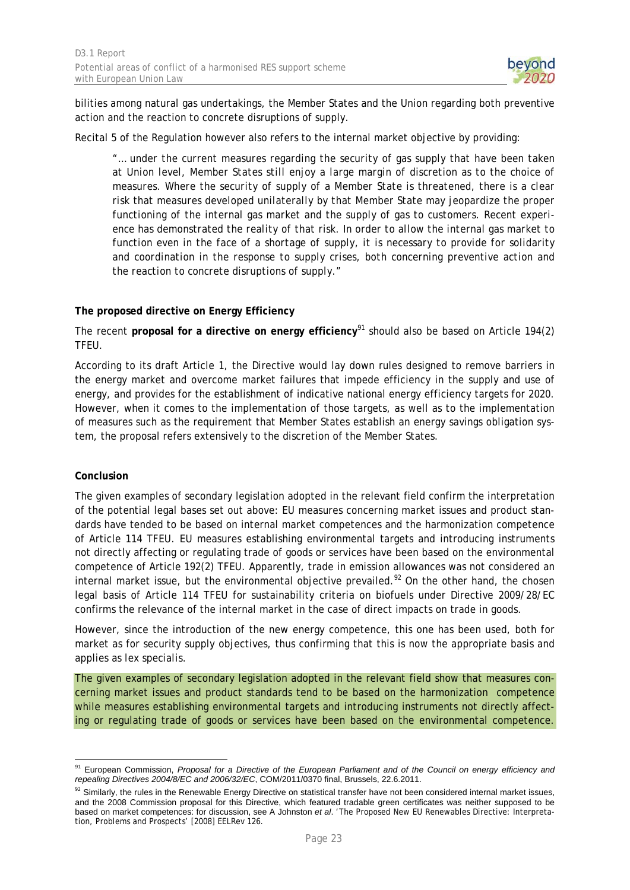bilities among natural gas undertakings, the Member States and the Union regarding both preventive action and the reaction to concrete disruptions of supply.

Recital 5 of the Regulation however also refers to the internal market objective by providing:

> *"… under the current measures regarding the security of gas supply that have been taken at Union level, Member States still enjoy a large margin of discretion as to the choice of measures. Where the security of supply of a Member State is threatened, there is a clear risk that measures developed unilaterally by that Member State may jeopardize the proper functioning of the internal gas market and the supply of gas to customers. Recent experience has demonstrated the reality of that risk. In order to allow the internal gas market to function even in the face of a shortage of supply, it is necessary to provide for solidarity and coordination in the response to supply crises, both concerning preventive action and the reaction to concrete disruptions of supply."*

**The proposed directive on Energy Efficiency**

The recent **proposal for a directive on energy efficiency**[91] should also be based on Article 194(2) TFEU.

According to its draft Article 1, the Directive would lay down rules designed to remove barriers in the energy market and overcome market failures that impede efficiency in the supply and use of energy, and provides for the establishment of indicative national energy efficiency targets for 2020. However, when it comes to the implementation of those targets, as well as to the implementation of measures such as the requirement that Member States establish an energy savings obligation system, the proposal refers extensively to the discretion of the Member States.

**Conclusion**

The given examples of secondary legislation adopted in the relevant field confirm the interpretation of the potential legal bases set out above: EU measures concerning market issues and product standards have tended to be based on internal market competences and the harmonization competence of Article 114 TFEU. EU measures establishing environmental targets and introducing instruments not directly affecting or regulating trade of goods or services have been based on the environmental competence of Article 192(2) TFEU. Apparently, trade in emission allowances was not considered an internal market issue, but the environmental objective prevailed.[92] On the other hand, the chosen legal basis of Article 114 TFEU for sustainability criteria on biofuels under Directive 2009/28/EC confirms the relevance of the internal market in the case of direct impacts on trade in goods.

However, since the introduction of the new energy competence, this one has been used, both for market as for security supply objectives, thus confirming that this is now the appropriate basis and applies as lex specialis.

The given examples of secondary legislation adopted in the relevant field show that measures concerning market issues and product standards tend to be based on the harmonization competence while measures establishing environmental targets and introducing instruments not directly affecting or regulating trade of goods or services have been based on the environmental competence.

---

[91] European Commission, *Proposal for a Directive of the European Parliament and of the Council on energy efficiency and repealing Directives 2004/8/EC and 2006/32/EC*, COM/2011/0370 final, Brussels, 22.6.2011.

[92] Similarly, the rules in the Renewable Energy Directive on statistical transfer have not been considered internal market issues, and the 2008 Commission proposal for this Directive, which featured tradable green certificates was neither supposed to be based on market competences: for discussion, see A Johnston *et al*. 'The Proposed New EU Renewables Directive: Interpretation, Problems and Prospects' [2008] EELRev 126.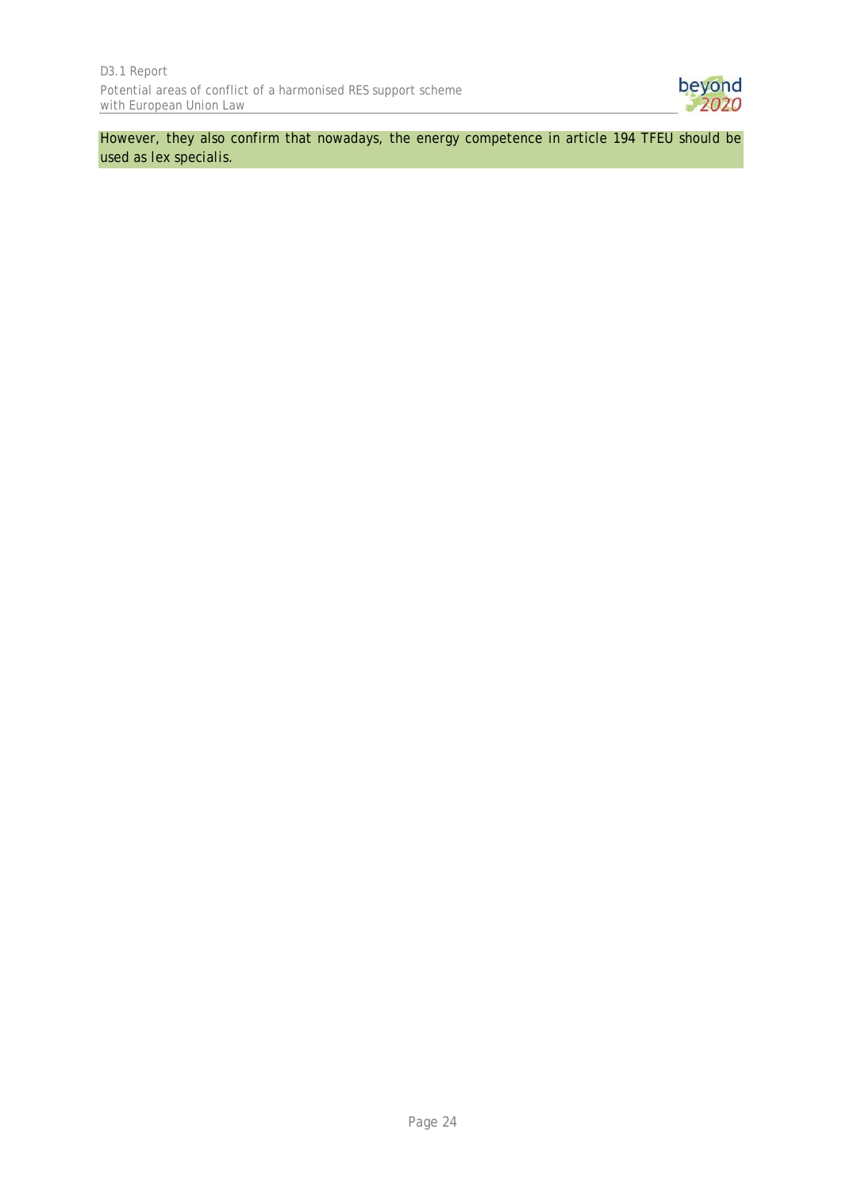*However, they also confirm that nowadays, the energy competence in article 194 TFEU should be used as lex specialis.*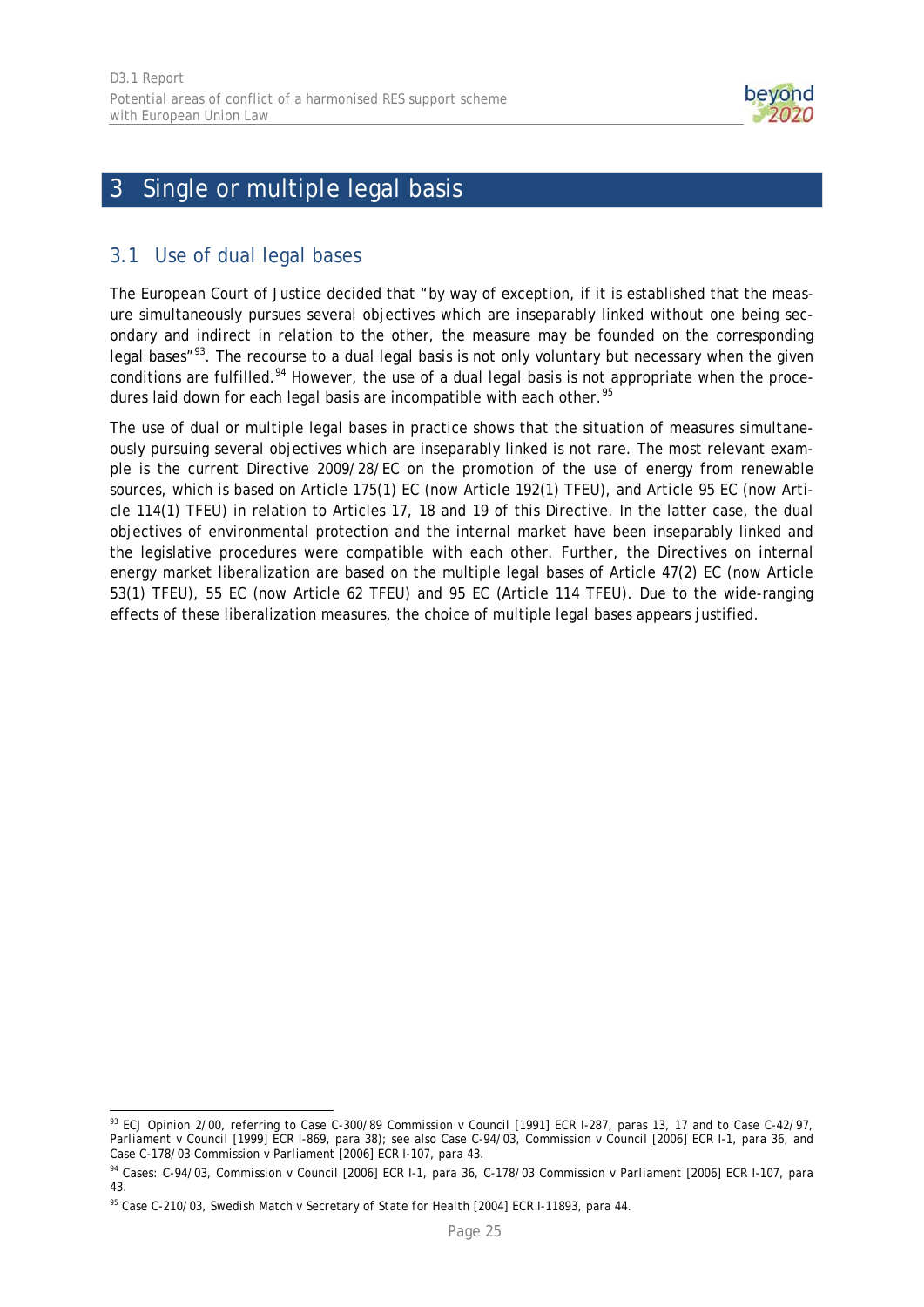# 3 Single or multiple legal basis

## 3.1 Use of dual legal bases

The European Court of Justice decided that "by way of exception, if it is established that the measure simultaneously pursues several objectives which are inseparably linked without one being secondary and indirect in relation to the other, the measure may be founded on the corresponding legal bases"[93]. The recourse to a dual legal basis is not only voluntary but necessary when the given conditions are fulfilled.[94] However, the use of a dual legal basis is not appropriate when the procedures laid down for each legal basis are incompatible with each other.[95]

The use of dual or multiple legal bases in practice shows that the situation of measures simultaneously pursuing several objectives which are inseparably linked is not rare. The most relevant example is the current Directive 2009/28/EC on the promotion of the use of energy from renewable sources, which is based on Article 175(1) EC (now Article 192(1) TFEU), and Article 95 EC (now Article 114(1) TFEU) in relation to Articles 17, 18 and 19 of this Directive. In the latter case, the dual objectives of environmental protection and the internal market have been inseparably linked and the legislative procedures were compatible with each other. Further, the Directives on internal energy market liberalization are based on the multiple legal bases of Article 47(2) EC (now Article 53(1) TFEU), 55 EC (now Article 62 TFEU) and 95 EC (Article 114 TFEU). Due to the wide-ranging effects of these liberalization measures, the choice of multiple legal bases appears justified.

---

[93] ECJ Opinion 2/00, referring to Case C-300/89 Commission v Council [1991] ECR I-287, paras 13, 17 and to Case C-42/97, Parliament v Council [1999] ECR I-869, para 38); see also Case C-94/03, Commission v Council [2006] ECR I-1, para 36, and Case C-178/03 Commission v Parliament [2006] ECR I-107, para 43.

[94] Cases: C-94/03, Commission v Council [2006] ECR I-1, para 36, C-178/03 Commission v Parliament [2006] ECR I-107, para 43.

[95] Case C-210/03, Swedish Match v Secretary of State for Health [2004] ECR I-11893, para 44.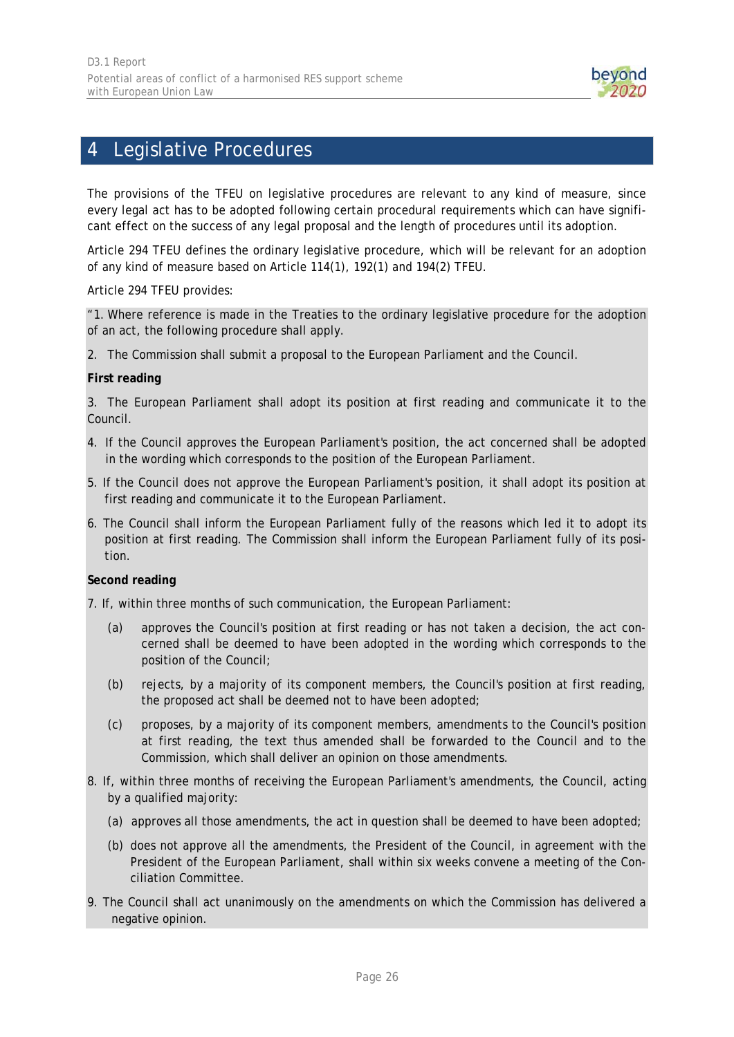# 4 Legislative Procedures

The provisions of the TFEU on legislative procedures are relevant to any kind of measure, since every legal act has to be adopted following certain procedural requirements which can have significant effect on the success of any legal proposal and the length of procedures until its adoption.

Article 294 TFEU defines the ordinary legislative procedure, which will be relevant for an adoption of any kind of measure based on Article 114(1), 192(1) and 194(2) TFEU.

Article 294 TFEU provides:

> "1. Where reference is made in the Treaties to the ordinary legislative procedure for the adoption of an act, the following procedure shall apply.
>
> 2. The Commission shall submit a proposal to the European Parliament and the Council.
>
> **First reading**
>
> 3. The European Parliament shall adopt its position at first reading and communicate it to the Council.
>
> 4. If the Council approves the European Parliament's position, the act concerned shall be adopted in the wording which corresponds to the position of the European Parliament.
>
> 5. If the Council does not approve the European Parliament's position, it shall adopt its position at first reading and communicate it to the European Parliament.
>
> 6. The Council shall inform the European Parliament fully of the reasons which led it to adopt its position at first reading. The Commission shall inform the European Parliament fully of its position.
>
> **Second reading**
>
> 7. If, within three months of such communication, the European Parliament:
>
> (a) approves the Council's position at first reading or has not taken a decision, the act concerned shall be deemed to have been adopted in the wording which corresponds to the position of the Council;
>
> (b) rejects, by a majority of its component members, the Council's position at first reading, the proposed act shall be deemed not to have been adopted;
>
> (c) proposes, by a majority of its component members, amendments to the Council's position at first reading, the text thus amended shall be forwarded to the Council and to the Commission, which shall deliver an opinion on those amendments.
>
> 8. If, within three months of receiving the European Parliament's amendments, the Council, acting by a qualified majority:
>
> (a) approves all those amendments, the act in question shall be deemed to have been adopted;
>
> (b) does not approve all the amendments, the President of the Council, in agreement with the President of the European Parliament, shall within six weeks convene a meeting of the Conciliation Committee.
>
> 9. The Council shall act unanimously on the amendments on which the Commission has delivered a negative opinion.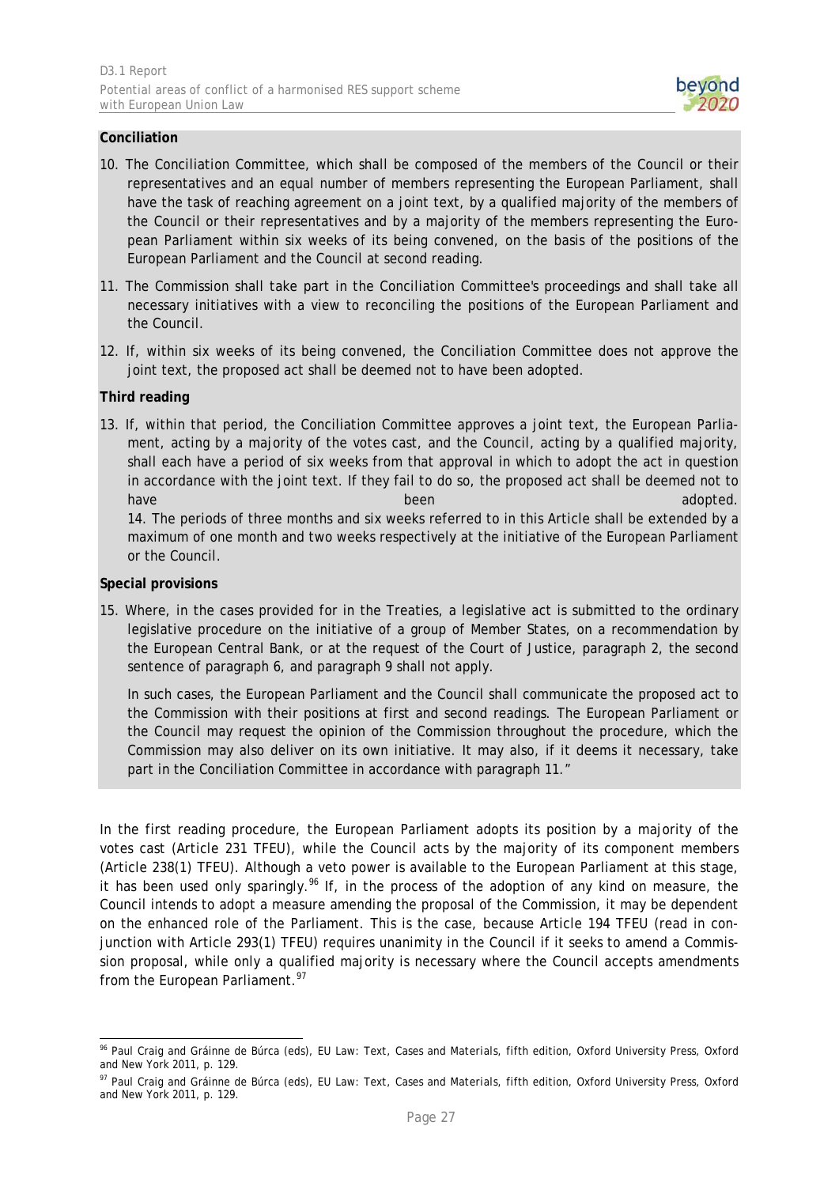**Conciliation**

10. The Conciliation Committee, which shall be composed of the members of the Council or their representatives and an equal number of members representing the European Parliament, shall have the task of reaching agreement on a joint text, by a qualified majority of the members of the Council or their representatives and by a majority of the members representing the European Parliament within six weeks of its being convened, on the basis of the positions of the European Parliament and the Council at second reading.

11. The Commission shall take part in the Conciliation Committee's proceedings and shall take all necessary initiatives with a view to reconciling the positions of the European Parliament and the Council.

12. If, within six weeks of its being convened, the Conciliation Committee does not approve the joint text, the proposed act shall be deemed not to have been adopted.

**Third reading**

13. If, within that period, the Conciliation Committee approves a joint text, the European Parliament, acting by a majority of the votes cast, and the Council, acting by a qualified majority, shall each have a period of six weeks from that approval in which to adopt the act in question in accordance with the joint text. If they fail to do so, the proposed act shall be deemed not to have been adopted.

14. The periods of three months and six weeks referred to in this Article shall be extended by a maximum of one month and two weeks respectively at the initiative of the European Parliament or the Council.

**Special provisions**

15. Where, in the cases provided for in the Treaties, a legislative act is submitted to the ordinary legislative procedure on the initiative of a group of Member States, on a recommendation by the European Central Bank, or at the request of the Court of Justice, paragraph 2, the second sentence of paragraph 6, and paragraph 9 shall not apply.

In such cases, the European Parliament and the Council shall communicate the proposed act to the Commission with their positions at first and second readings. The European Parliament or the Council may request the opinion of the Commission throughout the procedure, which the Commission may also deliver on its own initiative. It may also, if it deems it necessary, take part in the Conciliation Committee in accordance with paragraph 11."

In the first reading procedure, the European Parliament adopts its position by a majority of the votes cast (Article 231 TFEU), while the Council acts by the majority of its component members (Article 238(1) TFEU). Although a veto power is available to the European Parliament at this stage, it has been used only sparingly.[96] If, in the process of the adoption of any kind on measure, the Council intends to adopt a measure amending the proposal of the Commission, it may be dependent on the enhanced role of the Parliament. This is the case, because Article 194 TFEU (read in conjunction with Article 293(1) TFEU) requires unanimity in the Council if it seeks to amend a Commission proposal, while only a qualified majority is necessary where the Council accepts amendments from the European Parliament.[97]

---

[96] Paul Craig and Gráinne de Búrca (eds), *EU Law: Text, Cases and Materials*, fifth edition, Oxford University Press, Oxford and New York 2011, p. 129.

[97] Paul Craig and Gráinne de Búrca (eds), *EU Law: Text, Cases and Materials*, fifth edition, Oxford University Press, Oxford and New York 2011, p. 129.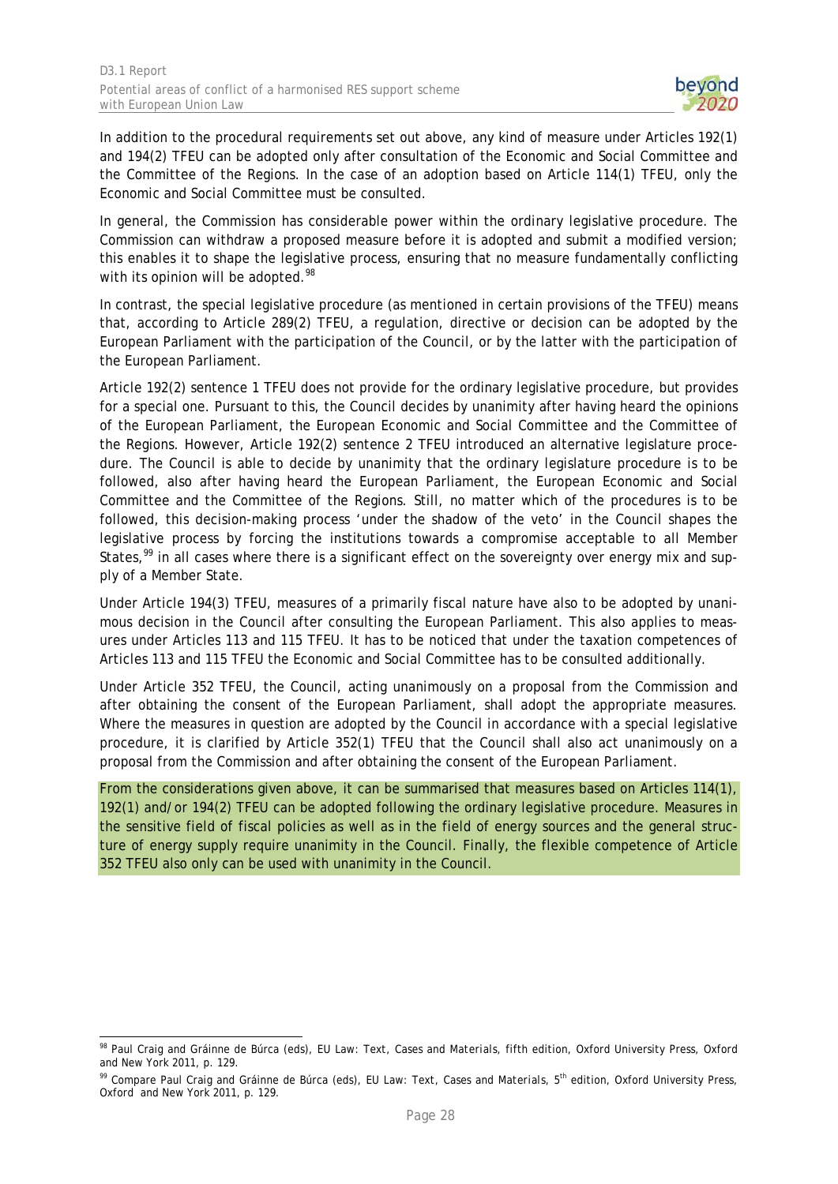In addition to the procedural requirements set out above, any kind of measure under Articles 192(1) and 194(2) TFEU can be adopted only after consultation of the Economic and Social Committee and the Committee of the Regions. In the case of an adoption based on Article 114(1) TFEU, only the Economic and Social Committee must be consulted.

In general, the Commission has considerable power within the ordinary legislative procedure. The Commission can withdraw a proposed measure before it is adopted and submit a modified version; this enables it to shape the legislative process, ensuring that no measure fundamentally conflicting with its opinion will be adopted.[98]

In contrast, the special legislative procedure (as mentioned in certain provisions of the TFEU) means that, according to Article 289(2) TFEU, a regulation, directive or decision can be adopted by the European Parliament with the participation of the Council, or by the latter with the participation of the European Parliament.

Article 192(2) sentence 1 TFEU does not provide for the ordinary legislative procedure, but provides for a special one. Pursuant to this, the Council decides by unanimity after having heard the opinions of the European Parliament, the European Economic and Social Committee and the Committee of the Regions. However, Article 192(2) sentence 2 TFEU introduced an alternative legislature procedure. The Council is able to decide by unanimity that the ordinary legislature procedure is to be followed, also after having heard the European Parliament, the European Economic and Social Committee and the Committee of the Regions. Still, no matter which of the procedures is to be followed, this decision-making process 'under the shadow of the veto' in the Council shapes the legislative process by forcing the institutions towards a compromise acceptable to all Member States,[99] in all cases where there is a significant effect on the sovereignty over energy mix and supply of a Member State.

Under Article 194(3) TFEU, measures of a primarily fiscal nature have also to be adopted by unanimous decision in the Council after consulting the European Parliament. This also applies to measures under Articles 113 and 115 TFEU. It has to be noticed that under the taxation competences of Articles 113 and 115 TFEU the Economic and Social Committee has to be consulted additionally.

Under Article 352 TFEU, the Council, acting unanimously on a proposal from the Commission and after obtaining the consent of the European Parliament, shall adopt the appropriate measures. Where the measures in question are adopted by the Council in accordance with a special legislative procedure, it is clarified by Article 352(1) TFEU that the Council shall also act unanimously on a proposal from the Commission and after obtaining the consent of the European Parliament.

From the considerations given above, it can be summarised that measures based on Articles 114(1), 192(1) and/or 194(2) TFEU can be adopted following the ordinary legislative procedure. Measures in the sensitive field of fiscal policies as well as in the field of energy sources and the general structure of energy supply require unanimity in the Council. Finally, the flexible competence of Article 352 TFEU also only can be used with unanimity in the Council.

---

[98] Paul Craig and Gráinne de Búrca (eds), EU Law: Text, Cases and *Materials*, fifth edition, Oxford University Press, Oxford and New York 2011, p. 129.

[99] Compare Paul Craig and Gráinne de Búrca (eds), EU Law: Text, Cases and *Materials*, 5th edition, Oxford University Press, Oxford and New York 2011, p. 129.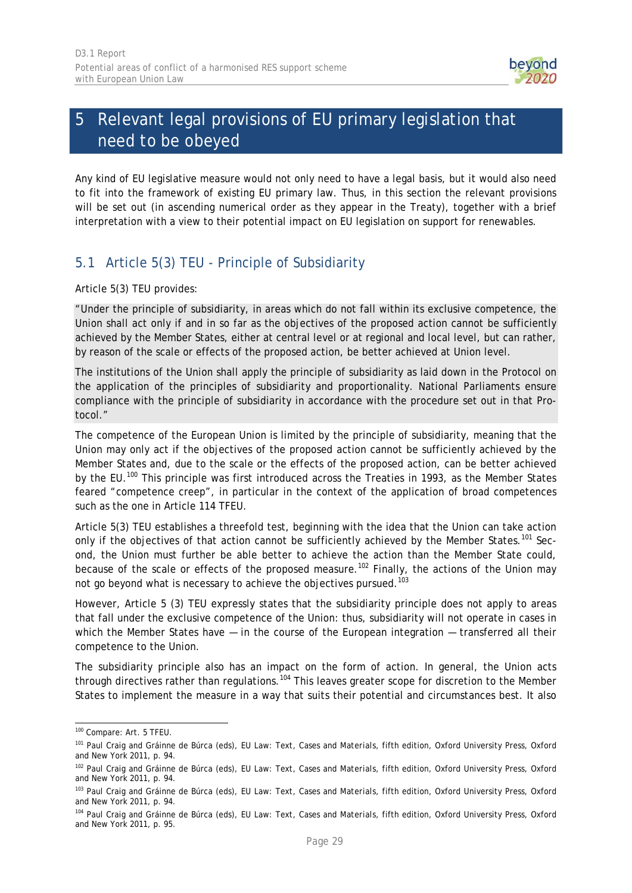# 5 Relevant legal provisions of EU primary legislation that need to be obeyed

Any kind of EU legislative measure would not only need to have a legal basis, but it would also need to fit into the framework of existing EU primary law. Thus, in this section the relevant provisions will be set out (in ascending numerical order as they appear in the Treaty), together with a brief interpretation with a view to their potential impact on EU legislation on support for renewables.

## 5.1 Article 5(3) TEU - Principle of Subsidiarity

Article 5(3) TEU provides:

> "Under the principle of subsidiarity, in areas which do not fall within its exclusive competence, the Union shall act only if and in so far as the objectives of the proposed action cannot be sufficiently achieved by the Member States, either at central level or at regional and local level, but can rather, by reason of the scale or effects of the proposed action, be better achieved at Union level.
>
> The institutions of the Union shall apply the principle of subsidiarity as laid down in the Protocol on the application of the principles of subsidiarity and proportionality. National Parliaments ensure compliance with the principle of subsidiarity in accordance with the procedure set out in that Protocol."

The competence of the European Union is limited by the principle of subsidiarity, meaning that the Union may only act if the objectives of the proposed action cannot be sufficiently achieved by the Member States and, due to the scale or the effects of the proposed action, can be better achieved by the EU.[100] This principle was first introduced across the Treaties in 1993, as the Member States feared "competence creep", in particular in the context of the application of broad competences such as the one in Article 114 TFEU.

Article 5(3) TEU establishes a threefold test, beginning with the idea that the Union can take action only if the objectives of that action cannot be sufficiently achieved by the Member States.[101] Second, the Union must further be able better to achieve the action than the Member State could, because of the scale or effects of the proposed measure.[102] Finally, the actions of the Union may not go beyond what is necessary to achieve the objectives pursued.[103]

However, Article 5 (3) TEU expressly states that the subsidiarity principle does not apply to areas that fall under the exclusive competence of the Union: thus, subsidiarity will not operate in cases in which the Member States have — in the course of the European integration — transferred all their competence to the Union.

The subsidiarity principle also has an impact on the form of action. In general, the Union acts through directives rather than regulations.[104] This leaves greater scope for discretion to the Member States to implement the measure in a way that suits their potential and circumstances best. It also

---

[100] Compare: Art. 5 TFEU.

[101] Paul Craig and Gráinne de Búrca (eds), EU Law: Text, Cases and Materials, fifth edition, Oxford University Press, Oxford and New York 2011, p. 94.

[102] Paul Craig and Gráinne de Búrca (eds), EU Law: Text, Cases and Materials, fifth edition, Oxford University Press, Oxford and New York 2011, p. 94.

[103] Paul Craig and Gráinne de Búrca (eds), EU Law: Text, Cases and Materials, fifth edition, Oxford University Press, Oxford and New York 2011, p. 94.

[104] Paul Craig and Gráinne de Búrca (eds), EU Law: Text, Cases and Materials, fifth edition, Oxford University Press, Oxford and New York 2011, p. 95.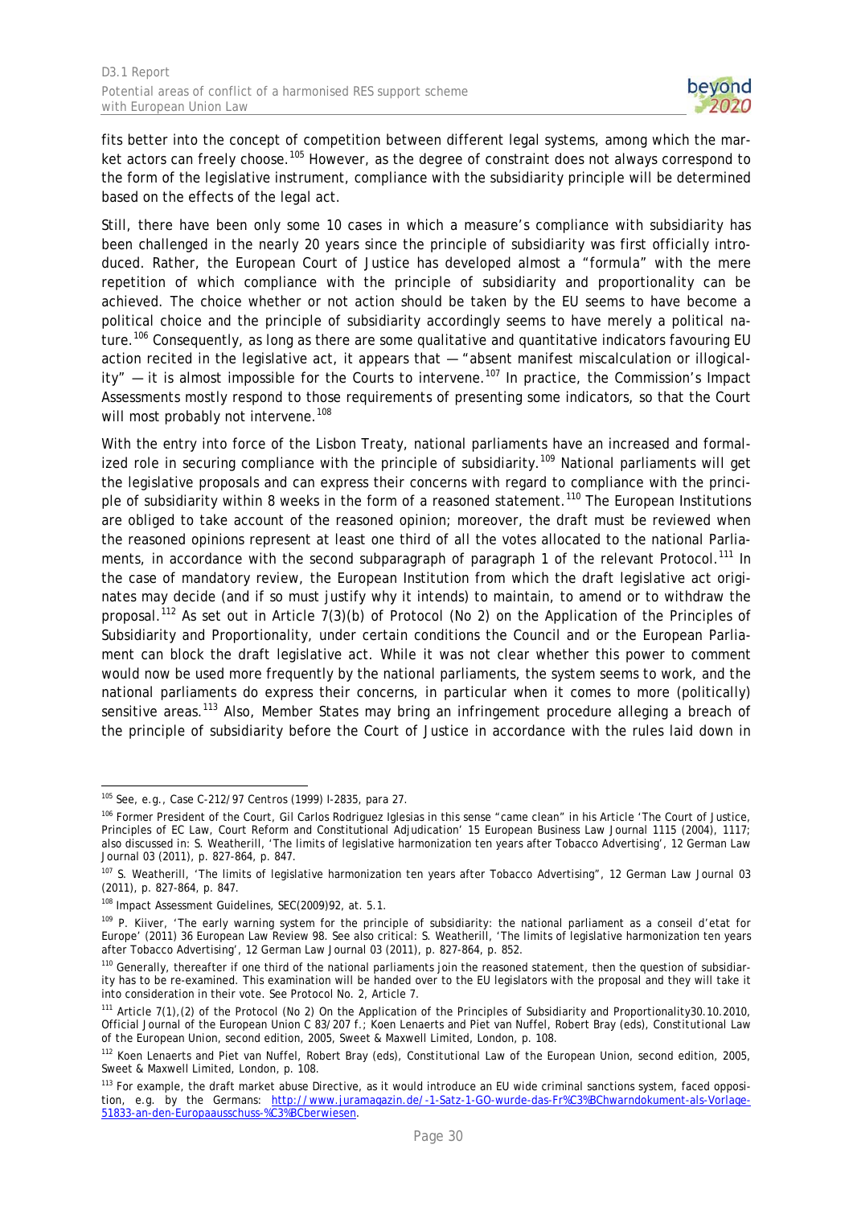fits better into the concept of competition between different legal systems, among which the market actors can freely choose.[105] However, as the degree of constraint does not always correspond to the form of the legislative instrument, compliance with the subsidiarity principle will be determined based on the effects of the legal act.

Still, there have been only some 10 cases in which a measure's compliance with subsidiarity has been challenged in the nearly 20 years since the principle of subsidiarity was first officially introduced. Rather, the European Court of Justice has developed almost a "formula" with the mere repetition of which compliance with the principle of subsidiarity and proportionality can be achieved. The choice whether or not action should be taken by the EU seems to have become a political choice and the principle of subsidiarity accordingly seems to have merely a political nature.[106] Consequently, as long as there are some qualitative and quantitative indicators favouring EU action recited in the legislative act, it appears that — "absent manifest miscalculation or illogicality" — it is almost impossible for the Courts to intervene.[107] In practice, the Commission's Impact Assessments mostly respond to those requirements of presenting some indicators, so that the Court will most probably not intervene.[108]

With the entry into force of the Lisbon Treaty, national parliaments have an increased and formalized role in securing compliance with the principle of subsidiarity.[109] National parliaments will get the legislative proposals and can express their concerns with regard to compliance with the principle of subsidiarity within 8 weeks in the form of a reasoned statement.[110] The European Institutions are obliged to take account of the reasoned opinion; moreover, the draft must be reviewed when the reasoned opinions represent at least one third of all the votes allocated to the national Parliaments, in accordance with the second subparagraph of paragraph 1 of the relevant Protocol.[111] In the case of mandatory review, the European Institution from which the draft legislative act originates may decide (and if so must justify why it intends) to maintain, to amend or to withdraw the proposal.[112] As set out in Article 7(3)(b) of Protocol (No 2) on the Application of the Principles of Subsidiarity and Proportionality, under certain conditions the Council and or the European Parliament can block the draft legislative act. While it was not clear whether this power to comment would now be used more frequently by the national parliaments, the system seems to work, and the national parliaments do express their concerns, in particular when it comes to more (politically) sensitive areas.[113] Also, Member States may bring an infringement procedure alleging a breach of the principle of subsidiarity before the Court of Justice in accordance with the rules laid down in

---

[105] See, e.g., Case C-212/97 *Centros* (1999) I-2835, para 27.

[106] Former President of the Court, Gil Carlos Rodriguez Iglesias in this sense "came clean" in his Article 'The Court of Justice, Principles of EC Law, Court Reform and Constitutional Adjudication' 15 European Business Law Journal 1115 (2004), 1117; also discussed in: S. Weatherill, 'The limits of legislative harmonization ten years after Tobacco Advertising', 12 German Law Journal 03 (2011), p. 827-864, p. 847.

[107] S. Weatherill, 'The limits of legislative harmonization ten years after Tobacco Advertising", 12 German Law Journal 03 (2011), p. 827-864, p. 847.

[108] Impact Assessment Guidelines, SEC(2009)92, at. 5.1.

[109] P. Kiiver, 'The early warning system for the principle of subsidiarity: the national parliament as a conseil d'etat for Europe' (2011) 36 European Law Review 98. See also critical: S. Weatherill, 'The limits of legislative harmonization ten years after Tobacco Advertising', 12 German Law Journal 03 (2011), p. 827-864, p. 852.

[110] Generally, thereafter if one third of the national parliaments join the reasoned statement, then the question of subsidiarity has to be re-examined. This examination will be handed over to the EU legislators with the proposal and they will take it into consideration in their vote. See Protocol No. 2, Article 7.

[111] Article 7(1),(2) of the Protocol (No 2) On the Application of the Principles of Subsidiarity and Proportionality30.10.2010, Official Journal of the European Union C 83/207 f.; Koen Lenaerts and Piet van Nuffel, Robert Bray (eds), *Constitutional Law of the European Union*, second edition, 2005, Sweet & Maxwell Limited, London, p. 108.

[112] Koen Lenaerts and Piet van Nuffel, Robert Bray (eds), *Constitutional Law of the European Union*, second edition, 2005, Sweet & Maxwell Limited, London, p. 108.

[113] For example, the draft market abuse Directive, as it would introduce an EU wide criminal sanctions system, faced opposition, e.g. by the Germans: http://www.juramagazin.de/-1-Satz-1-GO-wurde-das-Fr%C3%BChwarndokument-als-Vorlage-51833-an-den-Europaausschuss-%C3%BCberwiesen.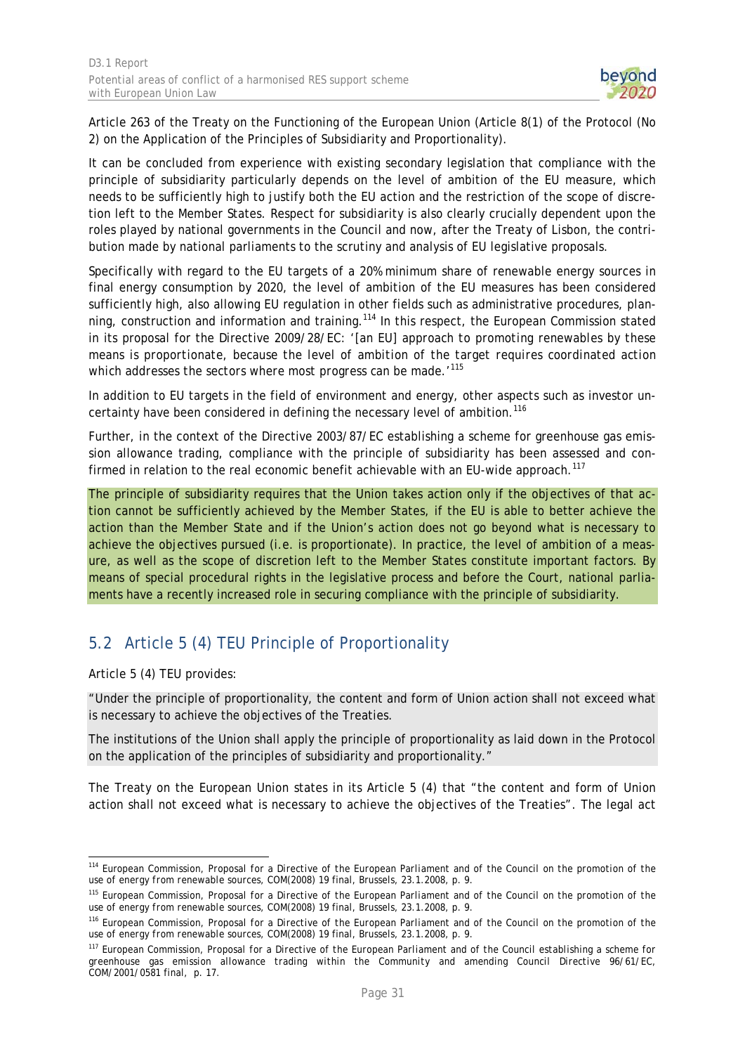Article 263 of the Treaty on the Functioning of the European Union (Article 8(1) of the Protocol (No 2) on the Application of the Principles of Subsidiarity and Proportionality).

It can be concluded from experience with existing secondary legislation that compliance with the principle of subsidiarity particularly depends on the level of ambition of the EU measure, which needs to be sufficiently high to justify both the EU action and the restriction of the scope of discretion left to the Member States. Respect for subsidiarity is also clearly crucially dependent upon the roles played by national governments in the Council and now, after the Treaty of Lisbon, the contribution made by national parliaments to the scrutiny and analysis of EU legislative proposals.

Specifically with regard to the EU targets of a 20% minimum share of renewable energy sources in final energy consumption by 2020, the level of ambition of the EU measures has been considered sufficiently high, also allowing EU regulation in other fields such as administrative procedures, planning, construction and information and training.[114] In this respect, the European Commission stated in its proposal for the Directive 2009/28/EC: '*[an EU] approach to promoting renewables by these means is proportionate, because the level of ambition of the target requires coordinated action which addresses the sectors where most progress can be made.*'[115]

In addition to EU targets in the field of environment and energy, other aspects such as investor uncertainty have been considered in defining the necessary level of ambition.[116]

Further, in the context of the Directive 2003/87/EC establishing a scheme for greenhouse gas emission allowance trading, compliance with the principle of subsidiarity has been assessed and confirmed in relation to the real economic benefit achievable with an EU-wide approach.[117]

The principle of subsidiarity requires that the Union takes action only if the objectives of that action cannot be sufficiently achieved by the Member States, if the EU is able to better achieve the action than the Member State and if the Union's action does not go beyond what is necessary to achieve the objectives pursued (i.e. is proportionate). In practice, the level of ambition of a measure, as well as the scope of discretion left to the Member States constitute important factors. By means of special procedural rights in the legislative process and before the Court, national parliaments have a recently increased role in securing compliance with the principle of subsidiarity.

## 5.2 Article 5 (4) TEU Principle of Proportionality

Article 5 (4) TEU provides:

> "Under the principle of proportionality, the content and form of Union action shall not exceed what is necessary to achieve the objectives of the Treaties.
>
> The institutions of the Union shall apply the principle of proportionality as laid down in the Protocol on the application of the principles of subsidiarity and proportionality."

The Treaty on the European Union states in its Article 5 (4) that "the content and form of Union action shall not exceed what is necessary to achieve the objectives of the Treaties". The legal act

---

[114] European Commission, Proposal for a Directive of the European Parliament and of the Council on the promotion of the use of energy from renewable sources, COM(2008) 19 final, Brussels, 23.1.2008, p. 9.

[115] European Commission, Proposal for a Directive of the European Parliament and of the Council on the promotion of the use of energy from renewable sources, COM(2008) 19 final, Brussels, 23.1.2008, p. 9.

[116] European Commission, Proposal for a Directive of the European Parliament and of the Council on the promotion of the use of energy from renewable sources, COM(2008) 19 final, Brussels, 23.1.2008, p. 9.

[117] European Commission, Proposal for a Directive of the European Parliament and of the Council establishing a scheme for greenhouse gas emission allowance trading within the Community and amending Council Directive 96/61/EC, COM/2001/0581 final, p. 17.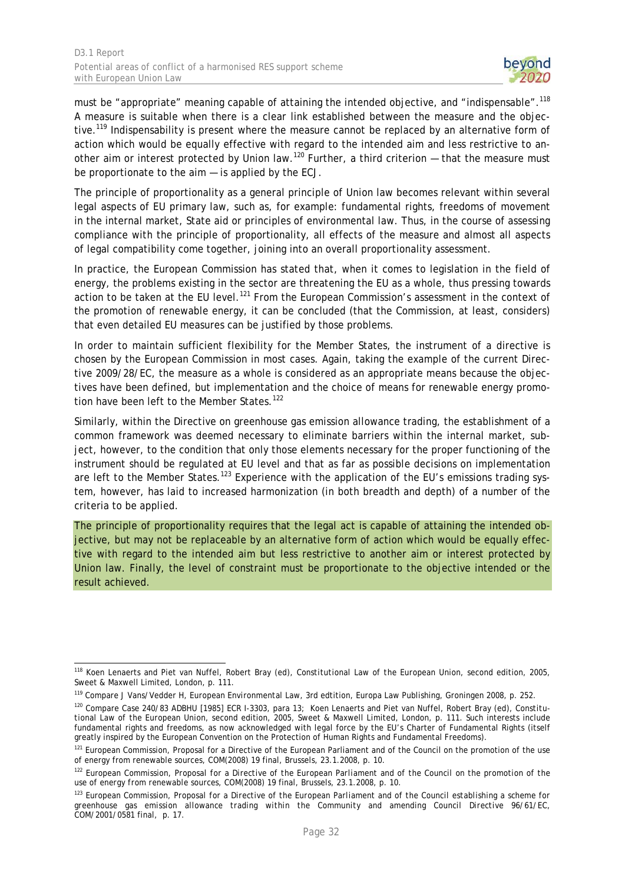must be "appropriate" meaning capable of attaining the intended objective, and "indispensable".[118] A measure is suitable when there is a clear link established between the measure and the objective.[119] Indispensability is present where the measure cannot be replaced by an alternative form of action which would be equally effective with regard to the intended aim and less restrictive to another aim or interest protected by Union law.[120] Further, a third criterion — that the measure must be proportionate to the aim — is applied by the ECJ.

The principle of proportionality as a general principle of Union law becomes relevant within several legal aspects of EU primary law, such as, for example: fundamental rights, freedoms of movement in the internal market, State aid or principles of environmental law. Thus, in the course of assessing compliance with the principle of proportionality, all effects of the measure and almost all aspects of legal compatibility come together, joining into an overall proportionality assessment.

In practice, the European Commission has stated that, when it comes to legislation in the field of energy, the problems existing in the sector are threatening the EU as a whole, thus pressing towards action to be taken at the EU level.[121] From the European Commission's assessment in the context of the promotion of renewable energy, it can be concluded (that the Commission, at least, considers) that even detailed EU measures can be justified by those problems.

In order to maintain sufficient flexibility for the Member States, the instrument of a directive is chosen by the European Commission in most cases. Again, taking the example of the current Directive 2009/28/EC, the measure as a whole is considered as an appropriate means because the objectives have been defined, but implementation and the choice of means for renewable energy promotion have been left to the Member States.[122]

Similarly, within the Directive on greenhouse gas emission allowance trading, the establishment of a common framework was deemed necessary to eliminate barriers within the internal market, subject, however, to the condition that only those elements necessary for the proper functioning of the instrument should be regulated at EU level and that as far as possible decisions on implementation are left to the Member States.[123] Experience with the application of the EU's emissions trading system, however, has laid to increased harmonization (in both breadth and depth) of a number of the criteria to be applied.

The principle of proportionality requires that the legal act is capable of attaining the intended objective, but may not be replaceable by an alternative form of action which would be equally effective with regard to the intended aim but less restrictive to another aim or interest protected by Union law. Finally, the level of constraint must be proportionate to the objective intended or the result achieved.

---

[118] Koen Lenaerts and Piet van Nuffel, Robert Bray (ed), Constitutional Law of the European Union, second edition, 2005, Sweet & Maxwell Limited, London, p. 111.

[119] Compare J Vans/Vedder H, European Environmental Law, 3rd edtition, Europa Law Publishing, Groningen 2008, p. 252.

[120] Compare Case 240/83 ADBHU [1985] ECR I-3303, para 13; Koen Lenaerts and Piet van Nuffel, Robert Bray (ed), Constitutional Law of the European Union, second edition, 2005, Sweet & Maxwell Limited, London, p. 111. Such interests include fundamental rights and freedoms, as now acknowledged with legal force by the EU's Charter of Fundamental Rights (itself greatly inspired by the European Convention on the Protection of Human Rights and Fundamental Freedoms).

[121] European Commission, Proposal for a Directive of the European Parliament and of the Council on the promotion of the use of energy from renewable sources, COM(2008) 19 final, Brussels, 23.1.2008, p. 10.

[122] European Commission, Proposal for a Directive of the European Parliament and of the Council on the promotion of the use of energy from renewable sources, COM(2008) 19 final, Brussels, 23.1.2008, p. 10.

[123] European Commission, Proposal for a Directive of the European Parliament and of the Council establishing a scheme for greenhouse gas emission allowance trading within the Community and amending Council Directive 96/61/EC, COM/2001/0581 final, p. 17.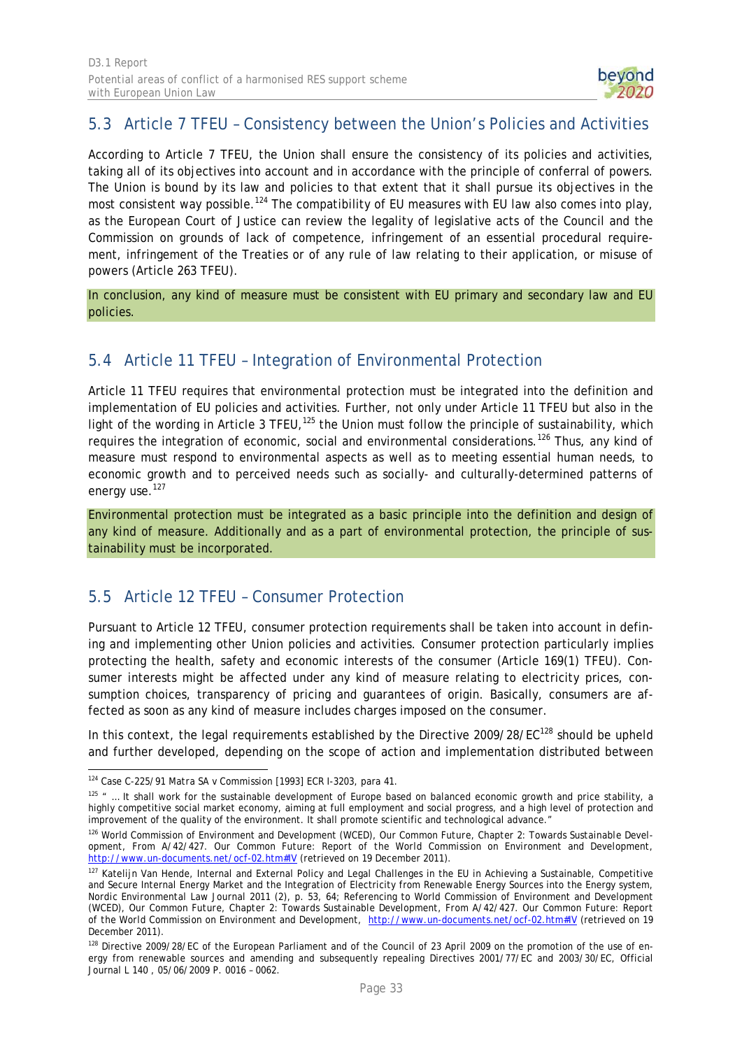## 5.3 Article 7 TFEU – Consistency between the Union's Policies and Activities

According to Article 7 TFEU, the Union shall ensure the consistency of its policies and activities, taking all of its objectives into account and in accordance with the principle of conferral of powers. The Union is bound by its law and policies to that extent that it shall pursue its objectives in the most consistent way possible.[124] The compatibility of EU measures with EU law also comes into play, as the European Court of Justice can review the legality of legislative acts of the Council and the Commission on grounds of lack of competence, infringement of an essential procedural requirement, infringement of the Treaties or of any rule of law relating to their application, or misuse of powers (Article 263 TFEU).

In conclusion, any kind of measure must be consistent with EU primary and secondary law and EU policies.

## 5.4 Article 11 TFEU – Integration of Environmental Protection

Article 11 TFEU requires that environmental protection must be integrated into the definition and implementation of EU policies and activities. Further, not only under Article 11 TFEU but also in the light of the wording in Article 3 TFEU,[125] the Union must follow the principle of sustainability, which requires the integration of economic, social and environmental considerations.[126] Thus, any kind of measure must respond to environmental aspects as well as to meeting essential human needs, to economic growth and to perceived needs such as socially- and culturally-determined patterns of energy use.[127]

Environmental protection must be integrated as a basic principle into the definition and design of any kind of measure. Additionally and as a part of environmental protection, the principle of sustainability must be incorporated.

## 5.5 Article 12 TFEU – Consumer Protection

Pursuant to Article 12 TFEU, consumer protection requirements shall be taken into account in defining and implementing other Union policies and activities. Consumer protection particularly implies protecting the health, safety and economic interests of the consumer (Article 169(1) TFEU). Consumer interests might be affected under any kind of measure relating to electricity prices, consumption choices, transparency of pricing and guarantees of origin. Basically, consumers are affected as soon as any kind of measure includes charges imposed on the consumer.

In this context, the legal requirements established by the Directive 2009/28/EC[128] should be upheld and further developed, depending on the scope of action and implementation distributed between

---

[124] Case C-225/91 Matra SA v Commission [1993] ECR I-3203, para 41.

[125] " … It shall work for the sustainable development of Europe based on balanced economic growth and price stability, a highly competitive social market economy, aiming at full employment and social progress, and a high level of protection and improvement of the quality of the environment. It shall promote scientific and technological advance."

[126] World Commission of Environment and Development (WCED), Our Common Future, Chapter 2: Towards Sustainable Development, From A/42/427. Our Common Future: Report of the World Commission on Environment and Development, http://www.un-documents.net/ocf-02.htm#IV (retrieved on 19 December 2011).

[127] Katelijn Van Hende, Internal and External Policy and Legal Challenges in the EU in Achieving a Sustainable, Competitive and Secure Internal Energy Market and the Integration of Electricity from Renewable Energy Sources into the Energy system, Nordic Environmental Law Journal 2011 (2), p. 53, 64; Referencing to World Commission of Environment and Development (WCED), Our Common Future, Chapter 2: Towards Sustainable Development, From A/42/427. Our Common Future: Report of the World Commission on Environment and Development, http://www.un-documents.net/ocf-02.htm#IV (retrieved on 19 December 2011).

[128] Directive 2009/28/EC of the European Parliament and of the Council of 23 April 2009 on the promotion of the use of energy from renewable sources and amending and subsequently repealing Directives 2001/77/EC and 2003/30/EC, Official Journal L 140 , 05/06/2009 P. 0016 – 0062.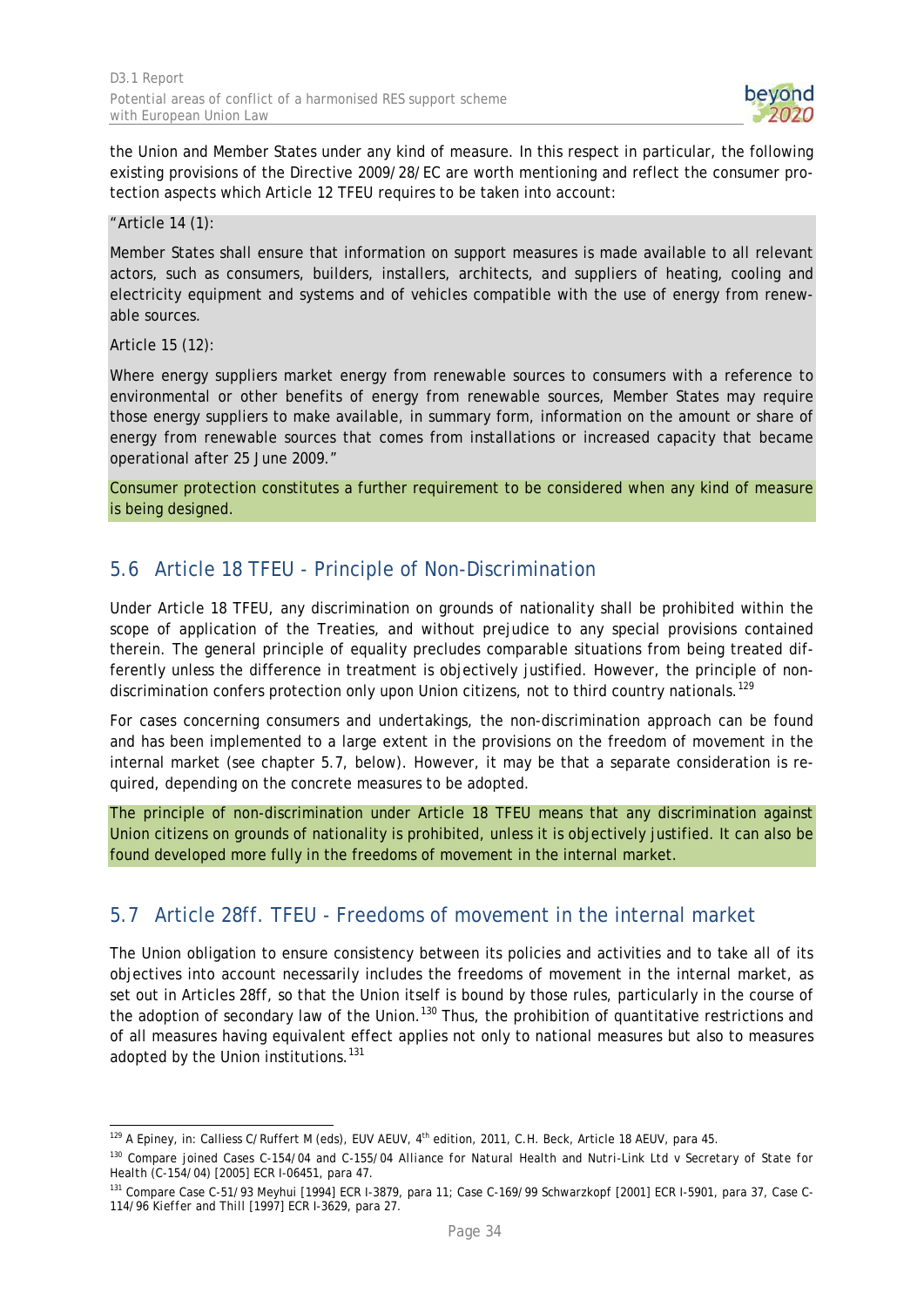the Union and Member States under any kind of measure. In this respect in particular, the following existing provisions of the Directive 2009/28/EC are worth mentioning and reflect the consumer protection aspects which Article 12 TFEU requires to be taken into account:

"Article 14 (1):

Member States shall ensure that information on support measures is made available to all relevant actors, such as consumers, builders, installers, architects, and suppliers of heating, cooling and electricity equipment and systems and of vehicles compatible with the use of energy from renewable sources.

Article 15 (12):

Where energy suppliers market energy from renewable sources to consumers with a reference to environmental or other benefits of energy from renewable sources, Member States may require those energy suppliers to make available, in summary form, information on the amount or share of energy from renewable sources that comes from installations or increased capacity that became operational after 25 June 2009."

Consumer protection constitutes a further requirement to be considered when any kind of measure is being designed.

## 5.6 Article 18 TFEU - Principle of Non-Discrimination

Under Article 18 TFEU, any discrimination on grounds of nationality shall be prohibited within the scope of application of the Treaties, and without prejudice to any special provisions contained therein. The general principle of equality precludes comparable situations from being treated differently unless the difference in treatment is objectively justified. However, the principle of non-discrimination confers protection only upon Union citizens, not to third country nationals.[129]

For cases concerning consumers and undertakings, the non-discrimination approach can be found and has been implemented to a large extent in the provisions on the freedom of movement in the internal market (see chapter 5.7, below). However, it may be that a separate consideration is required, depending on the concrete measures to be adopted.

The principle of non-discrimination under Article 18 TFEU means that any discrimination against Union citizens on grounds of nationality is prohibited, unless it is objectively justified. It can also be found developed more fully in the freedoms of movement in the internal market.

## 5.7 Article 28ff. TFEU - Freedoms of movement in the internal market

The Union obligation to ensure consistency between its policies and activities and to take all of its objectives into account necessarily includes the freedoms of movement in the internal market, as set out in Articles 28ff, so that the Union itself is bound by those rules, particularly in the course of the adoption of secondary law of the Union.[130] Thus, the prohibition of quantitative restrictions and of all measures having equivalent effect applies not only to national measures but also to measures adopted by the Union institutions.[131]

---

[129] A Epiney, in: Calliess C/Ruffert M (eds), EUV AEUV, 4th edition, 2011, C.H. Beck, Article 18 AEUV, para 45.

[130] Compare joined Cases C-154/04 and C-155/04 Alliance for Natural Health and Nutri-Link Ltd v Secretary of State for Health (C-154/04) [2005] ECR I-06451, para 47.

[131] Compare Case C-51/93 Meyhui [1994] ECR I-3879, para 11; Case C-169/99 Schwarzkopf [2001] ECR I-5901, para 37, Case C-114/96 Kieffer and Thill [1997] ECR I-3629, para 27.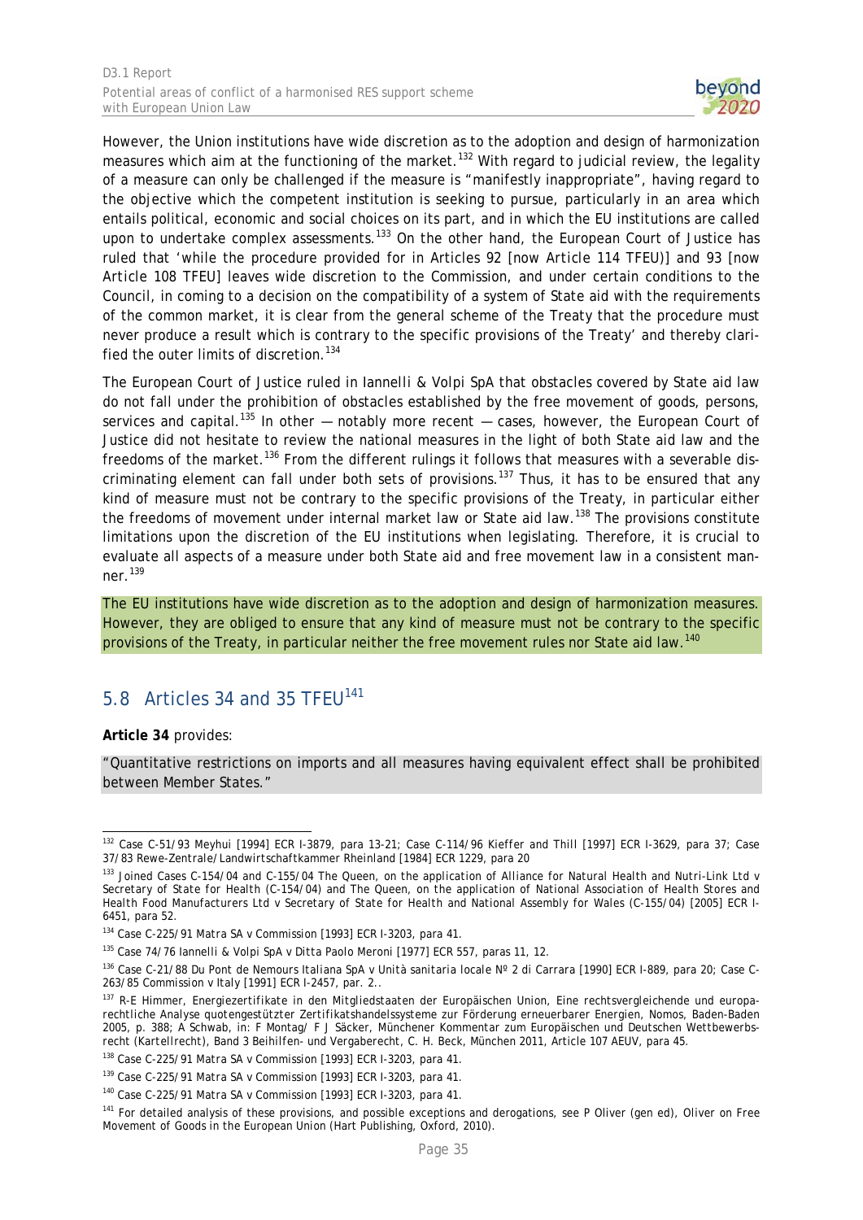However, the Union institutions have wide discretion as to the adoption and design of harmonization measures which aim at the functioning of the market.[132] With regard to judicial review, the legality of a measure can only be challenged if the measure is "manifestly inappropriate", having regard to the objective which the competent institution is seeking to pursue, particularly in an area which entails political, economic and social choices on its part, and in which the EU institutions are called upon to undertake complex assessments.[133] On the other hand, the European Court of Justice has ruled that 'while the procedure provided for in Articles 92 [now Article 114 TFEU)] and 93 [now Article 108 TFEU] leaves wide discretion to the Commission, and under certain conditions to the Council, in coming to a decision on the compatibility of a system of State aid with the requirements of the common market, it is clear from the general scheme of the Treaty that the procedure must never produce a result which is contrary to the specific provisions of the Treaty' and thereby clarified the outer limits of discretion.[134]

The European Court of Justice ruled in Iannelli & Volpi SpA that obstacles covered by State aid law do not fall under the prohibition of obstacles established by the free movement of goods, persons, services and capital.[135] In other — notably more recent — cases, however, the European Court of Justice did not hesitate to review the national measures in the light of both State aid law and the freedoms of the market.[136] From the different rulings it follows that measures with a severable discriminating element can fall under both sets of provisions.[137] Thus, it has to be ensured that any kind of measure must not be contrary to the specific provisions of the Treaty, in particular either the freedoms of movement under internal market law or State aid law.[138] The provisions constitute limitations upon the discretion of the EU institutions when legislating. Therefore, it is crucial to evaluate all aspects of a measure under both State aid and free movement law in a consistent manner.[139]

The EU institutions have wide discretion as to the adoption and design of harmonization measures. However, they are obliged to ensure that any kind of measure must not be contrary to the specific provisions of the Treaty, in particular neither the free movement rules nor State aid law.[140]

## 5.8 Articles 34 and 35 TFEU[141]

**Article 34** provides:

"Quantitative restrictions on imports and all measures having equivalent effect shall be prohibited between Member States."

---

[132] Case C-51/93 Meyhui [1994] ECR I-3879, para 13-21; Case C-114/96 Kieffer and Thill [1997] ECR I-3629, para 37; Case 37/83 Rewe-Zentrale/Landwirtschaftkammer Rheinland [1984] ECR 1229, para 20

[133] Joined Cases C-154/04 and C-155/04 The Queen, on the application of Alliance for Natural Health and Nutri-Link Ltd v Secretary of State for Health (C-154/04) and The Queen, on the application of National Association of Health Stores and Health Food Manufacturers Ltd v Secretary of State for Health and National Assembly for Wales (C-155/04) [2005] ECR I-6451, para 52.

[134] Case C-225/91 Matra SA v Commission [1993] ECR I-3203, para 41.

[135] Case 74/76 Iannelli & Volpi SpA v Ditta Paolo Meroni [1977] ECR 557, paras 11, 12.

[136] Case C-21/88 Du Pont de Nemours Italiana SpA v Unità sanitaria locale Nº 2 di Carrara [1990] ECR I-889, para 20; Case C-263/85 Commission v Italy [1991] ECR I-2457, par. 2..

[137] R-E Himmer, Energiezertifikate in den Mitgliedstaaten der Europäischen Union, Eine rechtsvergleichende und europarechtliche Analyse quotengestützter Zertifikatshandelssysteme zur Förderung erneuerbarer Energien, Nomos, Baden-Baden 2005, p. 388; A Schwab, in: F Montag/ F J Säcker, Münchener Kommentar zum Europäischen und Deutschen Wettbewerbsrecht (Kartellrecht), Band 3 Beihilfen- und Vergaberecht, C. H. Beck, München 2011, Article 107 AEUV, para 45.

[138] Case C-225/91 Matra SA v Commission [1993] ECR I-3203, para 41.

[139] Case C-225/91 Matra SA v Commission [1993] ECR I-3203, para 41.

[140] Case C-225/91 Matra SA v Commission [1993] ECR I-3203, para 41.

[141] For detailed analysis of these provisions, and possible exceptions and derogations, see P Oliver (gen ed), Oliver on Free Movement of Goods in the European Union (Hart Publishing, Oxford, 2010).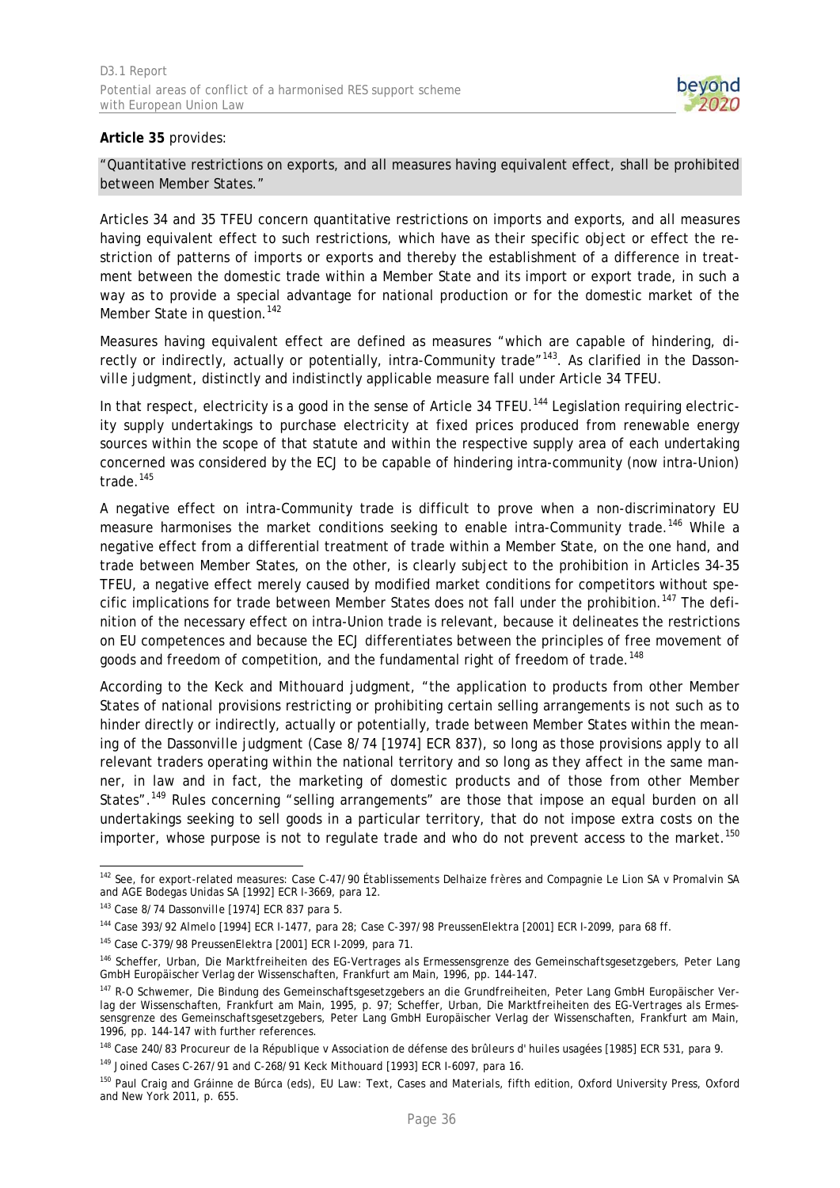**Article 35** provides:

"Quantitative restrictions on exports, and all measures having equivalent effect, shall be prohibited between Member States."

Articles 34 and 35 TFEU concern quantitative restrictions on imports and exports, and all measures having equivalent effect to such restrictions, which have as their specific object or effect the restriction of patterns of imports or exports and thereby the establishment of a difference in treatment between the domestic trade within a Member State and its import or export trade, in such a way as to provide a special advantage for national production or for the domestic market of the Member State in question.[142]

Measures having equivalent effect are defined as measures "which are capable of hindering, directly or indirectly, actually or potentially, intra-Community trade"[143]. As clarified in the *Dassonville* judgment, distinctly and indistinctly applicable measure fall under Article 34 TFEU.

In that respect, electricity is a good in the sense of Article 34 TFEU.[144] Legislation requiring electricity supply undertakings to purchase electricity at fixed prices produced from renewable energy sources within the scope of that statute and within the respective supply area of each undertaking concerned was considered by the ECJ to be capable of hindering intra-community (now intra-Union) trade.[145]

A negative effect on intra-Community trade is difficult to prove when a non-discriminatory EU measure harmonises the market conditions seeking to enable intra-Community trade.[146] While a negative effect from a differential treatment of trade within a Member State, on the one hand, and trade between Member States, on the other, is clearly subject to the prohibition in Articles 34-35 TFEU, a negative effect merely caused by modified market conditions for competitors without specific implications for trade between Member States does not fall under the prohibition.[147] The definition of the necessary effect on intra-Union trade is relevant, because it delineates the restrictions on EU competences and because the ECJ differentiates between the principles of free movement of goods and freedom of competition, and the fundamental right of freedom of trade.[148]

According to the *Keck and Mithouard* judgment, "the application to products from other Member States of national provisions restricting or prohibiting certain selling arrangements is not such as to hinder directly or indirectly, actually or potentially, trade between Member States within the meaning of the Dassonville judgment (Case 8/74 [1974] ECR 837), so long as those provisions apply to all relevant traders operating within the national territory and so long as they affect in the same manner, in law and in fact, the marketing of domestic products and of those from other Member States".[149] Rules concerning "selling arrangements" are those that impose an equal burden on all undertakings seeking to sell goods in a particular territory, that do not impose extra costs on the importer, whose purpose is not to regulate trade and who do not prevent access to the market.[150]

---

[142] See, for export-related measures: Case C-47/90 *Établissements Delhaize frères and Compagnie Le Lion SA v Promalvin SA and AGE Bodegas Unidas SA* [1992] ECR I-3669, para 12.

[143] Case 8/74 *Dassonville* [1974] ECR 837 para 5.

[144] Case 393/92 *Almelo* [1994] ECR I-1477, para 28; Case C-397/98 *PreussenElektra* [2001] ECR I-2099, para 68 ff.

[145] Case C-379/98 *PreussenElektra* [2001] ECR I-2099, para 71.

[146] Scheffer, Urban, *Die Marktfreiheiten des EG-Vertrages als Ermessensgrenze des Gemeinschaftsgesetzgebers*, Peter Lang GmbH Europäischer Verlag der Wissenschaften, Frankfurt am Main, 1996, pp. 144-147.

[147] R-O Schwemer, *Die Bindung des Gemeinschaftsgesetzgebers an die Grundfreiheiten*, Peter Lang GmbH Europäischer Verlag der Wissenschaften, Frankfurt am Main, 1995, p. 97; Scheffer, Urban, *Die Marktfreiheiten des EG-Vertrages als Ermessensgrenze des Gemeinschaftsgesetzgebers*, Peter Lang GmbH Europäischer Verlag der Wissenschaften, Frankfurt am Main, 1996, pp. 144-147 with further references.

[148] Case 240/83 *Procureur de la République v Association de défense des brûleurs d' huiles usagées* [1985] ECR 531, para 9.

[149] Joined Cases C-267/91 and C-268/91 *Keck Mithouard* [1993] ECR I-6097, para 16.

[150] Paul Craig and Gráinne de Búrca (eds), *EU Law: Text, Cases and Materials*, fifth edition, Oxford University Press, Oxford and New York 2011, p. 655.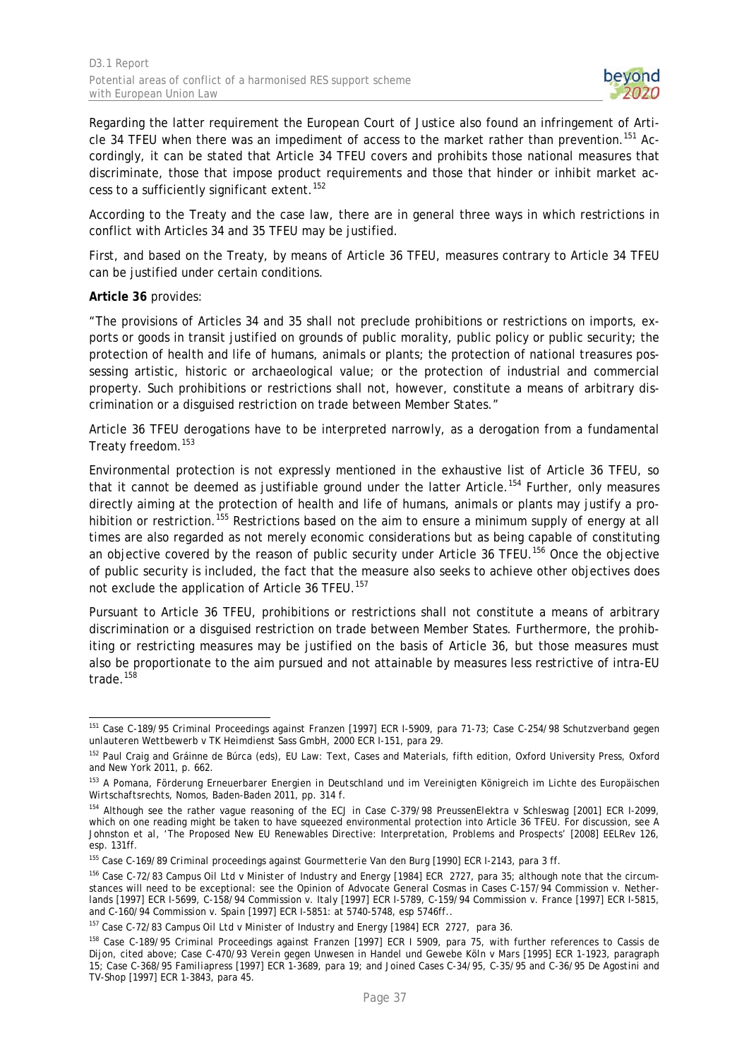Regarding the latter requirement the European Court of Justice also found an infringement of Article 34 TFEU when there was an impediment of access to the market rather than prevention.[151] Accordingly, it can be stated that Article 34 TFEU covers and prohibits those national measures that discriminate, those that impose product requirements and those that hinder or inhibit market access to a sufficiently significant extent.[152]

According to the Treaty and the case law, there are in general three ways in which restrictions in conflict with Articles 34 and 35 TFEU may be justified.

First, and based on the Treaty, by means of Article 36 TFEU, measures contrary to Article 34 TFEU can be justified under certain conditions.

**Article 36** provides:

"The provisions of Articles 34 and 35 shall not preclude prohibitions or restrictions on imports, exports or goods in transit justified on grounds of public morality, public policy or public security; the protection of health and life of humans, animals or plants; the protection of national treasures possessing artistic, historic or archaeological value; or the protection of industrial and commercial property. Such prohibitions or restrictions shall not, however, constitute a means of arbitrary discrimination or a disguised restriction on trade between Member States."

Article 36 TFEU derogations have to be interpreted narrowly, as a derogation from a fundamental Treaty freedom.[153]

Environmental protection is not expressly mentioned in the exhaustive list of Article 36 TFEU, so that it cannot be deemed as justifiable ground under the latter Article.[154] Further, only measures directly aiming at the protection of health and life of humans, animals or plants may justify a prohibition or restriction.[155] Restrictions based on the aim to ensure a minimum supply of energy at all times are also regarded as not merely economic considerations but as being capable of constituting an objective covered by the reason of public security under Article 36 TFEU.[156] Once the objective of public security is included, the fact that the measure also seeks to achieve other objectives does not exclude the application of Article 36 TFEU.[157]

Pursuant to Article 36 TFEU, prohibitions or restrictions shall not constitute a means of arbitrary discrimination or a disguised restriction on trade between Member States. Furthermore, the prohibiting or restricting measures may be justified on the basis of Article 36, but those measures must also be proportionate to the aim pursued and not attainable by measures less restrictive of intra-EU trade.[158]

---

[151] Case C-189/95 *Criminal Proceedings against Franzen* [1997] ECR I-5909, para 71-73; Case C-254/98 *Schutzverband gegen unlauteren Wettbewerb v TK Heimdienst Sass GmbH*, 2000 ECR I-151, para 29.

[152] Paul Craig and Gráinne de Búrca (eds), *EU Law: Text, Cases and Materials*, fifth edition, Oxford University Press, Oxford and New York 2011, p. 662.

[153] A Pomana, Förderung Erneuerbarer Energien in Deutschland und im Vereinigten Königreich im Lichte des Europäischen Wirtschaftsrechts, Nomos, Baden-Baden 2011, pp. 314 f.

[154] Although see the rather vague reasoning of the ECJ in Case C-379/98 *PreussenElektra v Schleswag* [2001] ECR I-2099, which on one reading might be taken to have squeezed environmental protection into Article 36 TFEU. For discussion, see A Johnston et al, 'The Proposed New EU Renewables Directive: Interpretation, Problems and Prospects' [2008] EELRev 126, esp. 131ff.

[155] Case C-169/89 *Criminal proceedings against Gourmetterie Van den Burg* [1990] ECR I-2143, para 3 ff.

[156] Case C-72/83 *Campus Oil Ltd v Minister of Industry and Energy* [1984] ECR 2727, para 35; although note that the circumstances will need to be exceptional: see the Opinion of Advocate General Cosmas in Cases C-157/94 *Commission v. Netherlands* [1997] ECR I-5699, C-158/94 *Commission v. Italy* [1997] ECR I-5789, C-159/94 *Commission v. France* [1997] ECR I-5815, and C-160/94 *Commission v. Spain* [1997] ECR I-5851: at 5740-5748, esp 5746ff..

[157] Case C-72/83 *Campus Oil Ltd v Minister of Industry and Energy* [1984] ECR 2727, para 36.

[158] Case C-189/95 *Criminal Proceedings against Franzen* [1997] ECR I 5909, para 75, with further references to Cassis de Dijon, cited above; Case C-470/93 *Verein gegen Unwesen in Handel und Gewebe Köln v Mars* [1995] ECR 1-1923, paragraph 15; Case C-368/95 *Familiapress* [1997] ECR 1-3689, para 19; and Joined Cases C-34/95, C-35/95 and C-36/95 *De Agostini and TV-Shop* [1997] ECR 1-3843, para 45.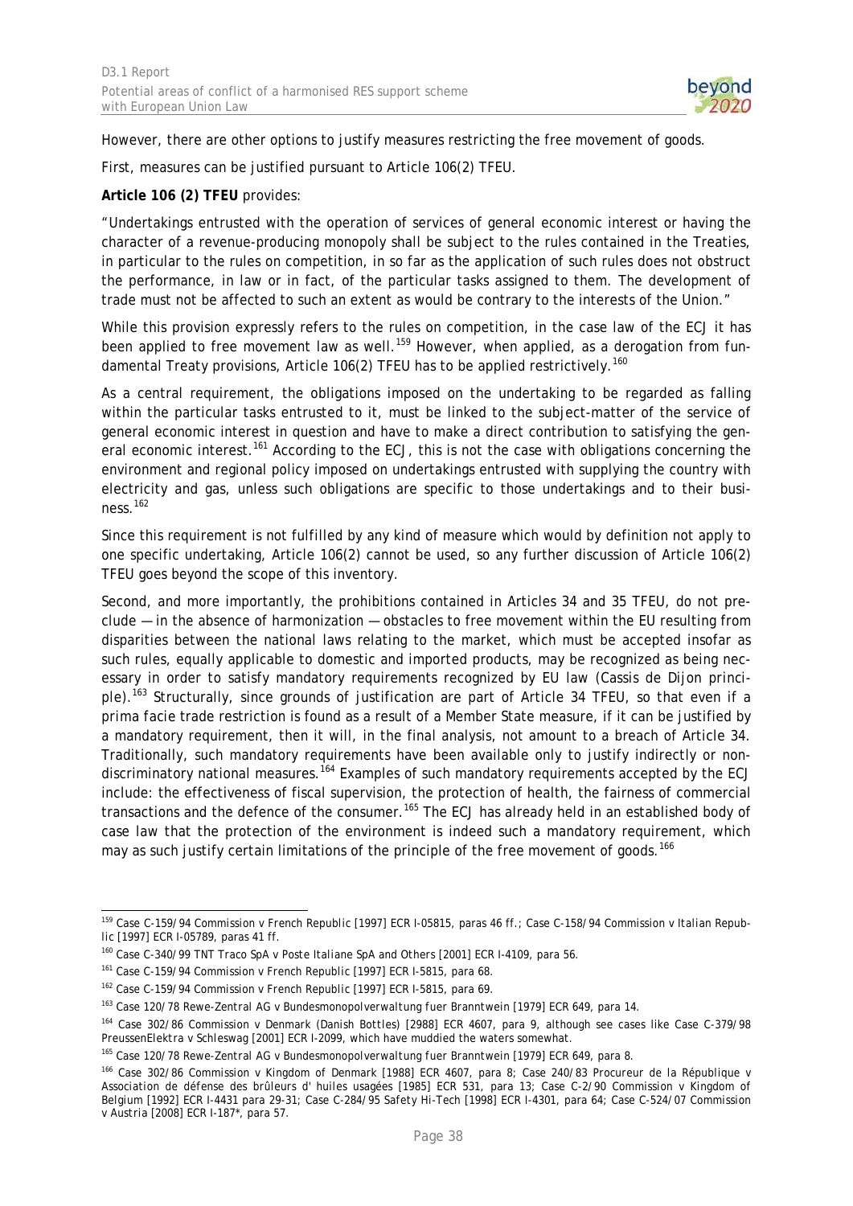However, there are other options to justify measures restricting the free movement of goods.

First, measures can be justified pursuant to Article 106(2) TFEU.

**Article 106 (2) TFEU** provides:

"Undertakings entrusted with the operation of services of general economic interest or having the character of a revenue-producing monopoly shall be subject to the rules contained in the Treaties, in particular to the rules on competition, in so far as the application of such rules does not obstruct the performance, in law or in fact, of the particular tasks assigned to them. The development of trade must not be affected to such an extent as would be contrary to the interests of the Union."

While this provision expressly refers to the rules on competition, in the case law of the ECJ it has been applied to free movement law as well.[159] However, when applied, as a derogation from fundamental Treaty provisions, Article 106(2) TFEU has to be applied restrictively.[160]

As a central requirement, the obligations imposed on the undertaking to be regarded as falling within the particular tasks entrusted to it, must be linked to the subject-matter of the service of general economic interest in question and have to make a direct contribution to satisfying the general economic interest.[161] According to the ECJ, this is not the case with obligations concerning the environment and regional policy imposed on undertakings entrusted with supplying the country with electricity and gas, unless such obligations are specific to those undertakings and to their business.[162]

Since this requirement is not fulfilled by any kind of measure which would by definition not apply to one specific undertaking, Article 106(2) cannot be used, so any further discussion of Article 106(2) TFEU goes beyond the scope of this inventory.

Second, and more importantly, the prohibitions contained in Articles 34 and 35 TFEU, do not preclude — in the absence of harmonization — obstacles to free movement within the EU resulting from disparities between the national laws relating to the market, which must be accepted insofar as such rules, equally applicable to domestic and imported products, may be recognized as being necessary in order to satisfy mandatory requirements recognized by EU law (Cassis de Dijon principle).[163] Structurally, since grounds of justification are part of Article 34 TFEU, so that even if a prima facie trade restriction is found as a result of a Member State measure, if it can be justified by a mandatory requirement, then it will, in the final analysis, not amount to a breach of Article 34. Traditionally, such mandatory requirements have been available only to justify indirectly or non-discriminatory national measures.[164] Examples of such mandatory requirements accepted by the ECJ include: the effectiveness of fiscal supervision, the protection of health, the fairness of commercial transactions and the defence of the consumer.[165] The ECJ has already held in an established body of case law that the protection of the environment is indeed such a mandatory requirement, which may as such justify certain limitations of the principle of the free movement of goods.[166]

---

[159] Case C-159/94 Commission v French Republic [1997] ECR I-05815, paras 46 ff.; Case C-158/94 Commission v Italian Republic [1997] ECR I-05789, paras 41 ff.

[160] Case C-340/99 TNT Traco SpA v Poste Italiane SpA and Others [2001] ECR I-4109, para 56.

[161] Case C-159/94 Commission v French Republic [1997] ECR I-5815, para 68.

[162] Case C-159/94 Commission v French Republic [1997] ECR I-5815, para 69.

[163] Case 120/78 Rewe-Zentral AG v Bundesmonopolverwaltung fuer Branntwein [1979] ECR 649, para 14.

[164] Case 302/86 Commission v Denmark (Danish Bottles) [2988] ECR 4607, para 9, although see cases like Case C-379/98 PreussenElektra v Schleswag [2001] ECR I-2099, which have muddied the waters somewhat.

[165] Case 120/78 Rewe-Zentral AG v Bundesmonopolverwaltung fuer Branntwein [1979] ECR 649, para 8.

[166] Case 302/86 Commission v Kingdom of Denmark [1988] ECR 4607, para 8; Case 240/83 Procureur de la République v Association de défense des brûleurs d' huiles usagées [1985] ECR 531, para 13; Case C-2/90 Commission v Kingdom of Belgium [1992] ECR I-4431 para 29-31; Case C-284/95 Safety Hi-Tech [1998] ECR I-4301, para 64; Case C-524/07 Commission v Austria [2008] ECR I-187*, para 57.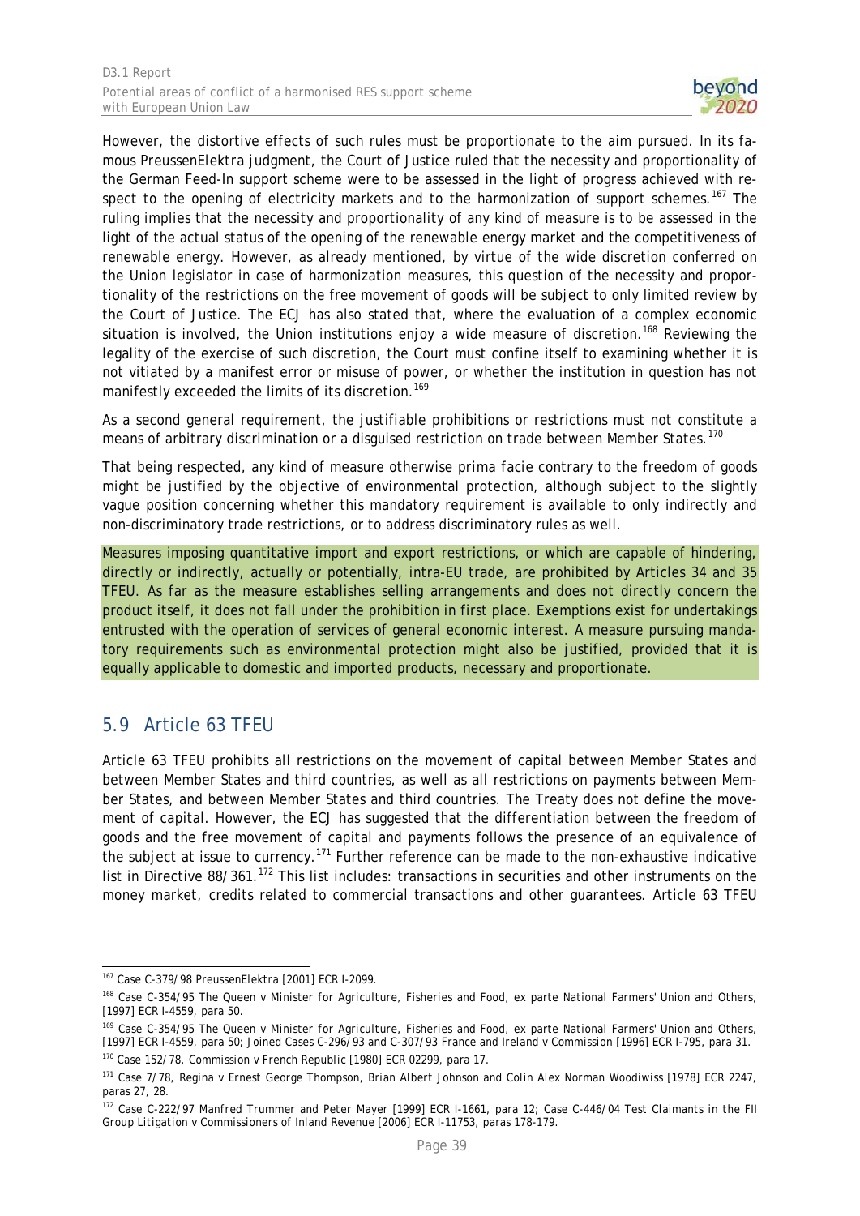However, the distortive effects of such rules must be proportionate to the aim pursued. In its famous PreussenElektra judgment, the Court of Justice ruled that the necessity and proportionality of the German Feed-In support scheme were to be assessed in the light of progress achieved with respect to the opening of electricity markets and to the harmonization of support schemes.[167] The ruling implies that the necessity and proportionality of any kind of measure is to be assessed in the light of the actual status of the opening of the renewable energy market and the competitiveness of renewable energy. However, as already mentioned, by virtue of the wide discretion conferred on the Union legislator in case of harmonization measures, this question of the necessity and proportionality of the restrictions on the free movement of goods will be subject to only limited review by the Court of Justice. The ECJ has also stated that, where the evaluation of a complex economic situation is involved, the Union institutions enjoy a wide measure of discretion.[168] Reviewing the legality of the exercise of such discretion, the Court must confine itself to examining whether it is not vitiated by a manifest error or misuse of power, or whether the institution in question has not manifestly exceeded the limits of its discretion.[169]

As a second general requirement, the justifiable prohibitions or restrictions must not constitute a means of arbitrary discrimination or a disguised restriction on trade between Member States.[170]

That being respected, any kind of measure otherwise *prima facie* contrary to the freedom of goods might be justified by the objective of environmental protection, although subject to the slightly vague position concerning whether this mandatory requirement is available to only indirectly and non-discriminatory trade restrictions, or to address discriminatory rules as well.

Measures imposing quantitative import and export restrictions, or which are capable of hindering, directly or indirectly, actually or potentially, intra-EU trade, are prohibited by Articles 34 and 35 TFEU. As far as the measure establishes selling arrangements and does not directly concern the product itself, it does not fall under the prohibition in first place. Exemptions exist for undertakings entrusted with the operation of services of general economic interest. A measure pursuing mandatory requirements such as environmental protection might also be justified, provided that it is equally applicable to domestic and imported products, necessary and proportionate.

## 5.9 Article 63 TFEU

Article 63 TFEU prohibits all restrictions on the movement of capital between Member States and between Member States and third countries, as well as all restrictions on payments between Member States, and between Member States and third countries. The Treaty does not define the movement of capital. However, the ECJ has suggested that the differentiation between the freedom of goods and the free movement of capital and payments follows the presence of an equivalence of the subject at issue to currency.[171] Further reference can be made to the non-exhaustive indicative list in Directive 88/361.[172] This list includes: transactions in securities and other instruments on the money market, credits related to commercial transactions and other guarantees. Article 63 TFEU

---

[167] Case C-379/98 PreussenElektra [2001] ECR I-2099.

[168] Case C-354/95 The Queen v Minister for Agriculture, Fisheries and Food, ex parte National Farmers' Union and Others, [1997] ECR I-4559, para 50.

[169] Case C-354/95 The Queen v Minister for Agriculture, Fisheries and Food, ex parte National Farmers' Union and Others, [1997] ECR I-4559, para 50; Joined Cases C-296/93 and C-307/93 France and Ireland v Commission [1996] ECR I-795, para 31.

[170] Case 152/78, Commission v French Republic [1980] ECR 02299, para 17.

[171] Case 7/78, Regina v Ernest George Thompson, Brian Albert Johnson and Colin Alex Norman Woodiwiss [1978] ECR 2247, paras 27, 28.

[172] Case C-222/97 Manfred Trummer and Peter Mayer [1999] ECR I-1661, para 12; Case C-446/04 Test Claimants in the FII Group Litigation v Commissioners of Inland Revenue [2006] ECR I-11753, paras 178-179.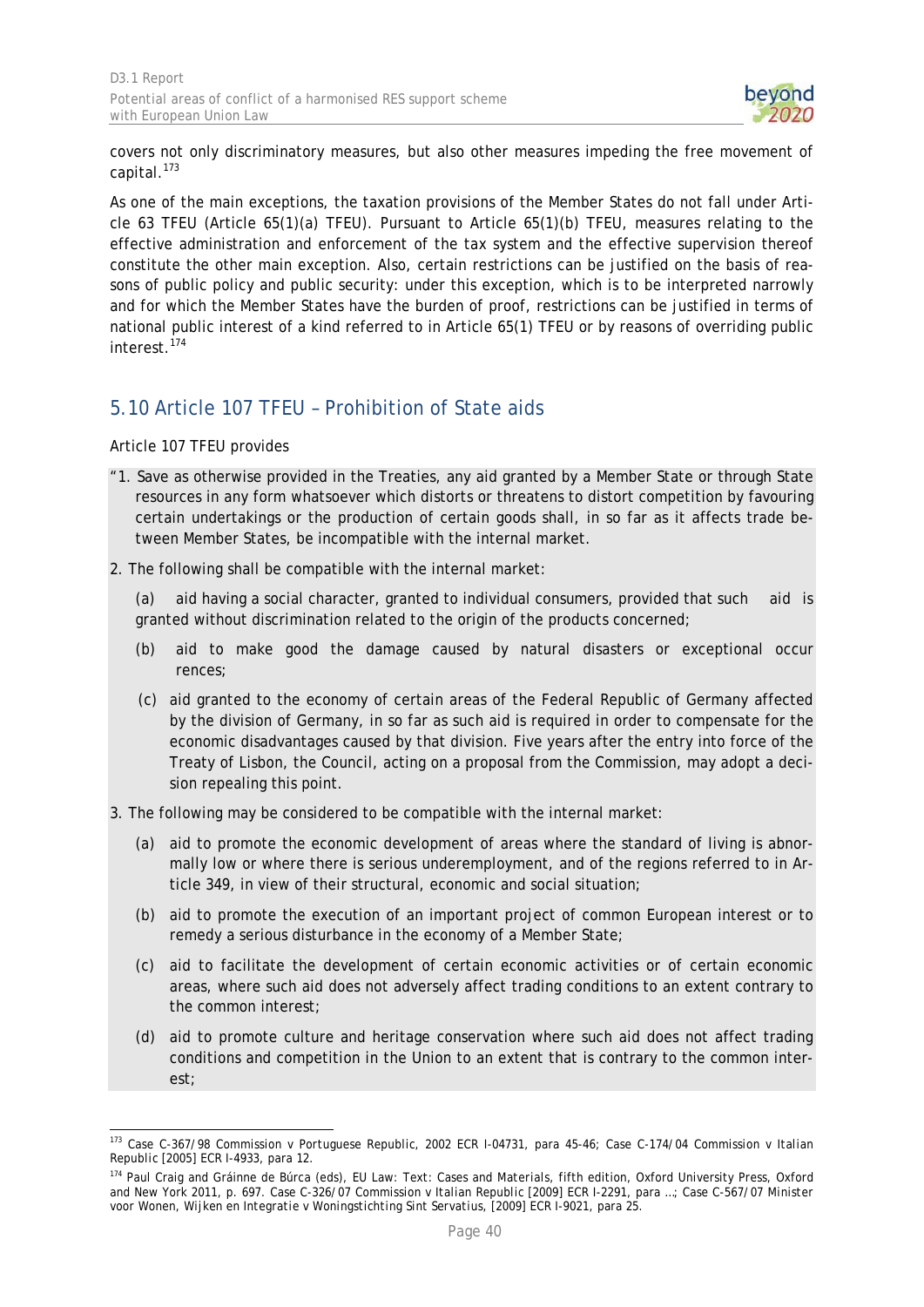covers not only discriminatory measures, but also other measures impeding the free movement of capital.[173]

As one of the main exceptions, the taxation provisions of the Member States do not fall under Article 63 TFEU (Article 65(1)(a) TFEU). Pursuant to Article 65(1)(b) TFEU, measures relating to the effective administration and enforcement of the tax system and the effective supervision thereof constitute the other main exception. Also, certain restrictions can be justified on the basis of reasons of public policy and public security: under this exception, which is to be interpreted narrowly and for which the Member States have the burden of proof, restrictions can be justified in terms of national public interest of a kind referred to in Article 65(1) TFEU or by reasons of overriding public interest.[174]

## 5.10 Article 107 TFEU – Prohibition of State aids

Article 107 TFEU provides

> "1. Save as otherwise provided in the Treaties, any aid granted by a Member State or through State resources in any form whatsoever which distorts or threatens to distort competition by favouring certain undertakings or the production of certain goods shall, in so far as it affects trade between Member States, be incompatible with the internal market.
>
> 2. The following shall be compatible with the internal market:
>
> (a) aid having a social character, granted to individual consumers, provided that such aid is granted without discrimination related to the origin of the products concerned;
>
> (b) aid to make good the damage caused by natural disasters or exceptional occurrences;
>
> (c) aid granted to the economy of certain areas of the Federal Republic of Germany affected by the division of Germany, in so far as such aid is required in order to compensate for the economic disadvantages caused by that division. Five years after the entry into force of the Treaty of Lisbon, the Council, acting on a proposal from the Commission, may adopt a decision repealing this point.
>
> 3. The following may be considered to be compatible with the internal market:
>
> (a) aid to promote the economic development of areas where the standard of living is abnormally low or where there is serious underemployment, and of the regions referred to in Article 349, in view of their structural, economic and social situation;
>
> (b) aid to promote the execution of an important project of common European interest or to remedy a serious disturbance in the economy of a Member State;
>
> (c) aid to facilitate the development of certain economic activities or of certain economic areas, where such aid does not adversely affect trading conditions to an extent contrary to the common interest;
>
> (d) aid to promote culture and heritage conservation where such aid does not affect trading conditions and competition in the Union to an extent that is contrary to the common interest;

---

[173] Case C-367/98 Commission v Portuguese Republic, 2002 ECR I-04731, para 45-46; Case C-174/04 Commission v Italian Republic [2005] ECR I-4933, para 12.

[174] Paul Craig and Gráinne de Búrca (eds), *EU Law: Text: Cases and Materials*, fifth edition, Oxford University Press, Oxford and New York 2011, p. 697. Case C-326/07 Commission v Italian Republic [2009] ECR I-2291, para …; Case C-567/07 Minister voor Wonen, Wijken en Integratie v Woningstichting Sint Servatius, [2009] ECR I-9021, para 25.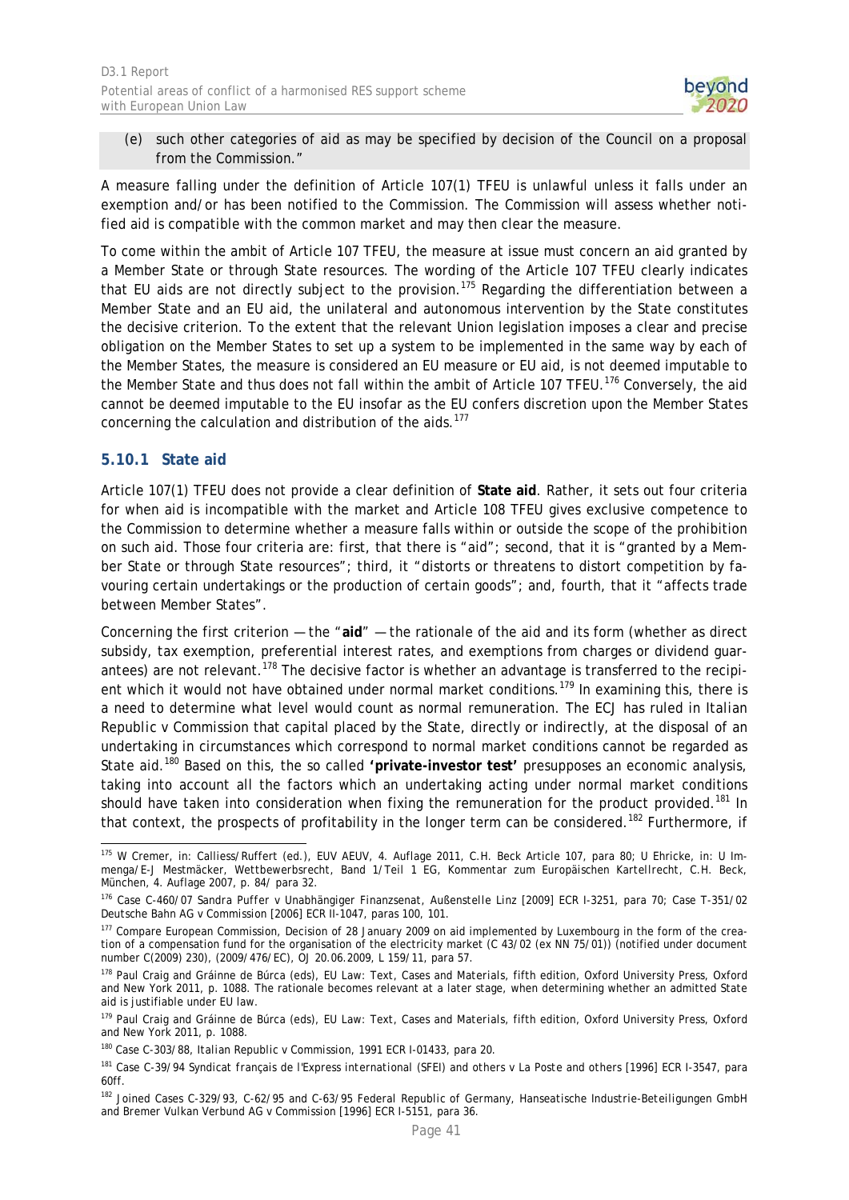(e) such other categories of aid as may be specified by decision of the Council on a proposal from the Commission."

A measure falling under the definition of Article 107(1) TFEU is unlawful unless it falls under an exemption and/or has been notified to the Commission. The Commission will assess whether notified aid is compatible with the common market and may then clear the measure.

To come within the ambit of Article 107 TFEU, the measure at issue must concern an aid granted by a Member State or through State resources. The wording of the Article 107 TFEU clearly indicates that EU aids are not directly subject to the provision.[175] Regarding the differentiation between a Member State and an EU aid, the unilateral and autonomous intervention by the State constitutes the decisive criterion. To the extent that the relevant Union legislation imposes a clear and precise obligation on the Member States to set up a system to be implemented in the same way by each of the Member States, the measure is considered an EU measure or EU aid, is not deemed imputable to the Member State and thus does not fall within the ambit of Article 107 TFEU.[176] Conversely, the aid cannot be deemed imputable to the EU insofar as the EU confers discretion upon the Member States concerning the calculation and distribution of the aids.[177]

### 5.10.1 State aid

Article 107(1) TFEU does not provide a clear definition of **State aid**. Rather, it sets out four criteria for when aid is incompatible with the market and Article 108 TFEU gives exclusive competence to the Commission to determine whether a measure falls within or outside the scope of the prohibition on such aid. Those four criteria are: first, that there is "aid"; second, that it is "granted by a Member State or through State resources"; third, it "distorts or threatens to distort competition by favouring certain undertakings or the production of certain goods"; and, fourth, that it "affects trade between Member States".

Concerning the first criterion — the "**aid**" — the rationale of the aid and its form (whether as direct subsidy, tax exemption, preferential interest rates, and exemptions from charges or dividend guarantees) are not relevant.[178] The decisive factor is whether an advantage is transferred to the recipient which it would not have obtained under normal market conditions.[179] In examining this, there is a need to determine what level would count as normal remuneration. The ECJ has ruled in *Italian Republic v Commission* that capital placed by the State, directly or indirectly, at the disposal of an undertaking in circumstances which correspond to normal market conditions cannot be regarded as State aid.[180] Based on this, the so called **'private-investor test'** presupposes an economic analysis, taking into account all the factors which an undertaking acting under normal market conditions should have taken into consideration when fixing the remuneration for the product provided.[181] In that context, the prospects of profitability in the longer term can be considered.[182] Furthermore, if

---

[175] W Cremer, in: Calliess/Ruffert (ed.), EUV AEUV, 4. Auflage 2011, C.H. Beck Article 107, para 80; U Ehricke, in: U Immenga/E-J Mestmäcker, Wettbewerbsrecht, Band 1/Teil 1 EG, Kommentar zum Europäischen Kartellrecht, C.H. Beck, München, 4. Auflage 2007, p. 84/ para 32.

[176] Case C-460/07 *Sandra Puffer v Unabhängiger Finanzsenat, Außenstelle Linz* [2009] ECR I-3251, para 70; Case T-351/02 *Deutsche Bahn AG v Commission* [2006] ECR II-1047, paras 100, 101.

[177] Compare European Commission, Decision of 28 January 2009 on aid implemented by Luxembourg in the form of the creation of a compensation fund for the organisation of the electricity market (C 43/02 (ex NN 75/01)) (notified under document number C(2009) 230), (2009/476/EC), OJ 20.06.2009, L 159/11, para 57.

[178] Paul Craig and Gráinne de Búrca (eds), EU Law: Text, Cases and Materials, fifth edition, Oxford University Press, Oxford and New York 2011, p. 1088. The rationale becomes relevant at a later stage, when determining whether an admitted State aid is justifiable under EU law.

[179] Paul Craig and Gráinne de Búrca (eds), EU Law: Text, Cases and Materials, fifth edition, Oxford University Press, Oxford and New York 2011, p. 1088.

[180] Case C-303/88, *Italian Republic v Commission*, 1991 ECR I-01433, para 20.

[181] Case C-39/94 *Syndicat français de l'Express international (SFEI) and others v La Poste and others* [1996] ECR I-3547, para 60ff.

[182] Joined Cases C-329/93, C-62/95 and C-63/95 *Federal Republic of Germany, Hanseatische Industrie-Beteiligungen GmbH and Bremer Vulkan Verbund AG v Commission* [1996] ECR I-5151, para 36.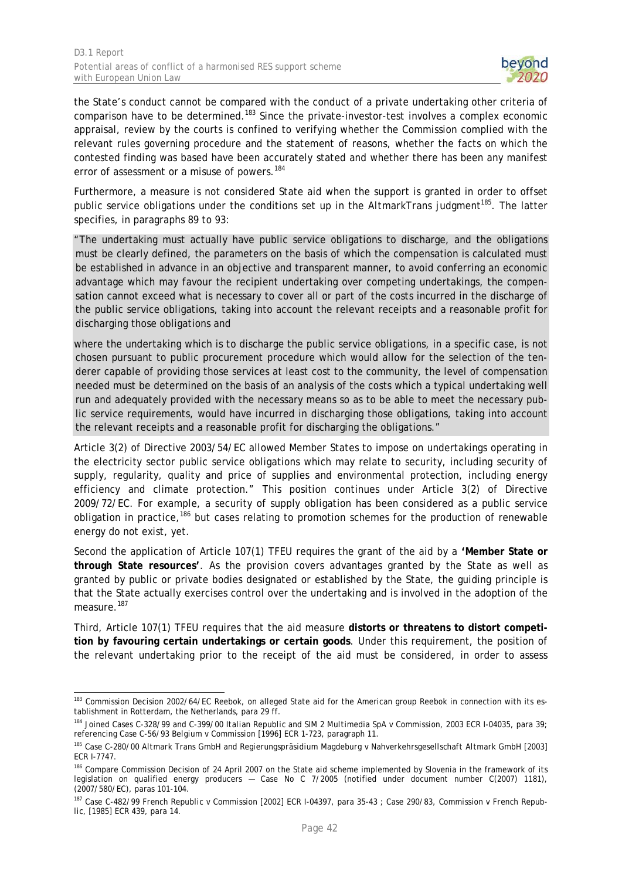the State's conduct cannot be compared with the conduct of a private undertaking other criteria of comparison have to be determined.[183] Since the private-investor-test involves a complex economic appraisal, review by the courts is confined to verifying whether the Commission complied with the relevant rules governing procedure and the statement of reasons, whether the facts on which the contested finding was based have been accurately stated and whether there has been any manifest error of assessment or a misuse of powers.[184]

Furthermore, a measure is not considered State aid when the support is granted in order to offset public service obligations under the conditions set up in the *AltmarkTrans* judgment[185]. The latter specifies, in paragraphs 89 to 93:

> "The undertaking must actually have public service obligations to discharge, and the obligations must be clearly defined, the parameters on the basis of which the compensation is calculated must be established in advance in an objective and transparent manner, to avoid conferring an economic advantage which may favour the recipient undertaking over competing undertakings, the compensation cannot exceed what is necessary to cover all or part of the costs incurred in the discharge of the public service obligations, taking into account the relevant receipts and a reasonable profit for discharging those obligations and
>
> where the undertaking which is to discharge the public service obligations, in a specific case, is not chosen pursuant to public procurement procedure which would allow for the selection of the tenderer capable of providing those services at least cost to the community, the level of compensation needed must be determined on the basis of an analysis of the costs which a typical undertaking well run and adequately provided with the necessary means so as to be able to meet the necessary public service requirements, would have incurred in discharging those obligations, taking into account the relevant receipts and a reasonable profit for discharging the obligations."

Article 3(2) of Directive 2003/54/EC allowed Member States to impose on undertakings operating in the electricity sector public service obligations which may relate to security, including security of supply, regularity, quality and price of supplies and environmental protection, including energy efficiency and climate protection." This position continues under Article 3(2) of Directive 2009/72/EC. For example, a security of supply obligation has been considered as a public service obligation in practice,[186] but cases relating to promotion schemes for the production of renewable energy do not exist, yet.

Second the application of Article 107(1) TFEU requires the grant of the aid by a **'Member State or through State resources'**. As the provision covers advantages granted by the State as well as granted by public or private bodies designated or established by the State, the guiding principle is that the State actually exercises control over the undertaking and is involved in the adoption of the measure.[187]

Third, Article 107(1) TFEU requires that the aid measure **distorts or threatens to distort competition by favouring certain undertakings or certain goods**. Under this requirement, the position of the relevant undertaking prior to the receipt of the aid must be considered, in order to assess

---

[183] Commission Decision 2002/64/EC Reebok, on alleged State aid for the American group Reebok in connection with its establishment in Rotterdam, the Netherlands, para 29 ff.

[184] Joined Cases C-328/99 and C-399/00 *Italian Republic and SIM 2 Multimedia SpA v Commission*, 2003 ECR I-04035, para 39; referencing Case C-56/93 *Belgium v Commission* [1996] ECR 1-723, paragraph 11.

[185] Case C-280/00 *Altmark Trans GmbH and Regierungspräsidium Magdeburg v Nahverkehrsgesellschaft Altmark GmbH* [2003] ECR I-7747.

[186] Compare Commission Decision of 24 April 2007 on the State aid scheme implemented by Slovenia in the framework of its legislation on qualified energy producers — Case No C 7/2005 (notified under document number C(2007) 1181), (2007/580/EC), paras 101-104.

[187] Case C-482/99 *French Republic v Commission* [2002] ECR I-04397, para 35-43 ; Case 290/83, *Commission v French Republic*, [1985] ECR 439, para 14.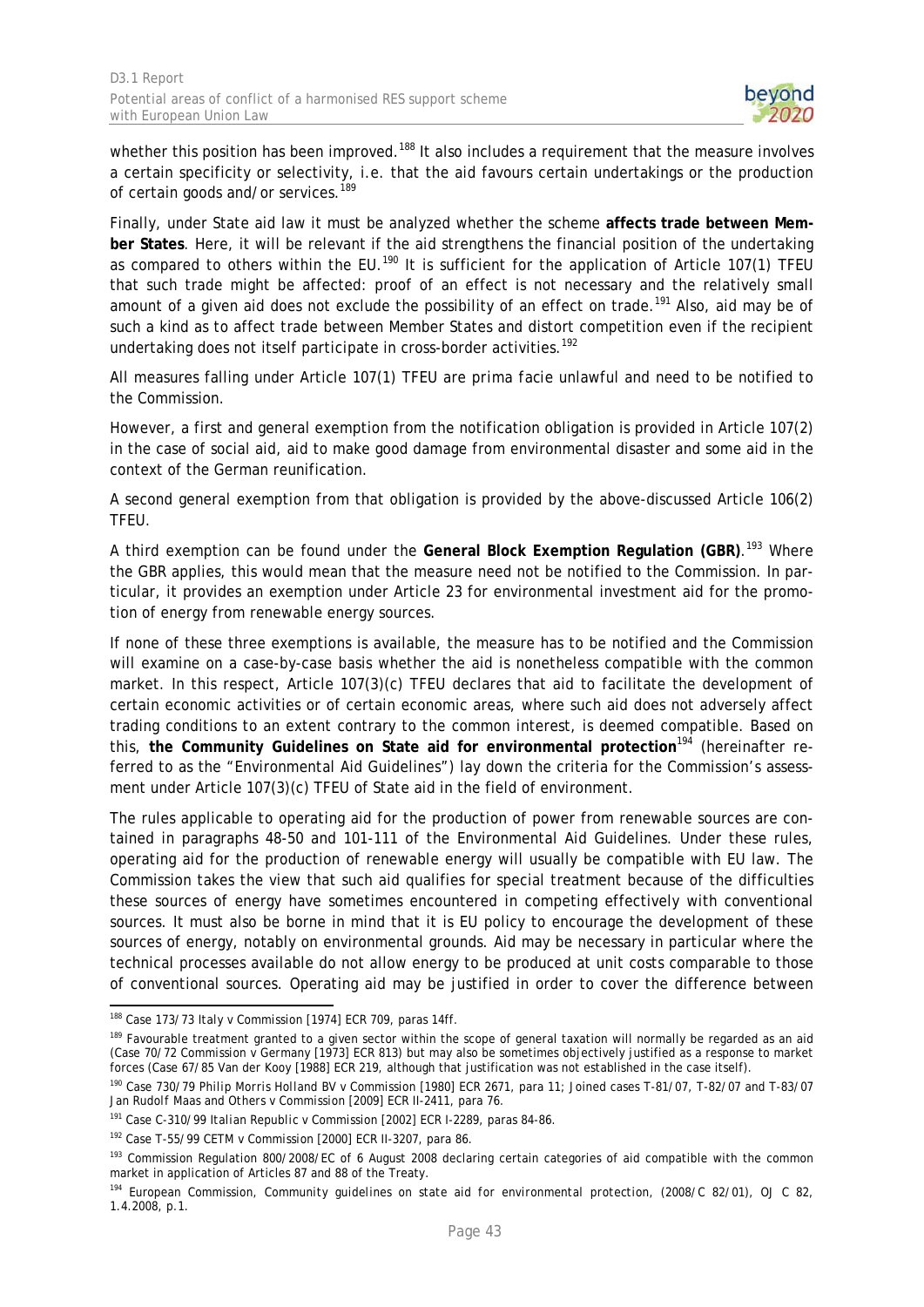whether this position has been improved.[188] It also includes a requirement that the measure involves a certain specificity or selectivity, i.e. that the aid favours certain undertakings or the production of certain goods and/or services.[189]

Finally, under State aid law it must be analyzed whether the scheme **affects trade between Member States**. Here, it will be relevant if the aid strengthens the financial position of the undertaking as compared to others within the EU.[190] It is sufficient for the application of Article 107(1) TFEU that such trade might be affected: proof of an effect is not necessary and the relatively small amount of a given aid does not exclude the possibility of an effect on trade.[191] Also, aid may be of such a kind as to affect trade between Member States and distort competition even if the recipient undertaking does not itself participate in cross-border activities.[192]

All measures falling under Article 107(1) TFEU are *prima facie* unlawful and need to be notified to the Commission.

However, a first and general exemption from the notification obligation is provided in Article 107(2) in the case of social aid, aid to make good damage from environmental disaster and some aid in the context of the German reunification.

A second general exemption from that obligation is provided by the above-discussed Article 106(2) TFEU.

A third exemption can be found under the **General Block Exemption Regulation (GBR)**.[193] Where the GBR applies, this would mean that the measure need not be notified to the Commission. In particular, it provides an exemption under Article 23 for environmental investment aid for the promotion of energy from renewable energy sources.

If none of these three exemptions is available, the measure has to be notified and the Commission will examine on a case-by-case basis whether the aid is nonetheless compatible with the common market. In this respect, Article 107(3)(c) TFEU declares that aid to facilitate the development of certain economic activities or of certain economic areas, where such aid does not adversely affect trading conditions to an extent contrary to the common interest, is deemed compatible. Based on this, **the Community Guidelines on State aid for environmental protection**[194] (hereinafter referred to as the "Environmental Aid Guidelines") lay down the criteria for the Commission's assessment under Article 107(3)(c) TFEU of State aid in the field of environment.

The rules applicable to operating aid for the production of power from renewable sources are contained in paragraphs 48-50 and 101-111 of the Environmental Aid Guidelines. Under these rules, operating aid for the production of renewable energy will usually be compatible with EU law. The Commission takes the view that such aid qualifies for special treatment because of the difficulties these sources of energy have sometimes encountered in competing effectively with conventional sources. It must also be borne in mind that it is EU policy to encourage the development of these sources of energy, notably on environmental grounds. Aid may be necessary in particular where the technical processes available do not allow energy to be produced at unit costs comparable to those of conventional sources. Operating aid may be justified in order to cover the difference between

---

[188] Case 173/73 *Italy v Commission* [1974] ECR 709, paras 14ff.

[189] Favourable treatment granted to a given sector within the scope of general taxation will normally be regarded as an aid (Case 70/72 *Commission v Germany* [1973] ECR 813) but may also be sometimes objectively justified as a response to market forces (Case 67/85 *Van der Kooy* [1988] ECR 219, although that justification was not established in the case itself).

[190] Case 730/79 *Philip Morris Holland BV v Commission* [1980] ECR 2671, para 11; Joined cases T-81/07, T-82/07 and T-83/07 *Jan Rudolf Maas and Others v Commission* [2009] ECR II-2411, para 76.

[191] Case C-310/99 *Italian Republic v Commission* [2002] ECR I-2289, paras 84-86.

[192] Case T-55/99 *CETM v Commission* [2000] ECR II-3207, para 86.

[193] Commission Regulation 800/2008/EC of 6 August 2008 declaring certain categories of aid compatible with the common market in application of Articles 87 and 88 of the Treaty.

[194] European Commission, Community guidelines on state aid for environmental protection, (2008/C 82/01), OJ C 82, 1.4.2008, p.1.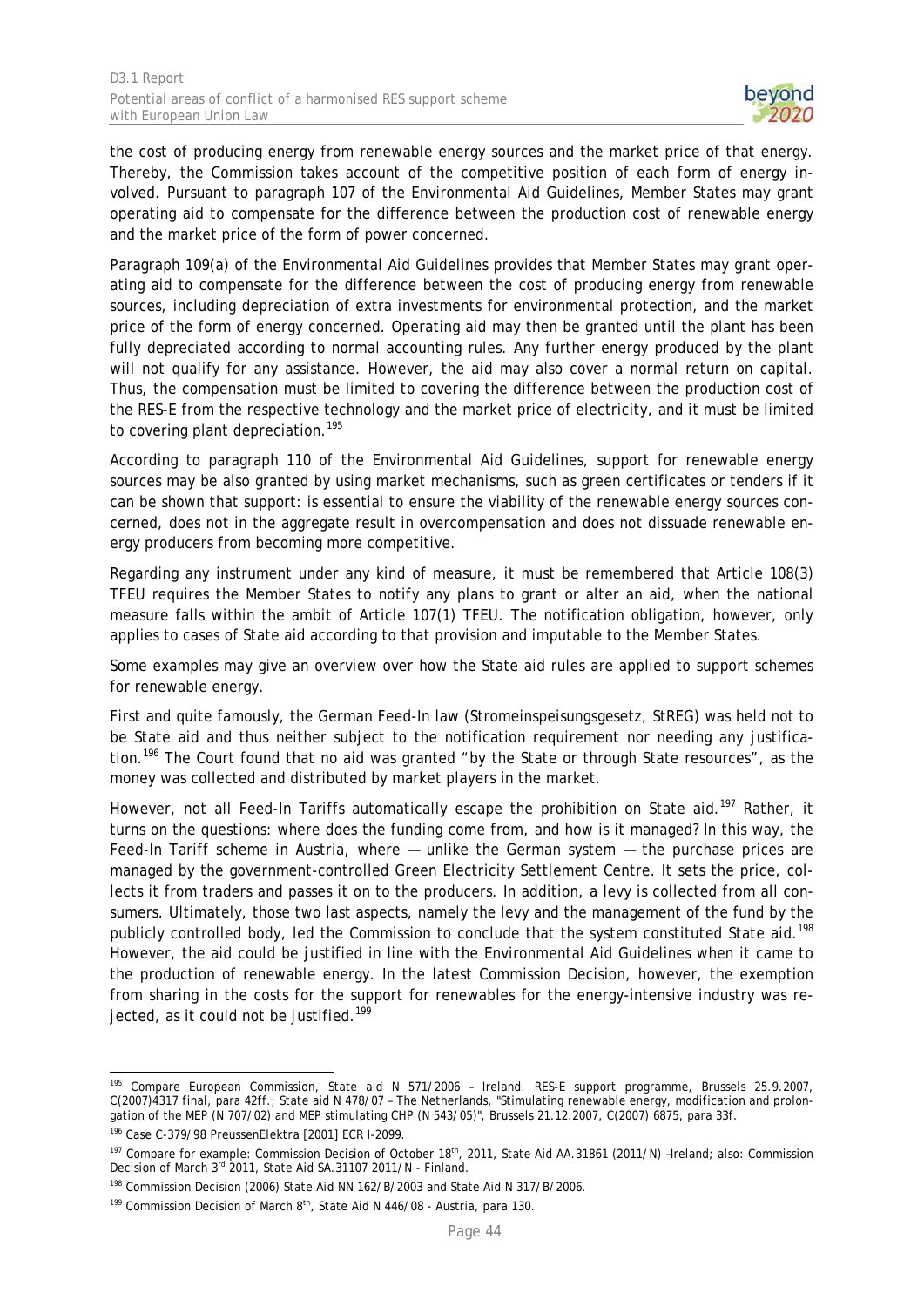the cost of producing energy from renewable energy sources and the market price of that energy. Thereby, the Commission takes account of the competitive position of each form of energy involved. Pursuant to paragraph 107 of the Environmental Aid Guidelines, Member States may grant operating aid to compensate for the difference between the production cost of renewable energy and the market price of the form of power concerned.

Paragraph 109(a) of the Environmental Aid Guidelines provides that Member States may grant operating aid to compensate for the difference between the cost of producing energy from renewable sources, including depreciation of extra investments for environmental protection, and the market price of the form of energy concerned. Operating aid may then be granted until the plant has been fully depreciated according to normal accounting rules. Any further energy produced by the plant will not qualify for any assistance. However, the aid may also cover a normal return on capital. Thus, the compensation must be limited to covering the difference between the production cost of the RES-E from the respective technology and the market price of electricity, and it must be limited to covering plant depreciation.[195]

According to paragraph 110 of the Environmental Aid Guidelines, support for renewable energy sources may be also granted by using market mechanisms, such as green certificates or tenders if it can be shown that support: is essential to ensure the viability of the renewable energy sources concerned, does not in the aggregate result in overcompensation and does not dissuade renewable energy producers from becoming more competitive.

Regarding any instrument under any kind of measure, it must be remembered that Article 108(3) TFEU requires the Member States to notify any plans to grant or alter an aid, when the national measure falls within the ambit of Article 107(1) TFEU. The notification obligation, however, only applies to cases of State aid according to that provision and imputable to the Member States.

Some examples may give an overview over how the State aid rules are applied to support schemes for renewable energy.

First and quite famously, the German Feed-In law (Stromeinspeisungsgesetz, StREG) was held not to be State aid and thus neither subject to the notification requirement nor needing any justification.[196] The Court found that no aid was granted "by the State or through State resources", as the money was collected and distributed by market players in the market.

However, not all Feed-In Tariffs automatically escape the prohibition on State aid.[197] Rather, it turns on the questions: where does the funding come from, and how is it managed? In this way, the Feed-In Tariff scheme in Austria, where — unlike the German system — the purchase prices are managed by the government-controlled Green Electricity Settlement Centre. It sets the price, collects it from traders and passes it on to the producers. In addition, a levy is collected from all consumers. Ultimately, those two last aspects, namely the levy and the management of the fund by the publicly controlled body, led the Commission to conclude that the system constituted State aid.[198] However, the aid could be justified in line with the Environmental Aid Guidelines when it came to the production of renewable energy. In the latest Commission Decision, however, the exemption from sharing in the costs for the support for renewables for the energy-intensive industry was rejected, as it could not be justified.[199]

---

[195] Compare European Commission, State aid N 571/2006 – Ireland. RES-E support programme, Brussels 25.9.2007, C(2007)4317 final, para 42ff.; State aid N 478/07 – The Netherlands, "Stimulating renewable energy, modification and prolongation of the MEP (N 707/02) and MEP stimulating CHP (N 543/05)", Brussels 21.12.2007, C(2007) 6875, para 33f.

[196] Case C-379/98 PreussenElektra [2001] ECR I-2099.

[197] Compare for example: Commission Decision of October 18th, 2011, State Aid AA.31861 (2011/N) –Ireland; also: Commission Decision of March 3rd 2011, State Aid SA.31107 2011/N - Finland.

[198] Commission Decision (2006) State Aid NN 162/B/2003 and State Aid N 317/B/2006.

[199] Commission Decision of March 8th, State Aid N 446/08 - Austria, para 130.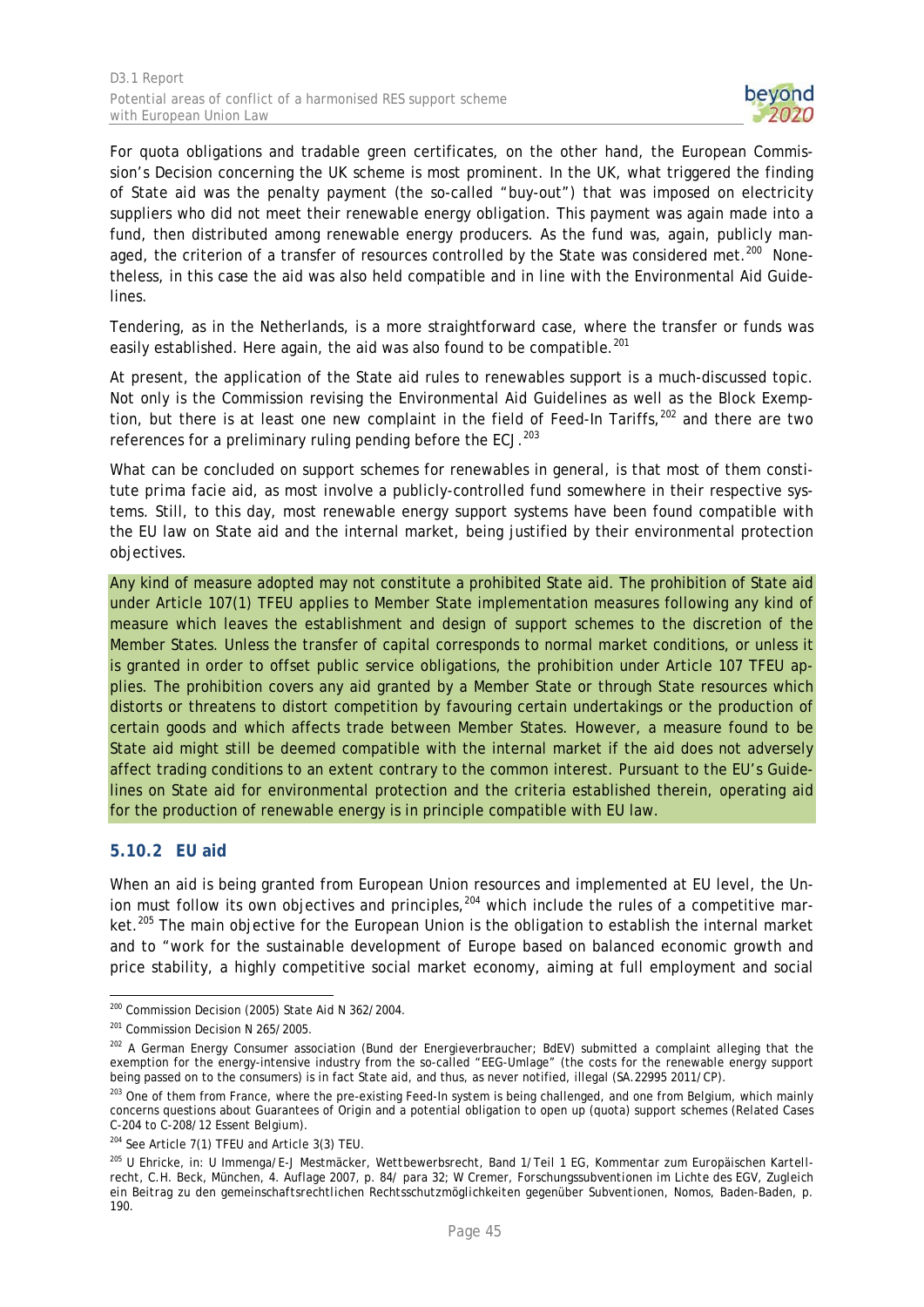For quota obligations and tradable green certificates, on the other hand, the European Commission's Decision concerning the UK scheme is most prominent. In the UK, what triggered the finding of State aid was the penalty payment (the so-called "buy-out") that was imposed on electricity suppliers who did not meet their renewable energy obligation. This payment was again made into a fund, then distributed among renewable energy producers. As the fund was, again, publicly managed, the criterion of a transfer of resources controlled by the State was considered met.[200] Nonetheless, in this case the aid was also held compatible and in line with the Environmental Aid Guidelines.

Tendering, as in the Netherlands, is a more straightforward case, where the transfer or funds was easily established. Here again, the aid was also found to be compatible.[201]

At present, the application of the State aid rules to renewables support is a much-discussed topic. Not only is the Commission revising the Environmental Aid Guidelines as well as the Block Exemption, but there is at least one new complaint in the field of Feed-In Tariffs,[202] and there are two references for a preliminary ruling pending before the ECJ.[203]

What can be concluded on support schemes for renewables in general, is that most of them constitute prima facie aid, as most involve a publicly-controlled fund somewhere in their respective systems. Still, to this day, most renewable energy support systems have been found compatible with the EU law on State aid and the internal market, being justified by their environmental protection objectives.

Any kind of measure adopted may not constitute a prohibited State aid. The prohibition of State aid under Article 107(1) TFEU applies to Member State implementation measures following any kind of measure which leaves the establishment and design of support schemes to the discretion of the Member States. Unless the transfer of capital corresponds to normal market conditions, or unless it is granted in order to offset public service obligations, the prohibition under Article 107 TFEU applies. The prohibition covers any aid granted by a Member State or through State resources which distorts or threatens to distort competition by favouring certain undertakings or the production of certain goods and which affects trade between Member States. However, a measure found to be State aid might still be deemed compatible with the internal market if the aid does not adversely affect trading conditions to an extent contrary to the common interest. Pursuant to the EU's Guidelines on State aid for environmental protection and the criteria established therein, operating aid for the production of renewable energy is in principle compatible with EU law.

### 5.10.2 EU aid

When an aid is being granted from European Union resources and implemented at EU level, the Union must follow its own objectives and principles,[204] which include the rules of a competitive market.[205] The main objective for the European Union is the obligation to establish the internal market and to "work for the sustainable development of Europe based on balanced economic growth and price stability, a highly competitive social market economy, aiming at full employment and social

---

[200] Commission Decision (2005) State Aid N 362/2004.

[201] Commission Decision N 265/2005.

[202] A German Energy Consumer association (Bund der Energieverbraucher; BdEV) submitted a complaint alleging that the exemption for the energy-intensive industry from the so-called "EEG-Umlage" (the costs for the renewable energy support being passed on to the consumers) is in fact State aid, and thus, as never notified, illegal (SA.22995 2011/CP).

[203] One of them from France, where the pre-existing Feed-In system is being challenged, and one from Belgium, which mainly concerns questions about Guarantees of Origin and a potential obligation to open up (quota) support schemes (Related Cases C-204 to C-208/12 Essent Belgium).

[204] See Article 7(1) TFEU and Article 3(3) TEU.

[205] U Ehricke, in: U Immenga/E-J Mestmäcker, Wettbewerbsrecht, Band 1/Teil 1 EG, Kommentar zum Europäischen Kartellrecht, C.H. Beck, München, 4. Auflage 2007, p. 84/ para 32; W Cremer, Forschungssubventionen im Lichte des EGV, Zugleich ein Beitrag zu den gemeinschaftsrechtlichen Rechtsschutzmöglichkeiten gegenüber Subventionen, Nomos, Baden-Baden, p. 190.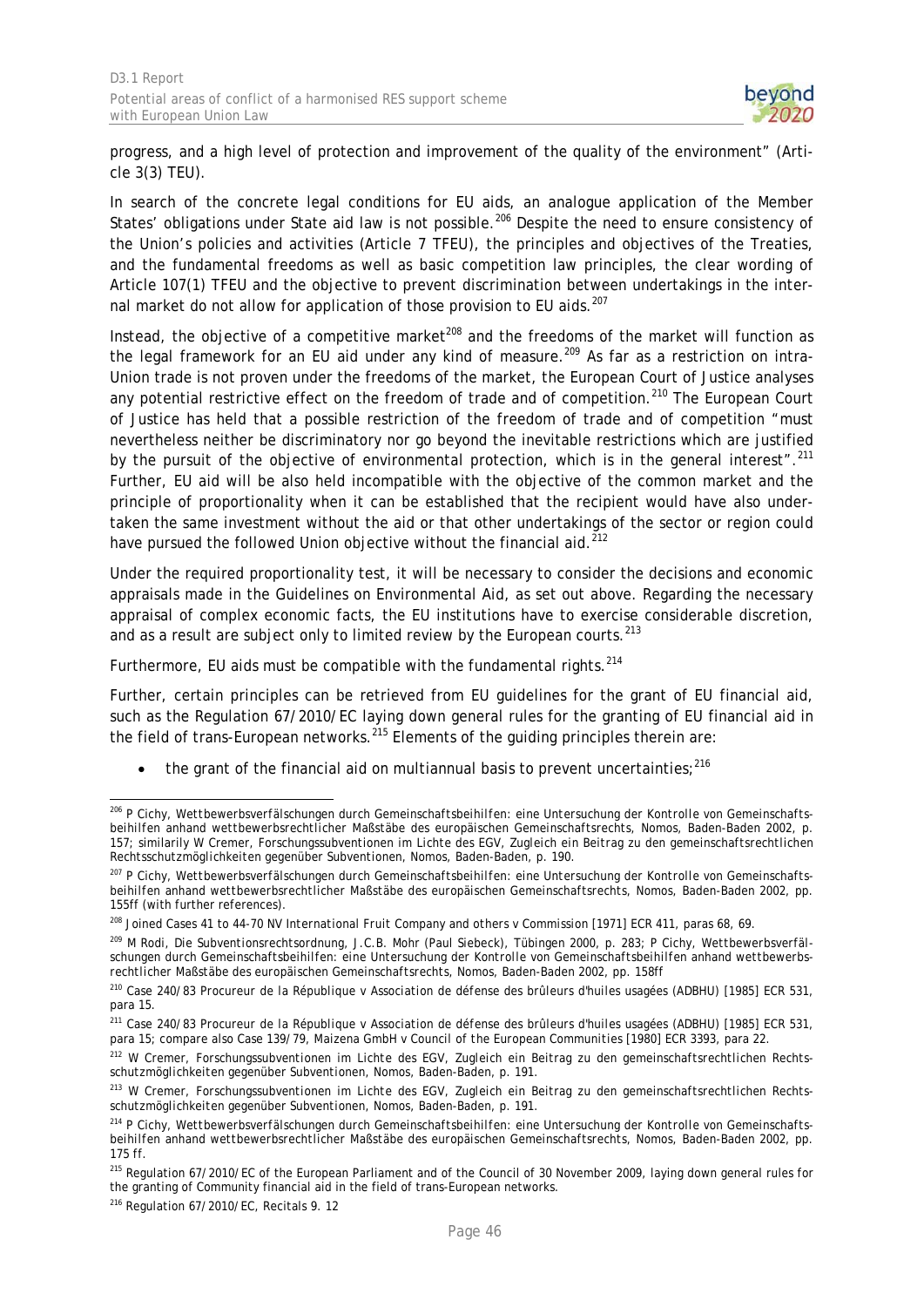progress, and a high level of protection and improvement of the quality of the environment" (Article 3(3) TEU).

In search of the concrete legal conditions for EU aids, an analogue application of the Member States' obligations under State aid law is not possible.[206] Despite the need to ensure consistency of the Union's policies and activities (Article 7 TFEU), the principles and objectives of the Treaties, and the fundamental freedoms as well as basic competition law principles, the clear wording of Article 107(1) TFEU and the objective to prevent discrimination between undertakings in the internal market do not allow for application of those provision to EU aids.[207]

Instead, the objective of a competitive market[208] and the freedoms of the market will function as the legal framework for an EU aid under any kind of measure.[209] As far as a restriction on intra-Union trade is not proven under the freedoms of the market, the European Court of Justice analyses any potential restrictive effect on the freedom of trade and of competition.[210] The European Court of Justice has held that a possible restriction of the freedom of trade and of competition "must nevertheless neither be discriminatory nor go beyond the inevitable restrictions which are justified by the pursuit of the objective of environmental protection, which is in the general interest".[211] Further, EU aid will be also held incompatible with the objective of the common market and the principle of proportionality when it can be established that the recipient would have also undertaken the same investment without the aid or that other undertakings of the sector or region could have pursued the followed Union objective without the financial aid.[212]

Under the required proportionality test, it will be necessary to consider the decisions and economic appraisals made in the Guidelines on Environmental Aid, as set out above. Regarding the necessary appraisal of complex economic facts, the EU institutions have to exercise considerable discretion, and as a result are subject only to limited review by the European courts.[213]

Furthermore, EU aids must be compatible with the fundamental rights.[214]

Further, certain principles can be retrieved from EU guidelines for the grant of EU financial aid, such as the Regulation 67/2010/EC laying down general rules for the granting of EU financial aid in the field of trans-European networks.[215] Elements of the guiding principles therein are:

- the grant of the financial aid on multiannual basis to prevent uncertainties;[216]

---

[206] P Cichy, Wettbewerbsverfälschungen durch Gemeinschaftsbeihilfen: eine Untersuchung der Kontrolle von Gemeinschaftsbeihilfen anhand wettbewerbsrechtlicher Maßstäbe des europäischen Gemeinschaftsrechts, Nomos, Baden-Baden 2002, p. 157; similarily W Cremer, Forschungssubventionen im Lichte des EGV, Zugleich ein Beitrag zu den gemeinschaftsrechtlichen Rechtsschutzmöglichkeiten gegenüber Subventionen, Nomos, Baden-Baden, p. 190.

[207] P Cichy, Wettbewerbsverfälschungen durch Gemeinschaftsbeihilfen: eine Untersuchung der Kontrolle von Gemeinschaftsbeihilfen anhand wettbewerbsrechtlicher Maßstäbe des europäischen Gemeinschaftsrechts, Nomos, Baden-Baden 2002, pp. 155ff (with further references).

[208] Joined Cases 41 to 44-70 NV International Fruit Company and others v Commission [1971] ECR 411, paras 68, 69.

[209] M Rodi, Die Subventionsrechtsordnung, J.C.B. Mohr (Paul Siebeck), Tübingen 2000, p. 283; P Cichy, Wettbewerbsverfälschungen durch Gemeinschaftsbeihilfen: eine Untersuchung der Kontrolle von Gemeinschaftsbeihilfen anhand wettbewerbsrechtlicher Maßstäbe des europäischen Gemeinschaftsrechts, Nomos, Baden-Baden 2002, pp. 158ff

[210] Case 240/83 Procureur de la République v Association de défense des brûleurs d'huiles usagées (ADBHU) [1985] ECR 531, para 15.

[211] Case 240/83 Procureur de la République v Association de défense des brûleurs d'huiles usagées (ADBHU) [1985] ECR 531, para 15; compare also Case 139/79, Maizena GmbH v Council of the European Communities [1980] ECR 3393, para 22.

[212] W Cremer, Forschungssubventionen im Lichte des EGV, Zugleich ein Beitrag zu den gemeinschaftsrechtlichen Rechtsschutzmöglichkeiten gegenüber Subventionen, Nomos, Baden-Baden, p. 191.

[213] W Cremer, Forschungssubventionen im Lichte des EGV, Zugleich ein Beitrag zu den gemeinschaftsrechtlichen Rechtsschutzmöglichkeiten gegenüber Subventionen, Nomos, Baden-Baden, p. 191.

[214] P Cichy, Wettbewerbsverfälschungen durch Gemeinschaftsbeihilfen: eine Untersuchung der Kontrolle von Gemeinschaftsbeihilfen anhand wettbewerbsrechtlicher Maßstäbe des europäischen Gemeinschaftsrechts, Nomos, Baden-Baden 2002, pp. 175 ff.

[215] Regulation 67/2010/EC of the European Parliament and of the Council of 30 November 2009, laying down general rules for the granting of Community financial aid in the field of trans-European networks.

[216] Regulation 67/2010/EC, Recitals 9. 12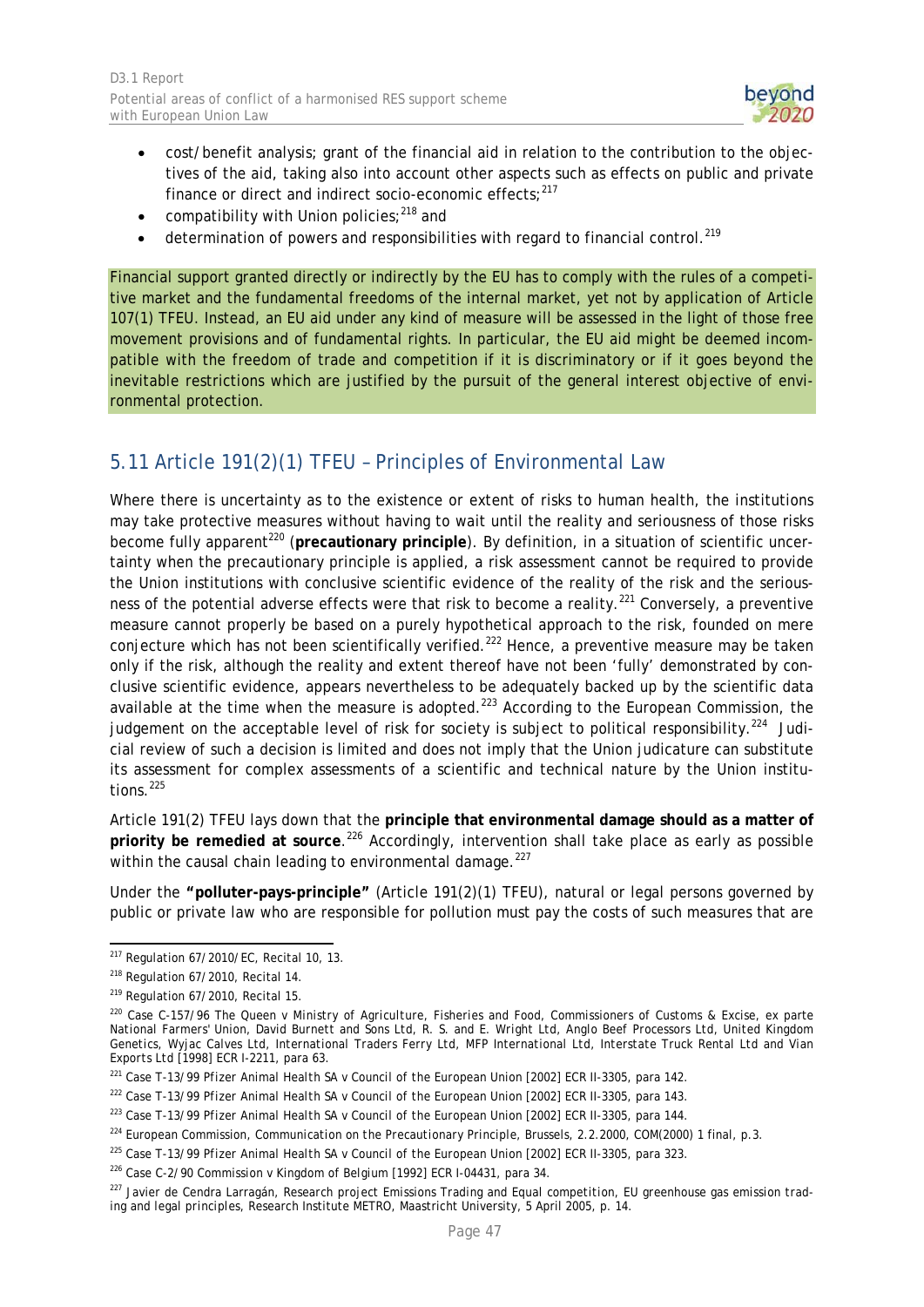- cost/benefit analysis; grant of the financial aid in relation to the contribution to the objectives of the aid, taking also into account other aspects such as effects on public and private finance or direct and indirect socio-economic effects;[217]
- compatibility with Union policies;[218] and
- determination of powers and responsibilities with regard to financial control.[219]

Financial support granted directly or indirectly by the EU has to comply with the rules of a competitive market and the fundamental freedoms of the internal market, yet not by application of Article 107(1) TFEU. Instead, an EU aid under any kind of measure will be assessed in the light of those free movement provisions and of fundamental rights. In particular, the EU aid might be deemed incompatible with the freedom of trade and competition if it is discriminatory or if it goes beyond the inevitable restrictions which are justified by the pursuit of the general interest objective of environmental protection.

## 5.11 Article 191(2)(1) TFEU – Principles of Environmental Law

Where there is uncertainty as to the existence or extent of risks to human health, the institutions may take protective measures without having to wait until the reality and seriousness of those risks become fully apparent[220] (**precautionary principle**). By definition, in a situation of scientific uncertainty when the precautionary principle is applied, a risk assessment cannot be required to provide the Union institutions with conclusive scientific evidence of the reality of the risk and the seriousness of the potential adverse effects were that risk to become a reality.[221] Conversely, a preventive measure cannot properly be based on a purely hypothetical approach to the risk, founded on mere conjecture which has not been scientifically verified.[222] Hence, a preventive measure may be taken only if the risk, although the reality and extent thereof have not been 'fully' demonstrated by conclusive scientific evidence, appears nevertheless to be adequately backed up by the scientific data available at the time when the measure is adopted.[223] According to the European Commission, the judgement on the acceptable level of risk for society is subject to political responsibility.[224] Judicial review of such a decision is limited and does not imply that the Union judicature can substitute its assessment for complex assessments of a scientific and technical nature by the Union institutions.[225]

Article 191(2) TFEU lays down that the **principle that environmental damage should as a matter of priority be remedied at source**.[226] Accordingly, intervention shall take place as early as possible within the causal chain leading to environmental damage.[227]

Under the **"polluter-pays-principle"** (Article 191(2)(1) TFEU), natural or legal persons governed by public or private law who are responsible for pollution must pay the costs of such measures that are

---

[217] Regulation 67/2010/EC, Recital 10, 13.

[218] Regulation 67/2010, Recital 14.

[219] Regulation 67/2010, Recital 15.

[220] Case C-157/96 The Queen v Ministry of Agriculture, Fisheries and Food, Commissioners of Customs & Excise, ex parte National Farmers' Union, David Burnett and Sons Ltd, R. S. and E. Wright Ltd, Anglo Beef Processors Ltd, United Kingdom Genetics, Wyjac Calves Ltd, International Traders Ferry Ltd, MFP International Ltd, Interstate Truck Rental Ltd and Vian Exports Ltd [1998] ECR I-2211, para 63.

[221] Case T-13/99 Pfizer Animal Health SA v Council of the European Union [2002] ECR II-3305, para 142.

[222] Case T-13/99 Pfizer Animal Health SA v Council of the European Union [2002] ECR II-3305, para 143.

[223] Case T-13/99 Pfizer Animal Health SA v Council of the European Union [2002] ECR II-3305, para 144.

[224] European Commission, Communication on the Precautionary Principle, Brussels, 2.2.2000, COM(2000) 1 final, p.3.

[225] Case T-13/99 Pfizer Animal Health SA v Council of the European Union [2002] ECR II-3305, para 323.

[226] Case C-2/90 Commission v Kingdom of Belgium [1992] ECR I-04431, para 34.

[227] Javier de Cendra Larragán, Research project Emissions Trading and Equal competition, EU greenhouse gas emission trading and legal principles, Research Institute METRO, Maastricht University, 5 April 2005, p. 14.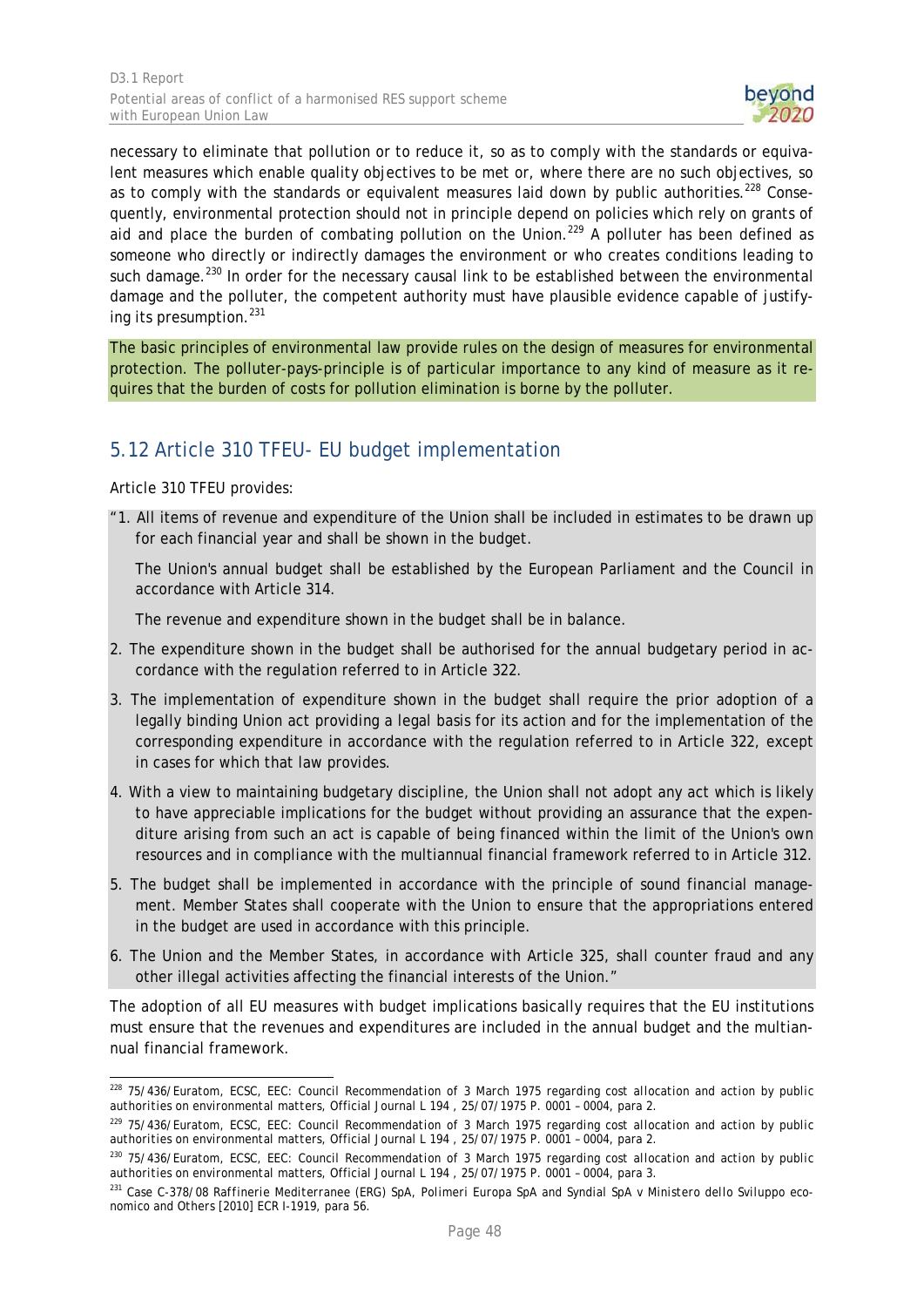necessary to eliminate that pollution or to reduce it, so as to comply with the standards or equivalent measures which enable quality objectives to be met or, where there are no such objectives, so as to comply with the standards or equivalent measures laid down by public authorities.[228] Consequently, environmental protection should not in principle depend on policies which rely on grants of aid and place the burden of combating pollution on the Union.[229] A polluter has been defined as someone who directly or indirectly damages the environment or who creates conditions leading to such damage.[230] In order for the necessary causal link to be established between the environmental damage and the polluter, the competent authority must have plausible evidence capable of justifying its presumption.[231]

The basic principles of environmental law provide rules on the design of measures for environmental protection. The polluter-pays-principle is of particular importance to any kind of measure as it requires that the burden of costs for pollution elimination is borne by the polluter.

## 5.12 Article 310 TFEU- EU budget implementation

Article 310 TFEU provides:

"1. All items of revenue and expenditure of the Union shall be included in estimates to be drawn up for each financial year and shall be shown in the budget.

The Union's annual budget shall be established by the European Parliament and the Council in accordance with Article 314.

The revenue and expenditure shown in the budget shall be in balance.

2. The expenditure shown in the budget shall be authorised for the annual budgetary period in accordance with the regulation referred to in Article 322.

3. The implementation of expenditure shown in the budget shall require the prior adoption of a legally binding Union act providing a legal basis for its action and for the implementation of the corresponding expenditure in accordance with the regulation referred to in Article 322, except in cases for which that law provides.

4. With a view to maintaining budgetary discipline, the Union shall not adopt any act which is likely to have appreciable implications for the budget without providing an assurance that the expenditure arising from such an act is capable of being financed within the limit of the Union's own resources and in compliance with the multiannual financial framework referred to in Article 312.

5. The budget shall be implemented in accordance with the principle of sound financial management. Member States shall cooperate with the Union to ensure that the appropriations entered in the budget are used in accordance with this principle.

6. The Union and the Member States, in accordance with Article 325, shall counter fraud and any other illegal activities affecting the financial interests of the Union."

The adoption of all EU measures with budget implications basically requires that the EU institutions must ensure that the revenues and expenditures are included in the annual budget and the multiannual financial framework.

---

[228] 75/436/Euratom, ECSC, EEC: Council Recommendation of 3 March 1975 regarding cost allocation and action by public authorities on environmental matters, Official Journal L 194 , 25/07/1975 P. 0001 – 0004, para 2.

[229] 75/436/Euratom, ECSC, EEC: Council Recommendation of 3 March 1975 regarding cost allocation and action by public authorities on environmental matters, Official Journal L 194 , 25/07/1975 P. 0001 – 0004, para 2.

[230] 75/436/Euratom, ECSC, EEC: Council Recommendation of 3 March 1975 regarding cost allocation and action by public authorities on environmental matters, Official Journal L 194 , 25/07/1975 P. 0001 – 0004, para 3.

[231] Case C-378/08 Raffinerie Mediterranee (ERG) SpA, Polimeri Europa SpA and Syndial SpA v Ministero dello Sviluppo economico and Others [2010] ECR I-1919, para 56.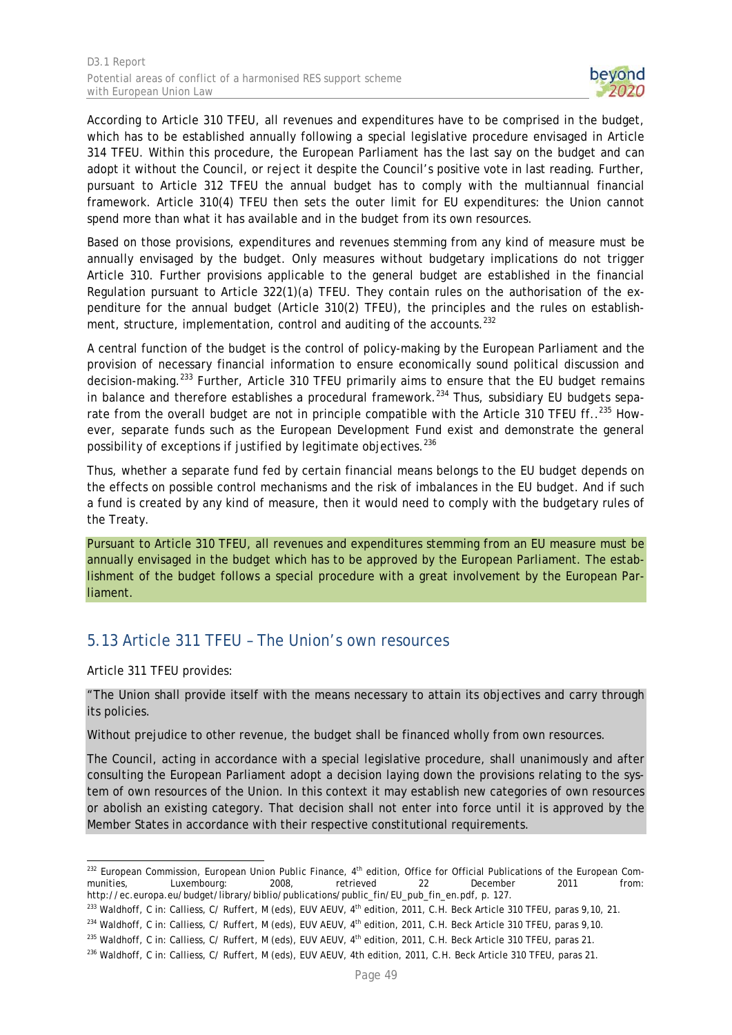According to Article 310 TFEU, all revenues and expenditures have to be comprised in the budget, which has to be established annually following a special legislative procedure envisaged in Article 314 TFEU. Within this procedure, the European Parliament has the last say on the budget and can adopt it without the Council, or reject it despite the Council's positive vote in last reading. Further, pursuant to Article 312 TFEU the annual budget has to comply with the multiannual financial framework. Article 310(4) TFEU then sets the outer limit for EU expenditures: the Union cannot spend more than what it has available and in the budget from its own resources.

Based on those provisions, expenditures and revenues stemming from any kind of measure must be annually envisaged by the budget. Only measures without budgetary implications do not trigger Article 310. Further provisions applicable to the general budget are established in the financial Regulation pursuant to Article 322(1)(a) TFEU. They contain rules on the authorisation of the expenditure for the annual budget (Article 310(2) TFEU), the principles and the rules on establishment, structure, implementation, control and auditing of the accounts.[232]

A central function of the budget is the control of policy-making by the European Parliament and the provision of necessary financial information to ensure economically sound political discussion and decision-making.[233] Further, Article 310 TFEU primarily aims to ensure that the EU budget remains in balance and therefore establishes a procedural framework.[234] Thus, subsidiary EU budgets separate from the overall budget are not in principle compatible with the Article 310 TFEU ff..[235] However, separate funds such as the European Development Fund exist and demonstrate the general possibility of exceptions if justified by legitimate objectives.[236]

Thus, whether a separate fund fed by certain financial means belongs to the EU budget depends on the effects on possible control mechanisms and the risk of imbalances in the EU budget. And if such a fund is created by any kind of measure, then it would need to comply with the budgetary rules of the Treaty.

Pursuant to Article 310 TFEU, all revenues and expenditures stemming from an EU measure must be annually envisaged in the budget which has to be approved by the European Parliament. The establishment of the budget follows a special procedure with a great involvement by the European Parliament.

## 5.13 Article 311 TFEU – The Union's own resources

Article 311 TFEU provides:

"The Union shall provide itself with the means necessary to attain its objectives and carry through its policies.

Without prejudice to other revenue, the budget shall be financed wholly from own resources.

The Council, acting in accordance with a special legislative procedure, shall unanimously and after consulting the European Parliament adopt a decision laying down the provisions relating to the system of own resources of the Union. In this context it may establish new categories of own resources or abolish an existing category. That decision shall not enter into force until it is approved by the Member States in accordance with their respective constitutional requirements.

---

[232] European Commission, European Union Public Finance, 4th edition, Office for Official Publications of the European Communities, Luxembourg: 2008, retrieved 22 December 2011 from: http://ec.europa.eu/budget/library/biblio/publications/public_fin/EU_pub_fin_en.pdf, p. 127.

[233] Waldhoff, C in: Calliess, C/ Ruffert, M (eds), EUV AEUV, 4th edition, 2011, C.H. Beck Article 310 TFEU, paras 9,10, 21.

[234] Waldhoff, C in: Calliess, C/ Ruffert, M (eds), EUV AEUV, 4th edition, 2011, C.H. Beck Article 310 TFEU, paras 9,10.

[235] Waldhoff, C in: Calliess, C/ Ruffert, M (eds), EUV AEUV, 4th edition, 2011, C.H. Beck Article 310 TFEU, paras 21.

[236] Waldhoff, C in: Calliess, C/ Ruffert, M (eds), EUV AEUV, 4th edition, 2011, C.H. Beck Article 310 TFEU, paras 21.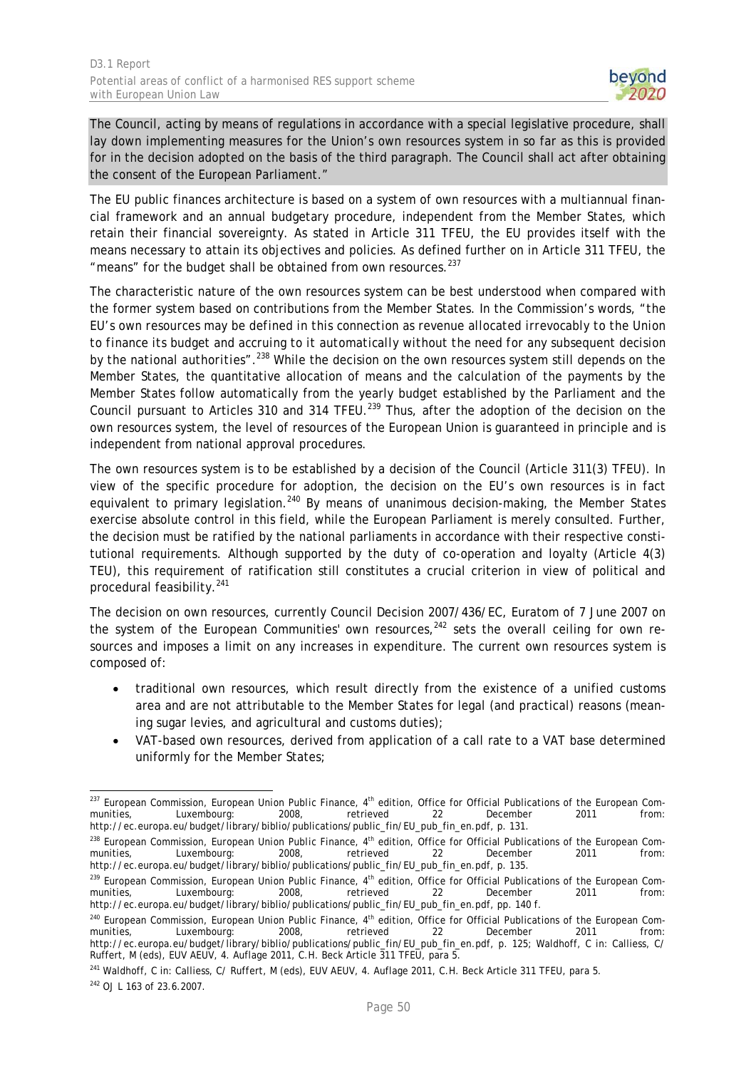The Council, acting by means of regulations in accordance with a special legislative procedure, shall lay down implementing measures for the Union's own resources system in so far as this is provided for in the decision adopted on the basis of the third paragraph. The Council shall act after obtaining the consent of the European Parliament."

The EU public finances architecture is based on a system of own resources with a multiannual financial framework and an annual budgetary procedure, independent from the Member States, which retain their financial sovereignty. As stated in Article 311 TFEU, the EU provides itself with the means necessary to attain its objectives and policies. As defined further on in Article 311 TFEU, the "means" for the budget shall be obtained from own resources.[237]

The characteristic nature of the own resources system can be best understood when compared with the former system based on contributions from the Member States. In the Commission's words, "*the EU's own resources may be defined in this connection as revenue allocated irrevocably to the Union to finance its budget and accruing to it automatically without the need for any subsequent decision by the national authorities*".[238] While the decision on the own resources system still depends on the Member States, the quantitative allocation of means and the calculation of the payments by the Member States follow automatically from the yearly budget established by the Parliament and the Council pursuant to Articles 310 and 314 TFEU.[239] Thus, after the adoption of the decision on the own resources system, the level of resources of the European Union is guaranteed in principle and is independent from national approval procedures.

The own resources system is to be established by a decision of the Council (Article 311(3) TFEU). In view of the specific procedure for adoption, the decision on the EU's own resources is in fact equivalent to primary legislation.[240] By means of unanimous decision-making, the Member States exercise absolute control in this field, while the European Parliament is merely consulted. Further, the decision must be ratified by the national parliaments in accordance with their respective constitutional requirements. Although supported by the duty of co-operation and loyalty (Article 4(3) TEU), this requirement of ratification still constitutes a crucial criterion in view of political and procedural feasibility.[241]

The decision on own resources, currently Council Decision 2007/436/EC, Euratom of 7 June 2007 on the system of the European Communities' own resources,[242] sets the overall ceiling for own resources and imposes a limit on any increases in expenditure. The current own resources system is composed of:

- traditional own resources, which result directly from the existence of a unified customs area and are not attributable to the Member States for legal (and practical) reasons (meaning sugar levies, and agricultural and customs duties);
- VAT-based own resources, derived from application of a call rate to a VAT base determined uniformly for the Member States;

---

[237] European Commission, European Union Public Finance, 4th edition, Office for Official Publications of the European Communities, Luxembourg: 2008, retrieved 22 December 2011 from: http://ec.europa.eu/budget/library/biblio/publications/public_fin/EU_pub_fin_en.pdf, p. 131.

[238] European Commission, European Union Public Finance, 4th edition, Office for Official Publications of the European Communities, Luxembourg: 2008, retrieved 22 December 2011 from: http://ec.europa.eu/budget/library/biblio/publications/public_fin/EU_pub_fin_en.pdf, p. 135.

[239] European Commission, European Union Public Finance, 4th edition, Office for Official Publications of the European Communities, Luxembourg: 2008, retrieved 22 December 2011 from: http://ec.europa.eu/budget/library/biblio/publications/public_fin/EU_pub_fin_en.pdf, pp. 140 f.

[240] European Commission, European Union Public Finance, 4th edition, Office for Official Publications of the European Communities, Luxembourg: 2008, retrieved 22 December 2011 from: http://ec.europa.eu/budget/library/biblio/publications/public_fin/EU_pub_fin_en.pdf, p. 125; Waldhoff, C in: Calliess, C/ Ruffert, M (eds), EUV AEUV, 4. Auflage 2011, C.H. Beck Article 311 TFEU, para 5.

[241] Waldhoff, C in: Calliess, C/ Ruffert, M (eds), EUV AEUV, 4. Auflage 2011, C.H. Beck Article 311 TFEU, para 5.

[242] OJ L 163 of 23.6.2007.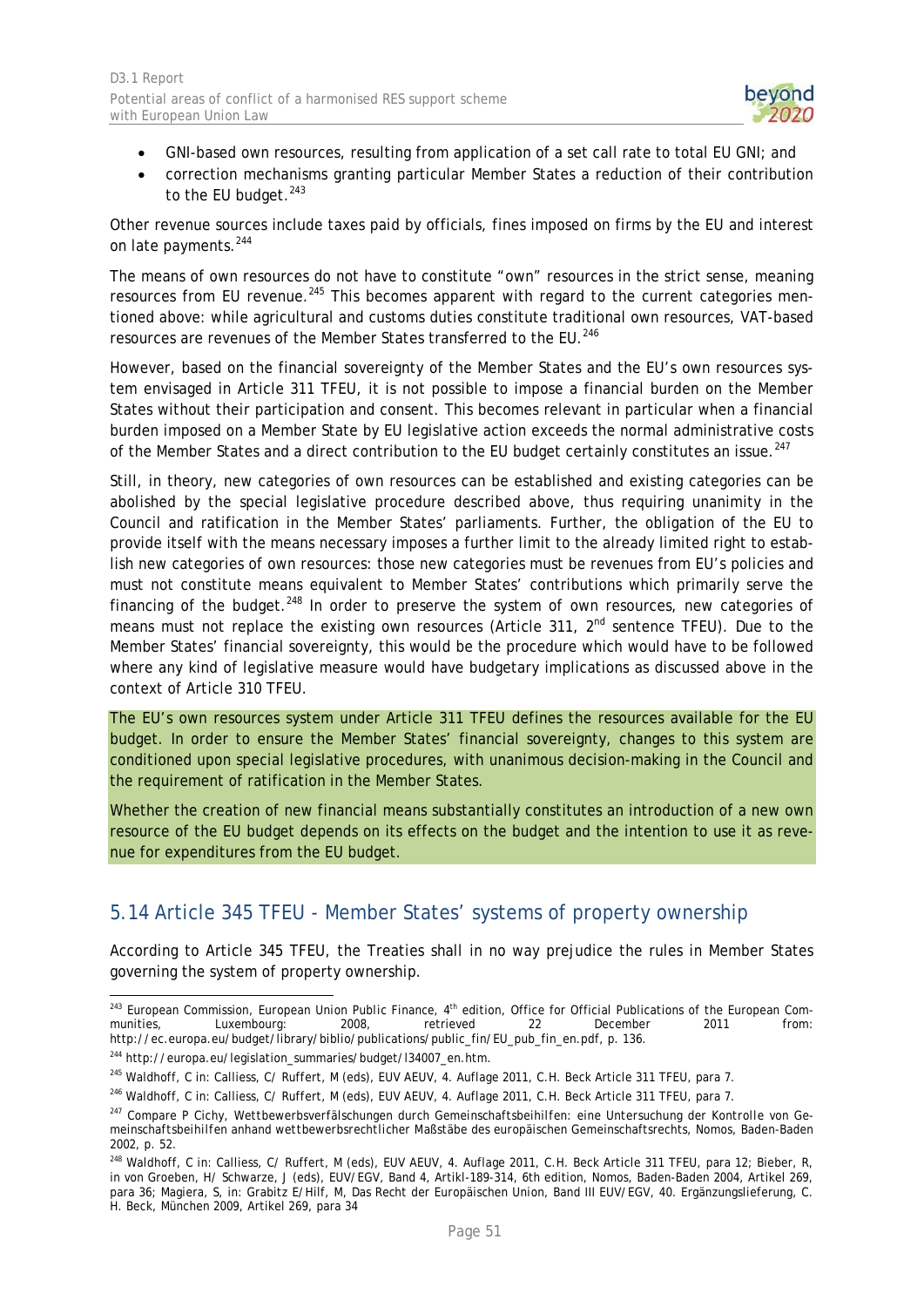- GNI-based own resources, resulting from application of a set call rate to total EU GNI; and
- correction mechanisms granting particular Member States a reduction of their contribution to the EU budget.[243]

Other revenue sources include taxes paid by officials, fines imposed on firms by the EU and interest on late payments.[244]

The means of own resources do not have to constitute "own" resources in the strict sense, meaning resources from EU revenue.[245] This becomes apparent with regard to the current categories mentioned above: while agricultural and customs duties constitute traditional own resources, VAT-based resources are revenues of the Member States transferred to the EU.[246]

However, based on the financial sovereignty of the Member States and the EU's own resources system envisaged in Article 311 TFEU, it is not possible to impose a financial burden on the Member States without their participation and consent. This becomes relevant in particular when a financial burden imposed on a Member State by EU legislative action exceeds the normal administrative costs of the Member States and a direct contribution to the EU budget certainly constitutes an issue.[247]

Still, in theory, new categories of own resources can be established and existing categories can be abolished by the special legislative procedure described above, thus requiring unanimity in the Council and ratification in the Member States' parliaments. Further, the obligation of the EU to provide itself with the means necessary imposes a further limit to the already limited right to establish new categories of own resources: those new categories must be revenues from EU's policies and must not constitute means equivalent to Member States' contributions which primarily serve the financing of the budget.[248] In order to preserve the system of own resources, new categories of means must not replace the existing own resources (Article 311, 2nd sentence TFEU). Due to the Member States' financial sovereignty, this would be the procedure which would have to be followed where any kind of legislative measure would have budgetary implications as discussed above in the context of Article 310 TFEU.

The EU's own resources system under Article 311 TFEU defines the resources available for the EU budget. In order to ensure the Member States' financial sovereignty, changes to this system are conditioned upon special legislative procedures, with unanimous decision-making in the Council and the requirement of ratification in the Member States.

Whether the creation of new financial means substantially constitutes an introduction of a new own resource of the EU budget depends on its effects on the budget and the intention to use it as revenue for expenditures from the EU budget.

## 5.14 Article 345 TFEU - Member States' systems of property ownership

According to Article 345 TFEU, the Treaties shall in no way prejudice the rules in Member States governing the system of property ownership.

---

[243] European Commission, European Union Public Finance, 4th edition, Office for Official Publications of the European Communities, Luxembourg: 2008, retrieved 22 December 2011 from: http://ec.europa.eu/budget/library/biblio/publications/public_fin/EU_pub_fin_en.pdf, p. 136.

[244] http://europa.eu/legislation_summaries/budget/l34007_en.htm.

[245] Waldhoff, C in: Calliess, C/ Ruffert, M (eds), EUV AEUV, 4. Auflage 2011, C.H. Beck Article 311 TFEU, para 7.

[246] Waldhoff, C in: Calliess, C/ Ruffert, M (eds), EUV AEUV, 4. Auflage 2011, C.H. Beck Article 311 TFEU, para 7.

[247] Compare P Cichy, Wettbewerbsverfälschungen durch Gemeinschaftsbeihilfen: eine Untersuchung der Kontrolle von Gemeinschaftsbeihilfen anhand wettbewerbsrechtlicher Maßstäbe des europäischen Gemeinschaftsrechts, Nomos, Baden-Baden 2002, p. 52.

[248] Waldhoff, C in: Calliess, C/ Ruffert, M (eds), EUV AEUV, 4. Auflage 2011, C.H. Beck Article 311 TFEU, para 12; Bieber, R, in von Groeben, H/ Schwarze, J (eds), EUV/EGV, Band 4, Artikl-189-314, 6th edition, Nomos, Baden-Baden 2004, Artikel 269, para 36; Magiera, S, in: Grabitz E/Hilf, M, Das Recht der Europäischen Union, Band III EUV/EGV, 40. Ergänzungslieferung, C. H. Beck, München 2009, Artikel 269, para 34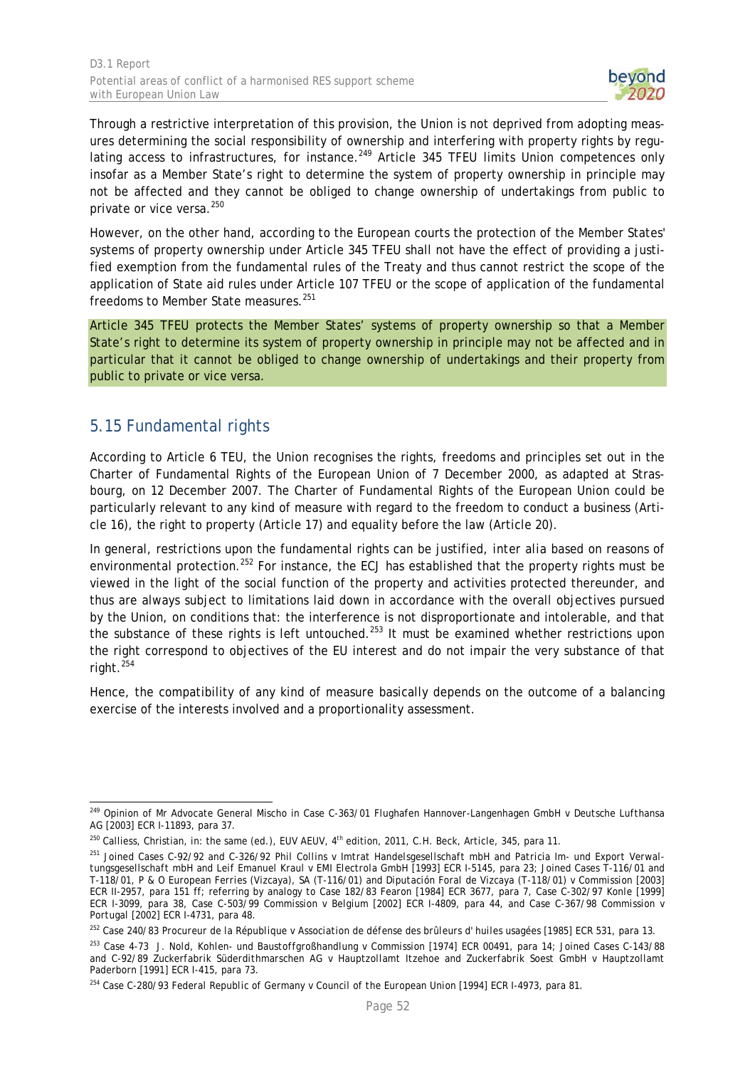Through a restrictive interpretation of this provision, the Union is not deprived from adopting measures determining the social responsibility of ownership and interfering with property rights by regulating access to infrastructures, for instance.[249] Article 345 TFEU limits Union competences only insofar as a Member State's right to determine the system of property ownership in principle may not be affected and they cannot be obliged to change ownership of undertakings from public to private or vice versa.[250]

However, on the other hand, according to the European courts the protection of the Member States' systems of property ownership under Article 345 TFEU shall not have the effect of providing a justified exemption from the fundamental rules of the Treaty and thus cannot restrict the scope of the application of State aid rules under Article 107 TFEU or the scope of application of the fundamental freedoms to Member State measures.[251]

Article 345 TFEU protects the Member States' systems of property ownership so that a Member State's right to determine its system of property ownership in principle may not be affected and in particular that it cannot be obliged to change ownership of undertakings and their property from public to private or vice versa.

## 5.15 Fundamental rights

According to Article 6 TEU, the Union recognises the rights, freedoms and principles set out in the Charter of Fundamental Rights of the European Union of 7 December 2000, as adapted at Strasbourg, on 12 December 2007. The Charter of Fundamental Rights of the European Union could be particularly relevant to any kind of measure with regard to the freedom to conduct a business (Article 16), the right to property (Article 17) and equality before the law (Article 20).

In general, restrictions upon the fundamental rights can be justified, *inter alia* based on reasons of environmental protection.[252] For instance, the ECJ has established that the property rights must be viewed in the light of the social function of the property and activities protected thereunder, and thus are always subject to limitations laid down in accordance with the overall objectives pursued by the Union, on conditions that: the interference is not disproportionate and intolerable, and that the substance of these rights is left untouched.[253] It must be examined whether restrictions upon the right correspond to objectives of the EU interest and do not impair the very substance of that right.[254]

Hence, the compatibility of any kind of measure basically depends on the outcome of a balancing exercise of the interests involved and a proportionality assessment.

---

[249] Opinion of Mr Advocate General Mischo in Case C-363/01 *Flughafen Hannover-Langenhagen GmbH v Deutsche Lufthansa AG* [2003] ECR I-11893, para 37.

[250] Calliess, Christian, in: the same (ed.), EUV AEUV, 4th edition, 2011, C.H. Beck, Article, 345, para 11.

[251] Joined Cases C-92/92 and C-326/92 *Phil Collins v Imtrat Handelsgesellschaft mbH and Patricia Im- und Export Verwaltungsgesellschaft mbH and Leif Emanuel Kraul v EMI Electrola GmbH* [1993] ECR I-5145, para 23; Joined Cases T-116/01 and T-118/01, *P & O European Ferries (Vizcaya), SA (T-116/01) and Diputación Foral de Vizcaya (T-118/01) v Commission* [2003] ECR II-2957, para 151 ff; referring by analogy to Case 182/83 *Fearon* [1984] ECR 3677, para 7, Case C-302/97 *Konle* [1999] ECR I-3099, para 38, Case C-503/99 *Commission v Belgium* [2002] ECR I-4809, para 44, and Case C-367/98 *Commission v Portugal* [2002] ECR I-4731, para 48.

[252] Case 240/83 *Procureur de la République v Association de défense des brûleurs d' huiles usagées* [1985] ECR 531, para 13.

[253] Case 4-73 *J. Nold, Kohlen- und Baustoffgroßhandlung v Commission* [1974] ECR 00491, para 14; Joined Cases C-143/88 and C-92/89 *Zuckerfabrik Süderdithmarschen AG v Hauptzollamt Itzehoe and Zuckerfabrik Soest GmbH v Hauptzollamt Paderborn* [1991] ECR I-415, para 73.

[254] Case C-280/93 *Federal Republic of Germany v Council of the European Union* [1994] ECR I-4973, para 81.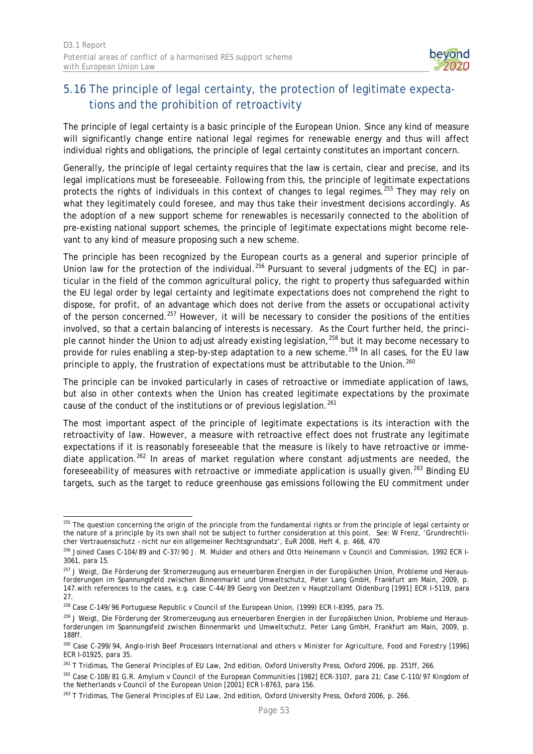## 5.16 The principle of legal certainty, the protection of legitimate expectations and the prohibition of retroactivity

The principle of legal certainty is a basic principle of the European Union. Since any kind of measure will significantly change entire national legal regimes for renewable energy and thus will affect individual rights and obligations, the principle of legal certainty constitutes an important concern.

Generally, the principle of legal certainty requires that the law is certain, clear and precise, and its legal implications must be foreseeable. Following from this, the principle of legitimate expectations protects the rights of individuals in this context of changes to legal regimes.[255] They may rely on what they legitimately could foresee, and may thus take their investment decisions accordingly. As the adoption of a new support scheme for renewables is necessarily connected to the abolition of pre-existing national support schemes, the principle of legitimate expectations might become relevant to any kind of measure proposing such a new scheme.

The principle has been recognized by the European courts as a general and superior principle of Union law for the protection of the individual.[256] Pursuant to several judgments of the ECJ in particular in the field of the common agricultural policy, the right to property thus safeguarded within the EU legal order by legal certainty and legitimate expectations does not comprehend the right to dispose, for profit, of an advantage which does not derive from the assets or occupational activity of the person concerned.[257] However, it will be necessary to consider the positions of the entities involved, so that a certain balancing of interests is necessary. As the Court further held, the principle cannot hinder the Union to adjust already existing legislation,[258] but it may become necessary to provide for rules enabling a step-by-step adaptation to a new scheme.[259] In all cases, for the EU law principle to apply, the frustration of expectations must be attributable to the Union.[260]

The principle can be invoked particularly in cases of retroactive or immediate application of laws, but also in other contexts when the Union has created legitimate expectations by the proximate cause of the conduct of the institutions or of previous legislation.[261]

The most important aspect of the principle of legitimate expectations is its interaction with the retroactivity of law. However, a measure with retroactive effect does not frustrate any legitimate expectations if it is reasonably foreseeable that the measure is likely to have retroactive or immediate application.[262] In areas of market regulation where constant adjustments are needed, the foreseeability of measures with retroactive or immediate application is usually given.[263] Binding EU targets, such as the target to reduce greenhouse gas emissions following the EU commitment under

---

[255] The question concerning the origin of the principle from the fundamental rights or from the principle of legal certainty or the nature of a principle by its own shall not be subject to further consideration at this point. See: W Frenz, 'Grundrechtlicher Vertrauensschutz – nicht nur ein allgemeiner Rechtsgrundsatz', EuR 2008, Heft 4, p. 468, 470

[256] Joined Cases C-104/89 and C-37/90 *J. M. Mulder and others and Otto Heinemann v Council and Commission*, 1992 ECR I-3061, para 15.

[257] J Weigt, *Die Förderung der Stromerzeugung aus erneuerbaren Energien in der Europäischen Union, Probleme und Herausforderungen im Spannungsfeld zwischen Binnenmarkt und Umweltschutz*, Peter Lang GmbH, Frankfurt am Main, 2009, p. 147.with references to the cases, e.g. case C-44/89 *Georg von Deetzen v Hauptzollamt Oldenburg* [1991] ECR I-5119, para 27.

[258] Case C-149/96 *Portuguese Republic v Council of the European Union*, (1999) ECR I-8395, para 75.

[259] J Weigt, *Die Förderung der Stromerzeugung aus erneuerbaren Energien in der Europäischen Union, Probleme und Herausforderungen im Spannungsfeld zwischen Binnenmarkt und Umweltschutz*, Peter Lang GmbH, Frankfurt am Main, 2009, p. 188ff.

[260] Case C-299/94, *Anglo-Irish Beef Processors International and others v Minister for Agriculture, Food and Forestry* [1996] ECR I-01925, para 35.

[261] T Tridimas, *The General Principles of EU Law*, 2nd edition, Oxford University Press, Oxford 2006, pp. 251ff, 266.

[262] Case C-108/81 *G.R. Amylum v Council of the European Communities* [1982] ECR-3107, para 21; Case C-110/97 *Kingdom of the Netherlands v Council of the European Union* [2001] ECR I-8763, para 156.

[263] T Tridimas, *The General Principles of EU Law*, 2nd edition, Oxford University Press, Oxford 2006, p. 266.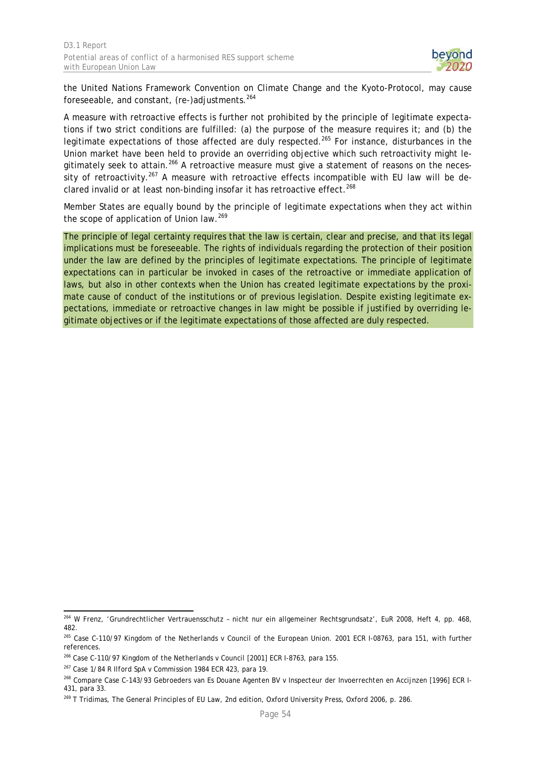the United Nations Framework Convention on Climate Change and the Kyoto-Protocol, may cause foreseeable, and constant, (re-)adjustments.[264]

A measure with retroactive effects is further not prohibited by the principle of legitimate expectations if two strict conditions are fulfilled: (a) the purpose of the measure requires it; and (b) the legitimate expectations of those affected are duly respected.[265] For instance, disturbances in the Union market have been held to provide an overriding objective which such retroactivity might legitimately seek to attain.[266] A retroactive measure must give a statement of reasons on the necessity of retroactivity.[267] A measure with retroactive effects incompatible with EU law will be declared invalid or at least non-binding insofar it has retroactive effect.[268]

Member States are equally bound by the principle of legitimate expectations when they act within the scope of application of Union law.[269]

The principle of legal certainty requires that the law is certain, clear and precise, and that its legal implications must be foreseeable. The rights of individuals regarding the protection of their position under the law are defined by the principles of legitimate expectations. The principle of legitimate expectations can in particular be invoked in cases of the retroactive or immediate application of laws, but also in other contexts when the Union has created legitimate expectations by the proximate cause of conduct of the institutions or of previous legislation. Despite existing legitimate expectations, immediate or retroactive changes in law might be possible if justified by overriding legitimate objectives or if the legitimate expectations of those affected are duly respected.

---

[264] W Frenz, 'Grundrechtlicher Vertrauensschutz – nicht nur ein allgemeiner Rechtsgrundsatz', EuR 2008, Heft 4, pp. 468, 482.

[265] Case C-110/97 Kingdom of the Netherlands v Council of the European Union. 2001 ECR I-08763, para 151, with further references.

[266] Case C-110/97 Kingdom of the Netherlands v Council [2001] ECR I-8763, para 155.

[267] Case 1/84 R Ilford SpA v Commission 1984 ECR 423, para 19.

[268] Compare Case C-143/93 Gebroeders van Es Douane Agenten BV v Inspecteur der Invoerrechten en Accijnzen [1996] ECR I-431, para 33.

[269] T Tridimas, The General Principles of EU Law, 2nd edition, Oxford University Press, Oxford 2006, p. 286.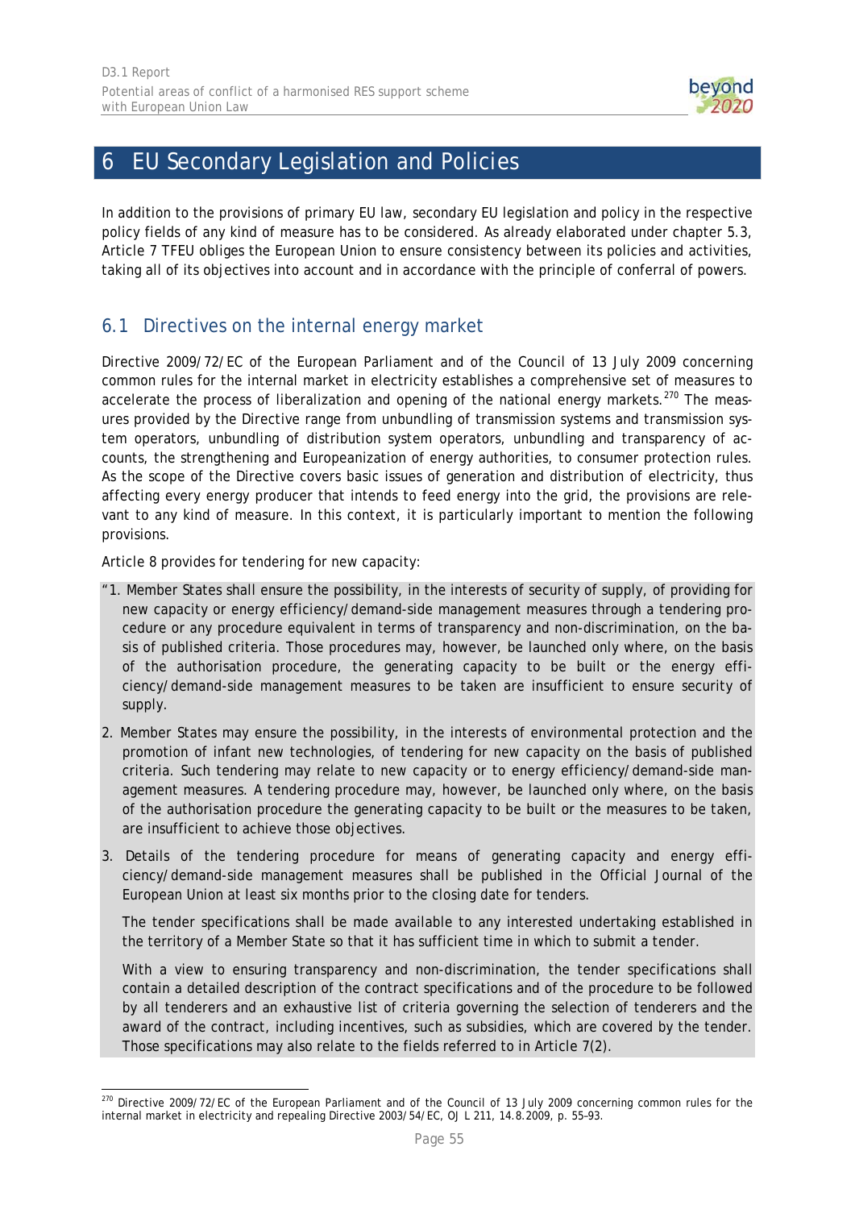# 6 EU Secondary Legislation and Policies

In addition to the provisions of primary EU law, secondary EU legislation and policy in the respective policy fields of any kind of measure has to be considered. As already elaborated under chapter 5.3, Article 7 TFEU obliges the European Union to ensure consistency between its policies and activities, taking all of its objectives into account and in accordance with the principle of conferral of powers.

## 6.1 Directives on the internal energy market

Directive 2009/72/EC of the European Parliament and of the Council of 13 July 2009 concerning common rules for the internal market in electricity establishes a comprehensive set of measures to accelerate the process of liberalization and opening of the national energy markets.[270] The measures provided by the Directive range from unbundling of transmission systems and transmission system operators, unbundling of distribution system operators, unbundling and transparency of accounts, the strengthening and Europeanization of energy authorities, to consumer protection rules. As the scope of the Directive covers basic issues of generation and distribution of electricity, thus affecting every energy producer that intends to feed energy into the grid, the provisions are relevant to any kind of measure. In this context, it is particularly important to mention the following provisions.

Article 8 provides for tendering for new capacity:

> "1. Member States shall ensure the possibility, in the interests of security of supply, of providing for new capacity or energy efficiency/demand-side management measures through a tendering procedure or any procedure equivalent in terms of transparency and non-discrimination, on the basis of published criteria. Those procedures may, however, be launched only where, on the basis of the authorisation procedure, the generating capacity to be built or the energy efficiency/demand-side management measures to be taken are insufficient to ensure security of supply.
>
> 2. Member States may ensure the possibility, in the interests of environmental protection and the promotion of infant new technologies, of tendering for new capacity on the basis of published criteria. Such tendering may relate to new capacity or to energy efficiency/demand-side management measures. A tendering procedure may, however, be launched only where, on the basis of the authorisation procedure the generating capacity to be built or the measures to be taken, are insufficient to achieve those objectives.
>
> 3. Details of the tendering procedure for means of generating capacity and energy efficiency/demand-side management measures shall be published in the Official Journal of the European Union at least six months prior to the closing date for tenders.
>
> The tender specifications shall be made available to any interested undertaking established in the territory of a Member State so that it has sufficient time in which to submit a tender.
>
> With a view to ensuring transparency and non-discrimination, the tender specifications shall contain a detailed description of the contract specifications and of the procedure to be followed by all tenderers and an exhaustive list of criteria governing the selection of tenderers and the award of the contract, including incentives, such as subsidies, which are covered by the tender. Those specifications may also relate to the fields referred to in Article 7(2).

[270] Directive 2009/72/EC of the European Parliament and of the Council of 13 July 2009 concerning common rules for the internal market in electricity and repealing Directive 2003/54/EC, OJ L 211, 14.8.2009, p. 55–93.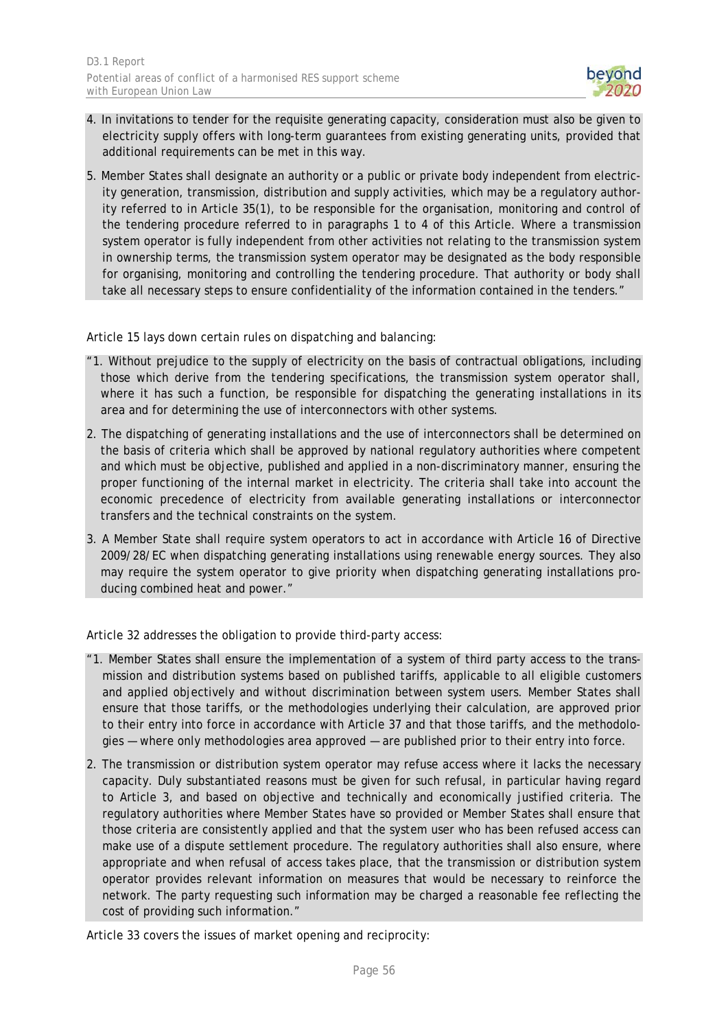4. In invitations to tender for the requisite generating capacity, consideration must also be given to electricity supply offers with long-term guarantees from existing generating units, provided that additional requirements can be met in this way.
5. Member States shall designate an authority or a public or private body independent from electricity generation, transmission, distribution and supply activities, which may be a regulatory authority referred to in Article 35(1), to be responsible for the organisation, monitoring and control of the tendering procedure referred to in paragraphs 1 to 4 of this Article. Where a transmission system operator is fully independent from other activities not relating to the transmission system in ownership terms, the transmission system operator may be designated as the body responsible for organising, monitoring and controlling the tendering procedure. That authority or body shall take all necessary steps to ensure confidentiality of the information contained in the tenders."

Article 15 lays down certain rules on dispatching and balancing:

"1. Without prejudice to the supply of electricity on the basis of contractual obligations, including those which derive from the tendering specifications, the transmission system operator shall, where it has such a function, be responsible for dispatching the generating installations in its area and for determining the use of interconnectors with other systems.
2. The dispatching of generating installations and the use of interconnectors shall be determined on the basis of criteria which shall be approved by national regulatory authorities where competent and which must be objective, published and applied in a non-discriminatory manner, ensuring the proper functioning of the internal market in electricity. The criteria shall take into account the economic precedence of electricity from available generating installations or interconnector transfers and the technical constraints on the system.
3. A Member State shall require system operators to act in accordance with Article 16 of Directive 2009/28/EC when dispatching generating installations using renewable energy sources. They also may require the system operator to give priority when dispatching generating installations producing combined heat and power."

Article 32 addresses the obligation to provide third-party access:

"1. Member States shall ensure the implementation of a system of third party access to the transmission and distribution systems based on published tariffs, applicable to all eligible customers and applied objectively and without discrimination between system users. Member States shall ensure that those tariffs, or the methodologies underlying their calculation, are approved prior to their entry into force in accordance with Article 37 and that those tariffs, and the methodologies — where only methodologies area approved — are published prior to their entry into force.
2. The transmission or distribution system operator may refuse access where it lacks the necessary capacity. Duly substantiated reasons must be given for such refusal, in particular having regard to Article 3, and based on objective and technically and economically justified criteria. The regulatory authorities where Member States have so provided or Member States shall ensure that those criteria are consistently applied and that the system user who has been refused access can make use of a dispute settlement procedure. The regulatory authorities shall also ensure, where appropriate and when refusal of access takes place, that the transmission or distribution system operator provides relevant information on measures that would be necessary to reinforce the network. The party requesting such information may be charged a reasonable fee reflecting the cost of providing such information."

Article 33 covers the issues of market opening and reciprocity: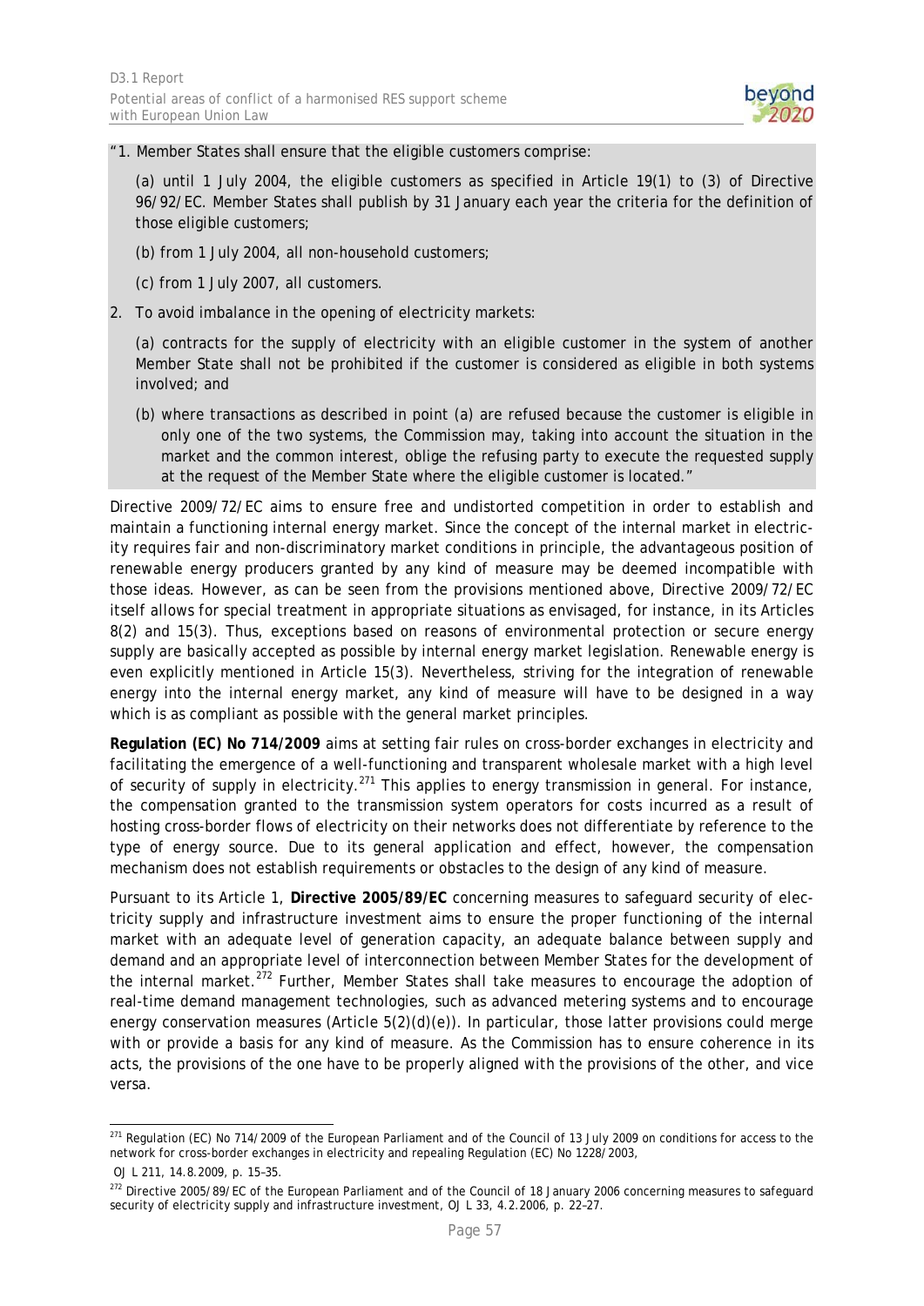"1. Member States shall ensure that the eligible customers comprise:

(a) until 1 July 2004, the eligible customers as specified in Article 19(1) to (3) of Directive 96/92/EC. Member States shall publish by 31 January each year the criteria for the definition of those eligible customers;

(b) from 1 July 2004, all non-household customers;

(c) from 1 July 2007, all customers.

2. To avoid imbalance in the opening of electricity markets:

(a) contracts for the supply of electricity with an eligible customer in the system of another Member State shall not be prohibited if the customer is considered as eligible in both systems involved; and

(b) where transactions as described in point (a) are refused because the customer is eligible in only one of the two systems, the Commission may, taking into account the situation in the market and the common interest, oblige the refusing party to execute the requested supply at the request of the Member State where the eligible customer is located."

Directive 2009/72/EC aims to ensure free and undistorted competition in order to establish and maintain a functioning internal energy market. Since the concept of the internal market in electricity requires fair and non-discriminatory market conditions in principle, the advantageous position of renewable energy producers granted by any kind of measure may be deemed incompatible with those ideas. However, as can be seen from the provisions mentioned above, Directive 2009/72/EC itself allows for special treatment in appropriate situations as envisaged, for instance, in its Articles 8(2) and 15(3). Thus, exceptions based on reasons of environmental protection or secure energy supply are basically accepted as possible by internal energy market legislation. Renewable energy is even explicitly mentioned in Article 15(3). Nevertheless, striving for the integration of renewable energy into the internal energy market, any kind of measure will have to be designed in a way which is as compliant as possible with the general market principles.

**Regulation (EC) No 714/2009** aims at setting fair rules on cross-border exchanges in electricity and facilitating the emergence of a well-functioning and transparent wholesale market with a high level of security of supply in electricity.[271] This applies to energy transmission in general. For instance, the compensation granted to the transmission system operators for costs incurred as a result of hosting cross-border flows of electricity on their networks does not differentiate by reference to the type of energy source. Due to its general application and effect, however, the compensation mechanism does not establish requirements or obstacles to the design of any kind of measure.

Pursuant to its Article 1, **Directive 2005/89/EC** concerning measures to safeguard security of electricity supply and infrastructure investment aims to ensure the proper functioning of the internal market with an adequate level of generation capacity, an adequate balance between supply and demand and an appropriate level of interconnection between Member States for the development of the internal market.[272] Further, Member States shall take measures to encourage the adoption of real-time demand management technologies, such as advanced metering systems and to encourage energy conservation measures (Article 5(2)(d)(e)). In particular, those latter provisions could merge with or provide a basis for any kind of measure. As the Commission has to ensure coherence in its acts, the provisions of the one have to be properly aligned with the provisions of the other, and vice versa.

---

[271] Regulation (EC) No 714/2009 of the European Parliament and of the Council of 13 July 2009 on conditions for access to the network for cross-border exchanges in electricity and repealing Regulation (EC) No 1228/2003, OJ L 211, 14.8.2009, p. 15–35.

[272] Directive 2005/89/EC of the European Parliament and of the Council of 18 January 2006 concerning measures to safeguard security of electricity supply and infrastructure investment, OJ L 33, 4.2.2006, p. 22–27.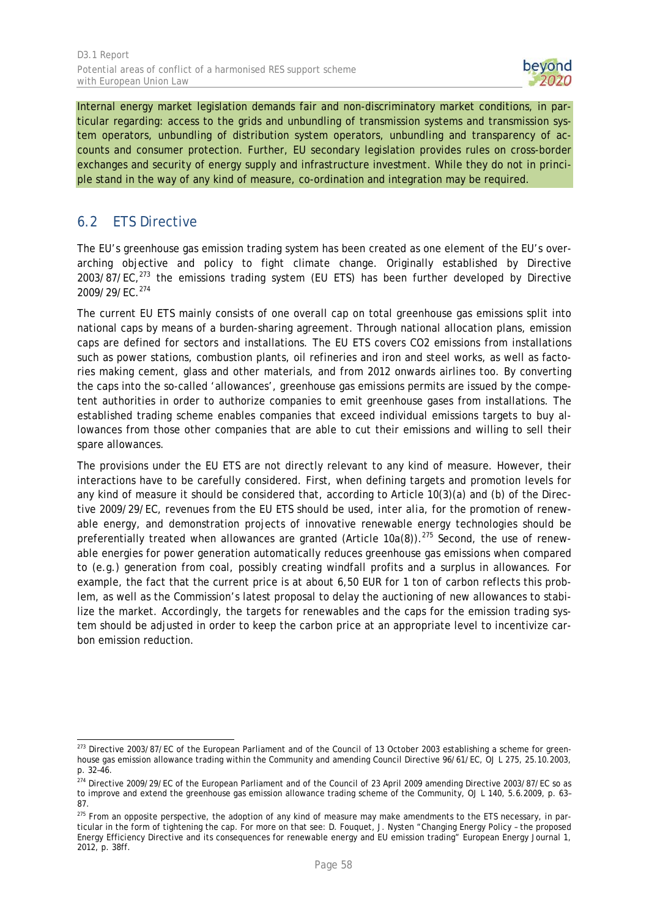Internal energy market legislation demands fair and non-discriminatory market conditions, in particular regarding: access to the grids and unbundling of transmission systems and transmission system operators, unbundling of distribution system operators, unbundling and transparency of accounts and consumer protection. Further, EU secondary legislation provides rules on cross-border exchanges and security of energy supply and infrastructure investment. While they do not in principle stand in the way of any kind of measure, co-ordination and integration may be required.

## 6.2 ETS Directive

The EU's greenhouse gas emission trading system has been created as one element of the EU's overarching objective and policy to fight climate change. Originally established by Directive 2003/87/EC,[273] the emissions trading system (EU ETS) has been further developed by Directive 2009/29/EC.[274]

The current EU ETS mainly consists of one overall cap on total greenhouse gas emissions split into national caps by means of a burden-sharing agreement. Through national allocation plans, emission caps are defined for sectors and installations. The EU ETS covers CO2 emissions from installations such as power stations, combustion plants, oil refineries and iron and steel works, as well as factories making cement, glass and other materials, and from 2012 onwards airlines too. By converting the caps into the so-called 'allowances', greenhouse gas emissions permits are issued by the competent authorities in order to authorize companies to emit greenhouse gases from installations. The established trading scheme enables companies that exceed individual emissions targets to buy allowances from those other companies that are able to cut their emissions and willing to sell their spare allowances.

The provisions under the EU ETS are not directly relevant to any kind of measure. However, their interactions have to be carefully considered. First, when defining targets and promotion levels for any kind of measure it should be considered that, according to Article 10(3)(a) and (b) of the Directive 2009/29/EC, revenues from the EU ETS should be used, *inter alia*, for the promotion of renewable energy, and demonstration projects of innovative renewable energy technologies should be preferentially treated when allowances are granted (Article 10a(8)).[275] Second, the use of renewable energies for power generation automatically reduces greenhouse gas emissions when compared to (e.g.) generation from coal, possibly creating windfall profits and a surplus in allowances. For example, the fact that the current price is at about 6,50 EUR for 1 ton of carbon reflects this problem, as well as the Commission's latest proposal to delay the auctioning of new allowances to stabilize the market. Accordingly, the targets for renewables and the caps for the emission trading system should be adjusted in order to keep the carbon price at an appropriate level to incentivize carbon emission reduction.

---

[273] Directive 2003/87/EC of the European Parliament and of the Council of 13 October 2003 establishing a scheme for greenhouse gas emission allowance trading within the Community and amending Council Directive 96/61/EC, OJ L 275, 25.10.2003, p. 32–46.

[274] Directive 2009/29/EC of the European Parliament and of the Council of 23 April 2009 amending Directive 2003/87/EC so as to improve and extend the greenhouse gas emission allowance trading scheme of the Community, OJ L 140, 5.6.2009, p. 63–87.

[275] From an opposite perspective, the adoption of any kind of measure may make amendments to the ETS necessary, in particular in the form of tightening the cap. For more on that see: D. Fouquet, J. Nysten "Changing Energy Policy – the proposed Energy Efficiency Directive and its consequences for renewable energy and EU emission trading" European Energy Journal 1, 2012, p. 38ff.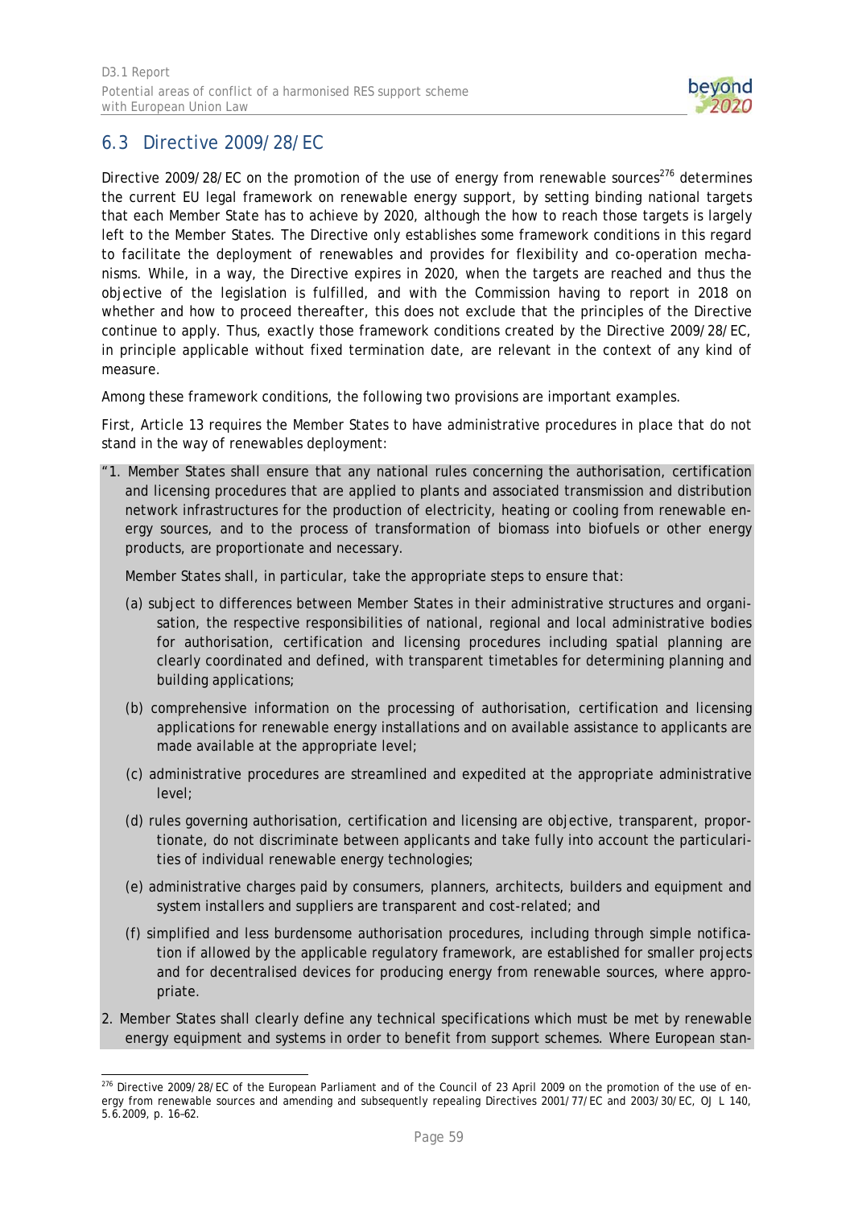## 6.3 Directive 2009/28/EC

Directive 2009/28/EC on the promotion of the use of energy from renewable sources[276] determines the current EU legal framework on renewable energy support, by setting binding national targets that each Member State has to achieve by 2020, although the how to reach those targets is largely left to the Member States. The Directive only establishes some framework conditions in this regard to facilitate the deployment of renewables and provides for flexibility and co-operation mechanisms. While, in a way, the Directive expires in 2020, when the targets are reached and thus the objective of the legislation is fulfilled, and with the Commission having to report in 2018 on whether and how to proceed thereafter, this does not exclude that the principles of the Directive continue to apply. Thus, exactly those framework conditions created by the Directive 2009/28/EC, in principle applicable without fixed termination date, are relevant in the context of any kind of measure.

Among these framework conditions, the following two provisions are important examples.

First, Article 13 requires the Member States to have administrative procedures in place that do not stand in the way of renewables deployment:

> "1. Member States shall ensure that any national rules concerning the authorisation, certification and licensing procedures that are applied to plants and associated transmission and distribution network infrastructures for the production of electricity, heating or cooling from renewable energy sources, and to the process of transformation of biomass into biofuels or other energy products, are proportionate and necessary.
>
> Member States shall, in particular, take the appropriate steps to ensure that:
>
> (a) subject to differences between Member States in their administrative structures and organisation, the respective responsibilities of national, regional and local administrative bodies for authorisation, certification and licensing procedures including spatial planning are clearly coordinated and defined, with transparent timetables for determining planning and building applications;
>
> (b) comprehensive information on the processing of authorisation, certification and licensing applications for renewable energy installations and on available assistance to applicants are made available at the appropriate level;
>
> (c) administrative procedures are streamlined and expedited at the appropriate administrative level;
>
> (d) rules governing authorisation, certification and licensing are objective, transparent, proportionate, do not discriminate between applicants and take fully into account the particularities of individual renewable energy technologies;
>
> (e) administrative charges paid by consumers, planners, architects, builders and equipment and system installers and suppliers are transparent and cost-related; and
>
> (f) simplified and less burdensome authorisation procedures, including through simple notification if allowed by the applicable regulatory framework, are established for smaller projects and for decentralised devices for producing energy from renewable sources, where appropriate.
>
> 2. Member States shall clearly define any technical specifications which must be met by renewable energy equipment and systems in order to benefit from support schemes. Where European stan-

[276] Directive 2009/28/EC of the European Parliament and of the Council of 23 April 2009 on the promotion of the use of energy from renewable sources and amending and subsequently repealing Directives 2001/77/EC and 2003/30/EC, OJ L 140, 5.6.2009, p. 16–62.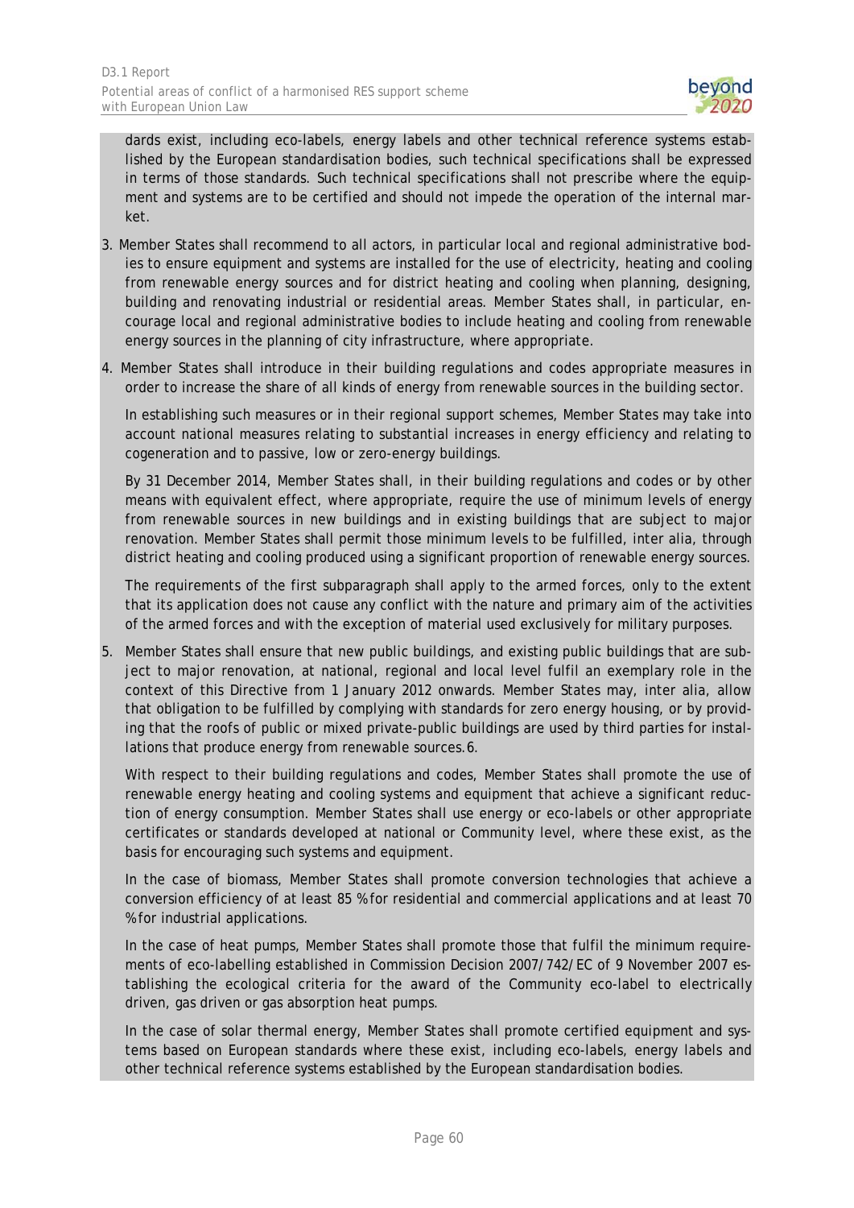dards exist, including eco-labels, energy labels and other technical reference systems established by the European standardisation bodies, such technical specifications shall be expressed in terms of those standards. Such technical specifications shall not prescribe where the equipment and systems are to be certified and should not impede the operation of the internal market.

3. Member States shall recommend to all actors, in particular local and regional administrative bodies to ensure equipment and systems are installed for the use of electricity, heating and cooling from renewable energy sources and for district heating and cooling when planning, designing, building and renovating industrial or residential areas. Member States shall, in particular, encourage local and regional administrative bodies to include heating and cooling from renewable energy sources in the planning of city infrastructure, where appropriate.

4. Member States shall introduce in their building regulations and codes appropriate measures in order to increase the share of all kinds of energy from renewable sources in the building sector.

   In establishing such measures or in their regional support schemes, Member States may take into account national measures relating to substantial increases in energy efficiency and relating to cogeneration and to passive, low or zero-energy buildings.

   By 31 December 2014, Member States shall, in their building regulations and codes or by other means with equivalent effect, where appropriate, require the use of minimum levels of energy from renewable sources in new buildings and in existing buildings that are subject to major renovation. Member States shall permit those minimum levels to be fulfilled, inter alia, through district heating and cooling produced using a significant proportion of renewable energy sources.

   The requirements of the first subparagraph shall apply to the armed forces, only to the extent that its application does not cause any conflict with the nature and primary aim of the activities of the armed forces and with the exception of material used exclusively for military purposes.

5. Member States shall ensure that new public buildings, and existing public buildings that are subject to major renovation, at national, regional and local level fulfil an exemplary role in the context of this Directive from 1 January 2012 onwards. Member States may, inter alia, allow that obligation to be fulfilled by complying with standards for zero energy housing, or by providing that the roofs of public or mixed private-public buildings are used by third parties for installations that produce energy from renewable sources.6.

   With respect to their building regulations and codes, Member States shall promote the use of renewable energy heating and cooling systems and equipment that achieve a significant reduction of energy consumption. Member States shall use energy or eco-labels or other appropriate certificates or standards developed at national or Community level, where these exist, as the basis for encouraging such systems and equipment.

   In the case of biomass, Member States shall promote conversion technologies that achieve a conversion efficiency of at least 85 % for residential and commercial applications and at least 70 % for industrial applications.

   In the case of heat pumps, Member States shall promote those that fulfil the minimum requirements of eco-labelling established in Commission Decision 2007/742/EC of 9 November 2007 establishing the ecological criteria for the award of the Community eco-label to electrically driven, gas driven or gas absorption heat pumps.

   In the case of solar thermal energy, Member States shall promote certified equipment and systems based on European standards where these exist, including eco-labels, energy labels and other technical reference systems established by the European standardisation bodies.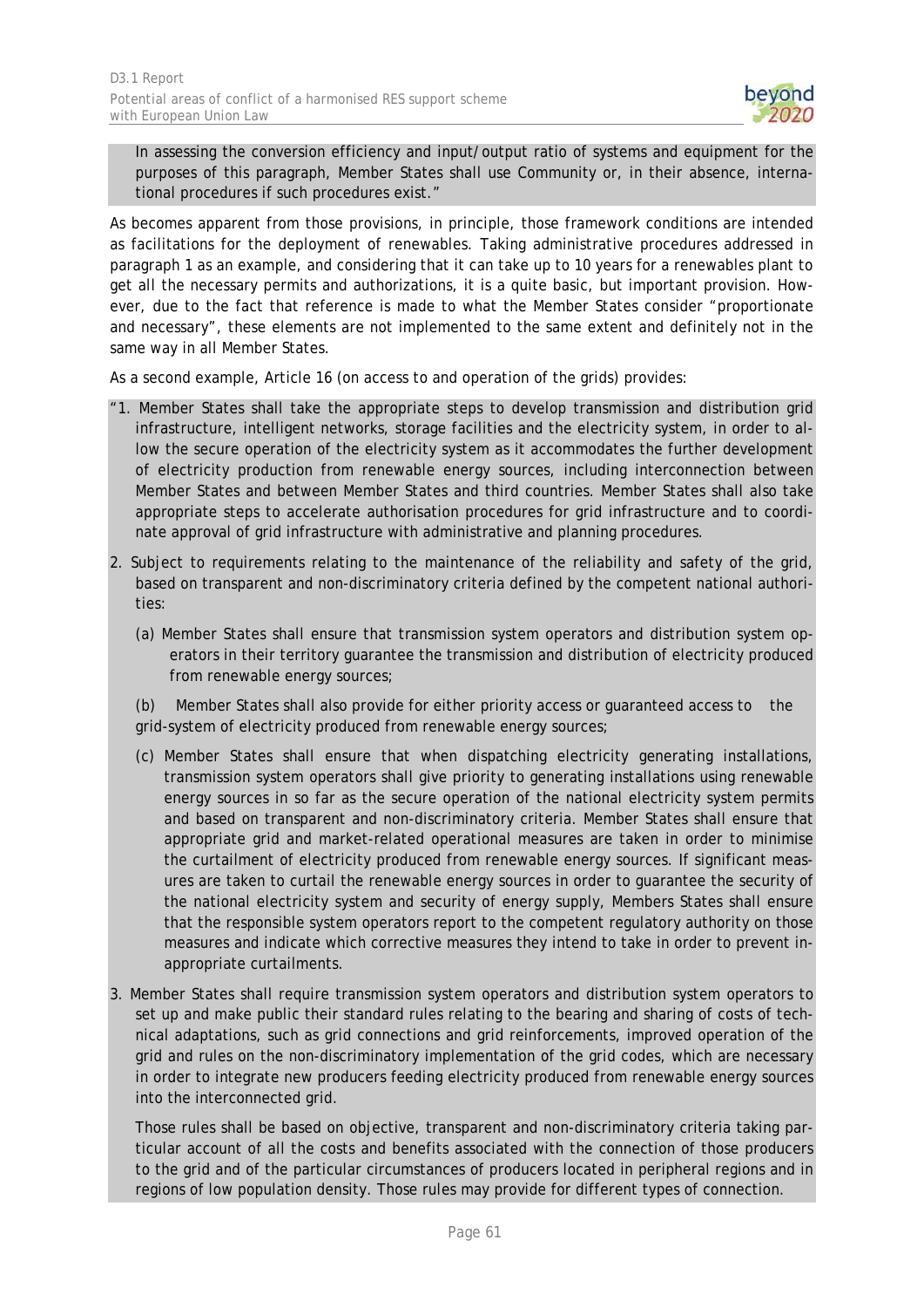> In assessing the conversion efficiency and input/output ratio of systems and equipment for the purposes of this paragraph, Member States shall use Community or, in their absence, international procedures if such procedures exist."

As becomes apparent from those provisions, in principle, those framework conditions are intended as facilitations for the deployment of renewables. Taking administrative procedures addressed in paragraph 1 as an example, and considering that it can take up to 10 years for a renewables plant to get all the necessary permits and authorizations, it is a quite basic, but important provision. However, due to the fact that reference is made to what the Member States consider "proportionate and necessary", these elements are not implemented to the same extent and definitely not in the same way in all Member States.

As a second example, Article 16 (on access to and operation of the grids) provides:

> "1. Member States shall take the appropriate steps to develop transmission and distribution grid infrastructure, intelligent networks, storage facilities and the electricity system, in order to allow the secure operation of the electricity system as it accommodates the further development of electricity production from renewable energy sources, including interconnection between Member States and between Member States and third countries. Member States shall also take appropriate steps to accelerate authorisation procedures for grid infrastructure and to coordinate approval of grid infrastructure with administrative and planning procedures.
>
> 2. Subject to requirements relating to the maintenance of the reliability and safety of the grid, based on transparent and non-discriminatory criteria defined by the competent national authorities:
>
> (a) Member States shall ensure that transmission system operators and distribution system operators in their territory guarantee the transmission and distribution of electricity produced from renewable energy sources;
>
> (b) Member States shall also provide for either priority access or guaranteed access to the grid-system of electricity produced from renewable energy sources;
>
> (c) Member States shall ensure that when dispatching electricity generating installations, transmission system operators shall give priority to generating installations using renewable energy sources in so far as the secure operation of the national electricity system permits and based on transparent and non-discriminatory criteria. Member States shall ensure that appropriate grid and market-related operational measures are taken in order to minimise the curtailment of electricity produced from renewable energy sources. If significant measures are taken to curtail the renewable energy sources in order to guarantee the security of the national electricity system and security of energy supply, Members States shall ensure that the responsible system operators report to the competent regulatory authority on those measures and indicate which corrective measures they intend to take in order to prevent inappropriate curtailments.
>
> 3. Member States shall require transmission system operators and distribution system operators to set up and make public their standard rules relating to the bearing and sharing of costs of technical adaptations, such as grid connections and grid reinforcements, improved operation of the grid and rules on the non-discriminatory implementation of the grid codes, which are necessary in order to integrate new producers feeding electricity produced from renewable energy sources into the interconnected grid.
>
> Those rules shall be based on objective, transparent and non-discriminatory criteria taking particular account of all the costs and benefits associated with the connection of those producers to the grid and of the particular circumstances of producers located in peripheral regions and in regions of low population density. Those rules may provide for different types of connection.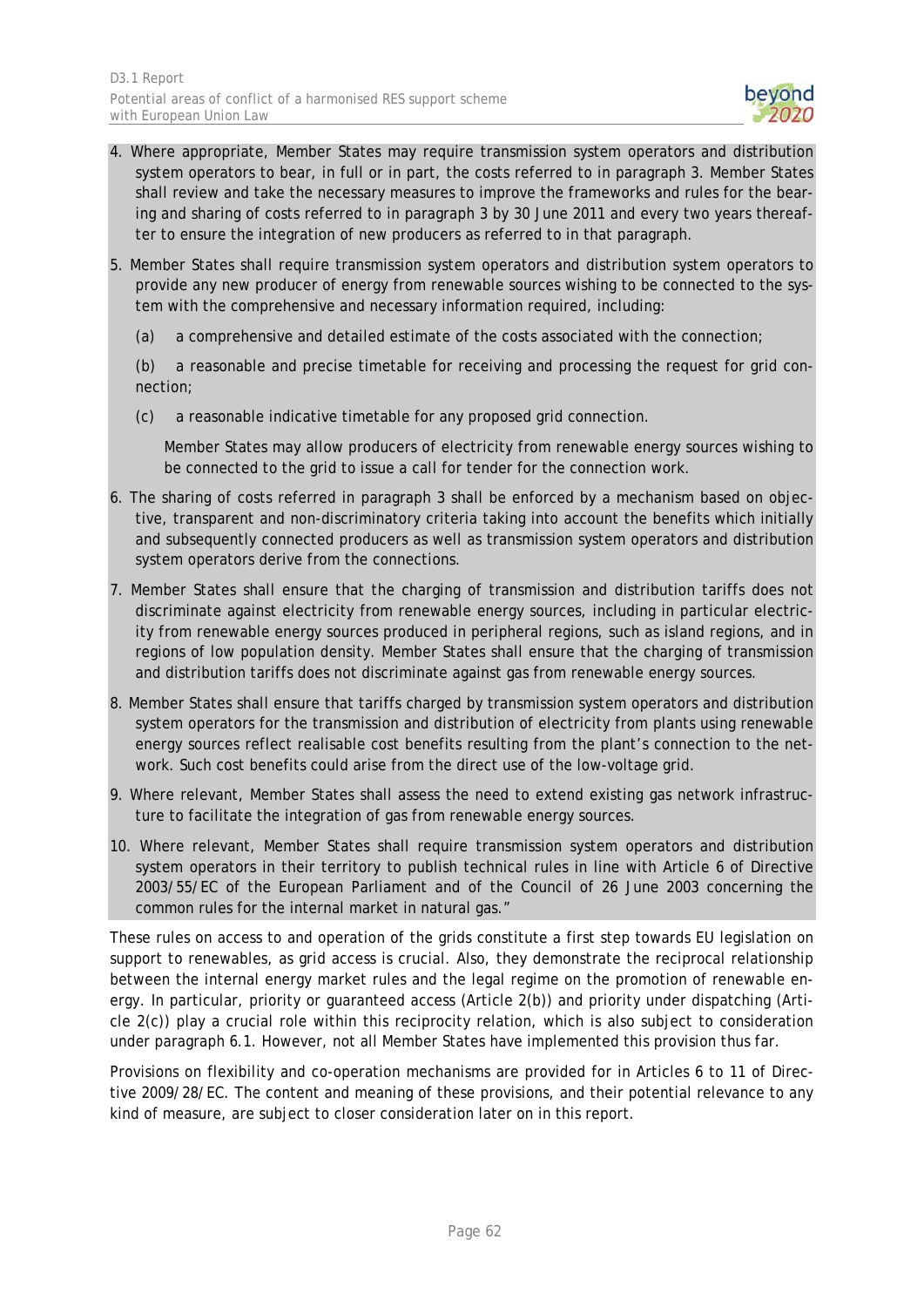4. Where appropriate, Member States may require transmission system operators and distribution system operators to bear, in full or in part, the costs referred to in paragraph 3. Member States shall review and take the necessary measures to improve the frameworks and rules for the bearing and sharing of costs referred to in paragraph 3 by 30 June 2011 and every two years thereafter to ensure the integration of new producers as referred to in that paragraph.

5. Member States shall require transmission system operators and distribution system operators to provide any new producer of energy from renewable sources wishing to be connected to the system with the comprehensive and necessary information required, including:

   (a) a comprehensive and detailed estimate of the costs associated with the connection;

   (b) a reasonable and precise timetable for receiving and processing the request for grid connection;

   (c) a reasonable indicative timetable for any proposed grid connection.

   Member States may allow producers of electricity from renewable energy sources wishing to be connected to the grid to issue a call for tender for the connection work.

6. The sharing of costs referred in paragraph 3 shall be enforced by a mechanism based on objective, transparent and non-discriminatory criteria taking into account the benefits which initially and subsequently connected producers as well as transmission system operators and distribution system operators derive from the connections.

7. Member States shall ensure that the charging of transmission and distribution tariffs does not discriminate against electricity from renewable energy sources, including in particular electricity from renewable energy sources produced in peripheral regions, such as island regions, and in regions of low population density. Member States shall ensure that the charging of transmission and distribution tariffs does not discriminate against gas from renewable energy sources.

8. Member States shall ensure that tariffs charged by transmission system operators and distribution system operators for the transmission and distribution of electricity from plants using renewable energy sources reflect realisable cost benefits resulting from the plant's connection to the network. Such cost benefits could arise from the direct use of the low-voltage grid.

9. Where relevant, Member States shall assess the need to extend existing gas network infrastructure to facilitate the integration of gas from renewable energy sources.

10. Where relevant, Member States shall require transmission system operators and distribution system operators in their territory to publish technical rules in line with Article 6 of Directive 2003/55/EC of the European Parliament and of the Council of 26 June 2003 concerning the common rules for the internal market in natural gas."

These rules on access to and operation of the grids constitute a first step towards EU legislation on support to renewables, as grid access is crucial. Also, they demonstrate the reciprocal relationship between the internal energy market rules and the legal regime on the promotion of renewable energy. In particular, priority or guaranteed access (Article 2(b)) and priority under dispatching (Article 2(c)) play a crucial role within this reciprocity relation, which is also subject to consideration under paragraph 6.1. However, not all Member States have implemented this provision thus far.

Provisions on flexibility and co-operation mechanisms are provided for in Articles 6 to 11 of Directive 2009/28/EC. The content and meaning of these provisions, and their potential relevance to any kind of measure, are subject to closer consideration later on in this report.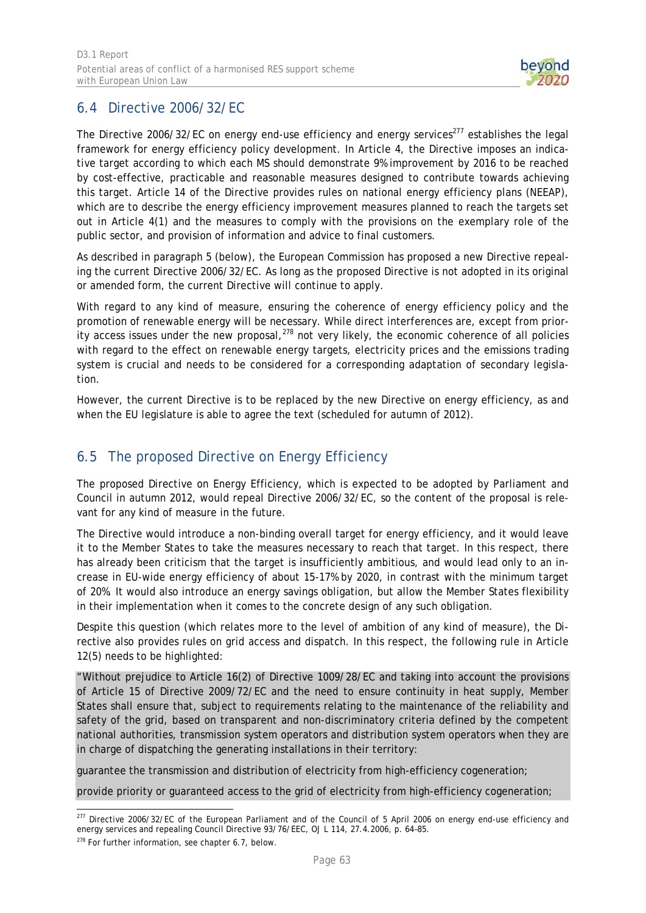## 6.4 Directive 2006/32/EC

The Directive 2006/32/EC on energy end-use efficiency and energy services[277] establishes the legal framework for energy efficiency policy development. In Article 4, the Directive imposes an indicative target according to which each MS should demonstrate 9% improvement by 2016 to be reached by cost-effective, practicable and reasonable measures designed to contribute towards achieving this target. Article 14 of the Directive provides rules on national energy efficiency plans (NEEAP), which are to describe the energy efficiency improvement measures planned to reach the targets set out in Article 4(1) and the measures to comply with the provisions on the exemplary role of the public sector, and provision of information and advice to final customers.

As described in paragraph 5 (below), the European Commission has proposed a new Directive repealing the current Directive 2006/32/EC. As long as the proposed Directive is not adopted in its original or amended form, the current Directive will continue to apply.

With regard to any kind of measure, ensuring the coherence of energy efficiency policy and the promotion of renewable energy will be necessary. While direct interferences are, except from priority access issues under the new proposal,[278] not very likely, the economic coherence of all policies with regard to the effect on renewable energy targets, electricity prices and the emissions trading system is crucial and needs to be considered for a corresponding adaptation of secondary legislation.

However, the current Directive is to be replaced by the new Directive on energy efficiency, as and when the EU legislature is able to agree the text (scheduled for autumn of 2012).

## 6.5 The proposed Directive on Energy Efficiency

The proposed Directive on Energy Efficiency, which is expected to be adopted by Parliament and Council in autumn 2012, would repeal Directive 2006/32/EC, so the content of the proposal is relevant for any kind of measure in the future.

The Directive would introduce a non-binding overall target for energy efficiency, and it would leave it to the Member States to take the measures necessary to reach that target. In this respect, there has already been criticism that the target is insufficiently ambitious, and would lead only to an increase in EU-wide energy efficiency of about 15-17% by 2020, in contrast with the minimum target of 20%. It would also introduce an energy savings obligation, but allow the Member States flexibility in their implementation when it comes to the concrete design of any such obligation.

Despite this question (which relates more to the level of ambition of any kind of measure), the Directive also provides rules on grid access and dispatch. In this respect, the following rule in Article 12(5) needs to be highlighted:

> "Without prejudice to Article 16(2) of Directive 1009/28/EC and taking into account the provisions of Article 15 of Directive 2009/72/EC and the need to ensure continuity in heat supply, Member States shall ensure that, subject to requirements relating to the maintenance of the reliability and safety of the grid, based on transparent and non-discriminatory criteria defined by the competent national authorities, transmission system operators and distribution system operators when they are in charge of dispatching the generating installations in their territory:
>
> guarantee the transmission and distribution of electricity from high-efficiency cogeneration;
>
> provide priority or guaranteed access to the grid of electricity from high-efficiency cogeneration;

---

[277] Directive 2006/32/EC of the European Parliament and of the Council of 5 April 2006 on energy end-use efficiency and energy services and repealing Council Directive 93/76/EEC, OJ L 114, 27.4.2006, p. 64–85.

[278] For further information, see chapter 6.7, below.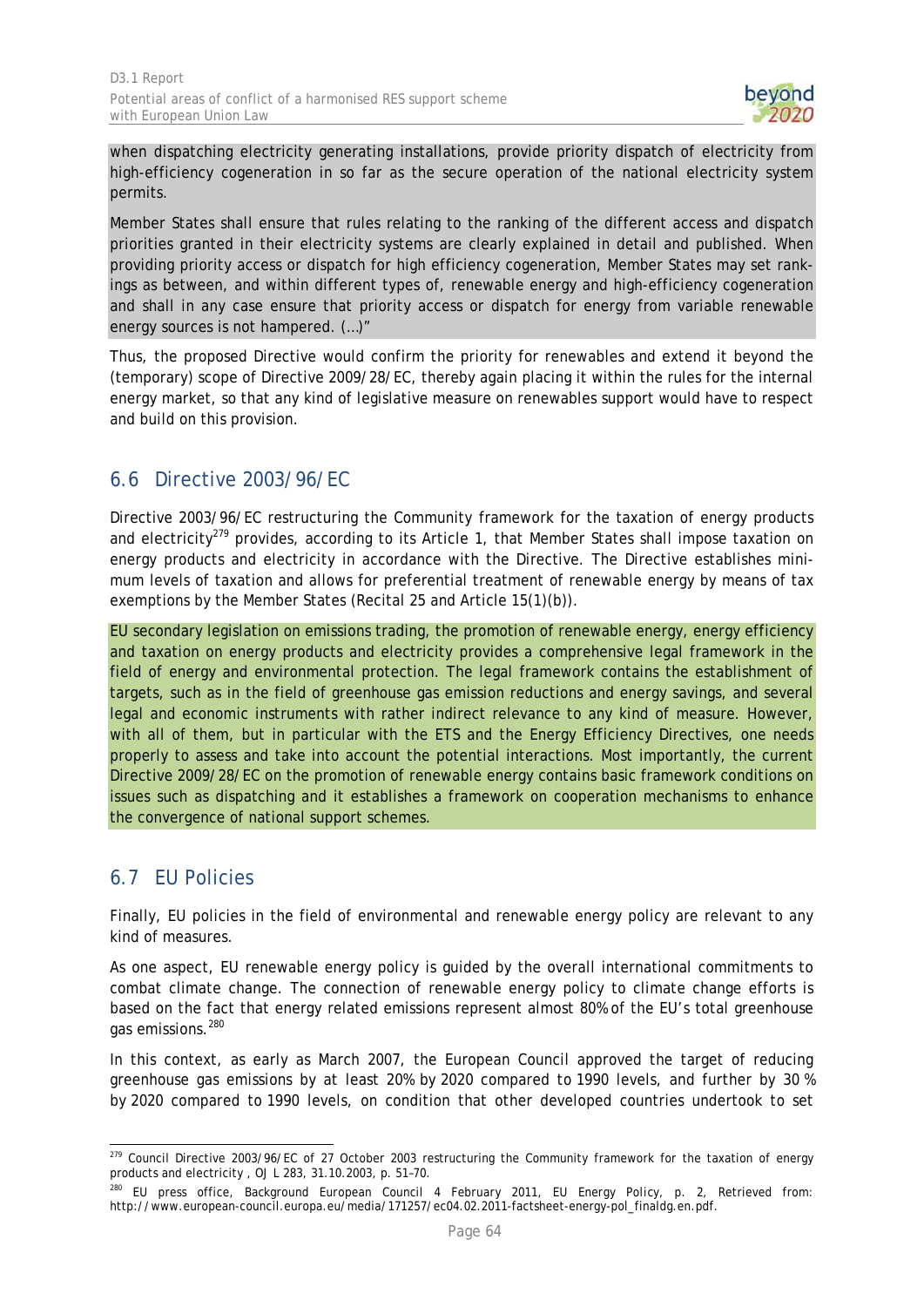when dispatching electricity generating installations, provide priority dispatch of electricity from high-efficiency cogeneration in so far as the secure operation of the national electricity system permits.

Member States shall ensure that rules relating to the ranking of the different access and dispatch priorities granted in their electricity systems are clearly explained in detail and published. When providing priority access or dispatch for high efficiency cogeneration, Member States may set rankings as between, and within different types of, renewable energy and high-efficiency cogeneration and shall in any case ensure that priority access or dispatch for energy from variable renewable energy sources is not hampered. (…)"

Thus, the proposed Directive would confirm the priority for renewables and extend it beyond the (temporary) scope of Directive 2009/28/EC, thereby again placing it within the rules for the internal energy market, so that any kind of legislative measure on renewables support would have to respect and build on this provision.

## 6.6 Directive 2003/96/EC

Directive 2003/96/EC restructuring the Community framework for the taxation of energy products and electricity[279] provides, according to its Article 1, that Member States shall impose taxation on energy products and electricity in accordance with the Directive. The Directive establishes minimum levels of taxation and allows for preferential treatment of renewable energy by means of tax exemptions by the Member States (Recital 25 and Article 15(1)(b)).

EU secondary legislation on emissions trading, the promotion of renewable energy, energy efficiency and taxation on energy products and electricity provides a comprehensive legal framework in the field of energy and environmental protection. The legal framework contains the establishment of targets, such as in the field of greenhouse gas emission reductions and energy savings, and several legal and economic instruments with rather indirect relevance to any kind of measure. However, with all of them, but in particular with the ETS and the Energy Efficiency Directives, one needs properly to assess and take into account the potential interactions. Most importantly, the current Directive 2009/28/EC on the promotion of renewable energy contains basic framework conditions on issues such as dispatching and it establishes a framework on cooperation mechanisms to enhance the convergence of national support schemes.

## 6.7 EU Policies

Finally, EU policies in the field of environmental and renewable energy policy are relevant to any kind of measures.

As one aspect, EU renewable energy policy is guided by the overall international commitments to combat climate change. The connection of renewable energy policy to climate change efforts is based on the fact that energy related emissions represent almost 80% of the EU's total greenhouse gas emissions.[280]

In this context, as early as March 2007, the European Council approved the target of reducing greenhouse gas emissions by at least 20% by 2020 compared to 1990 levels, and further by 30 % by 2020 compared to 1990 levels, on condition that other developed countries undertook to set

---

[279] Council Directive 2003/96/EC of 27 October 2003 restructuring the Community framework for the taxation of energy products and electricity , OJ L 283, 31.10.2003, p. 51–70.

[280] EU press office, Background European Council 4 February 2011, EU Energy Policy, p. 2, Retrieved from: http://www.european-council.europa.eu/media/171257/ec04.02.2011-factsheet-energy-pol_finaldg.en.pdf.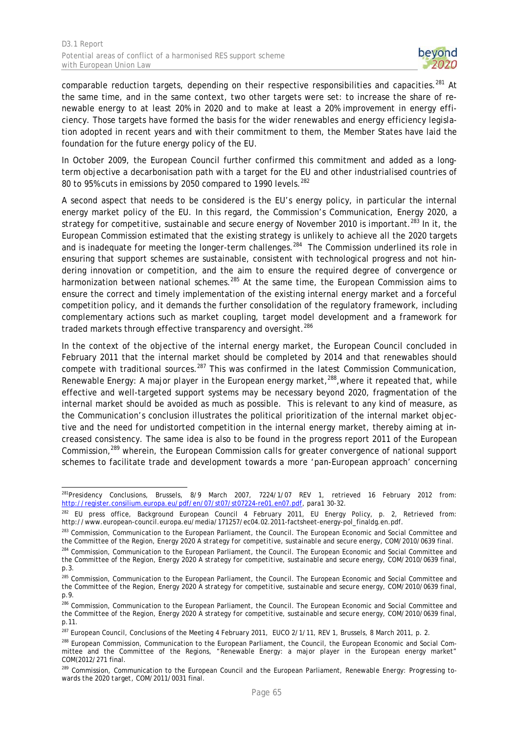comparable reduction targets, depending on their respective responsibilities and capacities.[281] At the same time, and in the same context, two other targets were set: to increase the share of renewable energy to at least 20% in 2020 and to make at least a 20% improvement in energy efficiency. Those targets have formed the basis for the wider renewables and energy efficiency legislation adopted in recent years and with their commitment to them, the Member States have laid the foundation for the future energy policy of the EU.

In October 2009, the European Council further confirmed this commitment and added as a long-term objective a decarbonisation path with a target for the EU and other industrialised countries of 80 to 95% cuts in emissions by 2050 compared to 1990 levels.[282]

A second aspect that needs to be considered is the EU's energy policy, in particular the internal energy market policy of the EU. In this regard, the Commission's Communication, *Energy 2020, a strategy for competitive, sustainable and secure energy* of November 2010 is important.[283] In it, the European Commission estimated that the existing strategy is unlikely to achieve all the 2020 targets and is inadequate for meeting the longer-term challenges.[284] The Commission underlined its role in ensuring that support schemes are sustainable, consistent with technological progress and not hindering innovation or competition, and the aim to ensure the required degree of convergence or harmonization between national schemes.[285] At the same time, the European Commission aims to ensure the correct and timely implementation of the existing internal energy market and a forceful competition policy, and it demands the further consolidation of the regulatory framework, including complementary actions such as market coupling, target model development and a framework for traded markets through effective transparency and oversight.[286]

In the context of the objective of the internal energy market, the European Council concluded in February 2011 that the internal market should be completed by 2014 and that renewables should compete with traditional sources.[287] This was confirmed in the latest Commission Communication, *Renewable Energy: A major player in the European energy market*,[288], where it repeated that, while effective and well-targeted support systems may be necessary beyond 2020, fragmentation of the internal market should be avoided as much as possible. This is relevant to any kind of measure, as the Communication's conclusion illustrates the political prioritization of the internal market objective and the need for undistorted competition in the internal energy market, thereby aiming at increased consistency. The same idea is also to be found in the progress report 2011 of the European Commission,[289] wherein, the European Commission calls for greater convergence of national support schemes to facilitate trade and development towards a more 'pan-European approach' concerning

---

[281] Presidency Conclusions, Brussels, 8/9 March 2007, 7224/1/07 REV 1, retrieved 16 February 2012 from: http://register.consilium.europa.eu/pdf/en/07/st07/st07224-re01.en07.pdf, para1 30-32.

[282] EU press office, Background European Council 4 February 2011, EU Energy Policy, p. 2, Retrieved from: http://www.european-council.europa.eu/media/171257/ec04.02.2011-factsheet-energy-pol_finaldg.en.pdf.

[283] Commission, Communication to the European Parliament, the Council. The European Economic and Social Committee and the Committee of the Region, *Energy 2020 A strategy for competitive, sustainable and secure energy*, COM/2010/0639 final.

[284] Commission, Communication to the European Parliament, the Council. The European Economic and Social Committee and the Committee of the Region, *Energy 2020 A strategy for competitive, sustainable and secure energy*, COM/2010/0639 final, p.3.

[285] Commission, Communication to the European Parliament, the Council. The European Economic and Social Committee and the Committee of the Region, *Energy 2020 A strategy for competitive, sustainable and secure energy*, COM/2010/0639 final, p.9.

[286] Commission, Communication to the European Parliament, the Council. The European Economic and Social Committee and the Committee of the Region, *Energy 2020 A strategy for competitive, sustainable and secure energy*, COM/2010/0639 final, p.11.

[287] European Council, Conclusions of the Meeting 4 February 2011, EUCO 2/1/11, REV 1, Brussels, 8 March 2011, p. 2.

[288] European Commission, Communication to the European Parliament, the Council, the European Economic and Social Committee and the Committee of the Regions, "Renewable Energy: a major player in the European energy market" COM(2012/271 final.

[289] Commission, Communication to the European Council and the European Parliament, *Renewable Energy: Progressing towards the 2020 target*, COM/2011/0031 final.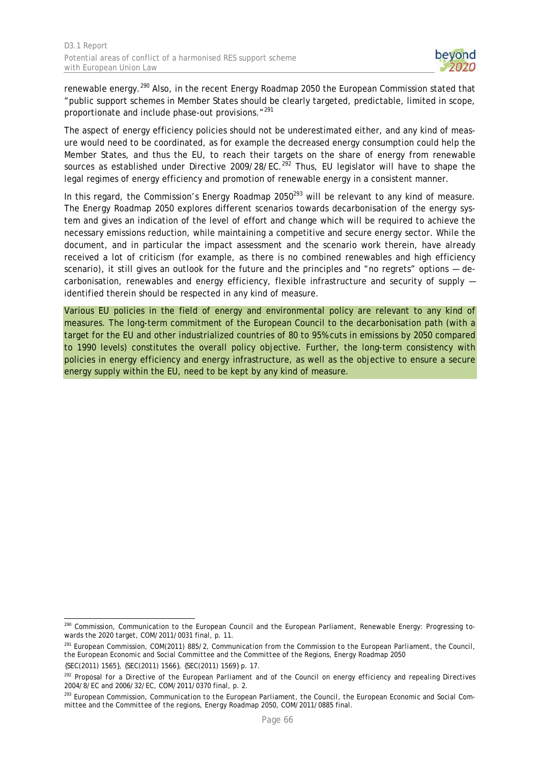renewable energy.[290] Also, in the recent Energy Roadmap 2050 the European Commission stated that "public support schemes in Member States should be clearly targeted, predictable, limited in scope, proportionate and include phase-out provisions."[291]

The aspect of energy efficiency policies should not be underestimated either, and any kind of measure would need to be coordinated, as for example the decreased energy consumption could help the Member States, and thus the EU, to reach their targets on the share of energy from renewable sources as established under Directive 2009/28/EC.[292] Thus, EU legislator will have to shape the legal regimes of energy efficiency and promotion of renewable energy in a consistent manner.

In this regard, the Commission's Energy Roadmap 2050[293] will be relevant to any kind of measure. The Energy Roadmap 2050 explores different scenarios towards decarbonisation of the energy system and gives an indication of the level of effort and change which will be required to achieve the necessary emissions reduction, while maintaining a competitive and secure energy sector. While the document, and in particular the impact assessment and the scenario work therein, have already received a lot of criticism (for example, as there is no combined renewables and high efficiency scenario), it still gives an outlook for the future and the principles and "no regrets" options — decarbonisation, renewables and energy efficiency, flexible infrastructure and security of supply — identified therein should be respected in any kind of measure.

Various EU policies in the field of energy and environmental policy are relevant to any kind of measures. The long-term commitment of the European Council to the decarbonisation path (with a target for the EU and other industrialized countries of 80 to 95% cuts in emissions by 2050 compared to 1990 levels) constitutes the overall policy objective. Further, the long-term consistency with policies in energy efficiency and energy infrastructure, as well as the objective to ensure a secure energy supply within the EU, need to be kept by any kind of measure.

---

[290] Commission, Communication to the European Council and the European Parliament, Renewable Energy: Progressing towards the 2020 target, COM/2011/0031 final, p. 11.

[291] European Commission, COM(2011) 885/2, Communication from the Commission to the European Parliament, the Council, the European Economic and Social Committee and the Committee of the Regions, Energy Roadmap 2050 {SEC(2011) 1565}, {SEC(2011) 1566}, {SEC(2011) 1569} p. 17.

[292] Proposal for a Directive of the European Parliament and of the Council on energy efficiency and repealing Directives 2004/8/EC and 2006/32/EC, COM/2011/0370 final, p. 2.

[293] European Commission, Communication to the European Parliament, the Council, the European Economic and Social Committee and the Committee of the regions, Energy Roadmap 2050, COM/2011/0885 final.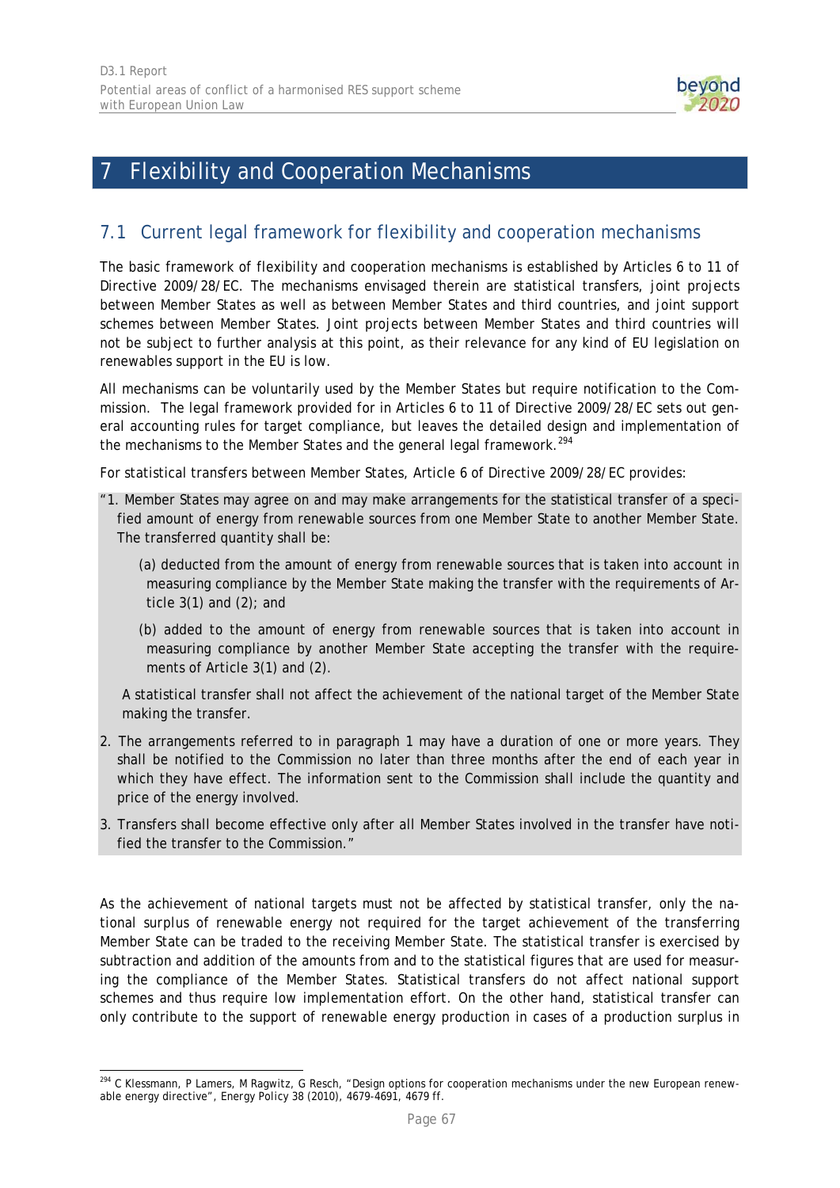# 7 Flexibility and Cooperation Mechanisms

## 7.1 Current legal framework for flexibility and cooperation mechanisms

The basic framework of flexibility and cooperation mechanisms is established by Articles 6 to 11 of Directive 2009/28/EC. The mechanisms envisaged therein are statistical transfers, joint projects between Member States as well as between Member States and third countries, and joint support schemes between Member States. Joint projects between Member States and third countries will not be subject to further analysis at this point, as their relevance for any kind of EU legislation on renewables support in the EU is low.

All mechanisms can be voluntarily used by the Member States but require notification to the Commission. The legal framework provided for in Articles 6 to 11 of Directive 2009/28/EC sets out general accounting rules for target compliance, but leaves the detailed design and implementation of the mechanisms to the Member States and the general legal framework.[294]

For statistical transfers between Member States, Article 6 of Directive 2009/28/EC provides:

> "1. Member States may agree on and may make arrangements for the statistical transfer of a specified amount of energy from renewable sources from one Member State to another Member State. The transferred quantity shall be:
>
> (a) deducted from the amount of energy from renewable sources that is taken into account in measuring compliance by the Member State making the transfer with the requirements of Article 3(1) and (2); and
>
> (b) added to the amount of energy from renewable sources that is taken into account in measuring compliance by another Member State accepting the transfer with the requirements of Article 3(1) and (2).
>
> A statistical transfer shall not affect the achievement of the national target of the Member State making the transfer.
>
> 2. The arrangements referred to in paragraph 1 may have a duration of one or more years. They shall be notified to the Commission no later than three months after the end of each year in which they have effect. The information sent to the Commission shall include the quantity and price of the energy involved.
>
> 3. Transfers shall become effective only after all Member States involved in the transfer have notified the transfer to the Commission."

As the achievement of national targets must not be affected by statistical transfer, only the national surplus of renewable energy not required for the target achievement of the transferring Member State can be traded to the receiving Member State. The statistical transfer is exercised by subtraction and addition of the amounts from and to the statistical figures that are used for measuring the compliance of the Member States. Statistical transfers do not affect national support schemes and thus require low implementation effort. On the other hand, statistical transfer can only contribute to the support of renewable energy production in cases of a production surplus in

---

[294] C Klessmann, P Lamers, M Ragwitz, G Resch, "Design options for cooperation mechanisms under the new European renewable energy directive", Energy Policy 38 (2010), 4679-4691, 4679 ff.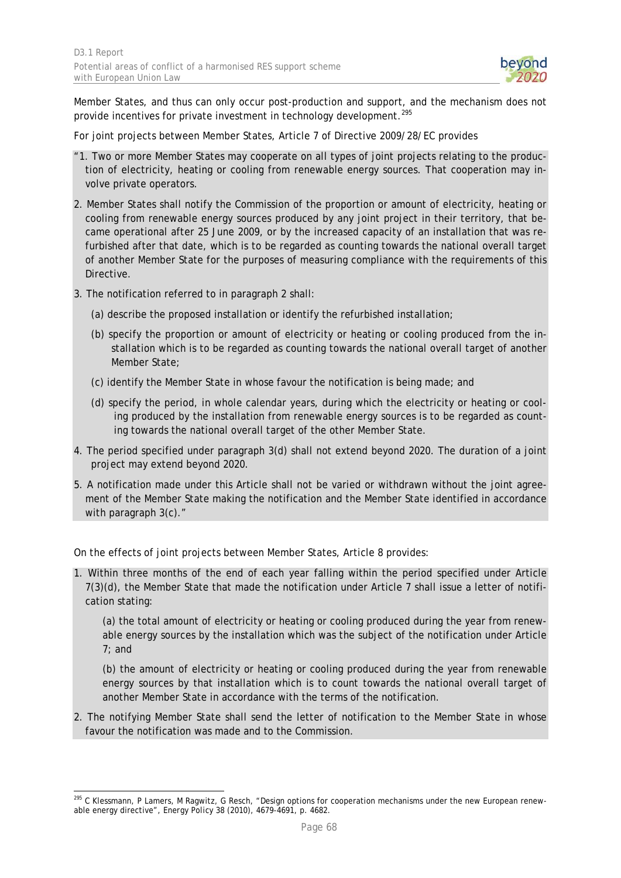Member States, and thus can only occur post-production and support, and the mechanism does not provide incentives for private investment in technology development.[295]

For joint projects between Member States, Article 7 of Directive 2009/28/EC provides

> "1. Two or more Member States may cooperate on all types of joint projects relating to the production of electricity, heating or cooling from renewable energy sources. That cooperation may involve private operators.
>
> 2. Member States shall notify the Commission of the proportion or amount of electricity, heating or cooling from renewable energy sources produced by any joint project in their territory, that became operational after 25 June 2009, or by the increased capacity of an installation that was refurbished after that date, which is to be regarded as counting towards the national overall target of another Member State for the purposes of measuring compliance with the requirements of this Directive.
>
> 3. The notification referred to in paragraph 2 shall:
>
>    (a) describe the proposed installation or identify the refurbished installation;
>
>    (b) specify the proportion or amount of electricity or heating or cooling produced from the installation which is to be regarded as counting towards the national overall target of another Member State;
>
>    (c) identify the Member State in whose favour the notification is being made; and
>
>    (d) specify the period, in whole calendar years, during which the electricity or heating or cooling produced by the installation from renewable energy sources is to be regarded as counting towards the national overall target of the other Member State.
>
> 4. The period specified under paragraph 3(d) shall not extend beyond 2020. The duration of a joint project may extend beyond 2020.
>
> 5. A notification made under this Article shall not be varied or withdrawn without the joint agreement of the Member State making the notification and the Member State identified in accordance with paragraph 3(c)."

On the effects of joint projects between Member States, Article 8 provides:

> 1. Within three months of the end of each year falling within the period specified under Article 7(3)(d), the Member State that made the notification under Article 7 shall issue a letter of notification stating:
>
>    (a) the total amount of electricity or heating or cooling produced during the year from renewable energy sources by the installation which was the subject of the notification under Article 7; and
>
>    (b) the amount of electricity or heating or cooling produced during the year from renewable energy sources by that installation which is to count towards the national overall target of another Member State in accordance with the terms of the notification.
>
> 2. The notifying Member State shall send the letter of notification to the Member State in whose favour the notification was made and to the Commission.

[295] C Klessmann, P Lamers, M Ragwitz, G Resch, "Design options for cooperation mechanisms under the new European renewable energy directive", Energy Policy 38 (2010), 4679-4691, p. 4682.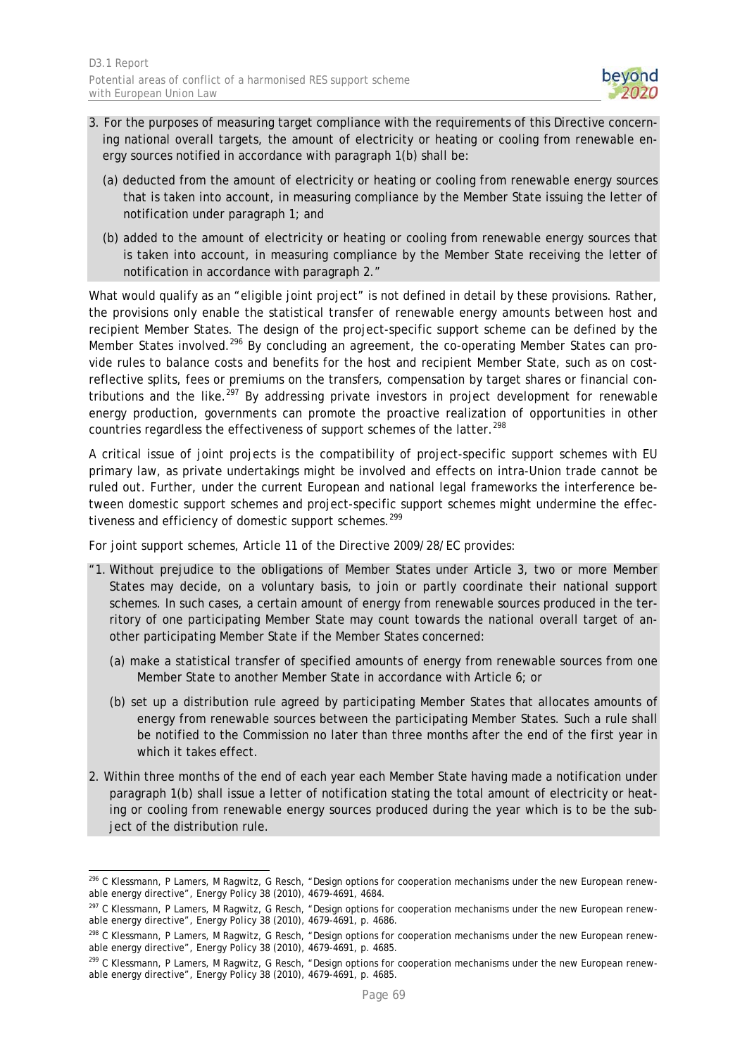3. For the purposes of measuring target compliance with the requirements of this Directive concerning national overall targets, the amount of electricity or heating or cooling from renewable energy sources notified in accordance with paragraph 1(b) shall be:

   (a) deducted from the amount of electricity or heating or cooling from renewable energy sources that is taken into account, in measuring compliance by the Member State issuing the letter of notification under paragraph 1; and

   (b) added to the amount of electricity or heating or cooling from renewable energy sources that is taken into account, in measuring compliance by the Member State receiving the letter of notification in accordance with paragraph 2."

What would qualify as an "eligible joint project" is not defined in detail by these provisions. Rather, the provisions only enable the statistical transfer of renewable energy amounts between host and recipient Member States. The design of the project-specific support scheme can be defined by the Member States involved.[296] By concluding an agreement, the co-operating Member States can provide rules to balance costs and benefits for the host and recipient Member State, such as on cost-reflective splits, fees or premiums on the transfers, compensation by target shares or financial contributions and the like.[297] By addressing private investors in project development for renewable energy production, governments can promote the proactive realization of opportunities in other countries regardless the effectiveness of support schemes of the latter.[298]

A critical issue of joint projects is the compatibility of project-specific support schemes with EU primary law, as private undertakings might be involved and effects on intra-Union trade cannot be ruled out. Further, under the current European and national legal frameworks the interference between domestic support schemes and project-specific support schemes might undermine the effectiveness and efficiency of domestic support schemes.[299]

For joint support schemes, Article 11 of the Directive 2009/28/EC provides:

"1. Without prejudice to the obligations of Member States under Article 3, two or more Member States may decide, on a voluntary basis, to join or partly coordinate their national support schemes. In such cases, a certain amount of energy from renewable sources produced in the territory of one participating Member State may count towards the national overall target of another participating Member State if the Member States concerned:

   (a) make a statistical transfer of specified amounts of energy from renewable sources from one Member State to another Member State in accordance with Article 6; or

   (b) set up a distribution rule agreed by participating Member States that allocates amounts of energy from renewable sources between the participating Member States. Such a rule shall be notified to the Commission no later than three months after the end of the first year in which it takes effect.

2. Within three months of the end of each year each Member State having made a notification under paragraph 1(b) shall issue a letter of notification stating the total amount of electricity or heating or cooling from renewable energy sources produced during the year which is to be the subject of the distribution rule.

---

[296] C Klessmann, P Lamers, M Ragwitz, G Resch, "Design options for cooperation mechanisms under the new European renewable energy directive", Energy Policy 38 (2010), 4679-4691, 4684.

[297] C Klessmann, P Lamers, M Ragwitz, G Resch, "Design options for cooperation mechanisms under the new European renewable energy directive", Energy Policy 38 (2010), 4679-4691, p. 4686.

[298] C Klessmann, P Lamers, M Ragwitz, G Resch, "Design options for cooperation mechanisms under the new European renewable energy directive", Energy Policy 38 (2010), 4679-4691, p. 4685.

[299] C Klessmann, P Lamers, M Ragwitz, G Resch, "Design options for cooperation mechanisms under the new European renewable energy directive", Energy Policy 38 (2010), 4679-4691, p. 4685.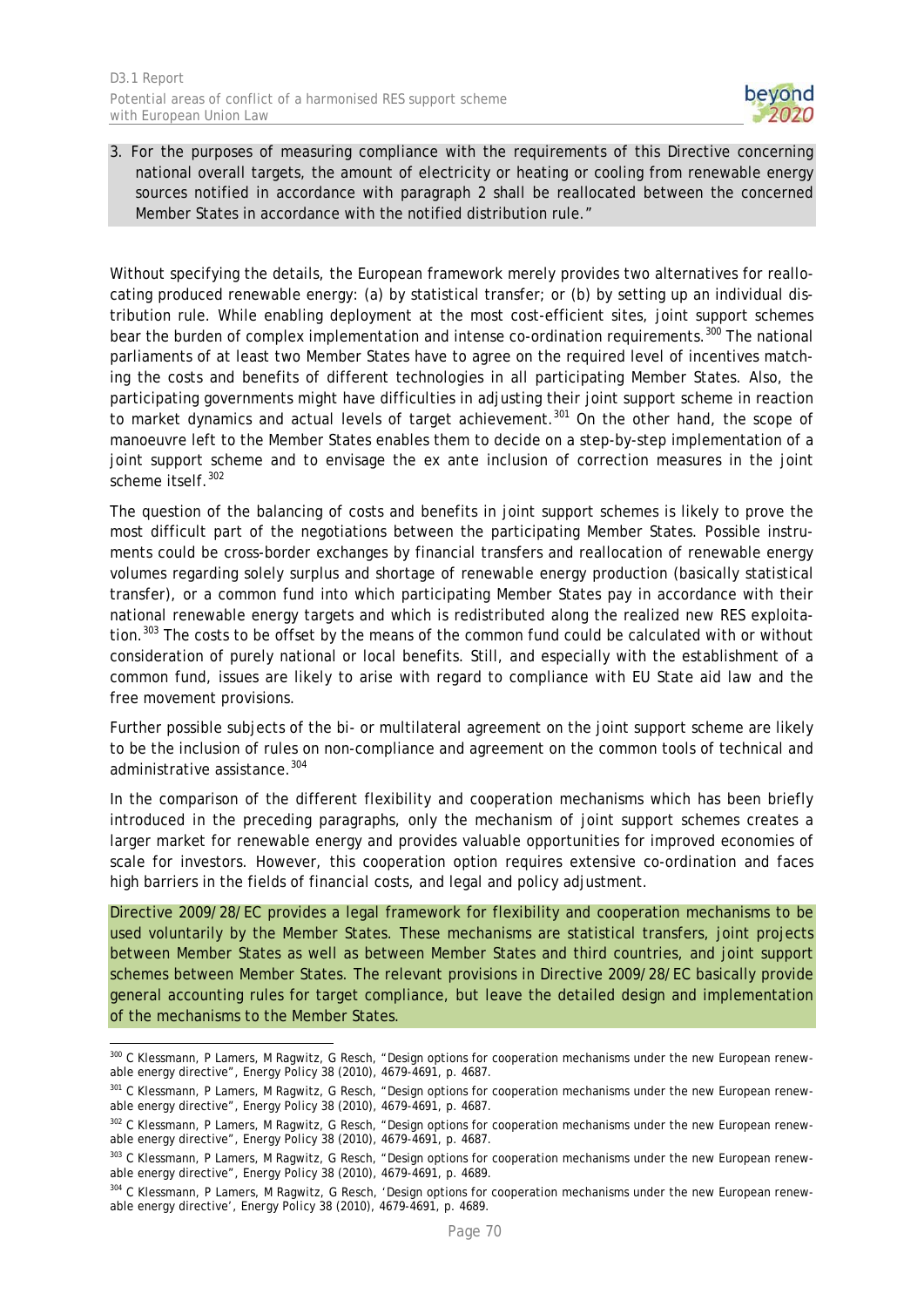3. For the purposes of measuring compliance with the requirements of this Directive concerning national overall targets, the amount of electricity or heating or cooling from renewable energy sources notified in accordance with paragraph 2 shall be reallocated between the concerned Member States in accordance with the notified distribution rule."

Without specifying the details, the European framework merely provides two alternatives for reallocating produced renewable energy: (a) by statistical transfer; or (b) by setting up an individual distribution rule. While enabling deployment at the most cost-efficient sites, joint support schemes bear the burden of complex implementation and intense co-ordination requirements.[300] The national parliaments of at least two Member States have to agree on the required level of incentives matching the costs and benefits of different technologies in all participating Member States. Also, the participating governments might have difficulties in adjusting their joint support scheme in reaction to market dynamics and actual levels of target achievement.[301] On the other hand, the scope of manoeuvre left to the Member States enables them to decide on a step-by-step implementation of a joint support scheme and to envisage the ex ante inclusion of correction measures in the joint scheme itself.[302]

The question of the balancing of costs and benefits in joint support schemes is likely to prove the most difficult part of the negotiations between the participating Member States. Possible instruments could be cross-border exchanges by financial transfers and reallocation of renewable energy volumes regarding solely surplus and shortage of renewable energy production (basically statistical transfer), or a common fund into which participating Member States pay in accordance with their national renewable energy targets and which is redistributed along the realized new RES exploitation.[303] The costs to be offset by the means of the common fund could be calculated with or without consideration of purely national or local benefits. Still, and especially with the establishment of a common fund, issues are likely to arise with regard to compliance with EU State aid law and the free movement provisions.

Further possible subjects of the bi- or multilateral agreement on the joint support scheme are likely to be the inclusion of rules on non-compliance and agreement on the common tools of technical and administrative assistance.[304]

In the comparison of the different flexibility and cooperation mechanisms which has been briefly introduced in the preceding paragraphs, only the mechanism of joint support schemes creates a larger market for renewable energy and provides valuable opportunities for improved economies of scale for investors. However, this cooperation option requires extensive co-ordination and faces high barriers in the fields of financial costs, and legal and policy adjustment.

Directive 2009/28/EC provides a legal framework for flexibility and cooperation mechanisms to be used voluntarily by the Member States. These mechanisms are statistical transfers, joint projects between Member States as well as between Member States and third countries, and joint support schemes between Member States. The relevant provisions in Directive 2009/28/EC basically provide general accounting rules for target compliance, but leave the detailed design and implementation of the mechanisms to the Member States.

---

[300] C Klessmann, P Lamers, M Ragwitz, G Resch, "Design options for cooperation mechanisms under the new European renewable energy directive", Energy Policy 38 (2010), 4679-4691, p. 4687.

[301] C Klessmann, P Lamers, M Ragwitz, G Resch, "Design options for cooperation mechanisms under the new European renewable energy directive", Energy Policy 38 (2010), 4679-4691, p. 4687.

[302] C Klessmann, P Lamers, M Ragwitz, G Resch, "Design options for cooperation mechanisms under the new European renewable energy directive", Energy Policy 38 (2010), 4679-4691, p. 4687.

[303] C Klessmann, P Lamers, M Ragwitz, G Resch, "Design options for cooperation mechanisms under the new European renewable energy directive", Energy Policy 38 (2010), 4679-4691, p. 4689.

[304] C Klessmann, P Lamers, M Ragwitz, G Resch, 'Design options for cooperation mechanisms under the new European renewable energy directive', Energy Policy 38 (2010), 4679-4691, p. 4689.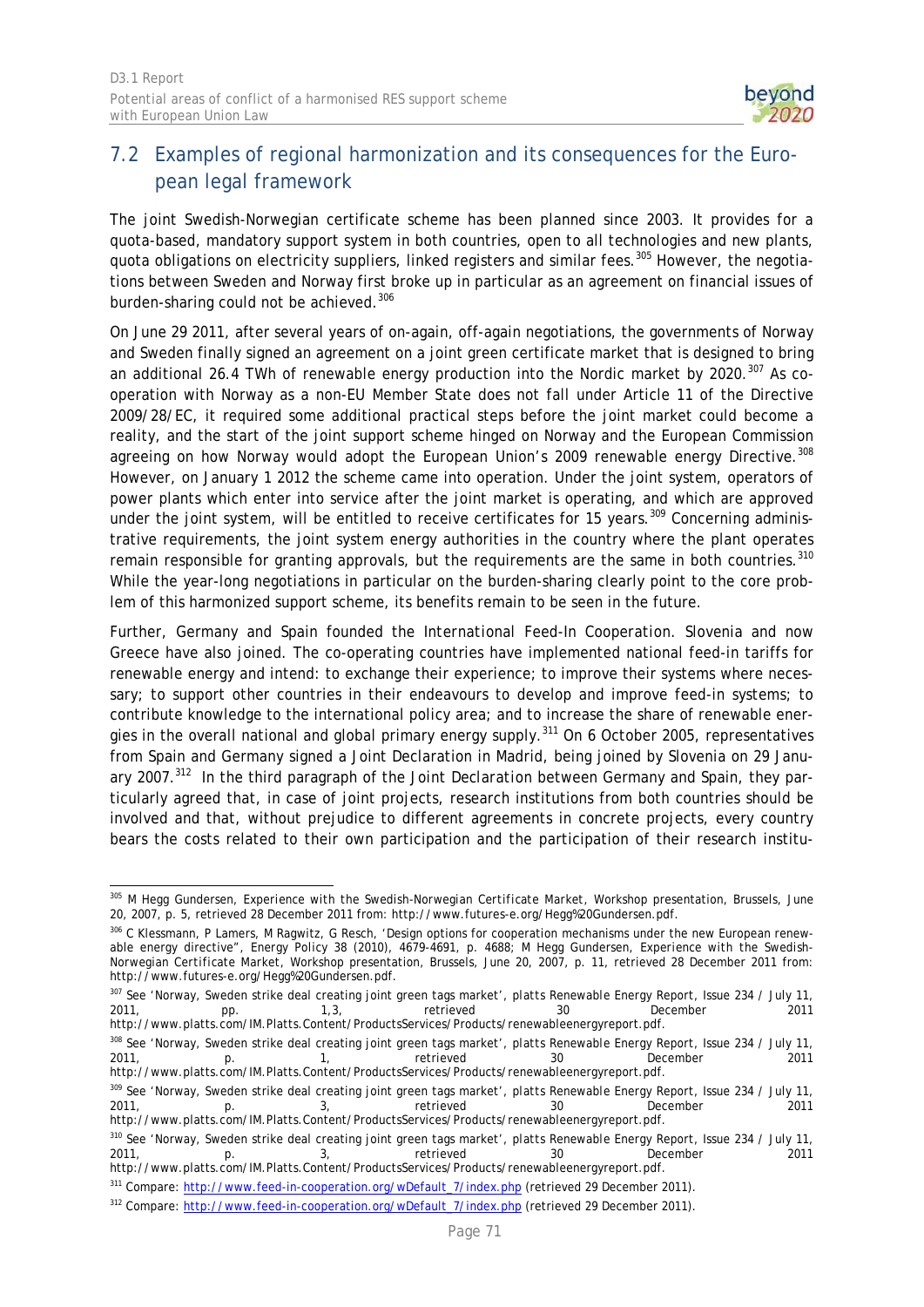## 7.2 Examples of regional harmonization and its consequences for the European legal framework

The joint Swedish-Norwegian certificate scheme has been planned since 2003. It provides for a quota-based, mandatory support system in both countries, open to all technologies and new plants, quota obligations on electricity suppliers, linked registers and similar fees.[305] However, the negotiations between Sweden and Norway first broke up in particular as an agreement on financial issues of burden-sharing could not be achieved.[306]

On June 29 2011, after several years of on-again, off-again negotiations, the governments of Norway and Sweden finally signed an agreement on a joint green certificate market that is designed to bring an additional 26.4 TWh of renewable energy production into the Nordic market by 2020.[307] As co-operation with Norway as a non-EU Member State does not fall under Article 11 of the Directive 2009/28/EC, it required some additional practical steps before the joint market could become a reality, and the start of the joint support scheme hinged on Norway and the European Commission agreeing on how Norway would adopt the European Union's 2009 renewable energy Directive.[308] However, on January 1 2012 the scheme came into operation. Under the joint system, operators of power plants which enter into service after the joint market is operating, and which are approved under the joint system, will be entitled to receive certificates for 15 years.[309] Concerning administrative requirements, the joint system energy authorities in the country where the plant operates remain responsible for granting approvals, but the requirements are the same in both countries.[310] While the year-long negotiations in particular on the burden-sharing clearly point to the core problem of this harmonized support scheme, its benefits remain to be seen in the future.

Further, Germany and Spain founded the International Feed-In Cooperation. Slovenia and now Greece have also joined. The co-operating countries have implemented national feed-in tariffs for renewable energy and intend: to exchange their experience; to improve their systems where necessary; to support other countries in their endeavours to develop and improve feed-in systems; to contribute knowledge to the international policy area; and to increase the share of renewable energies in the overall national and global primary energy supply.[311] On 6 October 2005, representatives from Spain and Germany signed a Joint Declaration in Madrid, being joined by Slovenia on 29 January 2007.[312] In the third paragraph of the Joint Declaration between Germany and Spain, they particularly agreed that, in case of joint projects, research institutions from both countries should be involved and that, without prejudice to different agreements in concrete projects, every country bears the costs related to their own participation and the participation of their research institu-

---

[305] M Hegg Gundersen, Experience with the Swedish-Norwegian Certificate Market, Workshop presentation, Brussels, June 20, 2007, p. 5, retrieved 28 December 2011 from: http://www.futures-e.org/Hegg%20Gundersen.pdf.

[306] C Klessmann, P Lamers, M Ragwitz, G Resch, 'Design options for cooperation mechanisms under the new European renewable energy directive", Energy Policy 38 (2010), 4679-4691, p. 4688; M Hegg Gundersen, Experience with the Swedish-Norwegian Certificate Market, Workshop presentation, Brussels, June 20, 2007, p. 11, retrieved 28 December 2011 from: http://www.futures-e.org/Hegg%20Gundersen.pdf.

[307] See 'Norway, Sweden strike deal creating joint green tags market', platts Renewable Energy Report, Issue 234 / July 11, 2011, pp. 1,3, retrieved 30 December 2011 http://www.platts.com/IM.Platts.Content/ProductsServices/Products/renewableenergyreport.pdf.

[308] See 'Norway, Sweden strike deal creating joint green tags market', platts Renewable Energy Report, Issue 234 / July 11, 2011, p. 1, retrieved 30 December 2011 http://www.platts.com/IM.Platts.Content/ProductsServices/Products/renewableenergyreport.pdf.

[309] See 'Norway, Sweden strike deal creating joint green tags market', platts Renewable Energy Report, Issue 234 / July 11, 2011, p. 3, retrieved 30 December 2011 http://www.platts.com/IM.Platts.Content/ProductsServices/Products/renewableenergyreport.pdf.

[310] See 'Norway, Sweden strike deal creating joint green tags market', platts Renewable Energy Report, Issue 234 / July 11, 2011, p. 3, retrieved 30 December 2011 http://www.platts.com/IM.Platts.Content/ProductsServices/Products/renewableenergyreport.pdf.

[311] Compare: http://www.feed-in-cooperation.org/wDefault_7/index.php (retrieved 29 December 2011).

[312] Compare: http://www.feed-in-cooperation.org/wDefault_7/index.php (retrieved 29 December 2011).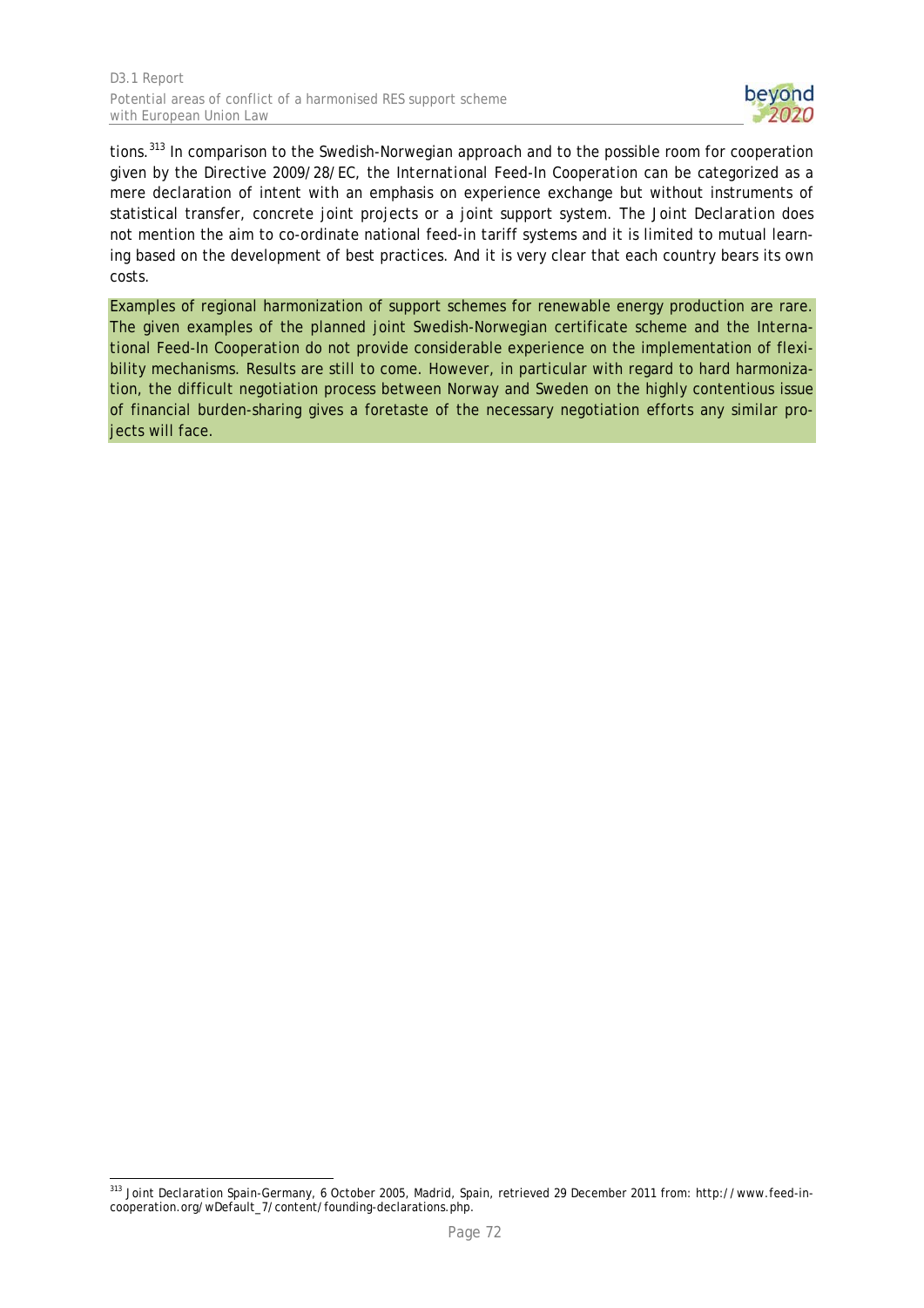tions.[313] In comparison to the Swedish-Norwegian approach and to the possible room for cooperation given by the Directive 2009/28/EC, the International Feed-In Cooperation can be categorized as a mere declaration of intent with an emphasis on experience exchange but without instruments of statistical transfer, concrete joint projects or a joint support system. The Joint Declaration does not mention the aim to co-ordinate national feed-in tariff systems and it is limited to mutual learning based on the development of best practices. And it is very clear that each country bears its own costs.

Examples of regional harmonization of support schemes for renewable energy production are rare. The given examples of the planned joint Swedish-Norwegian certificate scheme and the International Feed-In Cooperation do not provide considerable experience on the implementation of flexibility mechanisms. Results are still to come. However, in particular with regard to hard harmonization, the difficult negotiation process between Norway and Sweden on the highly contentious issue of financial burden-sharing gives a foretaste of the necessary negotiation efforts any similar projects will face.

---

[313] Joint Declaration Spain-Germany, 6 October 2005, Madrid, Spain, retrieved 29 December 2011 from: http://www.feed-in-cooperation.org/wDefault_7/content/founding-declarations.php.